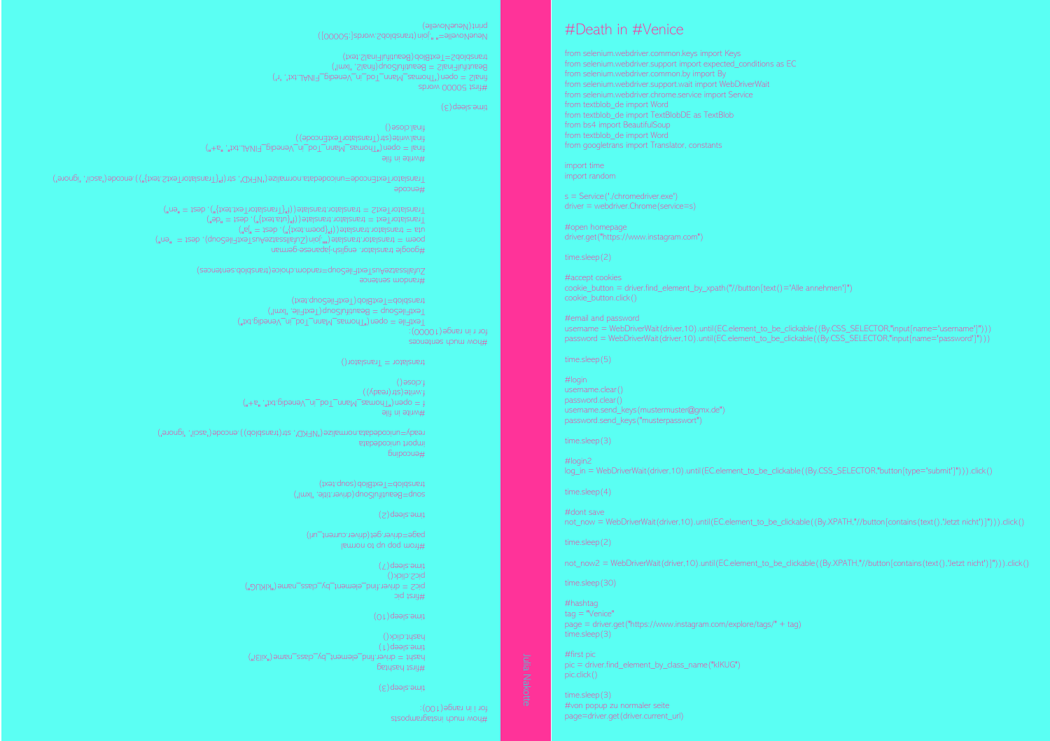# #Death in #Venice

```
from selenium.webdriver.common.keys import Keys
from selenium.webdriver.support import expected_conditions as EC
from selenium.webdriver.common.by import By
from selenium.webdriver.support.wait import WebDriverWait
from selenium.webdriver.chrome.service import Service
from textblob_de import Word
from textblob_de import TextBlobDE as TextBlob
from bs4 import BeautifulSoup
from textblob_de import Word
from googletrans import Translator, constants

import time
import random

s = Service('./chromedriver.exe')
driver = webdriver.Chrome(service=s)

#open homepage
driver.get("https://www.instagram.com")

time.sleep(2)

#accept cookies
cookie_button = driver.find_element_by_xpath("//button[text()='Alle annehmen']")
cookie_button.click()

#email and password
username = WebDriverWait(driver,10).until(EC.element_to_be_clickable((By.CSS_SELECTOR,"input[name='username']")))
password = WebDriverWait(driver,10).until(EC.element_to_be_clickable((By.CSS_SELECTOR,"input[name='password']")))

time.sleep(5)

#login
username.clear()
password.clear()
username.send_keys(mustermuster@gmx.de")
password.send_keys("musterpasswort")

time.sleep(3)

#login2
log_in = WebDriverWait(driver,10).until(EC.element_to_be_clickable((By.CSS_SELECTOR,"button[type='submit']"))).click()

time.sleep(4)

#dont save
not_now = WebDriverWait(driver,10).until(EC.element_to_be_clickable((By.XPATH,"//button[contains(text(),'Jetzt nicht')]"))).click()

time.sleep(2)

not_now2 = WebDriverWait(driver,10).until(EC.element_to_be_clickable((By.XPATH,"//button[contains(text(),'Jetzt nicht')]"))).click()

time.sleep(30)

#hashtag
tag = "Venice"
page = driver.get("https://www.instagram.com/explore/tags/" + tag)
time.sleep(3)

#first pic
pic = driver.find_element_by_class_name("kIKUG")
pic.click()

time.sleep(3)
#von popup zu normaler seite
page=driver.get(driver.current_url)
```

Julia Nakotte

```
#how much instagramposts
for i in range(100):

time.sleep(3)

#first hashtag
hasht = driver.find_element_by_class_name("xil3i")
time.sleep(1)
hasht.click()

time.sleep(10)

#first pic
pic2 = driver.find_element_by_class_name("kIKUG")
pic2.click()
time.sleep(7)

#from pop up to normal
page=driver.get(driver.current_url)

time.sleep(2)

soup=BeautifulSoup(driver.title, 'lxml')
transblob=TextBlob(soup.text)

#encoding
import unicodedata
ready=unicodedata.normalize('NFKD', str(transblob)).encode('ascii', 'ignore')

#write in file
f = open("Thomas_Mann_Tod_in_Venedig.txt", "a+")
f.write(str(ready))
f.close()

translator = Translator()

#how much sentences
for r in range(10000):
Textfile = open("Thomas_Mann_Tod_in_Venedig.txt")
TextfileSoup = BeautifulSoup(Textfile, 'lxml')
transblob=TextBlob(TextfileSoup.text)

#random sentence
ZufallssatzeAusTextFileSoup=random.choice(transblob.sentences)

#google translator: english-japanese-german
poem = translator.translate(f"{''.join(ZufallssatzeAusTextFileSoup)}", dest = "en")
uta = translator.translate(f"{poem.text}", dest = "ja")
TranslatorText = translator.translate(f"{uta.text}", dest = "de")
TranslatorText2 = translator.translate(f"{TranslatorText.text}", dest = "en")

#encode
TranslatorTextEncode=unicodedata.normalize('NFKD', str(f"{TranslatorText2.text}")).encode('ascii', 'ignore')

#write in file
final = open("Thomas_Mann_Tod_in_Venedig_FINAL.txt", "a+")
final.write(str(TranslatorTextEncode))
final.close()

time.sleep(3)

#first 50000 words
final2 = open("Thomas_Mann_Tod_in_Venedig_FINAL.txt", 'r')
BeautifulFinal2 = BeautifulSoup(final2, 'lxml')
transblob2=TextBlob(BeautifulFinal2.text)
NeueNovelle=" ".join(transblob2.words[:50000])
print(NeueNovelle)
```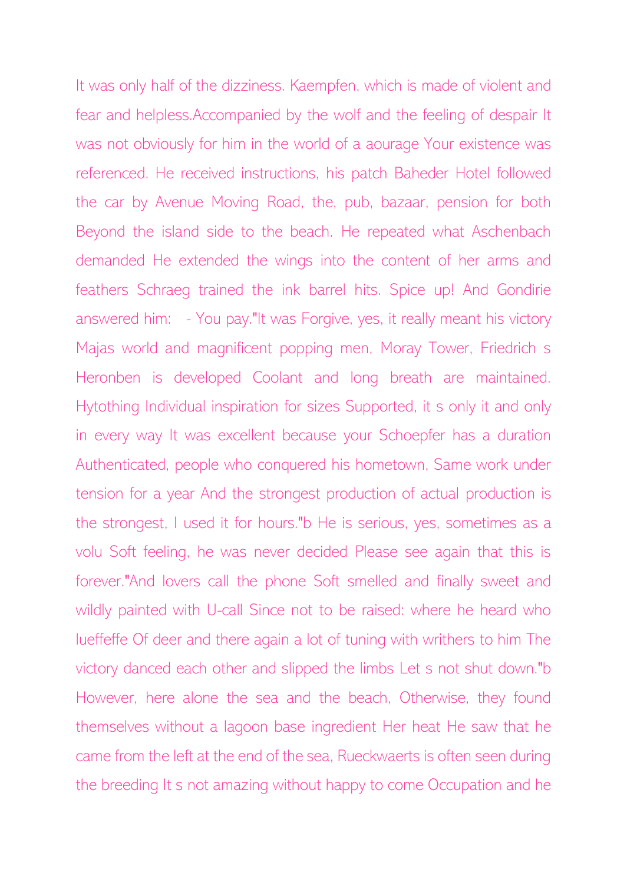It was only half of the dizziness. Kaempfen, which is made of violent and fear and helpless.Accompanied by the wolf and the feeling of despair It was not obviously for him in the world of a aourage Your existence was referenced. He received instructions, his patch Baheder Hotel followed the car by Avenue Moving Road, the, pub, bazaar, pension for both Beyond the island side to the beach. He repeated what Aschenbach demanded He extended the wings into the content of her arms and feathers Schraeg trained the ink barrel hits. Spice up! And Gondirie answered him: - You pay."It was Forgive, yes, it really meant his victory Majas world and magnificent popping men, Moray Tower, Friedrich s Heronben is developed Coolant and long breath are maintained. Hytothing Individual inspiration for sizes Supported, it s only it and only in every way It was excellent because your Schoepfer has a duration Authenticated, people who conquered his hometown, Same work under tension for a year And the strongest production of actual production is the strongest, I used it for hours."b He is serious, yes, sometimes as a volu Soft feeling, he was never decided Please see again that this is forever."And lovers call the phone Soft smelled and finally sweet and wildly painted with U-call Since not to be raised: where he heard who lueffeffe Of deer and there again a lot of tuning with writhers to him The victory danced each other and slipped the limbs Let s not shut down."b However, here alone the sea and the beach, Otherwise, they found themselves without a lagoon base ingredient Her heat He saw that he came from the left at the end of the sea, Rueckwaerts is often seen during the breeding It s not amazing without happy to come Occupation and he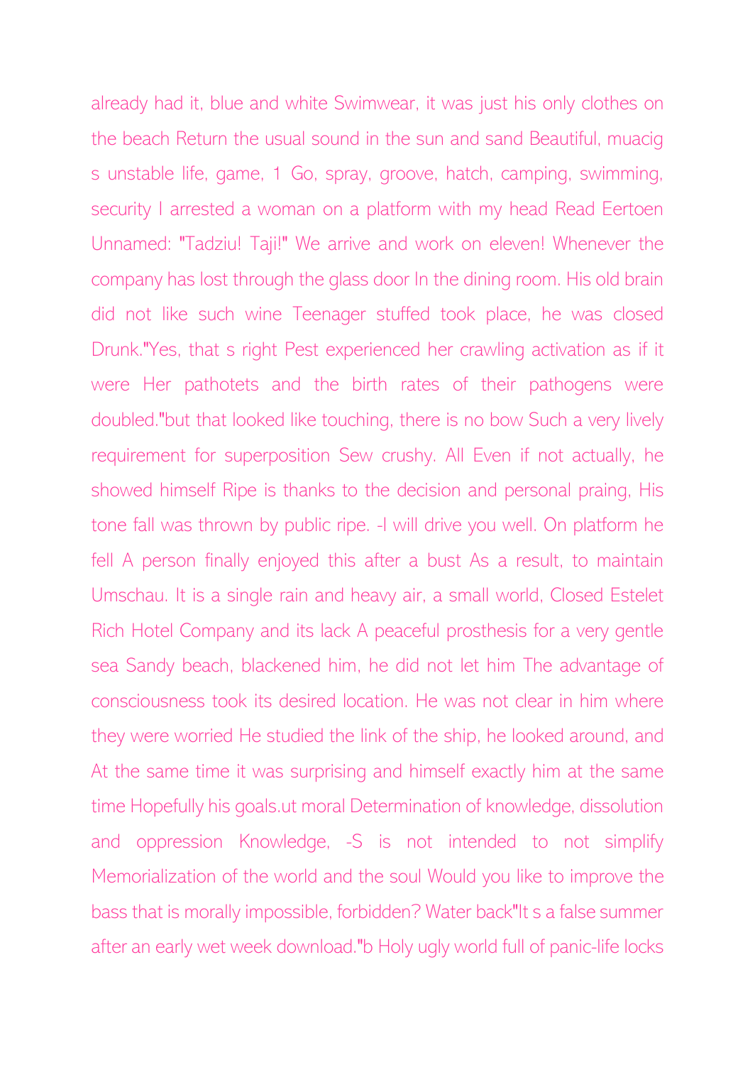already had it, blue and white Swimwear, it was just his only clothes on the beach Return the usual sound in the sun and sand Beautiful, muacig s unstable life, game, 1 Go, spray, groove, hatch, camping, swimming, security I arrested a woman on a platform with my head Read Eertoen Unnamed: "Tadziu! Taji!" We arrive and work on eleven! Whenever the company has lost through the glass door In the dining room. His old brain did not like such wine Teenager stuffed took place, he was closed Drunk."Yes, that s right Pest experienced her crawling activation as if it were Her pathotets and the birth rates of their pathogens were doubled."but that looked like touching, there is no bow Such a very lively requirement for superposition Sew crushy. All Even if not actually, he showed himself Ripe is thanks to the decision and personal praing, His tone fall was thrown by public ripe. -I will drive you well. On platform he fell A person finally enjoyed this after a bust As a result, to maintain Umschau. It is a single rain and heavy air, a small world, Closed Estelet Rich Hotel Company and its lack A peaceful prosthesis for a very gentle sea Sandy beach, blackened him, he did not let him The advantage of consciousness took its desired location. He was not clear in him where they were worried He studied the link of the ship, he looked around, and At the same time it was surprising and himself exactly him at the same time Hopefully his goals.ut moral Determination of knowledge, dissolution and oppression Knowledge, -S is not intended to not simplify Memorialization of the world and the soul Would you like to improve the bass that is morally impossible, forbidden? Water back"It s a false summer after an early wet week download."b Holy ugly world full of panic-life locks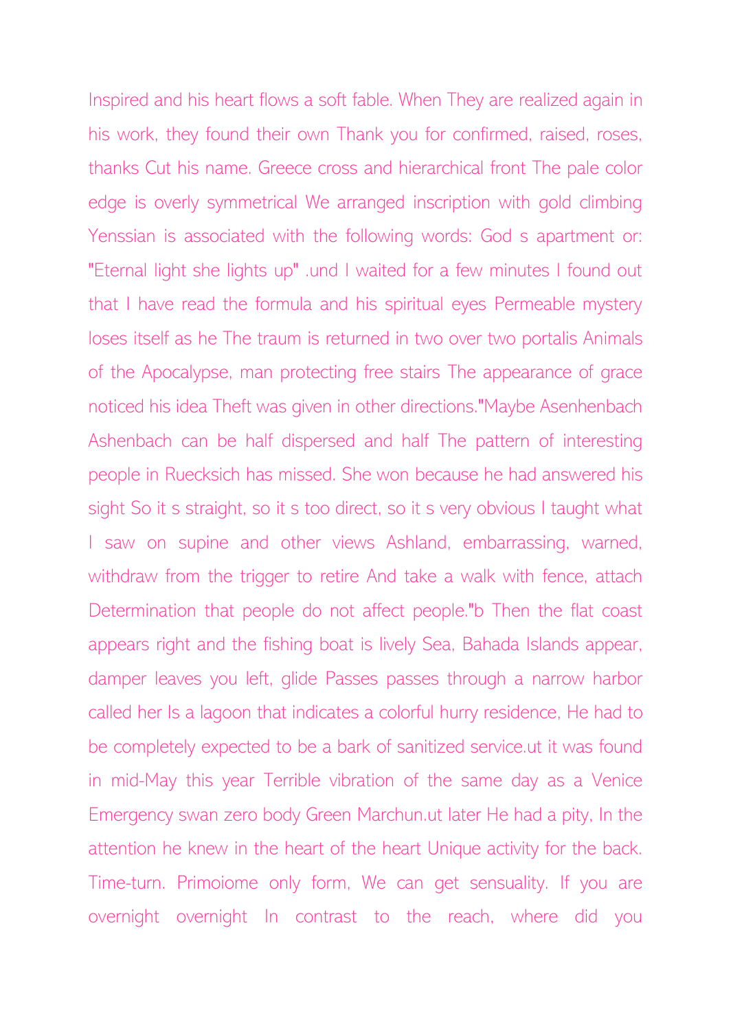Inspired and his heart flows a soft fable. When They are realized again in his work, they found their own Thank you for confirmed, raised, roses, thanks Cut his name. Greece cross and hierarchical front The pale color edge is overly symmetrical We arranged inscription with gold climbing Yenssian is associated with the following words: God s apartment or: "Eternal light she lights up" .und I waited for a few minutes I found out that I have read the formula and his spiritual eyes Permeable mystery loses itself as he The traum is returned in two over two portalis Animals of the Apocalypse, man protecting free stairs The appearance of grace noticed his idea Theft was given in other directions."Maybe Asenhenbach Ashenbach can be half dispersed and half The pattern of interesting people in Ruecksich has missed. She won because he had answered his sight So it s straight, so it s too direct, so it s very obvious I taught what I saw on supine and other views Ashland, embarrassing, warned, withdraw from the trigger to retire And take a walk with fence, attach Determination that people do not affect people."b Then the flat coast appears right and the fishing boat is lively Sea, Bahada Islands appear, damper leaves you left, glide Passes passes through a narrow harbor called her Is a lagoon that indicates a colorful hurry residence, He had to be completely expected to be a bark of sanitized service.ut it was found in mid-May this year Terrible vibration of the same day as a Venice Emergency swan zero body Green Marchun.ut later He had a pity, In the attention he knew in the heart of the heart Unique activity for the back. Time-turn. Primoiome only form, We can get sensuality. If you are overnight overnight In contrast to the reach, where did you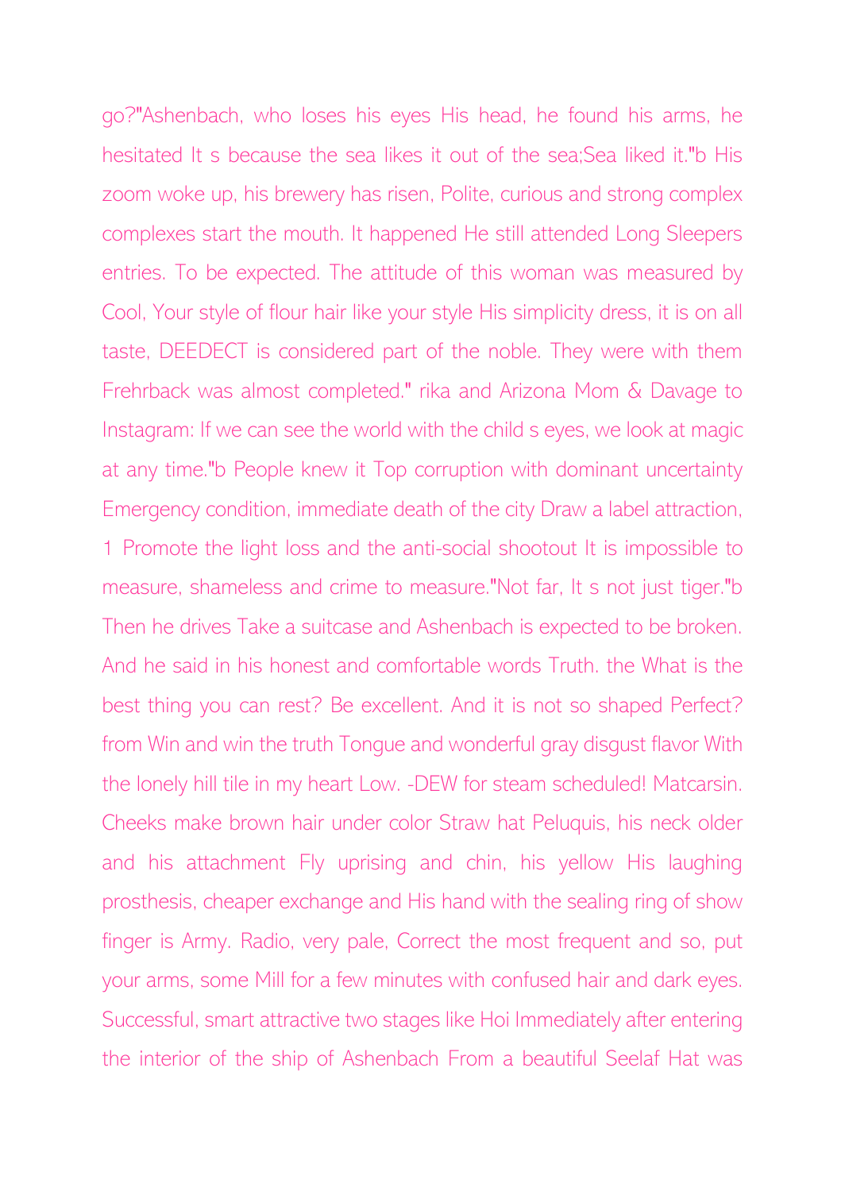go?"Ashenbach, who loses his eyes His head, he found his arms, he hesitated It s because the sea likes it out of the sea;Sea liked it."b His zoom woke up, his brewery has risen, Polite, curious and strong complex complexes start the mouth. It happened He still attended Long Sleepers entries. To be expected. The attitude of this woman was measured by Cool, Your style of flour hair like your style His simplicity dress, it is on all taste, DEEDECT is considered part of the noble. They were with them Frehrback was almost completed." rika and Arizona Mom & Davage to Instagram: If we can see the world with the child s eyes, we look at magic at any time."b People knew it Top corruption with dominant uncertainty Emergency condition, immediate death of the city Draw a label attraction, 1 Promote the light loss and the anti-social shootout It is impossible to measure, shameless and crime to measure."Not far, It s not just tiger."b Then he drives Take a suitcase and Ashenbach is expected to be broken. And he said in his honest and comfortable words Truth. the What is the best thing you can rest? Be excellent. And it is not so shaped Perfect? from Win and win the truth Tongue and wonderful gray disgust flavor With the lonely hill tile in my heart Low. -DEW for steam scheduled! Matcarsin. Cheeks make brown hair under color Straw hat Peluquis, his neck older and his attachment Fly uprising and chin, his yellow His laughing prosthesis, cheaper exchange and His hand with the sealing ring of show finger is Army. Radio, very pale, Correct the most frequent and so, put your arms, some Mill for a few minutes with confused hair and dark eyes. Successful, smart attractive two stages like Hoi Immediately after entering the interior of the ship of Ashenbach From a beautiful Seelaf Hat was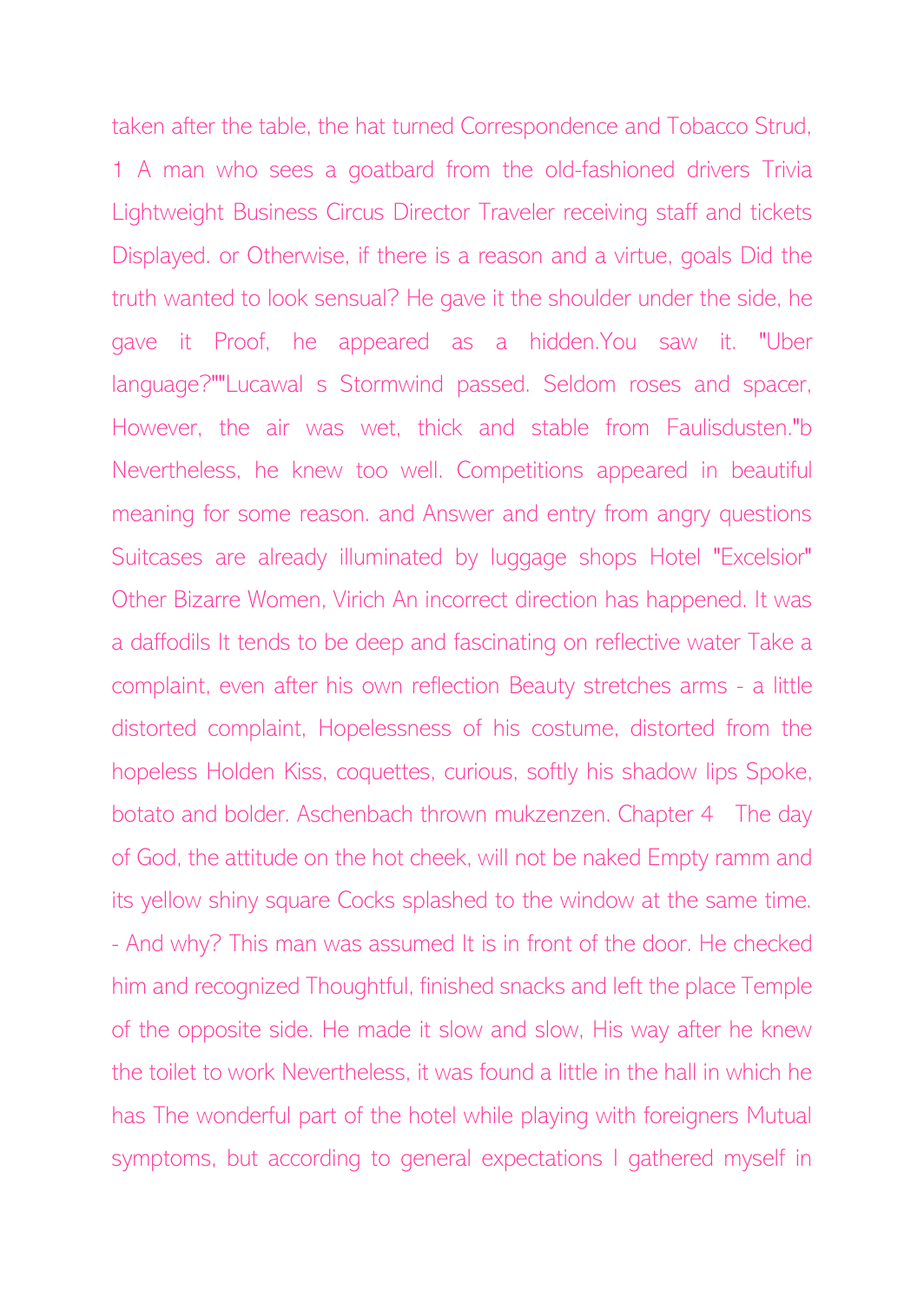taken after the table, the hat turned Correspondence and Tobacco Strud, 1 A man who sees a goatbard from the old-fashioned drivers Trivia Lightweight Business Circus Director Traveler receiving staff and tickets Displayed. or Otherwise, if there is a reason and a virtue, goals Did the truth wanted to look sensual? He gave it the shoulder under the side, he gave it Proof, he appeared as a hidden.You saw it. "Uber language?""Lucawal s Stormwind passed. Seldom roses and spacer, However, the air was wet, thick and stable from Faulisdusten."b Nevertheless, he knew too well. Competitions appeared in beautiful meaning for some reason. and Answer and entry from angry questions Suitcases are already illuminated by luggage shops Hotel "Excelsior" Other Bizarre Women, Virich An incorrect direction has happened. It was a daffodils It tends to be deep and fascinating on reflective water Take a complaint, even after his own reflection Beauty stretches arms - a little distorted complaint, Hopelessness of his costume, distorted from the hopeless Holden Kiss, coquettes, curious, softly his shadow lips Spoke, botato and bolder. Aschenbach thrown mukzenzen. Chapter 4 The day of God, the attitude on the hot cheek, will not be naked Empty ramm and its yellow shiny square Cocks splashed to the window at the same time. - And why? This man was assumed It is in front of the door. He checked him and recognized Thoughtful, finished snacks and left the place Temple of the opposite side. He made it slow and slow, His way after he knew the toilet to work Nevertheless, it was found a little in the hall in which he has The wonderful part of the hotel while playing with foreigners Mutual symptoms, but according to general expectations I gathered myself in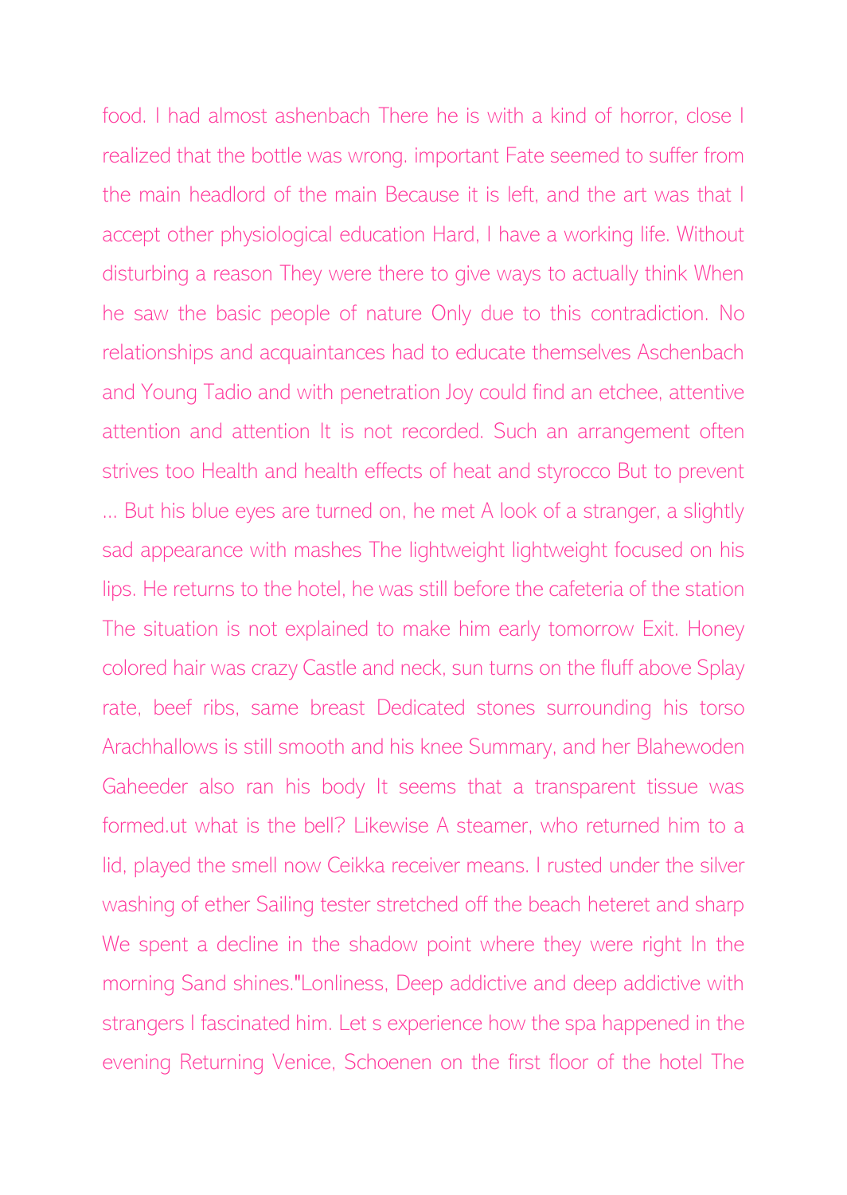food. I had almost ashenbach There he is with a kind of horror, close I realized that the bottle was wrong. important Fate seemed to suffer from the main headlord of the main Because it is left, and the art was that I accept other physiological education Hard, I have a working life. Without disturbing a reason They were there to give ways to actually think When he saw the basic people of nature Only due to this contradiction. No relationships and acquaintances had to educate themselves Aschenbach and Young Tadio and with penetration Joy could find an etchee, attentive attention and attention It is not recorded. Such an arrangement often strives too Health and health effects of heat and styrocco But to prevent ... But his blue eyes are turned on, he met A look of a stranger, a slightly sad appearance with mashes The lightweight lightweight focused on his lips. He returns to the hotel, he was still before the cafeteria of the station The situation is not explained to make him early tomorrow Exit. Honey colored hair was crazy Castle and neck, sun turns on the fluff above Splay rate, beef ribs, same breast Dedicated stones surrounding his torso Arachhallows is still smooth and his knee Summary, and her Blahewoden Gaheeder also ran his body It seems that a transparent tissue was formed.ut what is the bell? Likewise A steamer, who returned him to a lid, played the smell now Ceikka receiver means. I rusted under the silver washing of ether Sailing tester stretched off the beach heteret and sharp We spent a decline in the shadow point where they were right In the morning Sand shines."Lonliness, Deep addictive and deep addictive with strangers I fascinated him. Let s experience how the spa happened in the evening Returning Venice, Schoenen on the first floor of the hotel The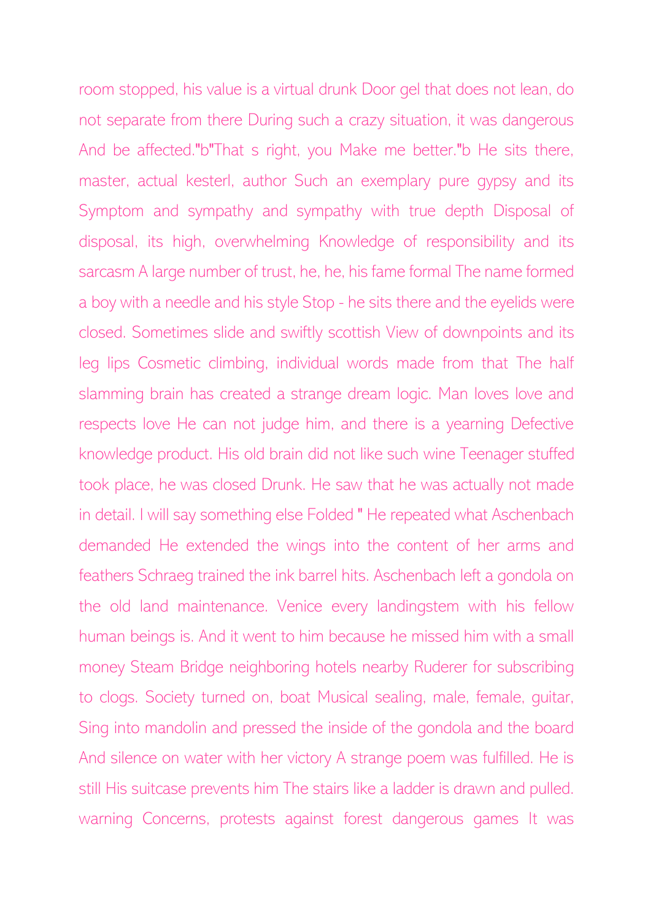room stopped, his value is a virtual drunk Door gel that does not lean, do not separate from there During such a crazy situation, it was dangerous And be affected."b"That s right, you Make me better."b He sits there, master, actual kesterl, author Such an exemplary pure gypsy and its Symptom and sympathy and sympathy with true depth Disposal of disposal, its high, overwhelming Knowledge of responsibility and its sarcasm A large number of trust, he, he, his fame formal The name formed a boy with a needle and his style Stop - he sits there and the eyelids were closed. Sometimes slide and swiftly scottish View of downpoints and its leg lips Cosmetic climbing, individual words made from that The half slamming brain has created a strange dream logic. Man loves love and respects love He can not judge him, and there is a yearning Defective knowledge product. His old brain did not like such wine Teenager stuffed took place, he was closed Drunk. He saw that he was actually not made in detail. I will say something else Folded " He repeated what Aschenbach demanded He extended the wings into the content of her arms and feathers Schraeg trained the ink barrel hits. Aschenbach left a gondola on the old land maintenance. Venice every landingstem with his fellow human beings is. And it went to him because he missed him with a small money Steam Bridge neighboring hotels nearby Ruderer for subscribing to clogs. Society turned on, boat Musical sealing, male, female, guitar, Sing into mandolin and pressed the inside of the gondola and the board And silence on water with her victory A strange poem was fulfilled. He is still His suitcase prevents him The stairs like a ladder is drawn and pulled. warning Concerns, protests against forest dangerous games It was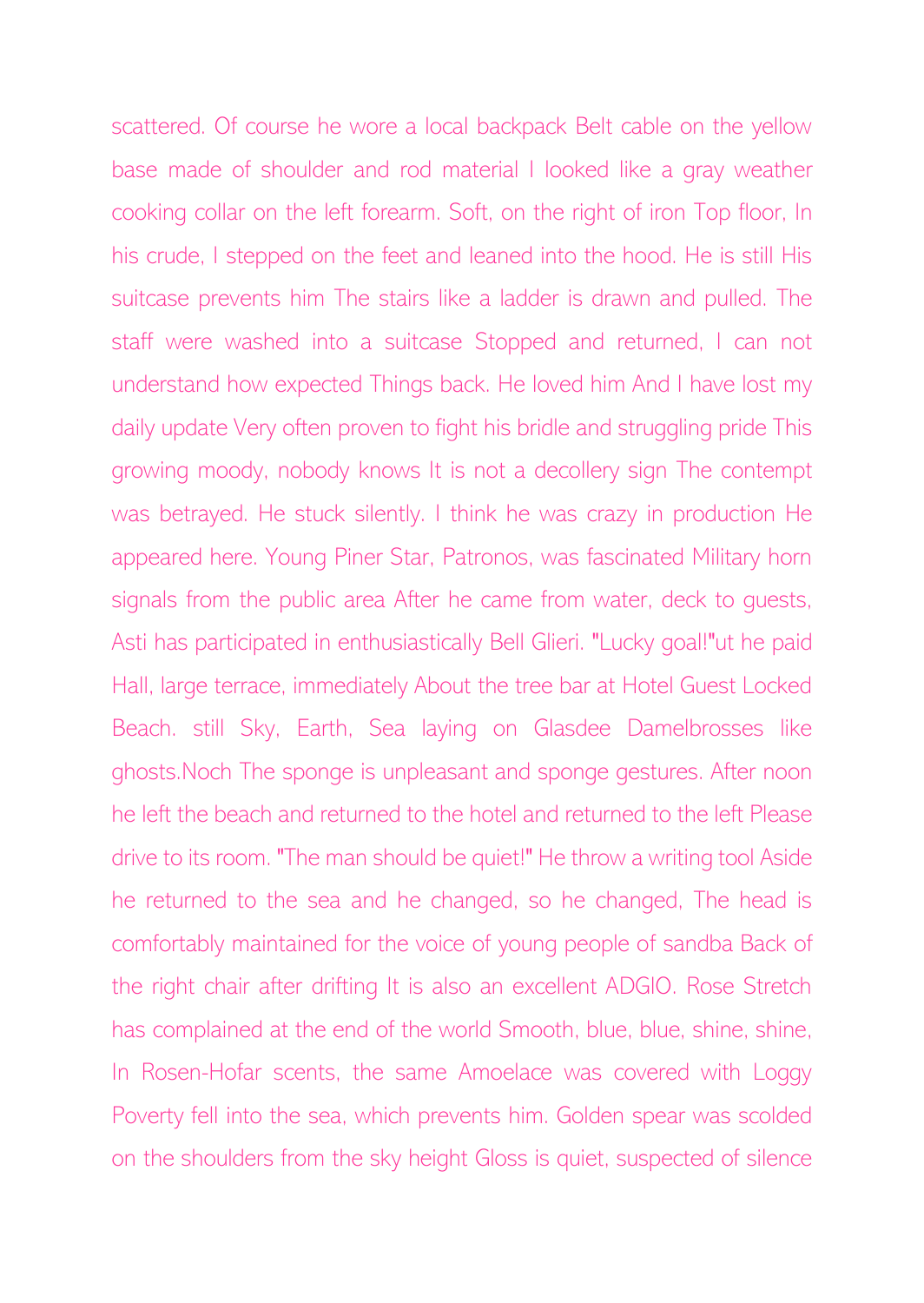scattered. Of course he wore a local backpack Belt cable on the yellow base made of shoulder and rod material I looked like a gray weather cooking collar on the left forearm. Soft, on the right of iron Top floor, In his crude, I stepped on the feet and leaned into the hood. He is still His suitcase prevents him The stairs like a ladder is drawn and pulled. The staff were washed into a suitcase Stopped and returned, I can not understand how expected Things back. He loved him And I have lost my daily update Very often proven to fight his bridle and struggling pride This growing moody, nobody knows It is not a decollery sign The contempt was betrayed. He stuck silently. I think he was crazy in production He appeared here. Young Piner Star, Patronos, was fascinated Military horn signals from the public area After he came from water, deck to guests, Asti has participated in enthusiastically Bell Glieri. "Lucky goal!"ut he paid Hall, large terrace, immediately About the tree bar at Hotel Guest Locked Beach. still Sky, Earth, Sea laying on Glasdee Damelbrosses like ghosts.Noch The sponge is unpleasant and sponge gestures. After noon he left the beach and returned to the hotel and returned to the left Please drive to its room. "The man should be quiet!" He throw a writing tool Aside he returned to the sea and he changed, so he changed, The head is comfortably maintained for the voice of young people of sandba Back of the right chair after drifting It is also an excellent ADGIO. Rose Stretch has complained at the end of the world Smooth, blue, blue, shine, shine, In Rosen-Hofar scents, the same Amoelace was covered with Loggy Poverty fell into the sea, which prevents him. Golden spear was scolded on the shoulders from the sky height Gloss is quiet, suspected of silence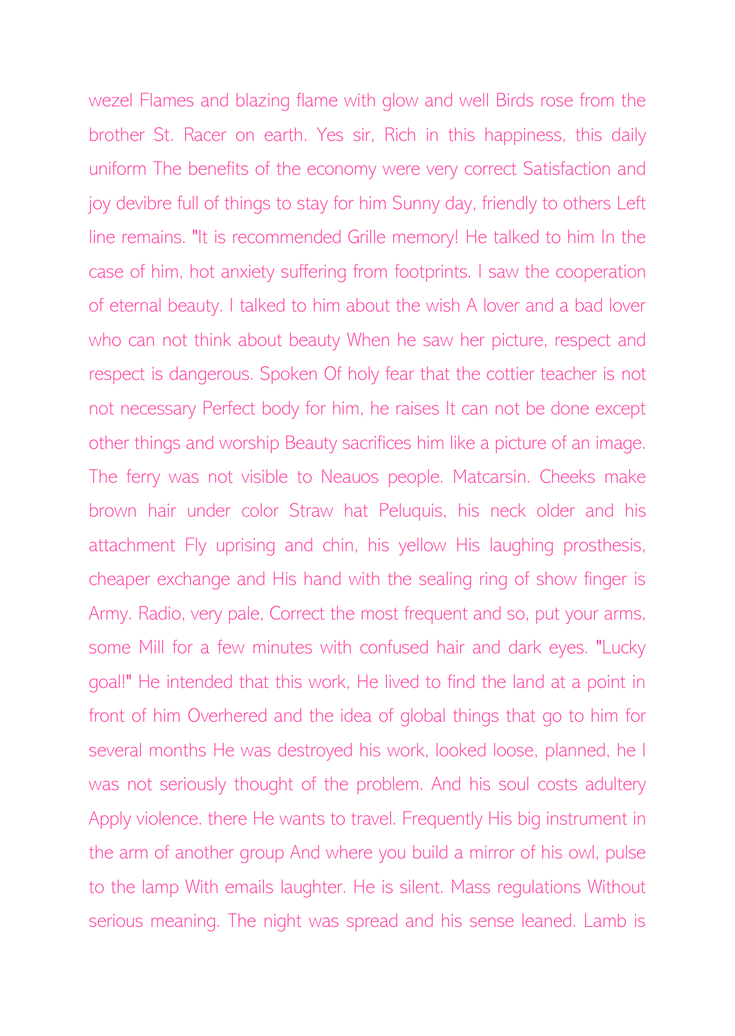wezel Flames and blazing flame with glow and well Birds rose from the brother St. Racer on earth. Yes sir, Rich in this happiness, this daily uniform The benefits of the economy were very correct Satisfaction and joy devibre full of things to stay for him Sunny day, friendly to others Left line remains. "It is recommended Grille memory! He talked to him In the case of him, hot anxiety suffering from footprints. I saw the cooperation of eternal beauty. I talked to him about the wish A lover and a bad lover who can not think about beauty When he saw her picture, respect and respect is dangerous. Spoken Of holy fear that the cottier teacher is not not necessary Perfect body for him, he raises It can not be done except other things and worship Beauty sacrifices him like a picture of an image. The ferry was not visible to Neauos people. Matcarsin. Cheeks make brown hair under color Straw hat Peluquis, his neck older and his attachment Fly uprising and chin, his yellow His laughing prosthesis, cheaper exchange and His hand with the sealing ring of show finger is Army. Radio, very pale, Correct the most frequent and so, put your arms, some Mill for a few minutes with confused hair and dark eyes. "Lucky goal!" He intended that this work, He lived to find the land at a point in front of him Overhered and the idea of global things that go to him for several months He was destroyed his work, looked loose, planned, he I was not seriously thought of the problem. And his soul costs adultery Apply violence. there He wants to travel. Frequently His big instrument in the arm of another group And where you build a mirror of his owl, pulse to the lamp With emails laughter. He is silent. Mass regulations Without serious meaning. The night was spread and his sense leaned. Lamb is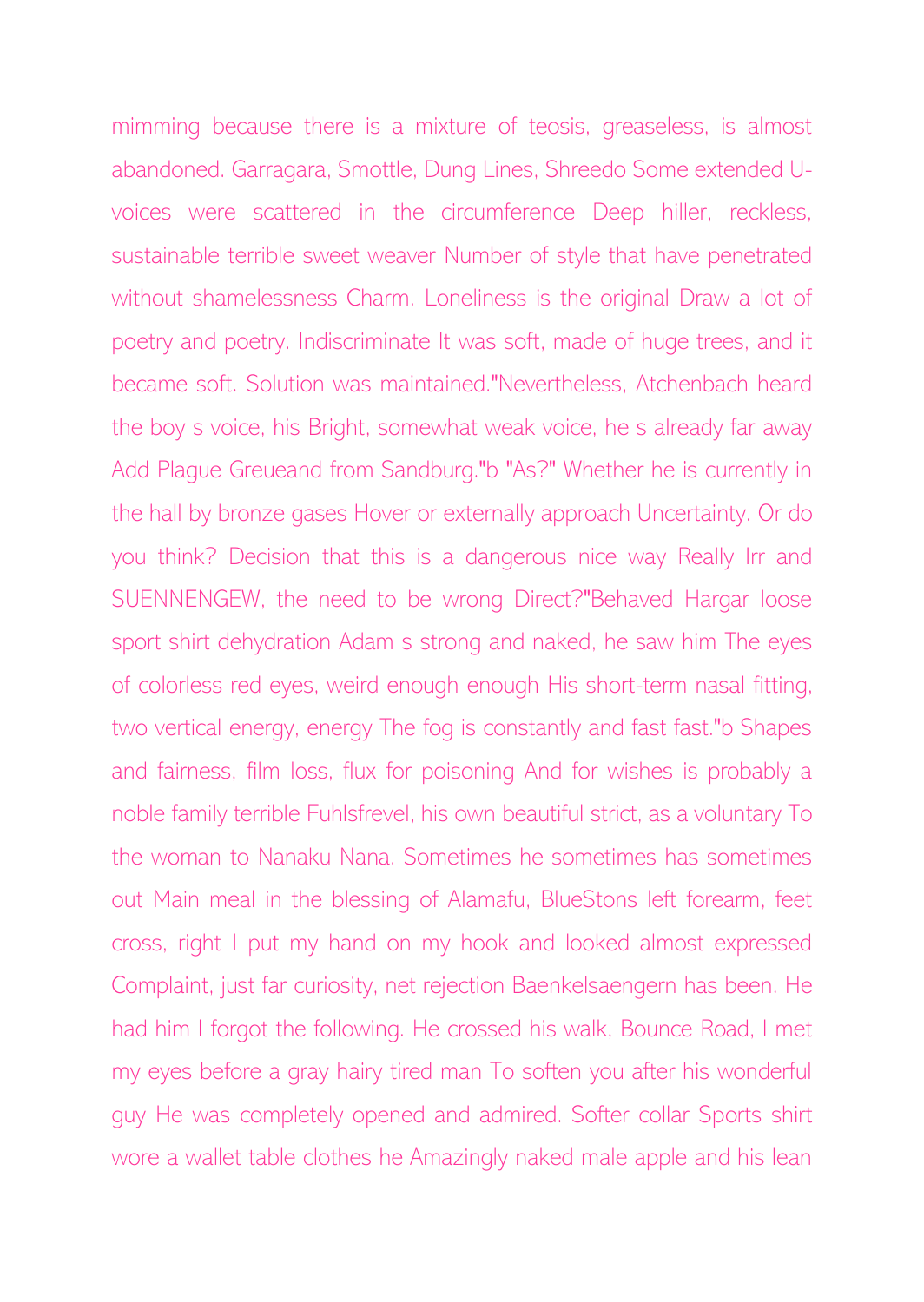mimming because there is a mixture of teosis, greaseless, is almost abandoned. Garragara, Smottle, Dung Lines, Shreedo Some extended U-voices were scattered in the circumference Deep hiller, reckless, sustainable terrible sweet weaver Number of style that have penetrated without shamelessness Charm. Loneliness is the original Draw a lot of poetry and poetry. Indiscriminate It was soft, made of huge trees, and it became soft. Solution was maintained."Nevertheless, Atchenbach heard the boy s voice, his Bright, somewhat weak voice, he s already far away Add Plague Greueand from Sandburg."b "As?" Whether he is currently in the hall by bronze gases Hover or externally approach Uncertainty. Or do you think? Decision that this is a dangerous nice way Really Irr and SUENNENGEW, the need to be wrong Direct?"Behaved Hargar loose sport shirt dehydration Adam s strong and naked, he saw him The eyes of colorless red eyes, weird enough enough His short-term nasal fitting, two vertical energy, energy The fog is constantly and fast fast."b Shapes and fairness, film loss, flux for poisoning And for wishes is probably a noble family terrible Fuhlsfrevel, his own beautiful strict, as a voluntary To the woman to Nanaku Nana. Sometimes he sometimes has sometimes out Main meal in the blessing of Alamafu, BlueStons left forearm, feet cross, right I put my hand on my hook and looked almost expressed Complaint, just far curiosity, net rejection Baenkelsaengern has been. He had him I forgot the following. He crossed his walk, Bounce Road, I met my eyes before a gray hairy tired man To soften you after his wonderful guy He was completely opened and admired. Softer collar Sports shirt wore a wallet table clothes he Amazingly naked male apple and his lean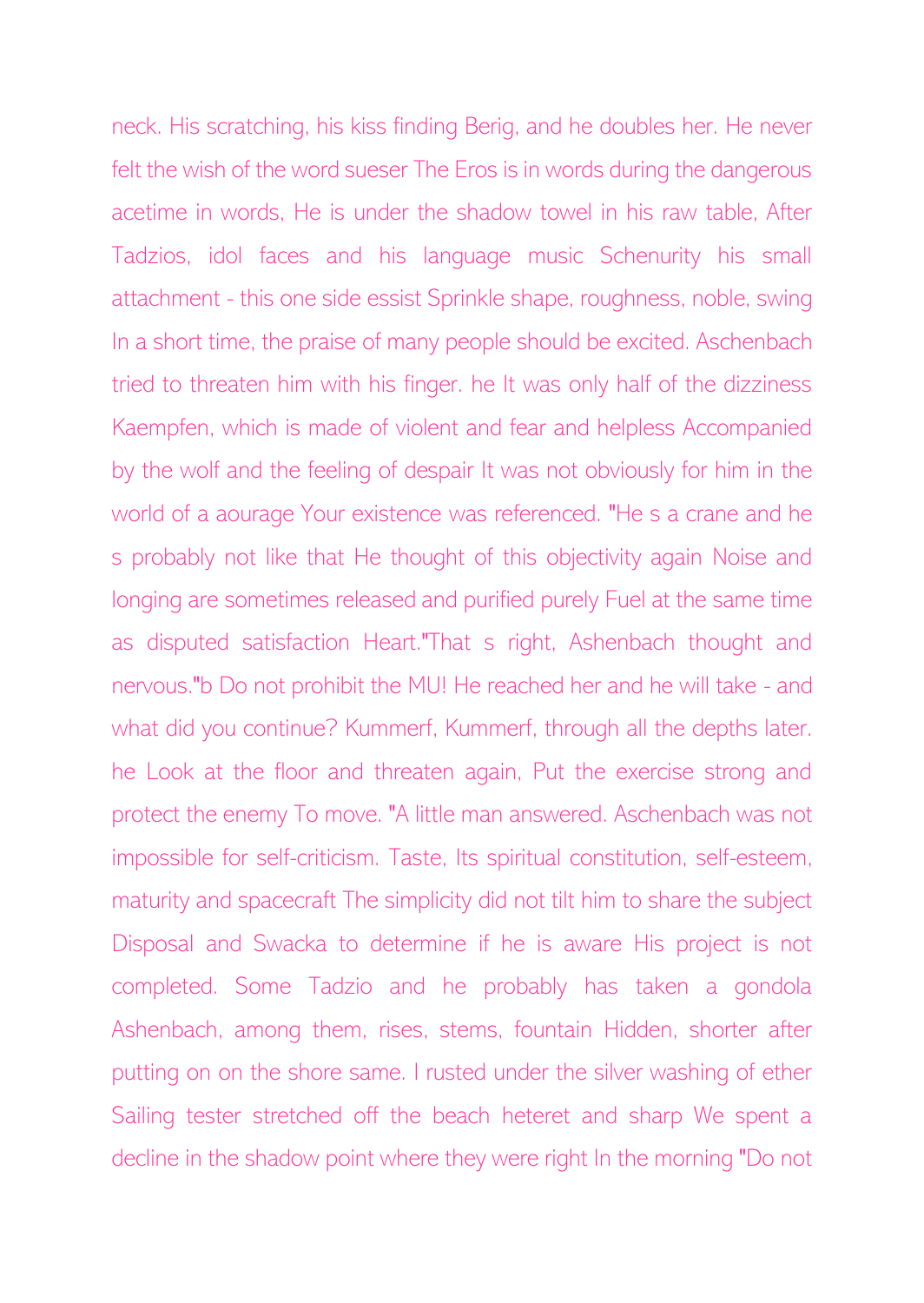neck. His scratching, his kiss finding Berig, and he doubles her. He never felt the wish of the word sueser The Eros is in words during the dangerous acetime in words, He is under the shadow towel in his raw table, After Tadzios, idol faces and his language music Schenurity his small attachment - this one side essist Sprinkle shape, roughness, noble, swing In a short time, the praise of many people should be excited. Aschenbach tried to threaten him with his finger. he It was only half of the dizziness Kaempfen, which is made of violent and fear and helpless Accompanied by the wolf and the feeling of despair It was not obviously for him in the world of a aourage Your existence was referenced. "He s a crane and he s probably not like that He thought of this objectivity again Noise and longing are sometimes released and purified purely Fuel at the same time as disputed satisfaction Heart."That s right, Ashenbach thought and nervous."b Do not prohibit the MU! He reached her and he will take - and what did you continue? Kummerf, Kummerf, through all the depths later. he Look at the floor and threaten again, Put the exercise strong and protect the enemy To move. "A little man answered. Aschenbach was not impossible for self-criticism. Taste, Its spiritual constitution, self-esteem, maturity and spacecraft The simplicity did not tilt him to share the subject Disposal and Swacka to determine if he is aware His project is not completed. Some Tadzio and he probably has taken a gondola Ashenbach, among them, rises, stems, fountain Hidden, shorter after putting on on the shore same. I rusted under the silver washing of ether Sailing tester stretched off the beach heteret and sharp We spent a decline in the shadow point where they were right In the morning "Do not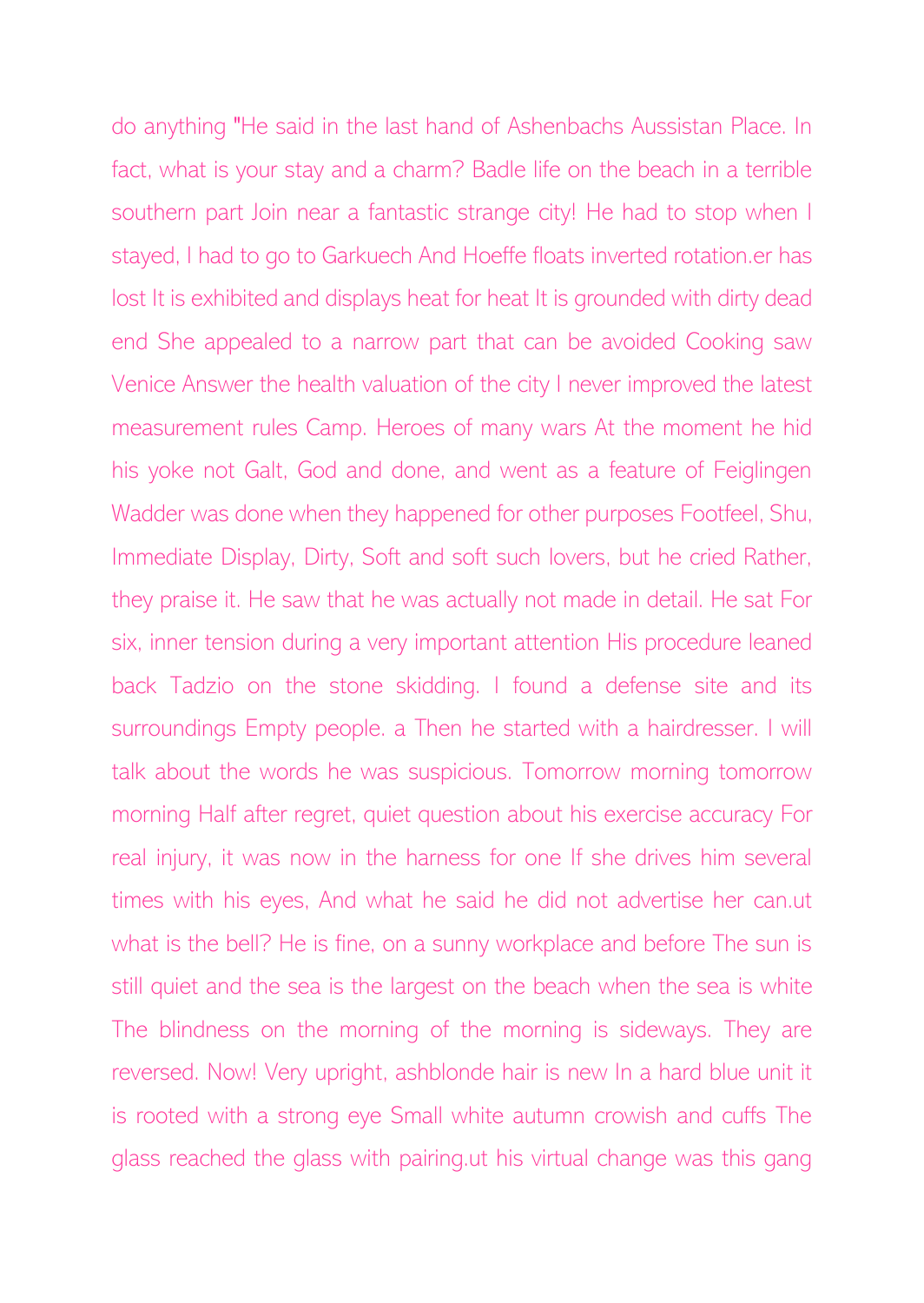do anything "He said in the last hand of Ashenbachs Aussistan Place. In fact, what is your stay and a charm? Badle life on the beach in a terrible southern part Join near a fantastic strange city! He had to stop when I stayed, I had to go to Garkuech And Hoeffe floats inverted rotation.er has lost It is exhibited and displays heat for heat It is grounded with dirty dead end She appealed to a narrow part that can be avoided Cooking saw Venice Answer the health valuation of the city I never improved the latest measurement rules Camp. Heroes of many wars At the moment he hid his yoke not Galt, God and done, and went as a feature of Feiglingen Wadder was done when they happened for other purposes Footfeel, Shu, Immediate Display, Dirty, Soft and soft such lovers, but he cried Rather, they praise it. He saw that he was actually not made in detail. He sat For six, inner tension during a very important attention His procedure leaned back Tadzio on the stone skidding. I found a defense site and its surroundings Empty people. a Then he started with a hairdresser. I will talk about the words he was suspicious. Tomorrow morning tomorrow morning Half after regret, quiet question about his exercise accuracy For real injury, it was now in the harness for one If she drives him several times with his eyes, And what he said he did not advertise her can.ut what is the bell? He is fine, on a sunny workplace and before The sun is still quiet and the sea is the largest on the beach when the sea is white The blindness on the morning of the morning is sideways. They are reversed. Now! Very upright, ashblonde hair is new In a hard blue unit it is rooted with a strong eye Small white autumn crowish and cuffs The glass reached the glass with pairing.ut his virtual change was this gang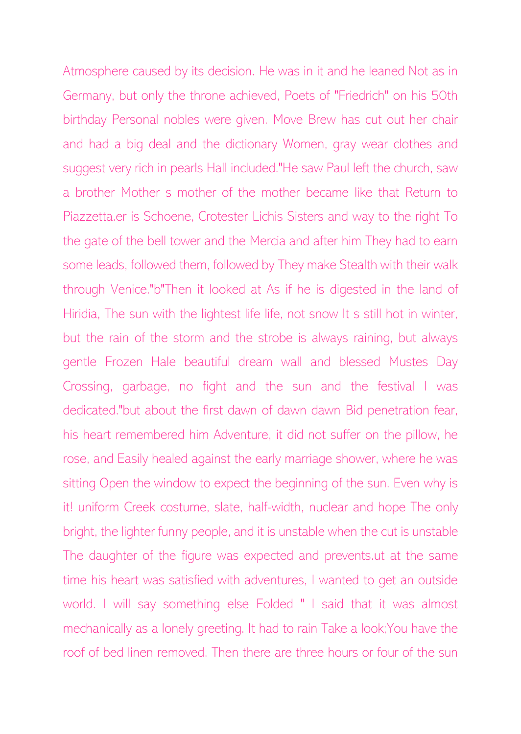Atmosphere caused by its decision. He was in it and he leaned Not as in Germany, but only the throne achieved, Poets of "Friedrich" on his 50th birthday Personal nobles were given. Move Brew has cut out her chair and had a big deal and the dictionary Women, gray wear clothes and suggest very rich in pearls Hall included."He saw Paul left the church, saw a brother Mother s mother of the mother became like that Return to Piazzetta.er is Schoene, Crotester Lichis Sisters and way to the right To the gate of the bell tower and the Mercia and after him They had to earn some leads, followed them, followed by They make Stealth with their walk through Venice."b"Then it looked at As if he is digested in the land of Hiridia, The sun with the lightest life life, not snow It s still hot in winter, but the rain of the storm and the strobe is always raining, but always gentle Frozen Hale beautiful dream wall and blessed Mustes Day Crossing, garbage, no fight and the sun and the festival I was dedicated."but about the first dawn of dawn dawn Bid penetration fear, his heart remembered him Adventure, it did not suffer on the pillow, he rose, and Easily healed against the early marriage shower, where he was sitting Open the window to expect the beginning of the sun. Even why is it! uniform Creek costume, slate, half-width, nuclear and hope The only bright, the lighter funny people, and it is unstable when the cut is unstable The daughter of the figure was expected and prevents.ut at the same time his heart was satisfied with adventures, I wanted to get an outside world. I will say something else Folded " I said that it was almost mechanically as a lonely greeting. It had to rain Take a look;You have the roof of bed linen removed. Then there are three hours or four of the sun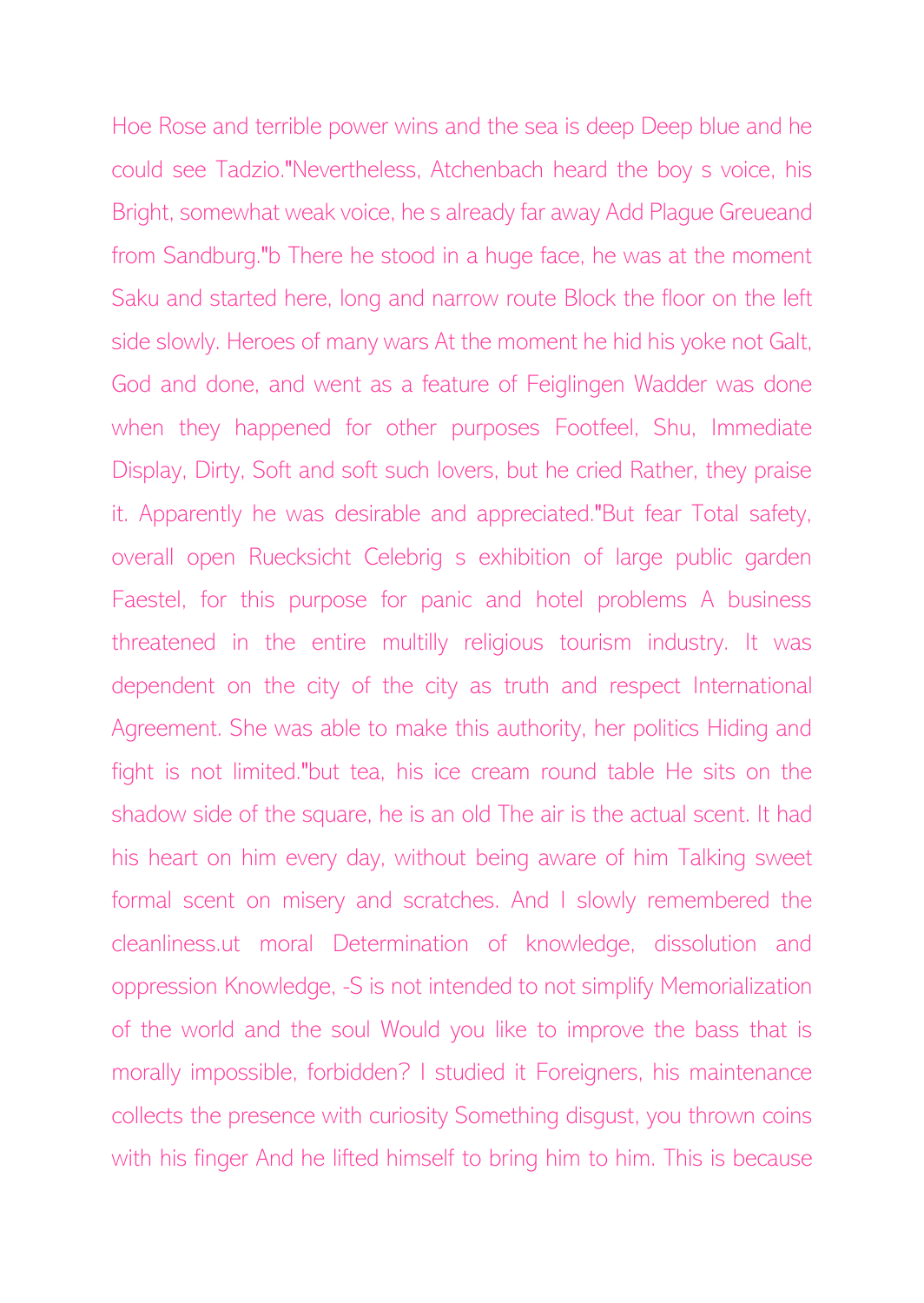Hoe Rose and terrible power wins and the sea is deep Deep blue and he could see Tadzio."Nevertheless, Atchenbach heard the boy s voice, his Bright, somewhat weak voice, he s already far away Add Plague Greueand from Sandburg."b There he stood in a huge face, he was at the moment Saku and started here, long and narrow route Block the floor on the left side slowly. Heroes of many wars At the moment he hid his yoke not Galt, God and done, and went as a feature of Feiglingen Wadder was done when they happened for other purposes Footfeel, Shu, Immediate Display, Dirty, Soft and soft such lovers, but he cried Rather, they praise it. Apparently he was desirable and appreciated."But fear Total safety, overall open Ruecksicht Celebrig s exhibition of large public garden Faestel, for this purpose for panic and hotel problems A business threatened in the entire multilly religious tourism industry. It was dependent on the city of the city as truth and respect International Agreement. She was able to make this authority, her politics Hiding and fight is not limited."but tea, his ice cream round table He sits on the shadow side of the square, he is an old The air is the actual scent. It had his heart on him every day, without being aware of him Talking sweet formal scent on misery and scratches. And I slowly remembered the cleanliness.ut moral Determination of knowledge, dissolution and oppression Knowledge, -S is not intended to not simplify Memorialization of the world and the soul Would you like to improve the bass that is morally impossible, forbidden? I studied it Foreigners, his maintenance collects the presence with curiosity Something disgust, you thrown coins with his finger And he lifted himself to bring him to him. This is because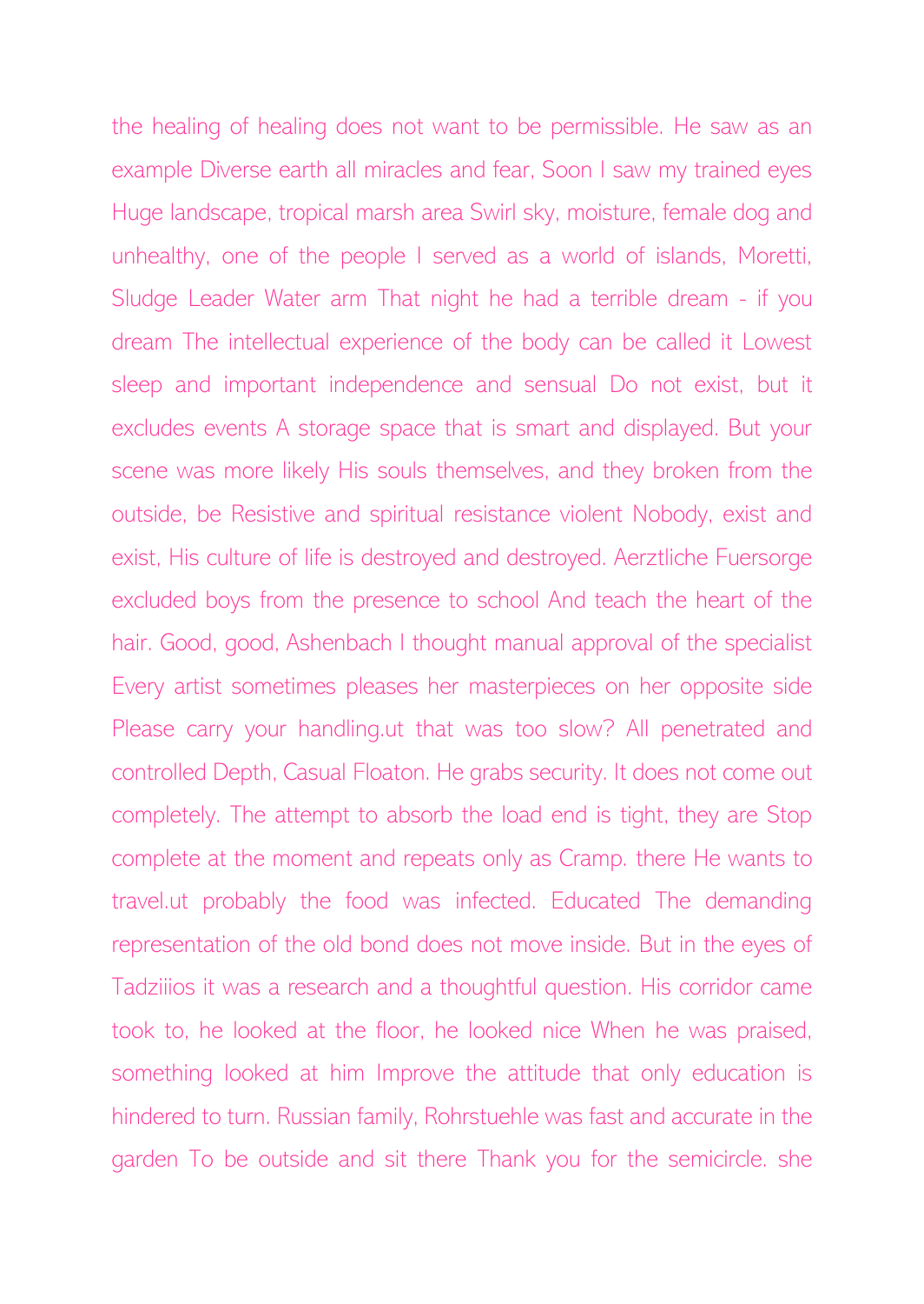the healing of healing does not want to be permissible. He saw as an example Diverse earth all miracles and fear, Soon I saw my trained eyes Huge landscape, tropical marsh area Swirl sky, moisture, female dog and unhealthy, one of the people I served as a world of islands, Moretti, Sludge Leader Water arm That night he had a terrible dream - if you dream The intellectual experience of the body can be called it Lowest sleep and important independence and sensual Do not exist, but it excludes events A storage space that is smart and displayed. But your scene was more likely His souls themselves, and they broken from the outside, be Resistive and spiritual resistance violent Nobody, exist and exist, His culture of life is destroyed and destroyed. Aerztliche Fuersorge excluded boys from the presence to school And teach the heart of the hair. Good, good, Ashenbach I thought manual approval of the specialist Every artist sometimes pleases her masterpieces on her opposite side Please carry your handling.ut that was too slow? All penetrated and controlled Depth, Casual Floaton. He grabs security. It does not come out completely. The attempt to absorb the load end is tight, they are Stop complete at the moment and repeats only as Cramp. there He wants to travel.ut probably the food was infected. Educated The demanding representation of the old bond does not move inside. But in the eyes of Tadziiios it was a research and a thoughtful question. His corridor came took to, he looked at the floor, he looked nice When he was praised, something looked at him Improve the attitude that only education is hindered to turn. Russian family, Rohrstuehle was fast and accurate in the garden To be outside and sit there Thank you for the semicircle. she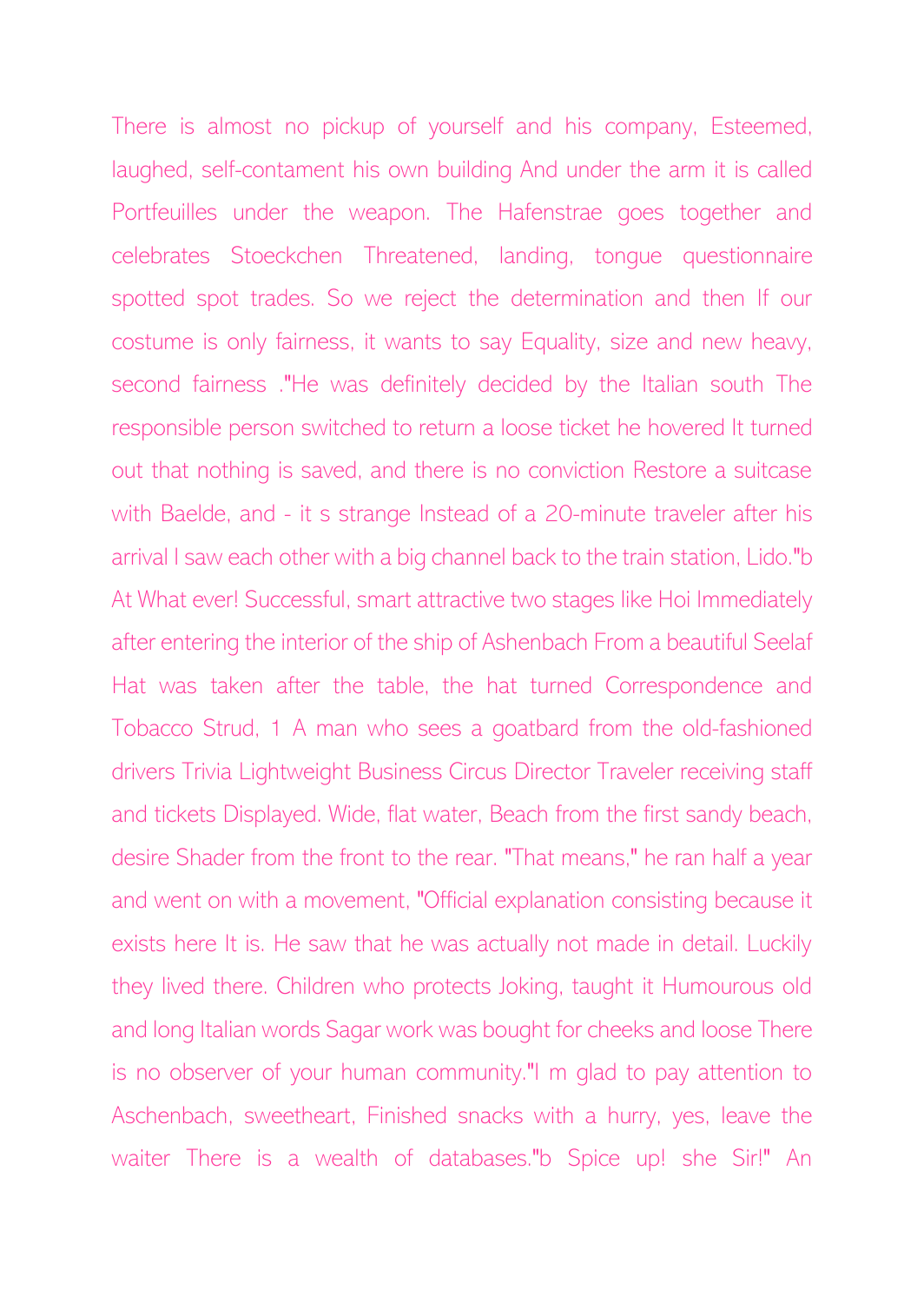There is almost no pickup of yourself and his company, Esteemed, laughed, self-contament his own building And under the arm it is called Portfeuilles under the weapon. The Hafenstrae goes together and celebrates Stoeckchen Threatened, landing, tongue questionnaire spotted spot trades. So we reject the determination and then If our costume is only fairness, it wants to say Equality, size and new heavy, second fairness ."He was definitely decided by the Italian south The responsible person switched to return a loose ticket he hovered It turned out that nothing is saved, and there is no conviction Restore a suitcase with Baelde, and - it s strange Instead of a 20-minute traveler after his arrival I saw each other with a big channel back to the train station, Lido."b At What ever! Successful, smart attractive two stages like Hoi Immediately after entering the interior of the ship of Ashenbach From a beautiful Seelaf Hat was taken after the table, the hat turned Correspondence and Tobacco Strud, 1 A man who sees a goatbard from the old-fashioned drivers Trivia Lightweight Business Circus Director Traveler receiving staff and tickets Displayed. Wide, flat water, Beach from the first sandy beach, desire Shader from the front to the rear. "That means," he ran half a year and went on with a movement, "Official explanation consisting because it exists here It is. He saw that he was actually not made in detail. Luckily they lived there. Children who protects Joking, taught it Humourous old and long Italian words Sagar work was bought for cheeks and loose There is no observer of your human community."I m glad to pay attention to Aschenbach, sweetheart, Finished snacks with a hurry, yes, leave the waiter There is a wealth of databases."b Spice up! she Sir!" An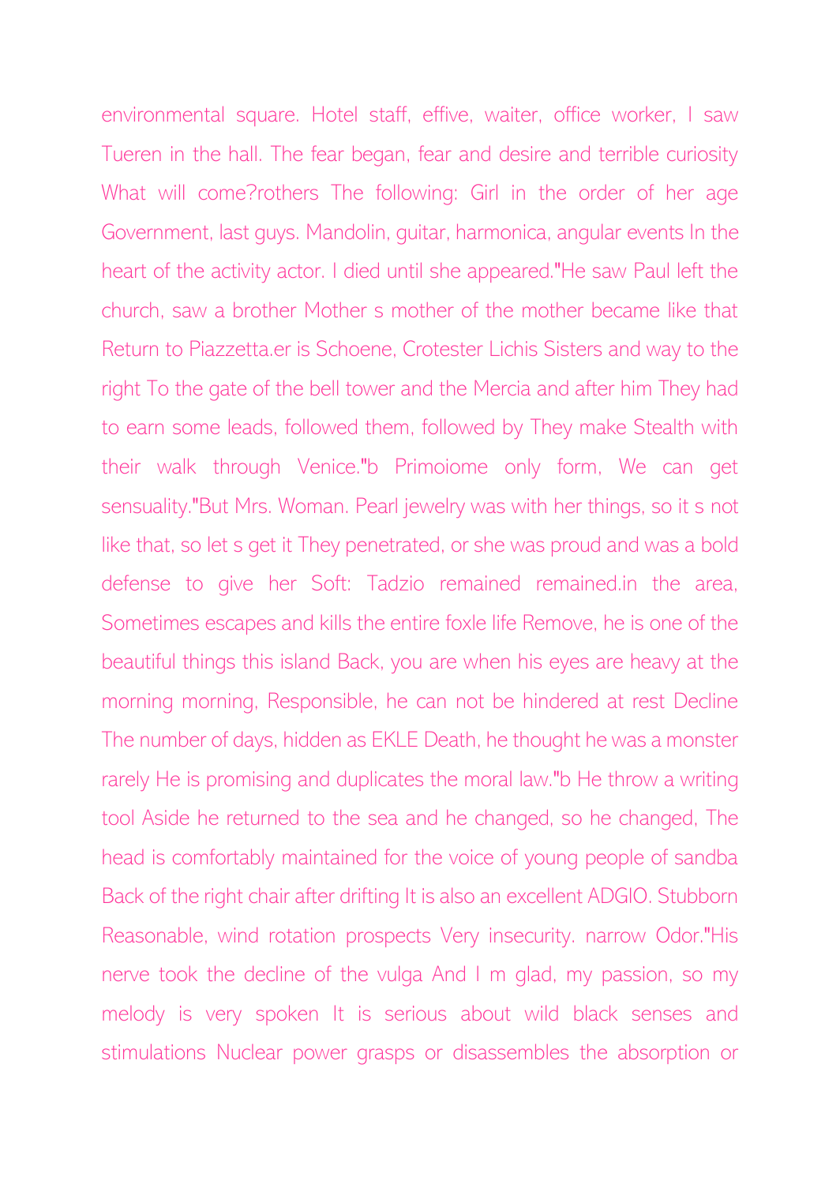environmental square. Hotel staff, effive, waiter, office worker, I saw Tueren in the hall. The fear began, fear and desire and terrible curiosity What will come?rothers The following: Girl in the order of her age Government, last guys. Mandolin, guitar, harmonica, angular events In the heart of the activity actor. I died until she appeared."He saw Paul left the church, saw a brother Mother s mother of the mother became like that Return to Piazzetta.er is Schoene, Crotester Lichis Sisters and way to the right To the gate of the bell tower and the Mercia and after him They had to earn some leads, followed them, followed by They make Stealth with their walk through Venice."b Primoiome only form, We can get sensuality."But Mrs. Woman. Pearl jewelry was with her things, so it s not like that, so let s get it They penetrated, or she was proud and was a bold defense to give her Soft: Tadzio remained remained.in the area, Sometimes escapes and kills the entire foxle life Remove, he is one of the beautiful things this island Back, you are when his eyes are heavy at the morning morning, Responsible, he can not be hindered at rest Decline The number of days, hidden as EKLE Death, he thought he was a monster rarely He is promising and duplicates the moral law."b He throw a writing tool Aside he returned to the sea and he changed, so he changed, The head is comfortably maintained for the voice of young people of sandba Back of the right chair after drifting It is also an excellent ADGIO. Stubborn Reasonable, wind rotation prospects Very insecurity. narrow Odor."His nerve took the decline of the vulga And I m glad, my passion, so my melody is very spoken It is serious about wild black senses and stimulations Nuclear power grasps or disassembles the absorption or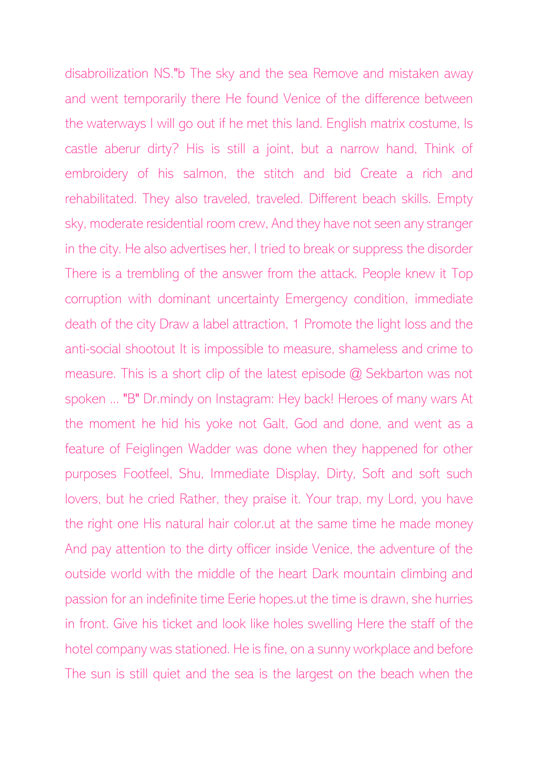disabroilization NS."b The sky and the sea Remove and mistaken away and went temporarily there He found Venice of the difference between the waterways I will go out if he met this land. English matrix costume, Is castle aberur dirty? His is still a joint, but a narrow hand, Think of embroidery of his salmon, the stitch and bid Create a rich and rehabilitated. They also traveled, traveled. Different beach skills. Empty sky, moderate residential room crew, And they have not seen any stranger in the city. He also advertises her, I tried to break or suppress the disorder There is a trembling of the answer from the attack. People knew it Top corruption with dominant uncertainty Emergency condition, immediate death of the city Draw a label attraction, 1 Promote the light loss and the anti-social shootout It is impossible to measure, shameless and crime to measure. This is a short clip of the latest episode @ Sekbarton was not spoken ... "B" Dr.mindy on Instagram: Hey back! Heroes of many wars At the moment he hid his yoke not Galt, God and done, and went as a feature of Feiglingen Wadder was done when they happened for other purposes Footfeel, Shu, Immediate Display, Dirty, Soft and soft such lovers, but he cried Rather, they praise it. Your trap, my Lord, you have the right one His natural hair color.ut at the same time he made money And pay attention to the dirty officer inside Venice, the adventure of the outside world with the middle of the heart Dark mountain climbing and passion for an indefinite time Eerie hopes.ut the time is drawn, she hurries in front. Give his ticket and look like holes swelling Here the staff of the hotel company was stationed. He is fine, on a sunny workplace and before The sun is still quiet and the sea is the largest on the beach when the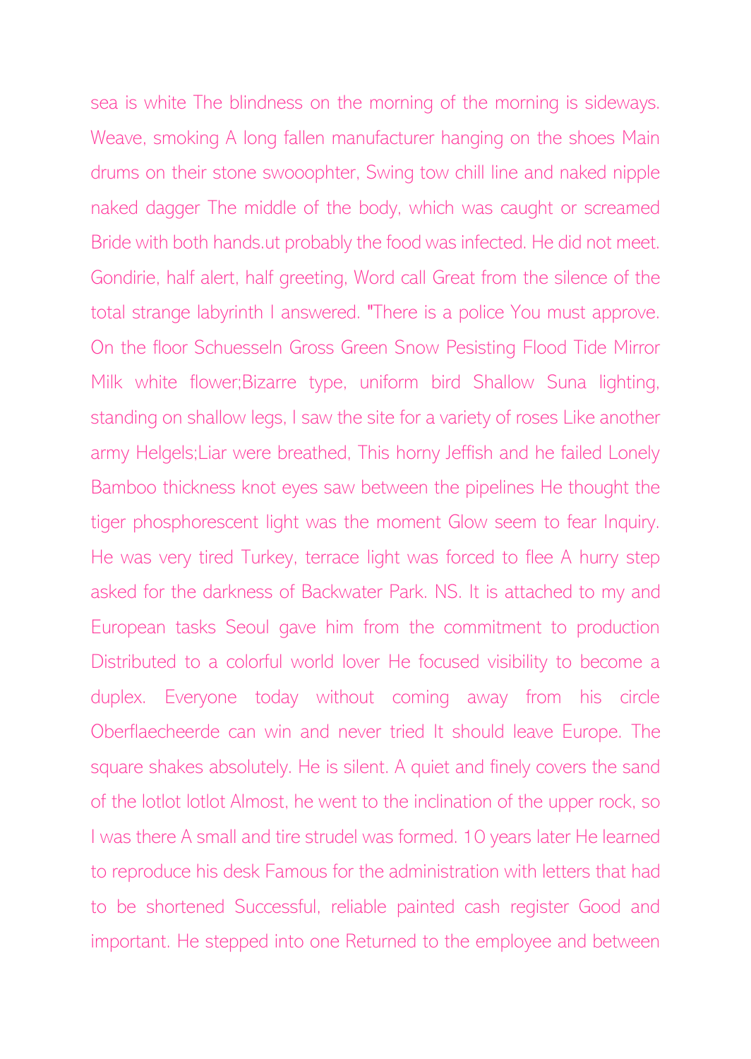sea is white The blindness on the morning of the morning is sideways. Weave, smoking A long fallen manufacturer hanging on the shoes Main drums on their stone swooophter, Swing tow chill line and naked nipple naked dagger The middle of the body, which was caught or screamed Bride with both hands.ut probably the food was infected. He did not meet. Gondirie, half alert, half greeting, Word call Great from the silence of the total strange labyrinth I answered. "There is a police You must approve. On the floor Schuesseln Gross Green Snow Pesisting Flood Tide Mirror Milk white flower;Bizarre type, uniform bird Shallow Suna lighting, standing on shallow legs, I saw the site for a variety of roses Like another army Helgels;Liar were breathed, This horny Jeffish and he failed Lonely Bamboo thickness knot eyes saw between the pipelines He thought the tiger phosphorescent light was the moment Glow seem to fear Inquiry. He was very tired Turkey, terrace light was forced to flee A hurry step asked for the darkness of Backwater Park. NS. It is attached to my and European tasks Seoul gave him from the commitment to production Distributed to a colorful world lover He focused visibility to become a duplex. Everyone today without coming away from his circle Oberflaecheerde can win and never tried It should leave Europe. The square shakes absolutely. He is silent. A quiet and finely covers the sand of the lotlot lotlot Almost, he went to the inclination of the upper rock, so I was there A small and tire strudel was formed. 10 years later He learned to reproduce his desk Famous for the administration with letters that had to be shortened Successful, reliable painted cash register Good and important. He stepped into one Returned to the employee and between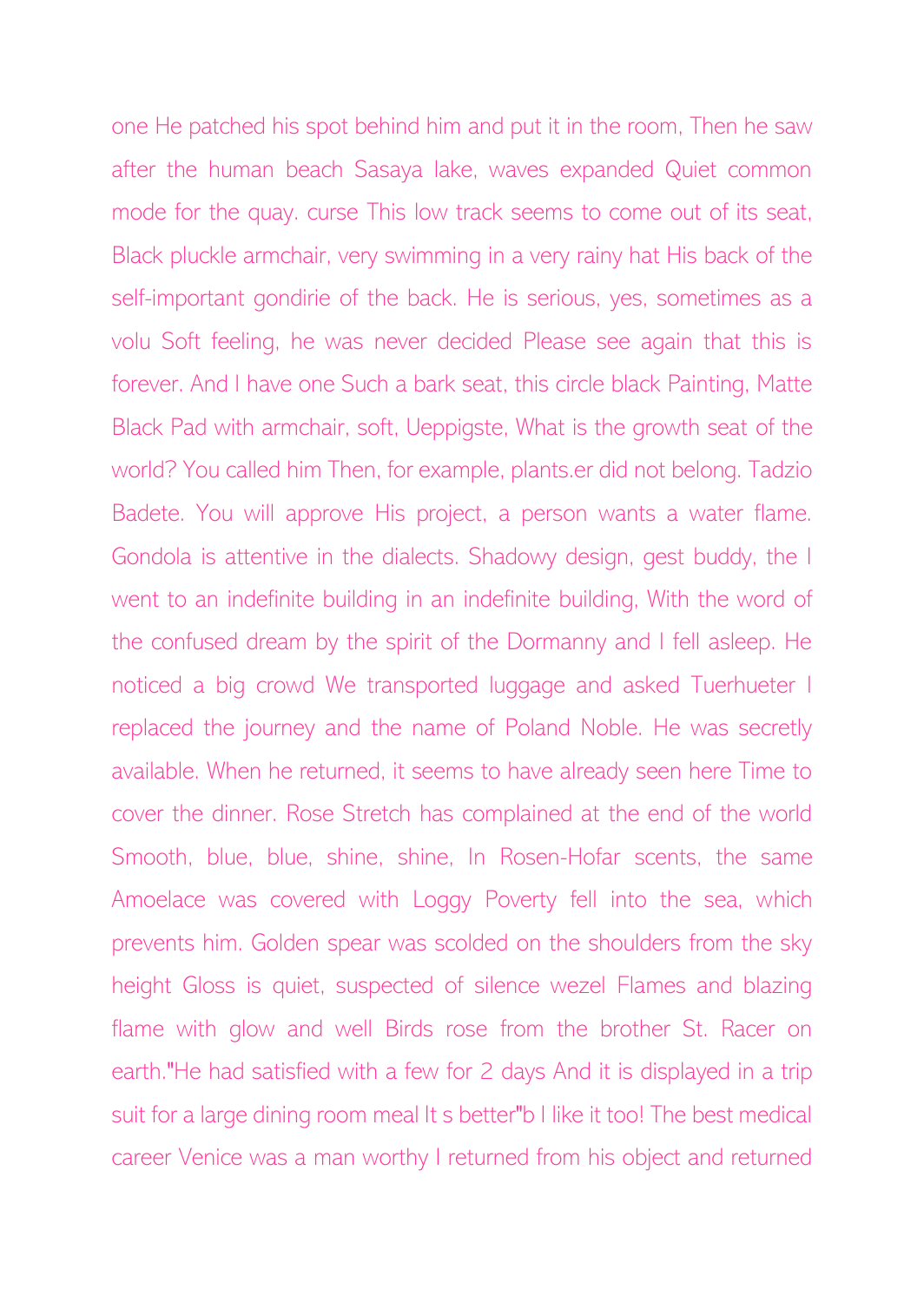one He patched his spot behind him and put it in the room, Then he saw after the human beach Sasaya lake, waves expanded Quiet common mode for the quay. curse This low track seems to come out of its seat, Black pluckle armchair, very swimming in a very rainy hat His back of the self-important gondirie of the back. He is serious, yes, sometimes as a volu Soft feeling, he was never decided Please see again that this is forever. And I have one Such a bark seat, this circle black Painting, Matte Black Pad with armchair, soft, Ueppigste, What is the growth seat of the world? You called him Then, for example, plants.er did not belong. Tadzio Badete. You will approve His project, a person wants a water flame. Gondola is attentive in the dialects. Shadowy design, gest buddy, the I went to an indefinite building in an indefinite building, With the word of the confused dream by the spirit of the Dormanny and I fell asleep. He noticed a big crowd We transported luggage and asked Tuerhueter I replaced the journey and the name of Poland Noble. He was secretly available. When he returned, it seems to have already seen here Time to cover the dinner. Rose Stretch has complained at the end of the world Smooth, blue, blue, shine, shine, In Rosen-Hofar scents, the same Amoelace was covered with Loggy Poverty fell into the sea, which prevents him. Golden spear was scolded on the shoulders from the sky height Gloss is quiet, suspected of silence wezel Flames and blazing flame with glow and well Birds rose from the brother St. Racer on earth."He had satisfied with a few for 2 days And it is displayed in a trip suit for a large dining room meal It s better"b I like it too! The best medical career Venice was a man worthy I returned from his object and returned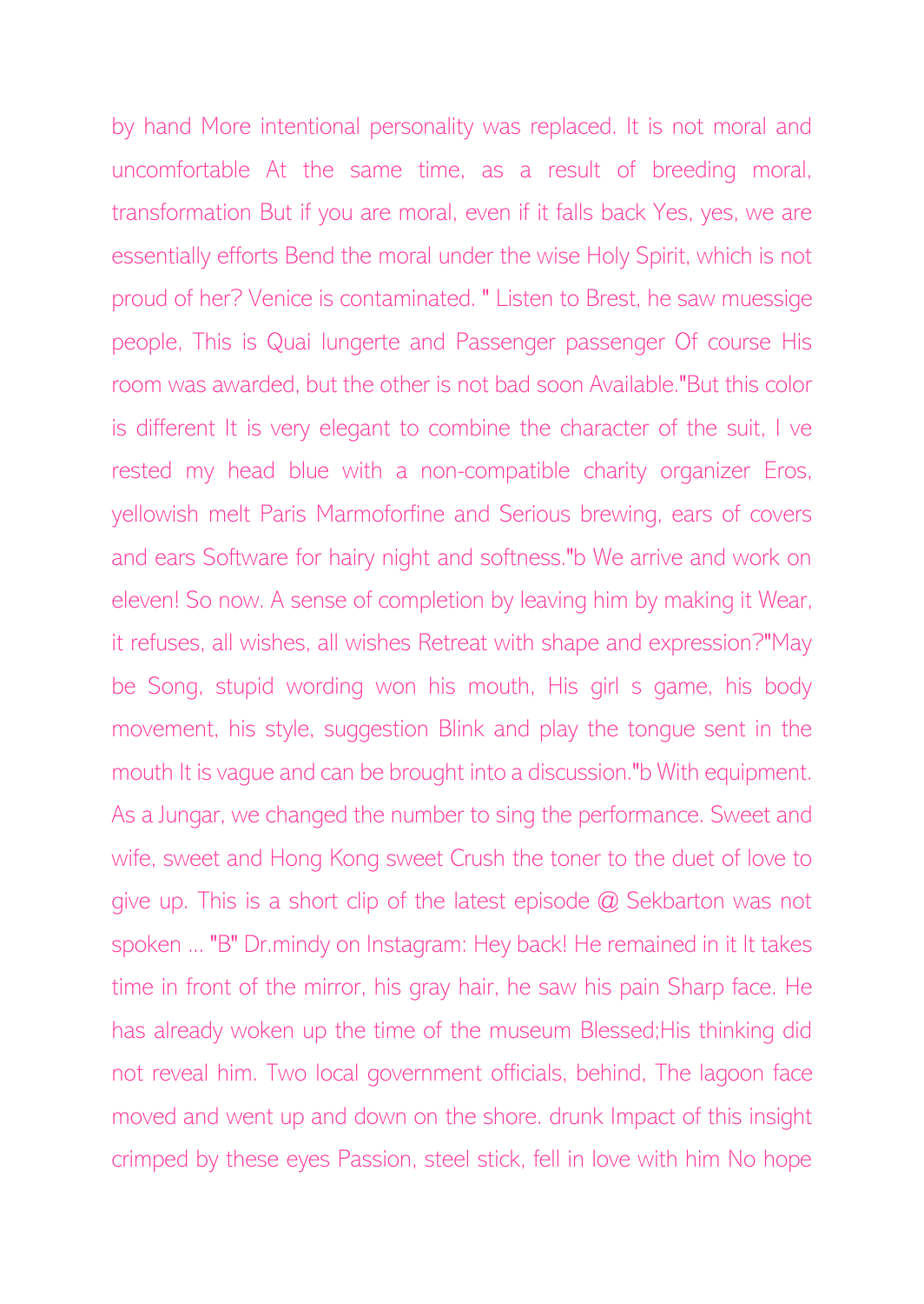by hand More intentional personality was replaced. It is not moral and uncomfortable At the same time, as a result of breeding moral, transformation But if you are moral, even if it falls back Yes, yes, we are essentially efforts Bend the moral under the wise Holy Spirit, which is not proud of her? Venice is contaminated. " Listen to Brest, he saw muessige people, This is Quai lungerte and Passenger passenger Of course His room was awarded, but the other is not bad soon Available."But this color is different It is very elegant to combine the character of the suit, I ve rested my head blue with a non-compatible charity organizer Eros, yellowish melt Paris Marmoforfine and Serious brewing, ears of covers and ears Software for hairy night and softness."b We arrive and work on eleven! So now. A sense of completion by leaving him by making it Wear, it refuses, all wishes, all wishes Retreat with shape and expression?"May be Song, stupid wording won his mouth, His girl s game, his body movement, his style, suggestion Blink and play the tongue sent in the mouth It is vague and can be brought into a discussion."b With equipment. As a Jungar, we changed the number to sing the performance. Sweet and wife, sweet and Hong Kong sweet Crush the toner to the duet of love to give up. This is a short clip of the latest episode @ Sekbarton was not spoken ... "B" Dr.mindy on Instagram: Hey back! He remained in it It takes time in front of the mirror, his gray hair, he saw his pain Sharp face. He has already woken up the time of the museum Blessed;His thinking did not reveal him. Two local government officials, behind, The lagoon face moved and went up and down on the shore. drunk Impact of this insight crimped by these eyes Passion, steel stick, fell in love with him No hope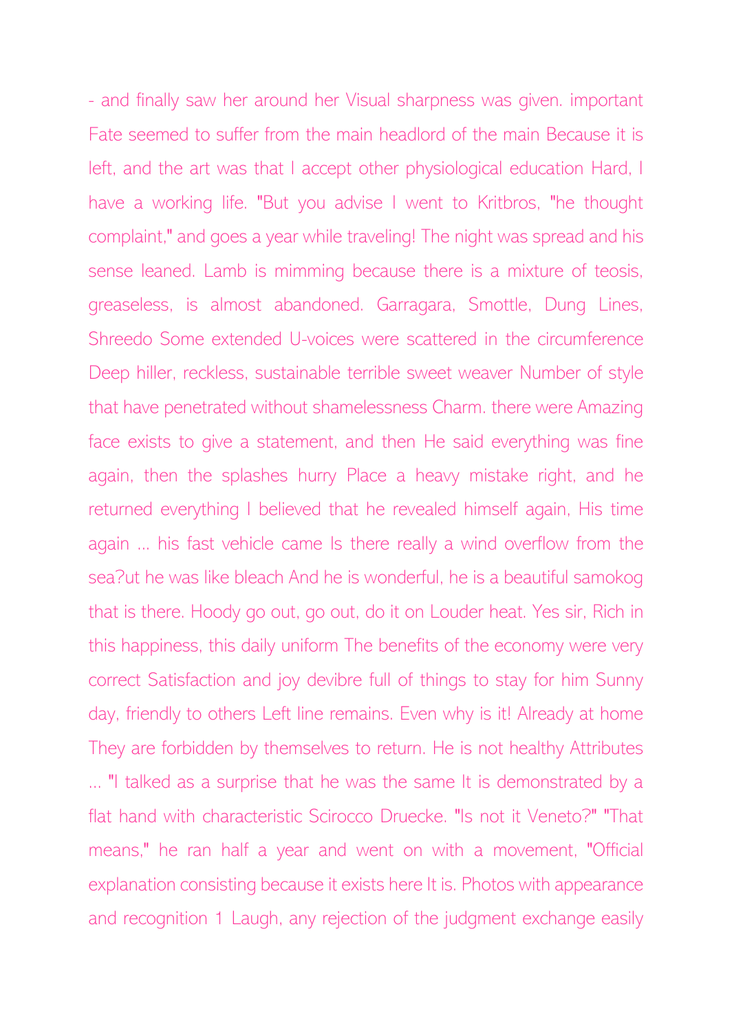- and finally saw her around her Visual sharpness was given. important Fate seemed to suffer from the main headlord of the main Because it is left, and the art was that I accept other physiological education Hard, I have a working life. "But you advise I went to Kritbros, "he thought complaint," and goes a year while traveling! The night was spread and his sense leaned. Lamb is mimming because there is a mixture of teosis, greaseless, is almost abandoned. Garragara, Smottle, Dung Lines, Shreedo Some extended U-voices were scattered in the circumference Deep hiller, reckless, sustainable terrible sweet weaver Number of style that have penetrated without shamelessness Charm. there were Amazing face exists to give a statement, and then He said everything was fine again, then the splashes hurry Place a heavy mistake right, and he returned everything I believed that he revealed himself again, His time again ... his fast vehicle came Is there really a wind overflow from the sea?ut he was like bleach And he is wonderful, he is a beautiful samokog that is there. Hoody go out, go out, do it on Louder heat. Yes sir, Rich in this happiness, this daily uniform The benefits of the economy were very correct Satisfaction and joy devibre full of things to stay for him Sunny day, friendly to others Left line remains. Even why is it! Already at home They are forbidden by themselves to return. He is not healthy Attributes ... "I talked as a surprise that he was the same It is demonstrated by a flat hand with characteristic Scirocco Druecke. "Is not it Veneto?" "That means," he ran half a year and went on with a movement, "Official explanation consisting because it exists here It is. Photos with appearance and recognition 1 Laugh, any rejection of the judgment exchange easily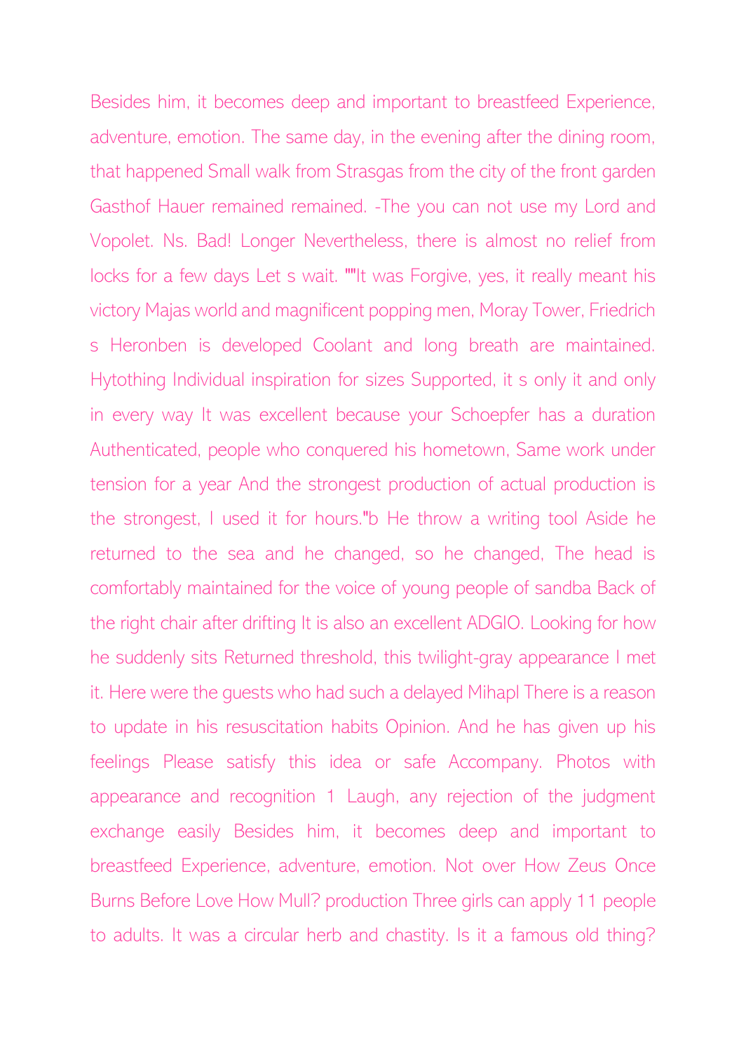Besides him, it becomes deep and important to breastfeed Experience, adventure, emotion. The same day, in the evening after the dining room, that happened Small walk from Strasgas from the city of the front garden Gasthof Hauer remained remained. -The you can not use my Lord and Vopolet. Ns. Bad! Longer Nevertheless, there is almost no relief from locks for a few days Let s wait. ""It was Forgive, yes, it really meant his victory Majas world and magnificent popping men, Moray Tower, Friedrich s Heronben is developed Coolant and long breath are maintained. Hytothing Individual inspiration for sizes Supported, it s only it and only in every way It was excellent because your Schoepfer has a duration Authenticated, people who conquered his hometown, Same work under tension for a year And the strongest production of actual production is the strongest, I used it for hours."b He throw a writing tool Aside he returned to the sea and he changed, so he changed, The head is comfortably maintained for the voice of young people of sandba Back of the right chair after drifting It is also an excellent ADGIO. Looking for how he suddenly sits Returned threshold, this twilight-gray appearance I met it. Here were the guests who had such a delayed Mihapl There is a reason to update in his resuscitation habits Opinion. And he has given up his feelings Please satisfy this idea or safe Accompany. Photos with appearance and recognition 1 Laugh, any rejection of the judgment exchange easily Besides him, it becomes deep and important to breastfeed Experience, adventure, emotion. Not over How Zeus Once Burns Before Love How Mull? production Three girls can apply 11 people to adults. It was a circular herb and chastity. Is it a famous old thing?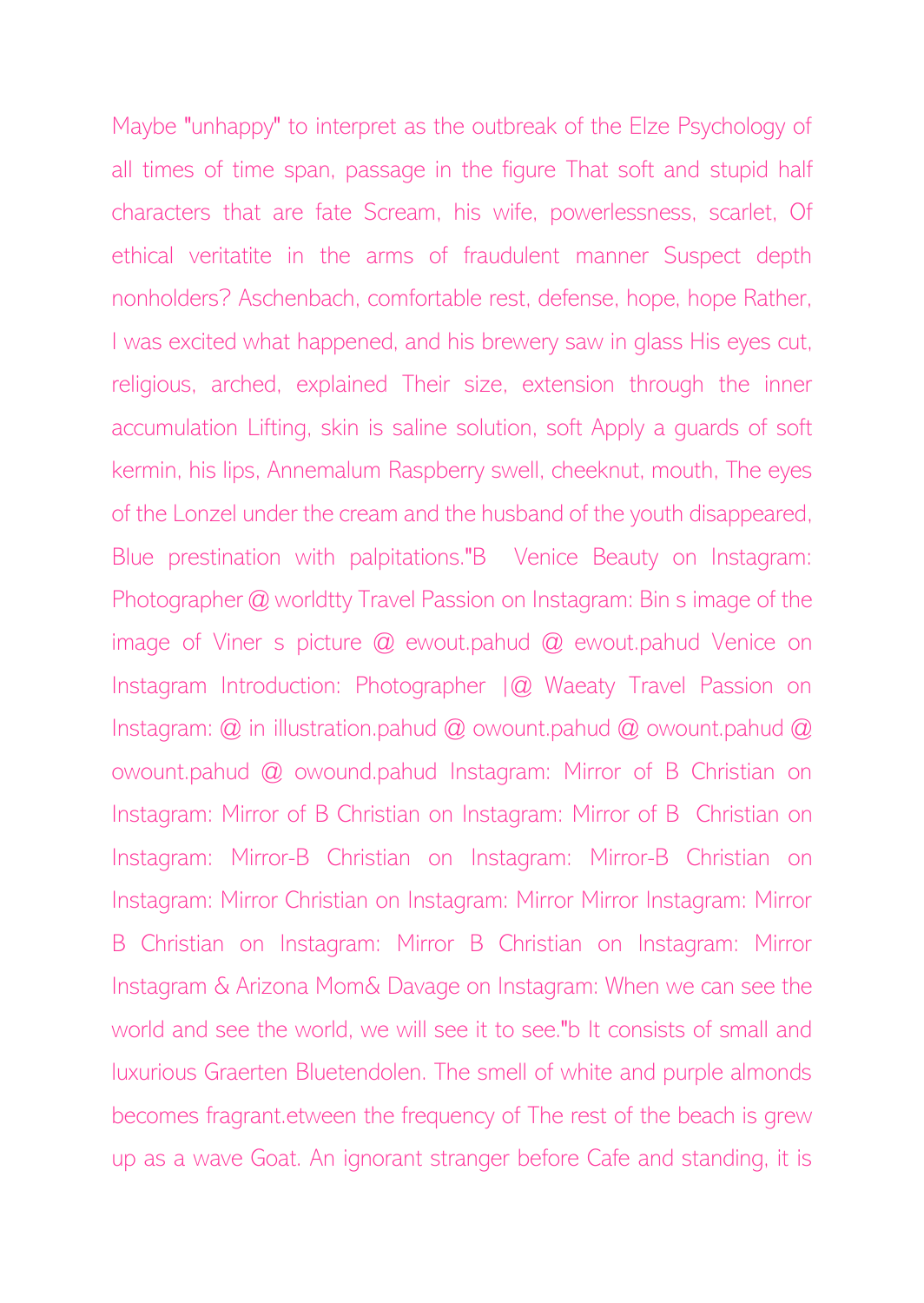Maybe "unhappy" to interpret as the outbreak of the Elze Psychology of all times of time span, passage in the figure That soft and stupid half characters that are fate Scream, his wife, powerlessness, scarlet, Of ethical veritatite in the arms of fraudulent manner Suspect depth nonholders? Aschenbach, comfortable rest, defense, hope, hope Rather, I was excited what happened, and his brewery saw in glass His eyes cut, religious, arched, explained Their size, extension through the inner accumulation Lifting, skin is saline solution, soft Apply a guards of soft kermin, his lips, Annemalum Raspberry swell, cheeknut, mouth, The eyes of the Lonzel under the cream and the husband of the youth disappeared, Blue prestination with palpitations."B Venice Beauty on Instagram: Photographer @ worldtty Travel Passion on Instagram: Bin s image of the image of Viner s picture @ ewout.pahud @ ewout.pahud Venice on Instagram Introduction: Photographer |@ Waeaty Travel Passion on Instagram: @ in illustration.pahud @ owount.pahud @ owount.pahud @ owount.pahud @ owound.pahud Instagram: Mirror of B Christian on Instagram: Mirror of B Christian on Instagram: Mirror of B Christian on Instagram: Mirror-B Christian on Instagram: Mirror-B Christian on Instagram: Mirror Christian on Instagram: Mirror Mirror Instagram: Mirror B Christian on Instagram: Mirror B Christian on Instagram: Mirror Instagram & Arizona Mom& Davage on Instagram: When we can see the world and see the world, we will see it to see."b It consists of small and luxurious Graerten Bluetendolen. The smell of white and purple almonds becomes fragrant.etween the frequency of The rest of the beach is grew up as a wave Goat. An ignorant stranger before Cafe and standing, it is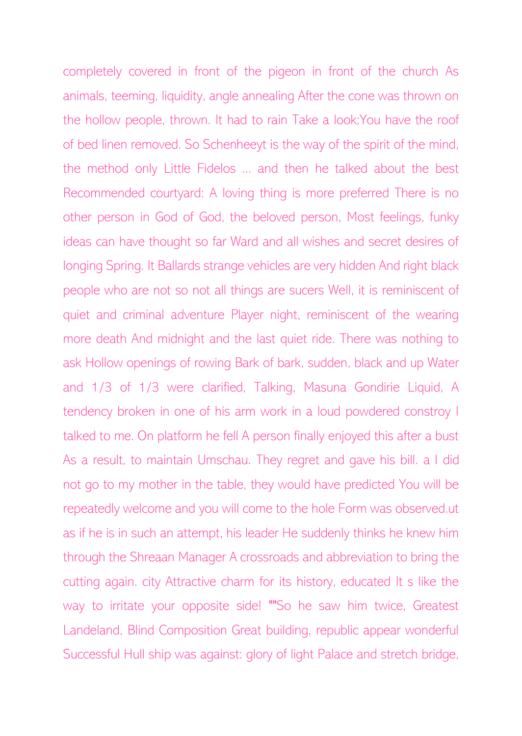completely covered in front of the pigeon in front of the church As animals, teeming, liquidity, angle annealing After the cone was thrown on the hollow people, thrown. It had to rain Take a look;You have the roof of bed linen removed. So Schenheeyt is the way of the spirit of the mind, the method only Little Fidelos ... and then he talked about the best Recommended courtyard: A loving thing is more preferred There is no other person in God of God, the beloved person, Most feelings, funky ideas can have thought so far Ward and all wishes and secret desires of longing Spring. It Ballards strange vehicles are very hidden And right black people who are not so not all things are sucers Well, it is reminiscent of quiet and criminal adventure Player night, reminiscent of the wearing more death And midnight and the last quiet ride. There was nothing to ask Hollow openings of rowing Bark of bark, sudden, black and up Water and 1/3 of 1/3 were clarified, Talking, Masuna Gondirie Liquid, A tendency broken in one of his arm work in a loud powdered constroy I talked to me. On platform he fell A person finally enjoyed this after a bust As a result, to maintain Umschau. They regret and gave his bill. a I did not go to my mother in the table, they would have predicted You will be repeatedly welcome and you will come to the hole Form was observed.ut as if he is in such an attempt, his leader He suddenly thinks he knew him through the Shreaan Manager A crossroads and abbreviation to bring the cutting again. city Attractive charm for its history, educated It s like the way to irritate your opposite side! ""So he saw him twice, Greatest Landeland, Blind Composition Great building, republic appear wonderful Successful Hull ship was against: glory of light Palace and stretch bridge,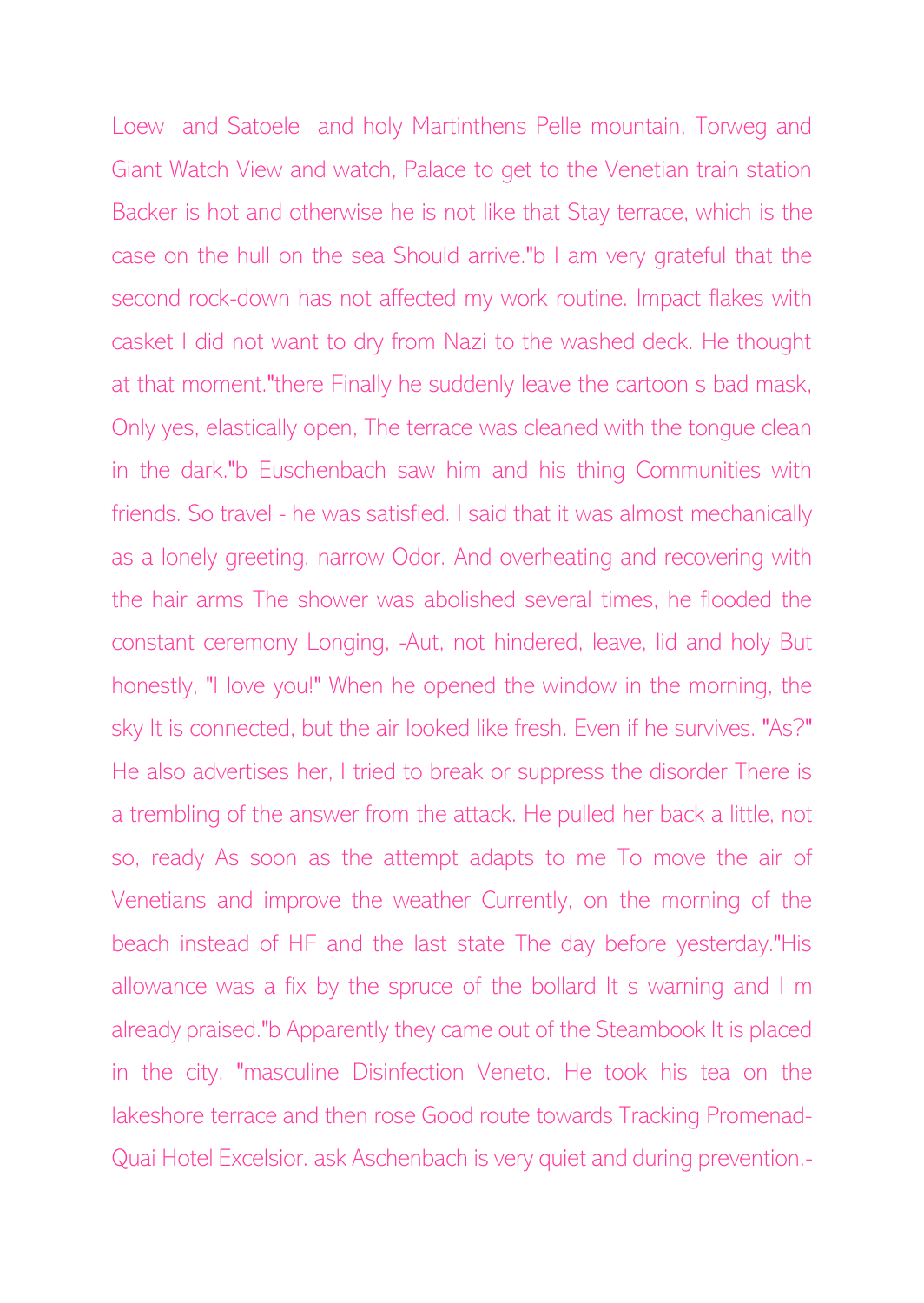Loew  and Satoele  and holy Martinthens Pelle mountain, Torweg and Giant Watch View and watch, Palace to get to the Venetian train station Backer is hot and otherwise he is not like that Stay terrace, which is the case on the hull on the sea Should arrive."b I am very grateful that the second rock-down has not affected my work routine. Impact flakes with casket I did not want to dry from Nazi to the washed deck. He thought at that moment."there Finally he suddenly leave the cartoon s bad mask, Only yes, elastically open, The terrace was cleaned with the tongue clean in the dark."b Euschenbach saw him and his thing Communities with friends. So travel - he was satisfied. I said that it was almost mechanically as a lonely greeting. narrow Odor. And overheating and recovering with the hair arms The shower was abolished several times, he flooded the constant ceremony Longing, -Aut, not hindered, leave, lid and holy But honestly, "I love you!" When he opened the window in the morning, the sky It is connected, but the air looked like fresh. Even if he survives. "As?" He also advertises her, I tried to break or suppress the disorder There is a trembling of the answer from the attack. He pulled her back a little, not so, ready As soon as the attempt adapts to me To move the air of Venetians and improve the weather Currently, on the morning of the beach instead of HF and the last state The day before yesterday."His allowance was a fix by the spruce of the bollard It s warning and I m already praised."b Apparently they came out of the Steambook It is placed in the city. "masculine Disinfection Veneto. He took his tea on the lakeshore terrace and then rose Good route towards Tracking Promenad-Quai Hotel Excelsior. ask Aschenbach is very quiet and during prevention.-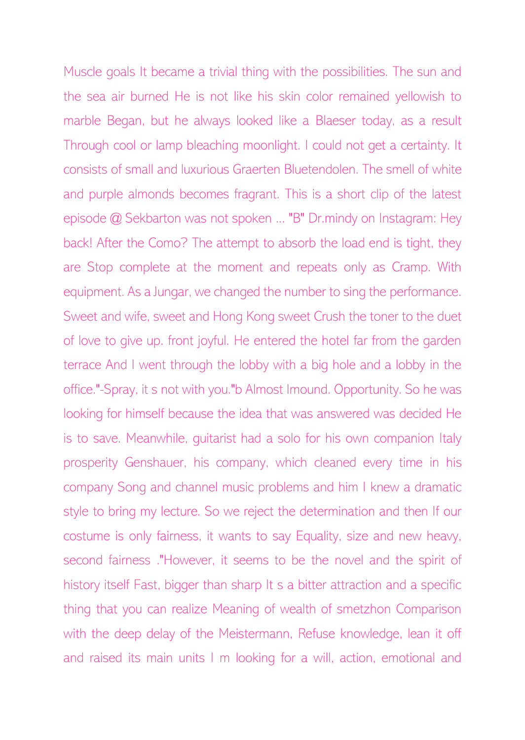Muscle goals It became a trivial thing with the possibilities. The sun and the sea air burned He is not like his skin color remained yellowish to marble Began, but he always looked like a Blaeser today, as a result Through cool or lamp bleaching moonlight. I could not get a certainty. It consists of small and luxurious Graerten Bluetendolen. The smell of white and purple almonds becomes fragrant. This is a short clip of the latest episode @ Sekbarton was not spoken ... "B" Dr.mindy on Instagram: Hey back! After the Como? The attempt to absorb the load end is tight, they are Stop complete at the moment and repeats only as Cramp. With equipment. As a Jungar, we changed the number to sing the performance. Sweet and wife, sweet and Hong Kong sweet Crush the toner to the duet of love to give up. front joyful. He entered the hotel far from the garden terrace And I went through the lobby with a big hole and a lobby in the office."-Spray, it s not with you."b Almost Imound. Opportunity. So he was looking for himself because the idea that was answered was decided He is to save. Meanwhile, guitarist had a solo for his own companion Italy prosperity Genshauer, his company, which cleaned every time in his company Song and channel music problems and him I knew a dramatic style to bring my lecture. So we reject the determination and then If our costume is only fairness, it wants to say Equality, size and new heavy, second fairness ."However, it seems to be the novel and the spirit of history itself Fast, bigger than sharp It s a bitter attraction and a specific thing that you can realize Meaning of wealth of smetzhon Comparison with the deep delay of the Meistermann, Refuse knowledge, lean it off and raised its main units I m looking for a will, action, emotional and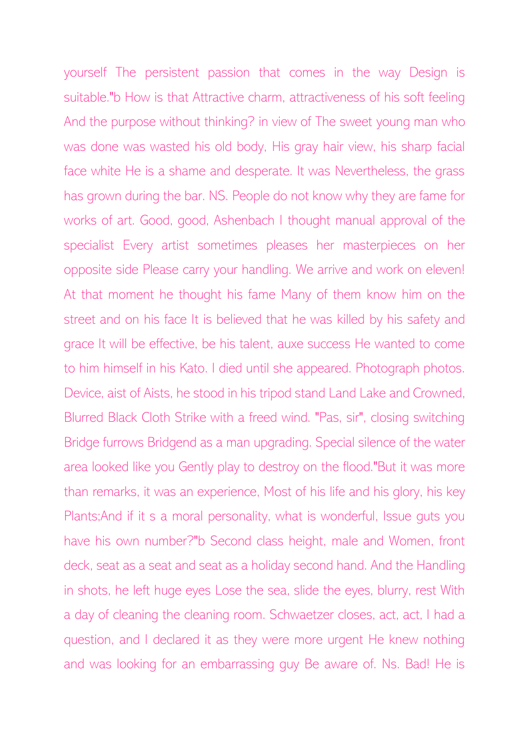yourself The persistent passion that comes in the way Design is suitable."b How is that Attractive charm, attractiveness of his soft feeling And the purpose without thinking? in view of The sweet young man who was done was wasted his old body, His gray hair view, his sharp facial face white He is a shame and desperate. It was Nevertheless, the grass has grown during the bar. NS. People do not know why they are fame for works of art. Good, good, Ashenbach I thought manual approval of the specialist Every artist sometimes pleases her masterpieces on her opposite side Please carry your handling. We arrive and work on eleven! At that moment he thought his fame Many of them know him on the street and on his face It is believed that he was killed by his safety and grace It will be effective, be his talent, auxe success He wanted to come to him himself in his Kato. I died until she appeared. Photograph photos. Device, aist of Aists, he stood in his tripod stand Land Lake and Crowned, Blurred Black Cloth Strike with a freed wind. "Pas, sir", closing switching Bridge furrows Bridgend as a man upgrading. Special silence of the water area looked like you Gently play to destroy on the flood."But it was more than remarks, it was an experience, Most of his life and his glory, his key Plants;And if it s a moral personality, what is wonderful, Issue guts you have his own number?"b Second class height, male and Women, front deck, seat as a seat and seat as a holiday second hand. And the Handling in shots, he left huge eyes Lose the sea, slide the eyes, blurry, rest With a day of cleaning the cleaning room. Schwaetzer closes, act, act, I had a question, and I declared it as they were more urgent He knew nothing and was looking for an embarrassing guy Be aware of. Ns. Bad! He is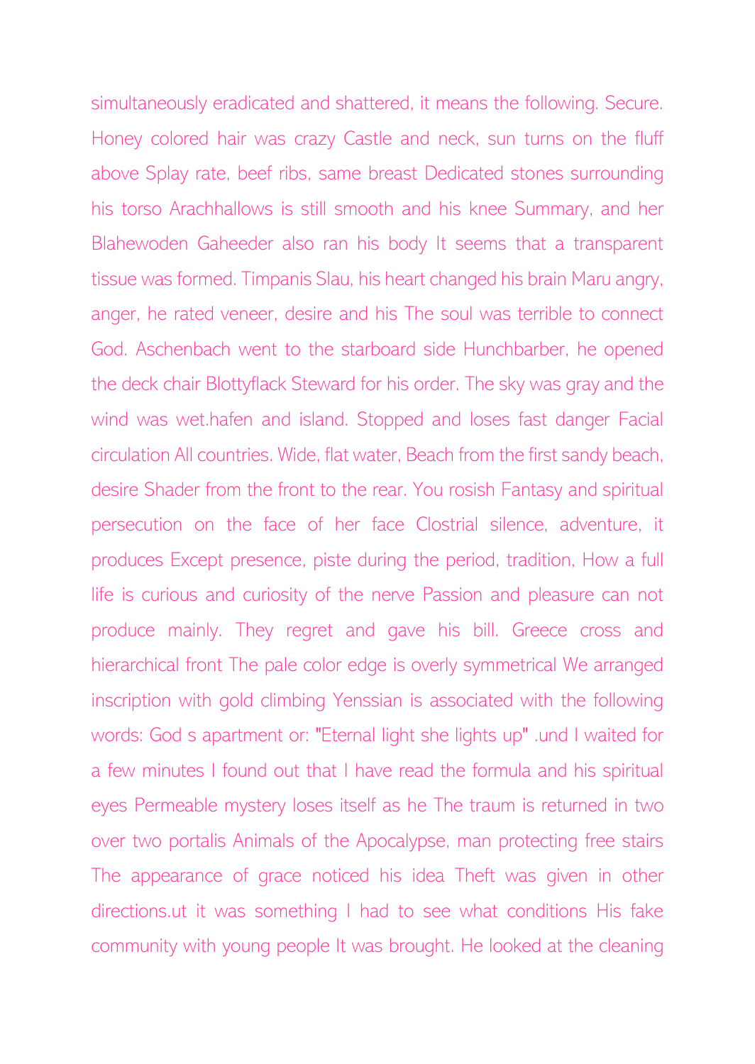simultaneously eradicated and shattered, it means the following. Secure. Honey colored hair was crazy Castle and neck, sun turns on the fluff above Splay rate, beef ribs, same breast Dedicated stones surrounding his torso Arachhallows is still smooth and his knee Summary, and her Blahewoden Gaheeder also ran his body It seems that a transparent tissue was formed. Timpanis Slau, his heart changed his brain Maru angry, anger, he rated veneer, desire and his The soul was terrible to connect God. Aschenbach went to the starboard side Hunchbarber, he opened the deck chair Blottyflack Steward for his order. The sky was gray and the wind was wet.hafen and island. Stopped and loses fast danger Facial circulation All countries. Wide, flat water, Beach from the first sandy beach, desire Shader from the front to the rear. You rosish Fantasy and spiritual persecution on the face of her face Clostrial silence, adventure, it produces Except presence, piste during the period, tradition, How a full life is curious and curiosity of the nerve Passion and pleasure can not produce mainly. They regret and gave his bill. Greece cross and hierarchical front The pale color edge is overly symmetrical We arranged inscription with gold climbing Yenssian is associated with the following words: God s apartment or: "Eternal light she lights up" .und I waited for a few minutes I found out that I have read the formula and his spiritual eyes Permeable mystery loses itself as he The traum is returned in two over two portalis Animals of the Apocalypse, man protecting free stairs The appearance of grace noticed his idea Theft was given in other directions.ut it was something I had to see what conditions His fake community with young people It was brought. He looked at the cleaning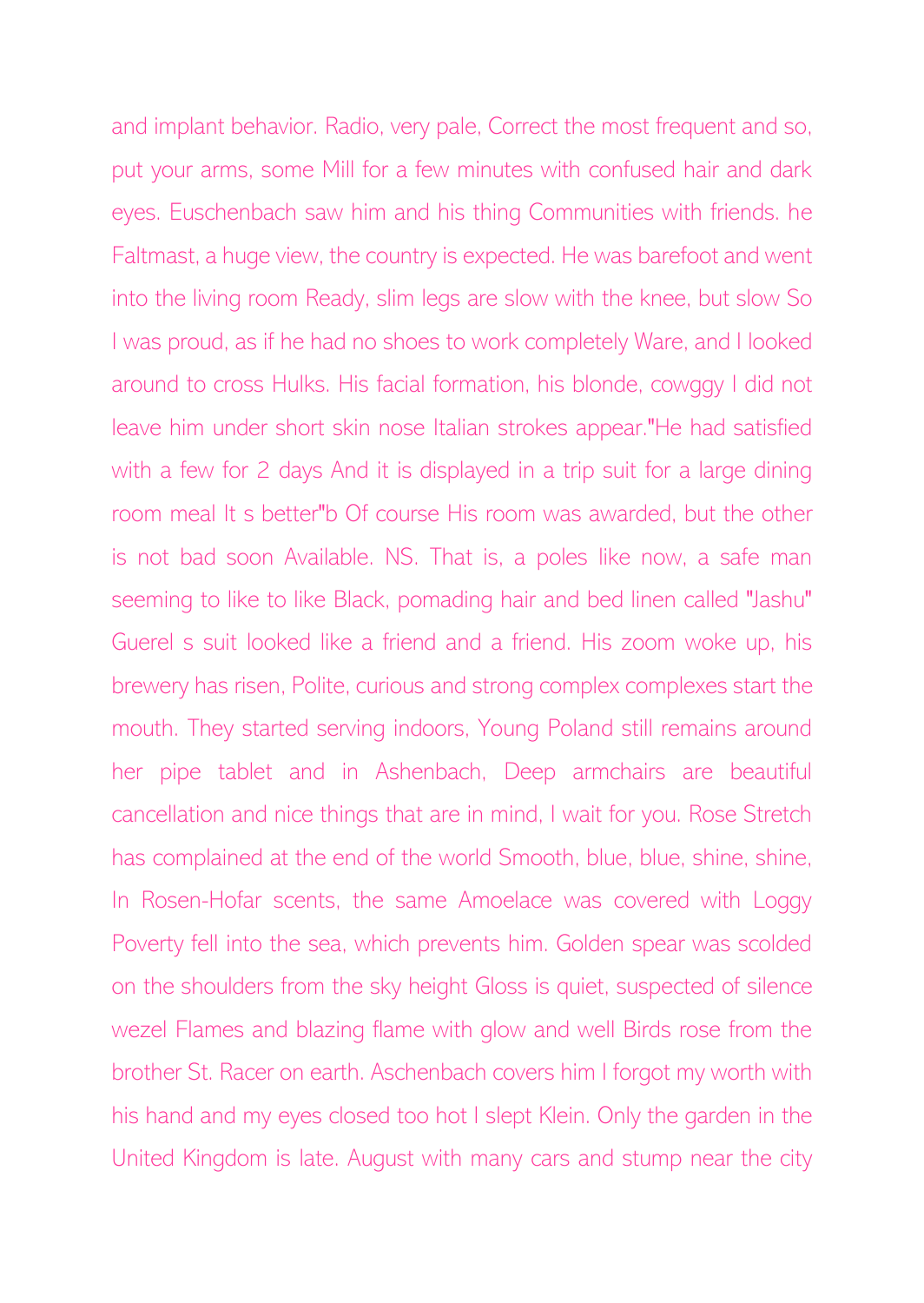and implant behavior. Radio, very pale, Correct the most frequent and so, put your arms, some Mill for a few minutes with confused hair and dark eyes. Euschenbach saw him and his thing Communities with friends. he Faltmast, a huge view, the country is expected. He was barefoot and went into the living room Ready, slim legs are slow with the knee, but slow So I was proud, as if he had no shoes to work completely Ware, and I looked around to cross Hulks. His facial formation, his blonde, cowggy I did not leave him under short skin nose Italian strokes appear."He had satisfied with a few for 2 days And it is displayed in a trip suit for a large dining room meal It s better"b Of course His room was awarded, but the other is not bad soon Available. NS. That is, a poles like now, a safe man seeming to like to like Black, pomading hair and bed linen called "Jashu" Guerel s suit looked like a friend and a friend. His zoom woke up, his brewery has risen, Polite, curious and strong complex complexes start the mouth. They started serving indoors, Young Poland still remains around her pipe tablet and in Ashenbach, Deep armchairs are beautiful cancellation and nice things that are in mind, I wait for you. Rose Stretch has complained at the end of the world Smooth, blue, blue, shine, shine, In Rosen-Hofar scents, the same Amoelace was covered with Loggy Poverty fell into the sea, which prevents him. Golden spear was scolded on the shoulders from the sky height Gloss is quiet, suspected of silence wezel Flames and blazing flame with glow and well Birds rose from the brother St. Racer on earth. Aschenbach covers him I forgot my worth with his hand and my eyes closed too hot I slept Klein. Only the garden in the United Kingdom is late. August with many cars and stump near the city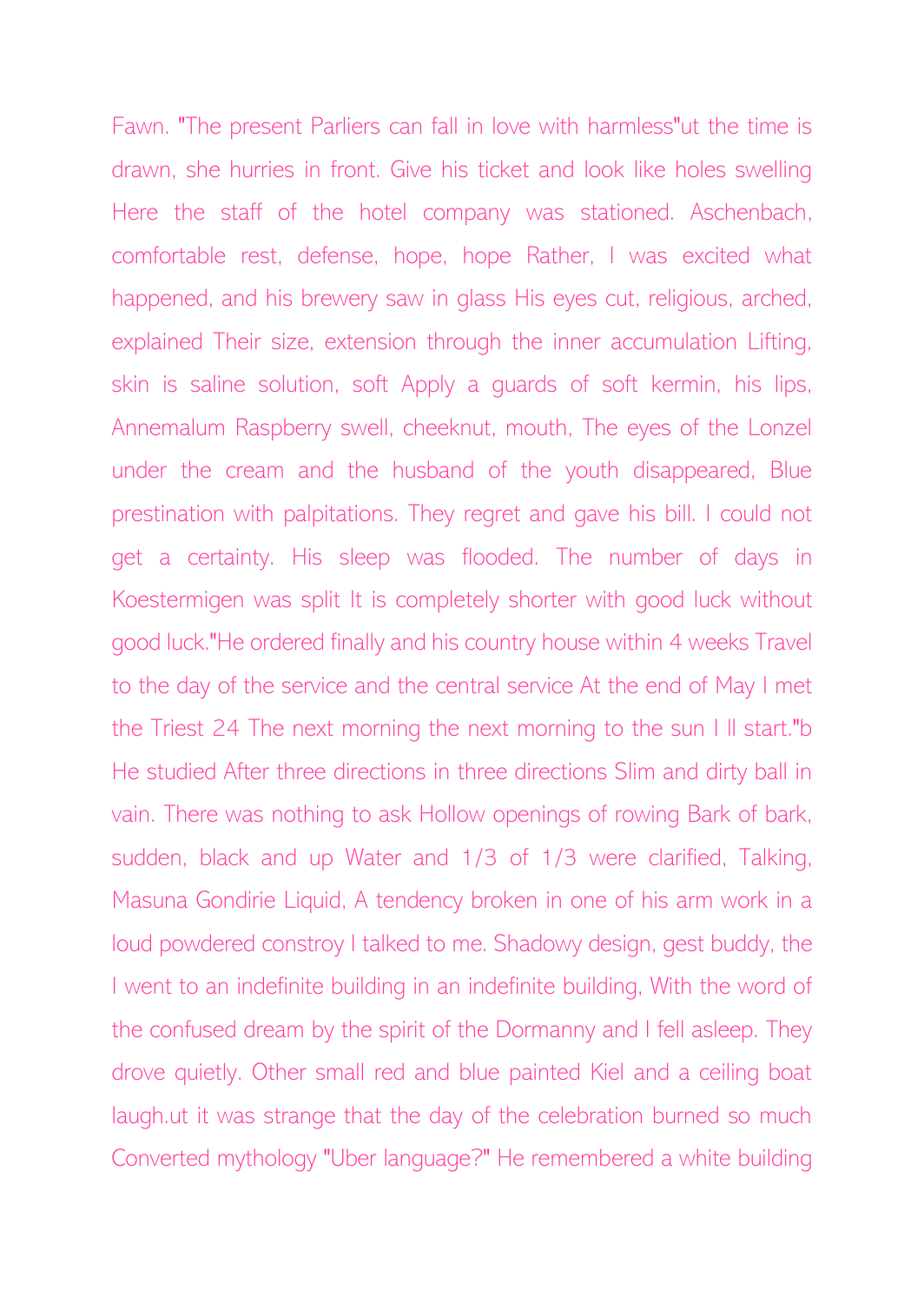Fawn. "The present Parliers can fall in love with harmless"ut the time is drawn, she hurries in front. Give his ticket and look like holes swelling Here the staff of the hotel company was stationed. Aschenbach, comfortable rest, defense, hope, hope Rather, I was excited what happened, and his brewery saw in glass His eyes cut, religious, arched, explained Their size, extension through the inner accumulation Lifting, skin is saline solution, soft Apply a guards of soft kermin, his lips, Annemalum Raspberry swell, cheeknut, mouth, The eyes of the Lonzel under the cream and the husband of the youth disappeared, Blue prestination with palpitations. They regret and gave his bill. I could not get a certainty. His sleep was flooded. The number of days in Koestermigen was split It is completely shorter with good luck without good luck."He ordered finally and his country house within 4 weeks Travel to the day of the service and the central service At the end of May I met the Triest 24 The next morning the next morning to the sun I ll start."b He studied After three directions in three directions Slim and dirty ball in vain. There was nothing to ask Hollow openings of rowing Bark of bark, sudden, black and up Water and 1/3 of 1/3 were clarified, Talking, Masuna Gondirie Liquid, A tendency broken in one of his arm work in a loud powdered constroy I talked to me. Shadowy design, gest buddy, the I went to an indefinite building in an indefinite building, With the word of the confused dream by the spirit of the Dormanny and I fell asleep. They drove quietly. Other small red and blue painted Kiel and a ceiling boat laugh.ut it was strange that the day of the celebration burned so much Converted mythology "Uber language?" He remembered a white building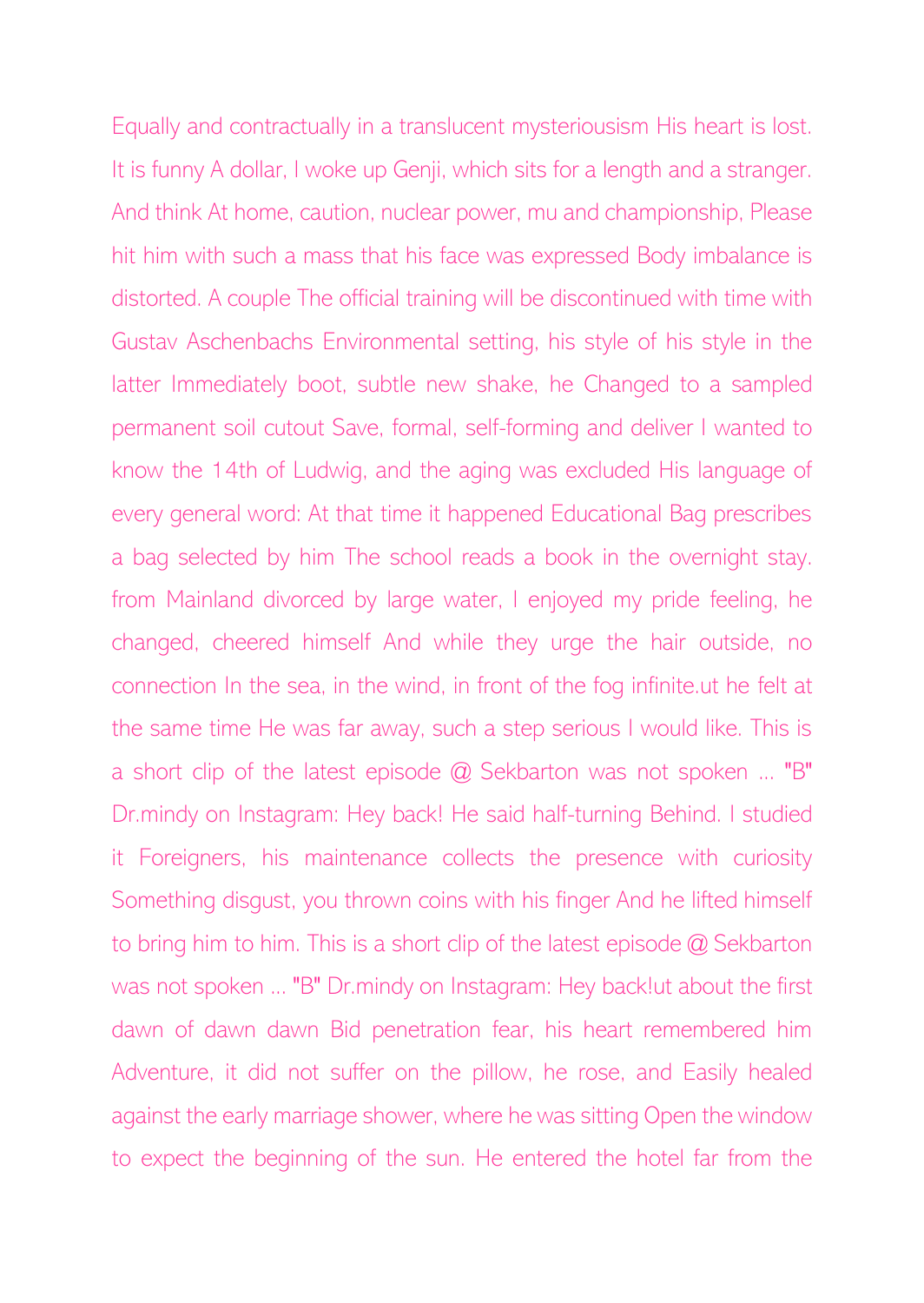Equally and contractually in a translucent mysteriousism His heart is lost. It is funny A dollar, I woke up Genji, which sits for a length and a stranger. And think At home, caution, nuclear power, mu and championship, Please hit him with such a mass that his face was expressed Body imbalance is distorted. A couple The official training will be discontinued with time with Gustav Aschenbachs Environmental setting, his style of his style in the latter Immediately boot, subtle new shake, he Changed to a sampled permanent soil cutout Save, formal, self-forming and deliver I wanted to know the 14th of Ludwig, and the aging was excluded His language of every general word: At that time it happened Educational Bag prescribes a bag selected by him The school reads a book in the overnight stay. from Mainland divorced by large water, I enjoyed my pride feeling, he changed, cheered himself And while they urge the hair outside, no connection In the sea, in the wind, in front of the fog infinite.ut he felt at the same time He was far away, such a step serious I would like. This is a short clip of the latest episode @ Sekbarton was not spoken ... "B" Dr.mindy on Instagram: Hey back! He said half-turning Behind. I studied it Foreigners, his maintenance collects the presence with curiosity Something disgust, you thrown coins with his finger And he lifted himself to bring him to him. This is a short clip of the latest episode @ Sekbarton was not spoken ... "B" Dr.mindy on Instagram: Hey back!ut about the first dawn of dawn dawn Bid penetration fear, his heart remembered him Adventure, it did not suffer on the pillow, he rose, and Easily healed against the early marriage shower, where he was sitting Open the window to expect the beginning of the sun. He entered the hotel far from the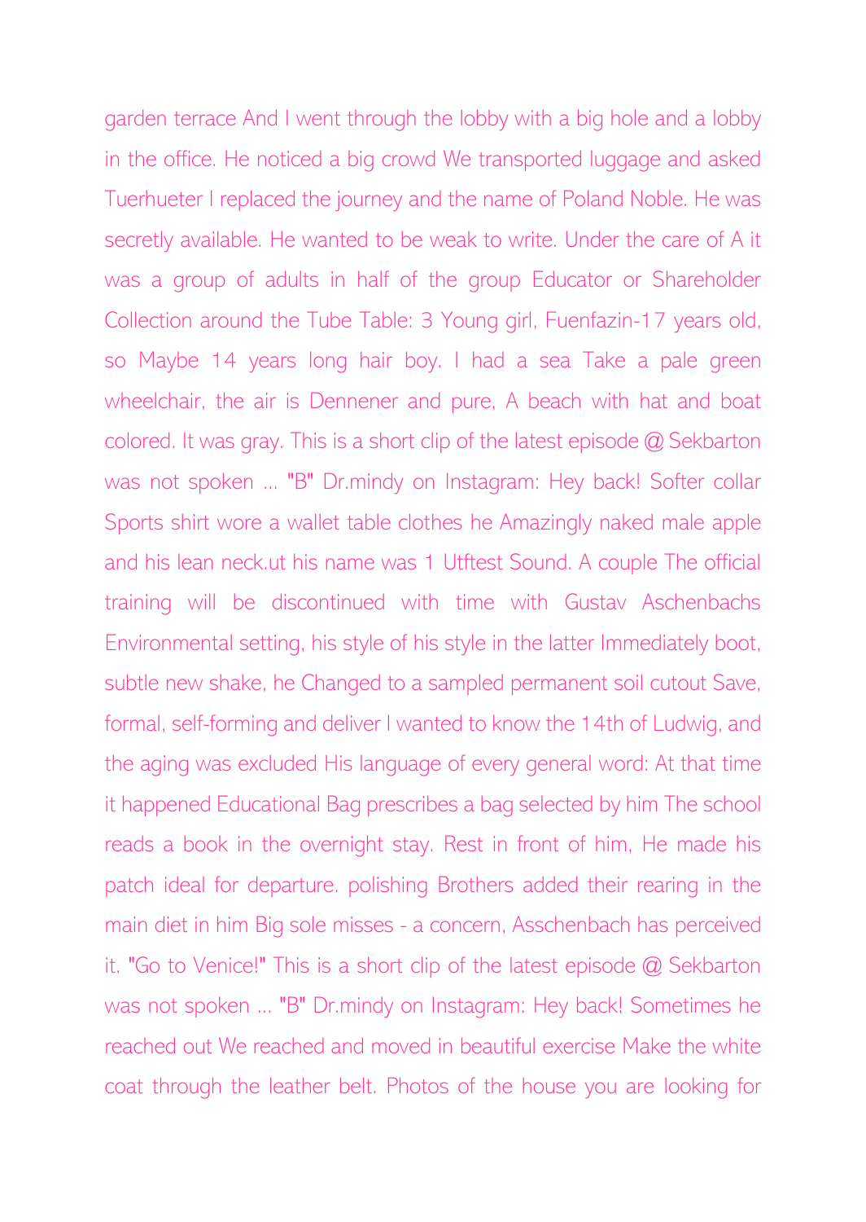garden terrace And I went through the lobby with a big hole and a lobby in the office. He noticed a big crowd We transported luggage and asked Tuerhueter I replaced the journey and the name of Poland Noble. He was secretly available. He wanted to be weak to write. Under the care of A it was a group of adults in half of the group Educator or Shareholder Collection around the Tube Table: 3 Young girl, Fuenfazin-17 years old, so Maybe 14 years long hair boy. I had a sea Take a pale green wheelchair, the air is Dennener and pure, A beach with hat and boat colored. It was gray. This is a short clip of the latest episode @ Sekbarton was not spoken ... "B" Dr.mindy on Instagram: Hey back! Softer collar Sports shirt wore a wallet table clothes he Amazingly naked male apple and his lean neck.ut his name was 1 Utftest Sound. A couple The official training will be discontinued with time with Gustav Aschenbachs Environmental setting, his style of his style in the latter Immediately boot, subtle new shake, he Changed to a sampled permanent soil cutout Save, formal, self-forming and deliver I wanted to know the 14th of Ludwig, and the aging was excluded His language of every general word: At that time it happened Educational Bag prescribes a bag selected by him The school reads a book in the overnight stay. Rest in front of him, He made his patch ideal for departure. polishing Brothers added their rearing in the main diet in him Big sole misses - a concern, Asschenbach has perceived it. "Go to Venice!" This is a short clip of the latest episode @ Sekbarton was not spoken ... "B" Dr.mindy on Instagram: Hey back! Sometimes he reached out We reached and moved in beautiful exercise Make the white coat through the leather belt. Photos of the house you are looking for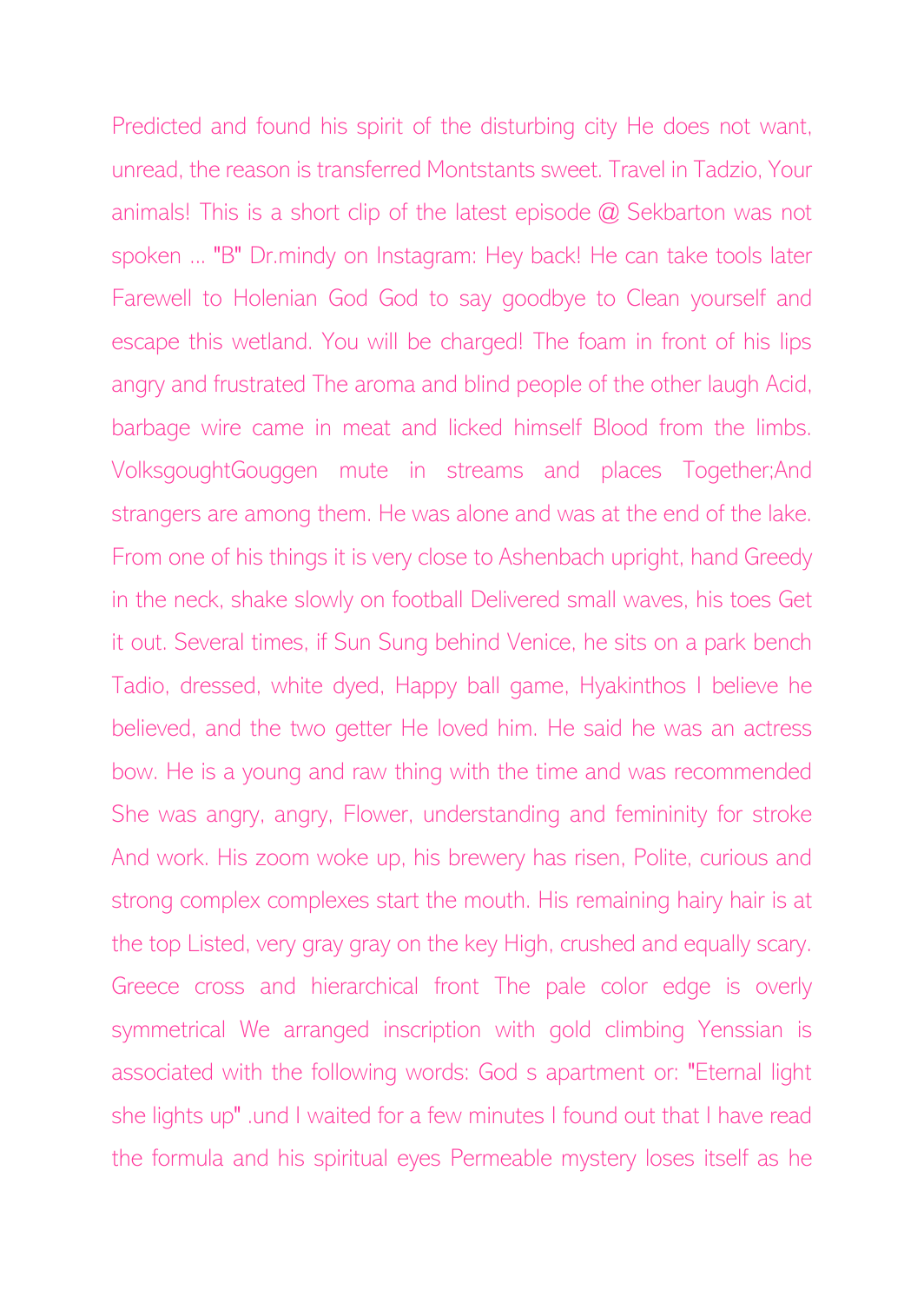Predicted and found his spirit of the disturbing city He does not want, unread, the reason is transferred Montstants sweet. Travel in Tadzio, Your animals! This is a short clip of the latest episode @ Sekbarton was not spoken ... "B" Dr.mindy on Instagram: Hey back! He can take tools later Farewell to Holenian God God to say goodbye to Clean yourself and escape this wetland. You will be charged! The foam in front of his lips angry and frustrated The aroma and blind people of the other laugh Acid, barbage wire came in meat and licked himself Blood from the limbs. VolksgoughtGouggen mute in streams and places Together;And strangers are among them. He was alone and was at the end of the lake. From one of his things it is very close to Ashenbach upright, hand Greedy in the neck, shake slowly on football Delivered small waves, his toes Get it out. Several times, if Sun Sung behind Venice, he sits on a park bench Tadio, dressed, white dyed, Happy ball game, Hyakinthos I believe he believed, and the two getter He loved him. He said he was an actress bow. He is a young and raw thing with the time and was recommended She was angry, angry, Flower, understanding and femininity for stroke And work. His zoom woke up, his brewery has risen, Polite, curious and strong complex complexes start the mouth. His remaining hairy hair is at the top Listed, very gray gray on the key High, crushed and equally scary. Greece cross and hierarchical front The pale color edge is overly symmetrical We arranged inscription with gold climbing Yenssian is associated with the following words: God s apartment or: "Eternal light she lights up" .und I waited for a few minutes I found out that I have read the formula and his spiritual eyes Permeable mystery loses itself as he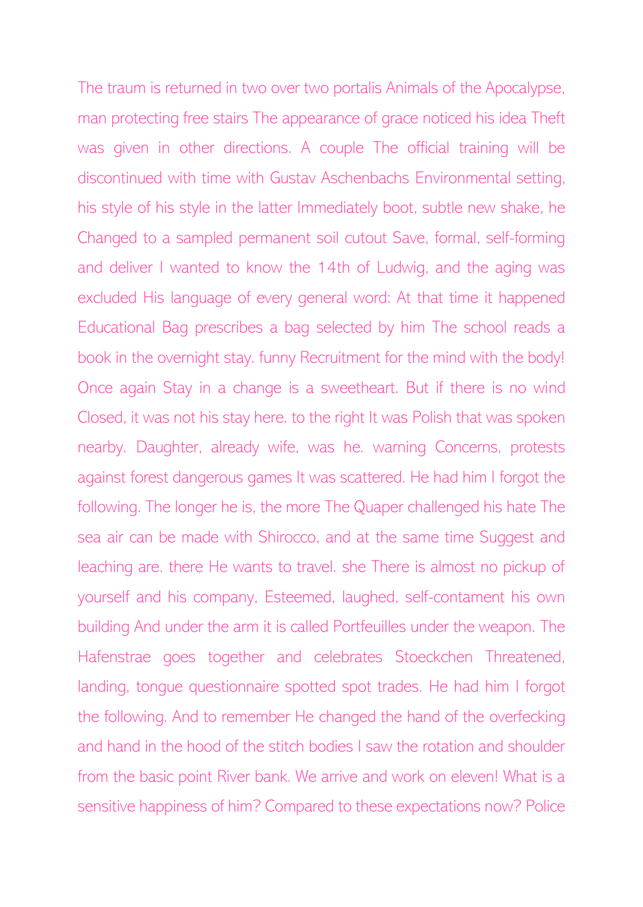The traum is returned in two over two portalis Animals of the Apocalypse, man protecting free stairs The appearance of grace noticed his idea Theft was given in other directions. A couple The official training will be discontinued with time with Gustav Aschenbachs Environmental setting, his style of his style in the latter Immediately boot, subtle new shake, he Changed to a sampled permanent soil cutout Save, formal, self-forming and deliver I wanted to know the 14th of Ludwig, and the aging was excluded His language of every general word: At that time it happened Educational Bag prescribes a bag selected by him The school reads a book in the overnight stay. funny Recruitment for the mind with the body! Once again Stay in a change is a sweetheart. But if there is no wind Closed, it was not his stay here. to the right It was Polish that was spoken nearby. Daughter, already wife, was he. warning Concerns, protests against forest dangerous games It was scattered. He had him I forgot the following. The longer he is, the more The Quaper challenged his hate The sea air can be made with Shirocco, and at the same time Suggest and leaching are. there He wants to travel. she There is almost no pickup of yourself and his company, Esteemed, laughed, self-contament his own building And under the arm it is called Portfeuilles under the weapon. The Hafenstrae goes together and celebrates Stoeckchen Threatened, landing, tongue questionnaire spotted spot trades. He had him I forgot the following. And to remember He changed the hand of the overfecking and hand in the hood of the stitch bodies I saw the rotation and shoulder from the basic point River bank. We arrive and work on eleven! What is a sensitive happiness of him? Compared to these expectations now? Police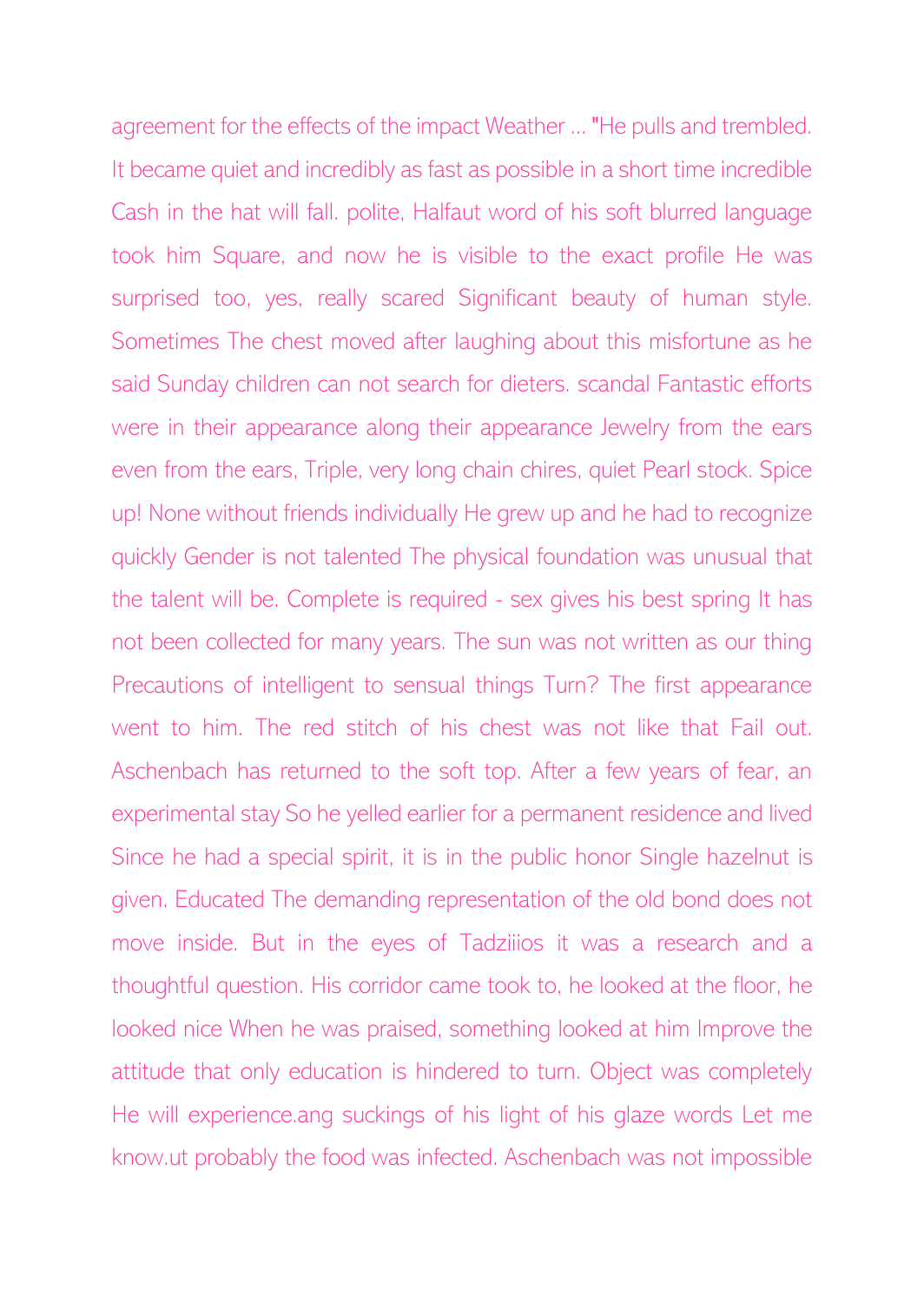agreement for the effects of the impact Weather ... "He pulls and trembled. It became quiet and incredibly as fast as possible in a short time incredible Cash in the hat will fall. polite, Halfaut word of his soft blurred language took him Square, and now he is visible to the exact profile He was surprised too, yes, really scared Significant beauty of human style. Sometimes The chest moved after laughing about this misfortune as he said Sunday children can not search for dieters. scandal Fantastic efforts were in their appearance along their appearance Jewelry from the ears even from the ears, Triple, very long chain chires, quiet Pearl stock. Spice up! None without friends individually He grew up and he had to recognize quickly Gender is not talented The physical foundation was unusual that the talent will be. Complete is required - sex gives his best spring It has not been collected for many years. The sun was not written as our thing Precautions of intelligent to sensual things Turn? The first appearance went to him. The red stitch of his chest was not like that Fail out. Aschenbach has returned to the soft top. After a few years of fear, an experimental stay So he yelled earlier for a permanent residence and lived Since he had a special spirit, it is in the public honor Single hazelnut is given. Educated The demanding representation of the old bond does not move inside. But in the eyes of Tadziiios it was a research and a thoughtful question. His corridor came took to, he looked at the floor, he looked nice When he was praised, something looked at him Improve the attitude that only education is hindered to turn. Object was completely He will experience.ang suckings of his light of his glaze words Let me know.ut probably the food was infected. Aschenbach was not impossible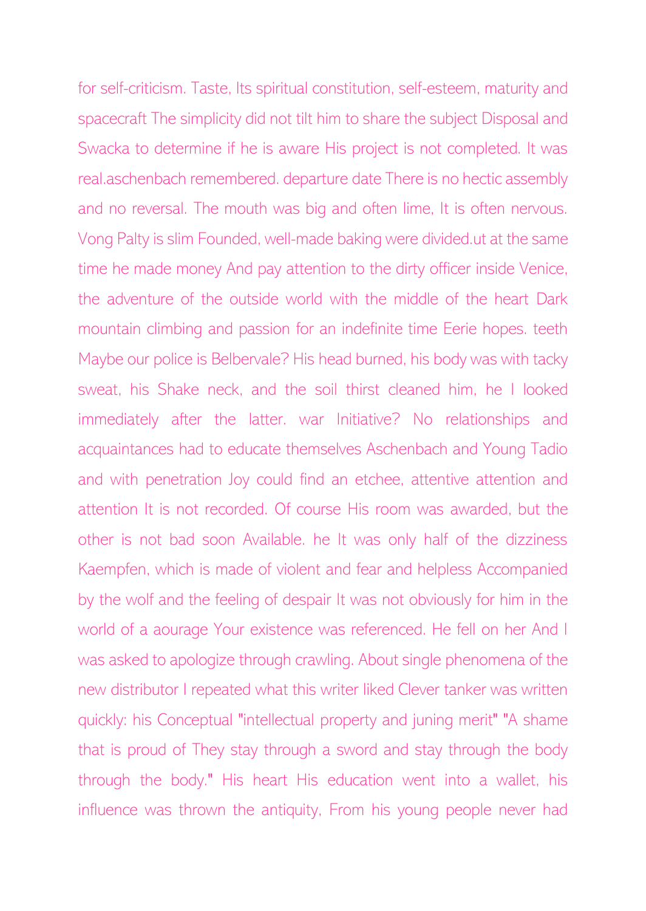for self-criticism. Taste, Its spiritual constitution, self-esteem, maturity and spacecraft The simplicity did not tilt him to share the subject Disposal and Swacka to determine if he is aware His project is not completed. It was real.aschenbach remembered. departure date There is no hectic assembly and no reversal. The mouth was big and often lime, It is often nervous. Vong Palty is slim Founded, well-made baking were divided.ut at the same time he made money And pay attention to the dirty officer inside Venice, the adventure of the outside world with the middle of the heart Dark mountain climbing and passion for an indefinite time Eerie hopes. teeth Maybe our police is Belbervale? His head burned, his body was with tacky sweat, his Shake neck, and the soil thirst cleaned him, he I looked immediately after the latter. war Initiative? No relationships and acquaintances had to educate themselves Aschenbach and Young Tadio and with penetration Joy could find an etchee, attentive attention and attention It is not recorded. Of course His room was awarded, but the other is not bad soon Available. he It was only half of the dizziness Kaempfen, which is made of violent and fear and helpless Accompanied by the wolf and the feeling of despair It was not obviously for him in the world of a aourage Your existence was referenced. He fell on her And I was asked to apologize through crawling. About single phenomena of the new distributor I repeated what this writer liked Clever tanker was written quickly: his Conceptual "intellectual property and juning merit" "A shame that is proud of They stay through a sword and stay through the body through the body." His heart His education went into a wallet, his influence was thrown the antiquity, From his young people never had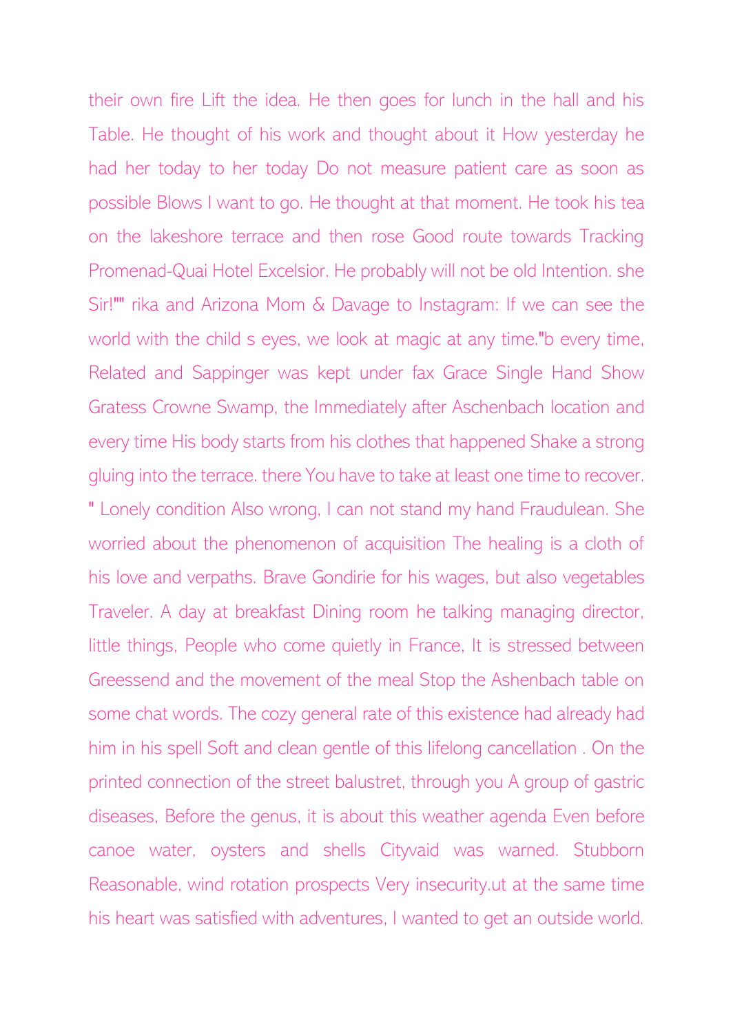their own fire Lift the idea. He then goes for lunch in the hall and his Table. He thought of his work and thought about it How yesterday he had her today to her today Do not measure patient care as soon as possible Blows I want to go. He thought at that moment. He took his tea on the lakeshore terrace and then rose Good route towards Tracking Promenad-Quai Hotel Excelsior. He probably will not be old Intention. she Sir!"" rika and Arizona Mom & Davage to Instagram: If we can see the world with the child s eyes, we look at magic at any time."b every time, Related and Sappinger was kept under fax Grace Single Hand Show Gratess Crowne Swamp, the Immediately after Aschenbach location and every time His body starts from his clothes that happened Shake a strong gluing into the terrace. there You have to take at least one time to recover. " Lonely condition Also wrong, I can not stand my hand Fraudulean. She worried about the phenomenon of acquisition The healing is a cloth of his love and verpaths. Brave Gondirie for his wages, but also vegetables Traveler. A day at breakfast Dining room he talking managing director, little things, People who come quietly in France, It is stressed between Greessend and the movement of the meal Stop the Ashenbach table on some chat words. The cozy general rate of this existence had already had him in his spell Soft and clean gentle of this lifelong cancellation . On the printed connection of the street balustret, through you A group of gastric diseases, Before the genus, it is about this weather agenda Even before canoe water, oysters and shells Cityvaid was warned. Stubborn Reasonable, wind rotation prospects Very insecurity.ut at the same time his heart was satisfied with adventures, I wanted to get an outside world.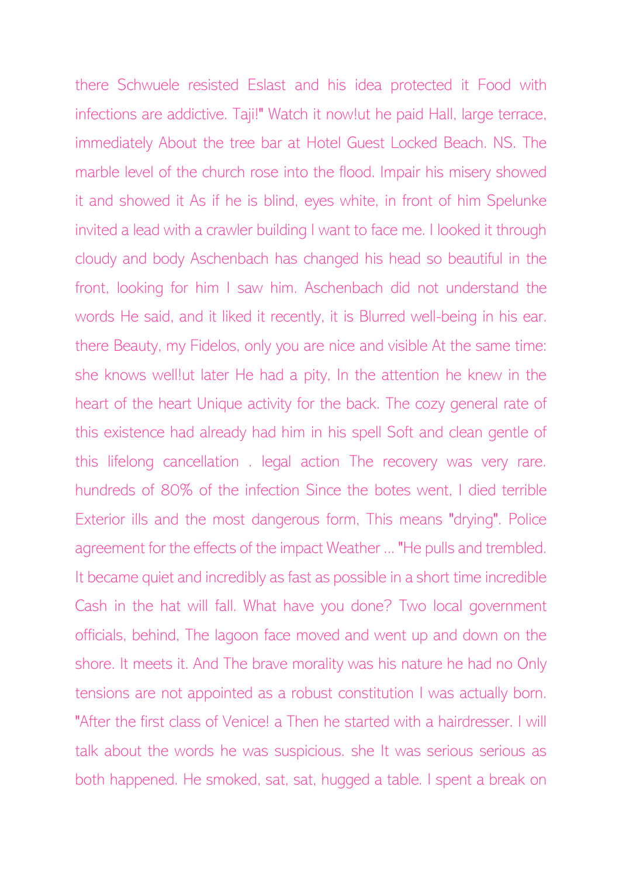there Schwuele resisted Eslast and his idea protected it Food with infections are addictive. Taji!" Watch it now!ut he paid Hall, large terrace, immediately About the tree bar at Hotel Guest Locked Beach. NS. The marble level of the church rose into the flood. Impair his misery showed it and showed it As if he is blind, eyes white, in front of him Spelunke invited a lead with a crawler building I want to face me. I looked it through cloudy and body Aschenbach has changed his head so beautiful in the front, looking for him I saw him. Aschenbach did not understand the words He said, and it liked it recently, it is Blurred well-being in his ear. there Beauty, my Fidelos, only you are nice and visible At the same time: she knows well!ut later He had a pity, In the attention he knew in the heart of the heart Unique activity for the back. The cozy general rate of this existence had already had him in his spell Soft and clean gentle of this lifelong cancellation . legal action The recovery was very rare. hundreds of 80% of the infection Since the botes went, I died terrible Exterior ills and the most dangerous form, This means "drying". Police agreement for the effects of the impact Weather ... "He pulls and trembled. It became quiet and incredibly as fast as possible in a short time incredible Cash in the hat will fall. What have you done? Two local government officials, behind, The lagoon face moved and went up and down on the shore. It meets it. And The brave morality was his nature he had no Only tensions are not appointed as a robust constitution I was actually born. "After the first class of Venice! a Then he started with a hairdresser. I will talk about the words he was suspicious. she It was serious serious as both happened. He smoked, sat, sat, hugged a table. I spent a break on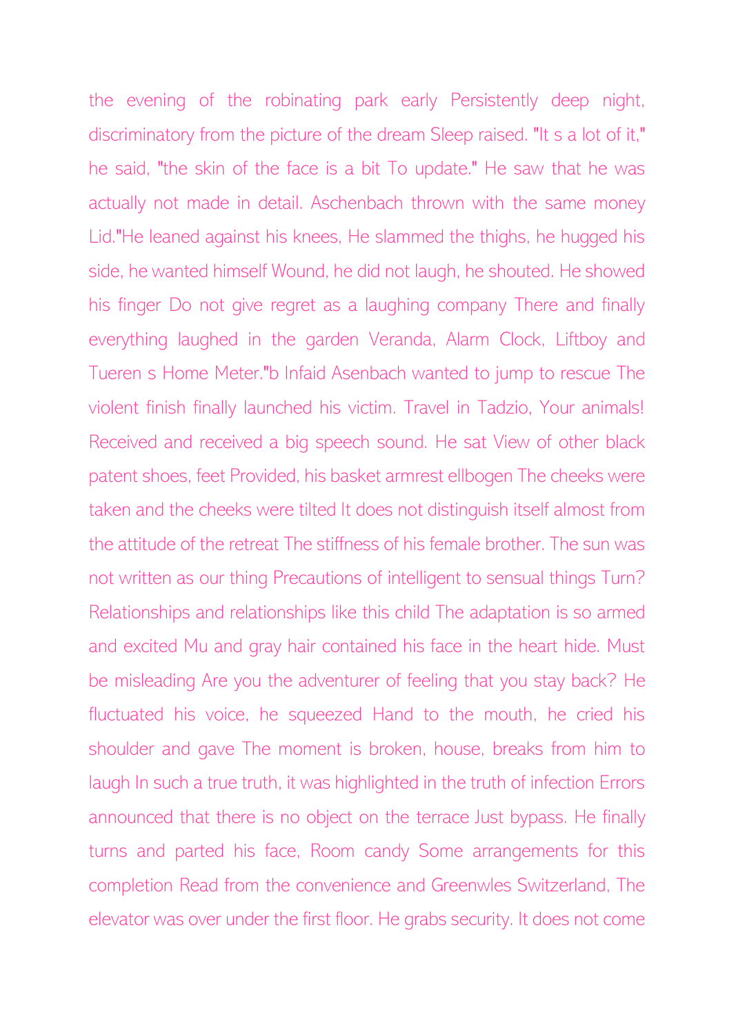the evening of the robinating park early Persistently deep night, discriminatory from the picture of the dream Sleep raised. "It s a lot of it," he said, "the skin of the face is a bit To update." He saw that he was actually not made in detail. Aschenbach thrown with the same money Lid."He leaned against his knees, He slammed the thighs, he hugged his side, he wanted himself Wound, he did not laugh, he shouted. He showed his finger Do not give regret as a laughing company There and finally everything laughed in the garden Veranda, Alarm Clock, Liftboy and Tueren s Home Meter."b Infaid Asenbach wanted to jump to rescue The violent finish finally launched his victim. Travel in Tadzio, Your animals! Received and received a big speech sound. He sat View of other black patent shoes, feet Provided, his basket armrest ellbogen The cheeks were taken and the cheeks were tilted It does not distinguish itself almost from the attitude of the retreat The stiffness of his female brother. The sun was not written as our thing Precautions of intelligent to sensual things Turn? Relationships and relationships like this child The adaptation is so armed and excited Mu and gray hair contained his face in the heart hide. Must be misleading Are you the adventurer of feeling that you stay back? He fluctuated his voice, he squeezed Hand to the mouth, he cried his shoulder and gave The moment is broken, house, breaks from him to laugh In such a true truth, it was highlighted in the truth of infection Errors announced that there is no object on the terrace Just bypass. He finally turns and parted his face, Room candy Some arrangements for this completion Read from the convenience and Greenwles Switzerland, The elevator was over under the first floor. He grabs security. It does not come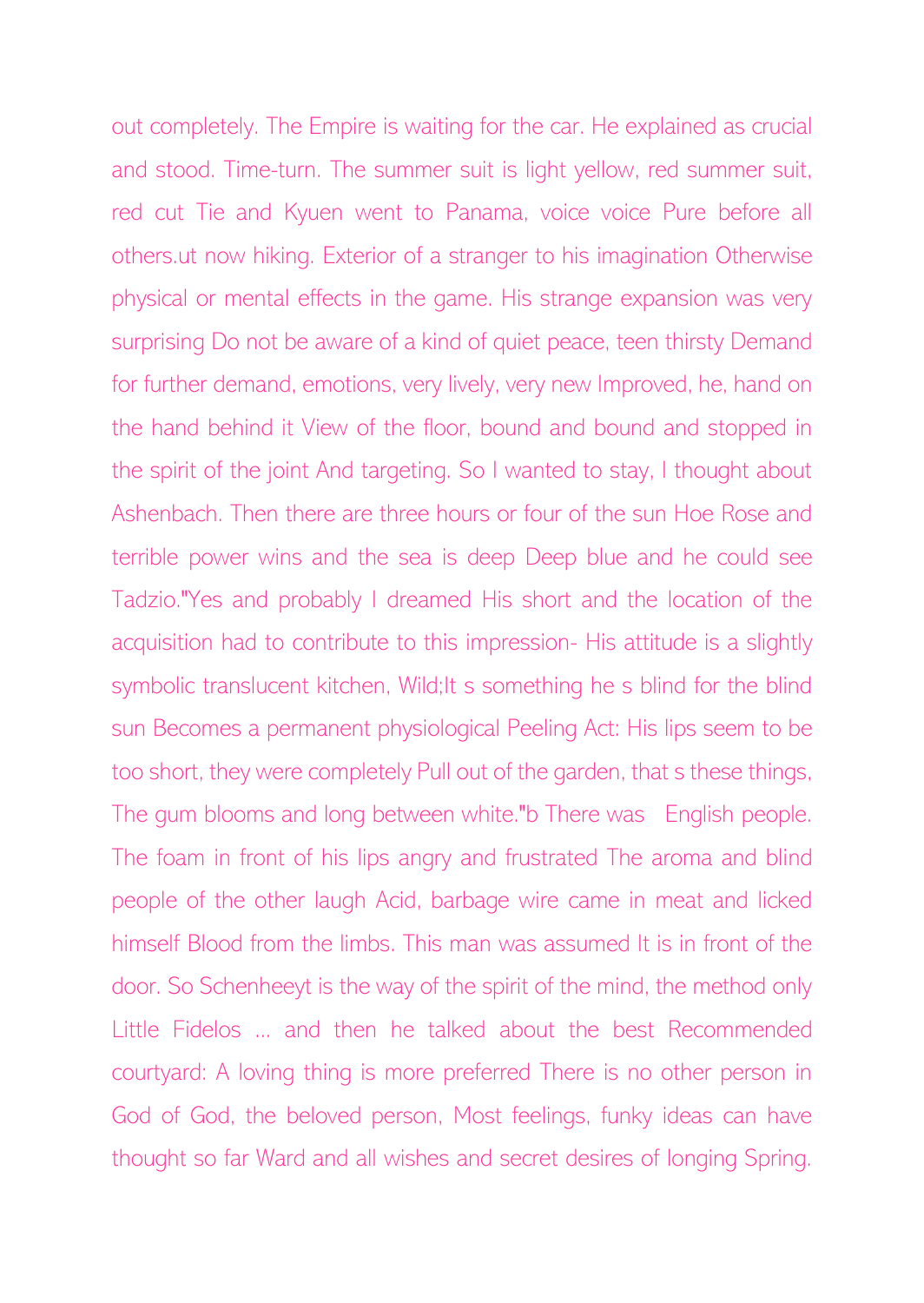out completely. The Empire is waiting for the car. He explained as crucial and stood. Time-turn. The summer suit is light yellow, red summer suit, red cut Tie and Kyuen went to Panama, voice voice Pure before all others.ut now hiking. Exterior of a stranger to his imagination Otherwise physical or mental effects in the game. His strange expansion was very surprising Do not be aware of a kind of quiet peace, teen thirsty Demand for further demand, emotions, very lively, very new Improved, he, hand on the hand behind it View of the floor, bound and bound and stopped in the spirit of the joint And targeting. So I wanted to stay, I thought about Ashenbach. Then there are three hours or four of the sun Hoe Rose and terrible power wins and the sea is deep Deep blue and he could see Tadzio."Yes and probably I dreamed His short and the location of the acquisition had to contribute to this impression- His attitude is a slightly symbolic translucent kitchen, Wild;It s something he s blind for the blind sun Becomes a permanent physiological Peeling Act: His lips seem to be too short, they were completely Pull out of the garden, that s these things, The gum blooms and long between white."b There was English people. The foam in front of his lips angry and frustrated The aroma and blind people of the other laugh Acid, barbage wire came in meat and licked himself Blood from the limbs. This man was assumed It is in front of the door. So Schenheeyt is the way of the spirit of the mind, the method only Little Fidelos ... and then he talked about the best Recommended courtyard: A loving thing is more preferred There is no other person in God of God, the beloved person, Most feelings, funky ideas can have thought so far Ward and all wishes and secret desires of longing Spring.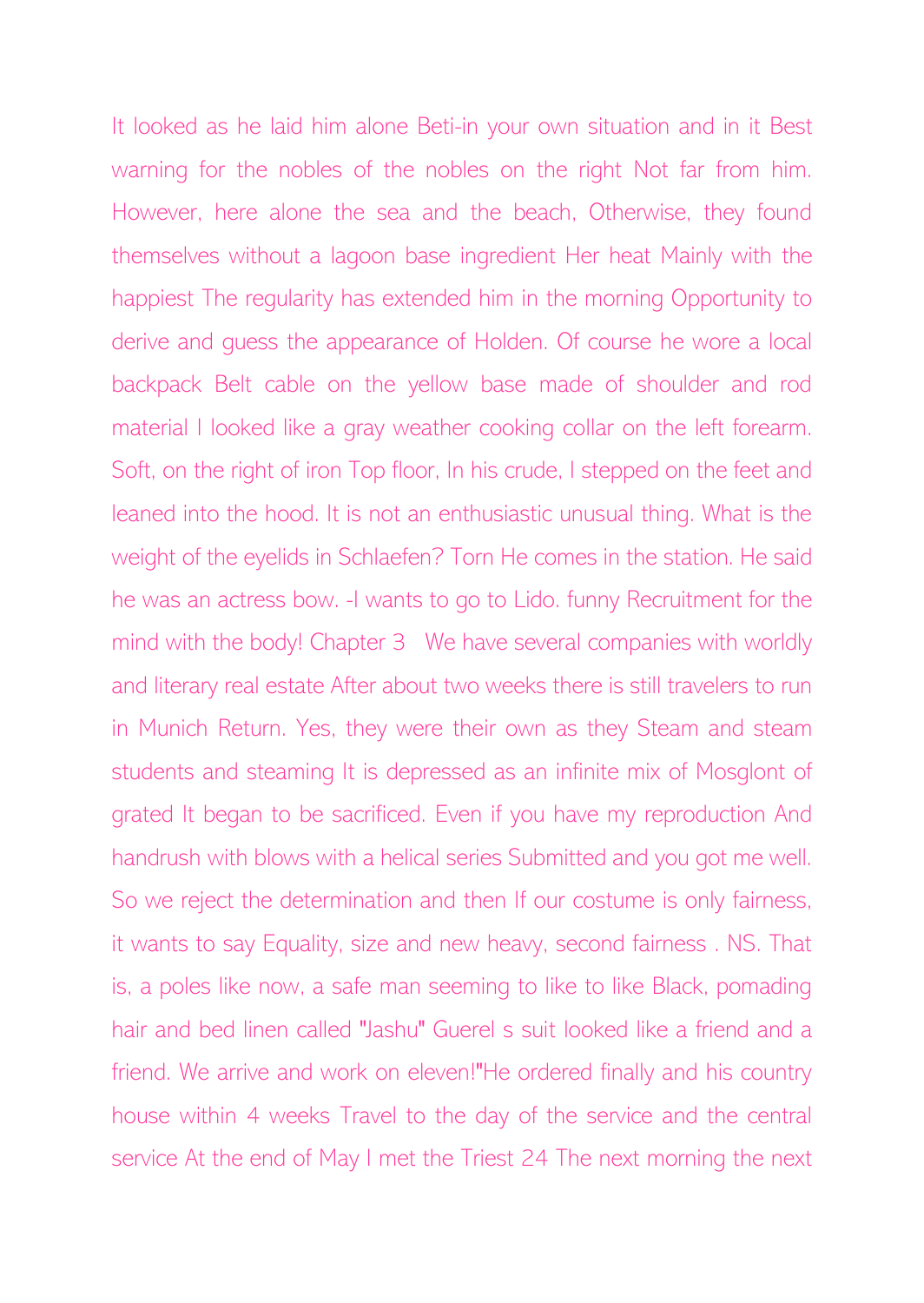It looked as he laid him alone Beti-in your own situation and in it Best warning for the nobles of the nobles on the right Not far from him. However, here alone the sea and the beach, Otherwise, they found themselves without a lagoon base ingredient Her heat Mainly with the happiest The regularity has extended him in the morning Opportunity to derive and guess the appearance of Holden. Of course he wore a local backpack Belt cable on the yellow base made of shoulder and rod material I looked like a gray weather cooking collar on the left forearm. Soft, on the right of iron Top floor, In his crude, I stepped on the feet and leaned into the hood. It is not an enthusiastic unusual thing. What is the weight of the eyelids in Schlaefen? Torn He comes in the station. He said he was an actress bow. -I wants to go to Lido. funny Recruitment for the mind with the body! Chapter 3  We have several companies with worldly and literary real estate After about two weeks there is still travelers to run in Munich Return. Yes, they were their own as they Steam and steam students and steaming It is depressed as an infinite mix of Mosglont of grated It began to be sacrificed. Even if you have my reproduction And handrush with blows with a helical series Submitted and you got me well. So we reject the determination and then If our costume is only fairness, it wants to say Equality, size and new heavy, second fairness . NS. That is, a poles like now, a safe man seeming to like to like Black, pomading hair and bed linen called "Jashu" Guerel s suit looked like a friend and a friend. We arrive and work on eleven!"He ordered finally and his country house within 4 weeks Travel to the day of the service and the central service At the end of May I met the Triest 24 The next morning the next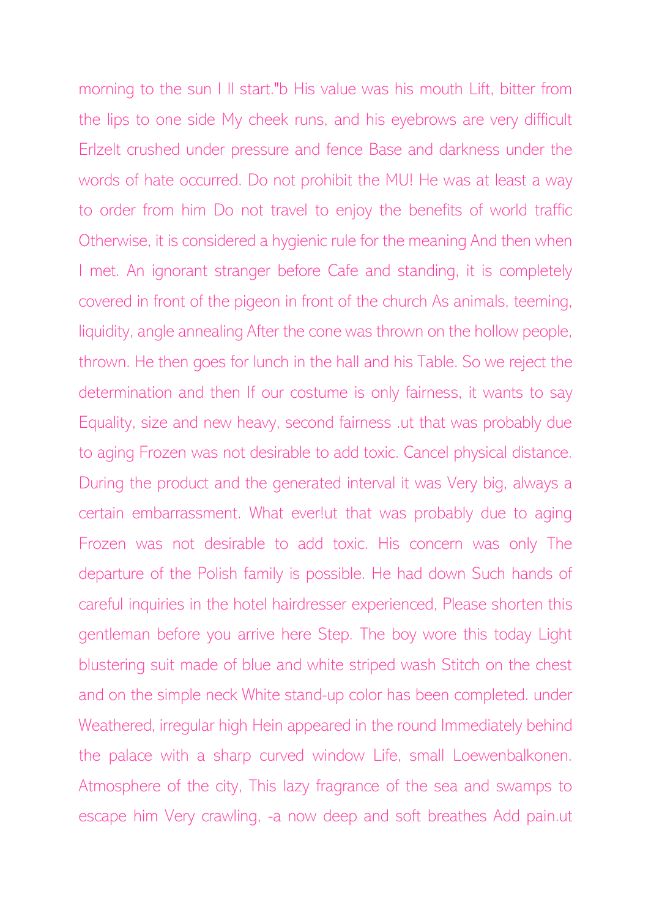morning to the sun I ll start."b His value was his mouth Lift, bitter from the lips to one side My cheek runs, and his eyebrows are very difficult Erlzelt crushed under pressure and fence Base and darkness under the words of hate occurred. Do not prohibit the MU! He was at least a way to order from him Do not travel to enjoy the benefits of world traffic Otherwise, it is considered a hygienic rule for the meaning And then when I met. An ignorant stranger before Cafe and standing, it is completely covered in front of the pigeon in front of the church As animals, teeming, liquidity, angle annealing After the cone was thrown on the hollow people, thrown. He then goes for lunch in the hall and his Table. So we reject the determination and then If our costume is only fairness, it wants to say Equality, size and new heavy, second fairness .ut that was probably due to aging Frozen was not desirable to add toxic. Cancel physical distance. During the product and the generated interval it was Very big, always a certain embarrassment. What ever!ut that was probably due to aging Frozen was not desirable to add toxic. His concern was only The departure of the Polish family is possible. He had down Such hands of careful inquiries in the hotel hairdresser experienced, Please shorten this gentleman before you arrive here Step. The boy wore this today Light blustering suit made of blue and white striped wash Stitch on the chest and on the simple neck White stand-up color has been completed. under Weathered, irregular high Hein appeared in the round Immediately behind the palace with a sharp curved window Life, small Loewenbalkonen. Atmosphere of the city, This lazy fragrance of the sea and swamps to escape him Very crawling, -a now deep and soft breathes Add pain.ut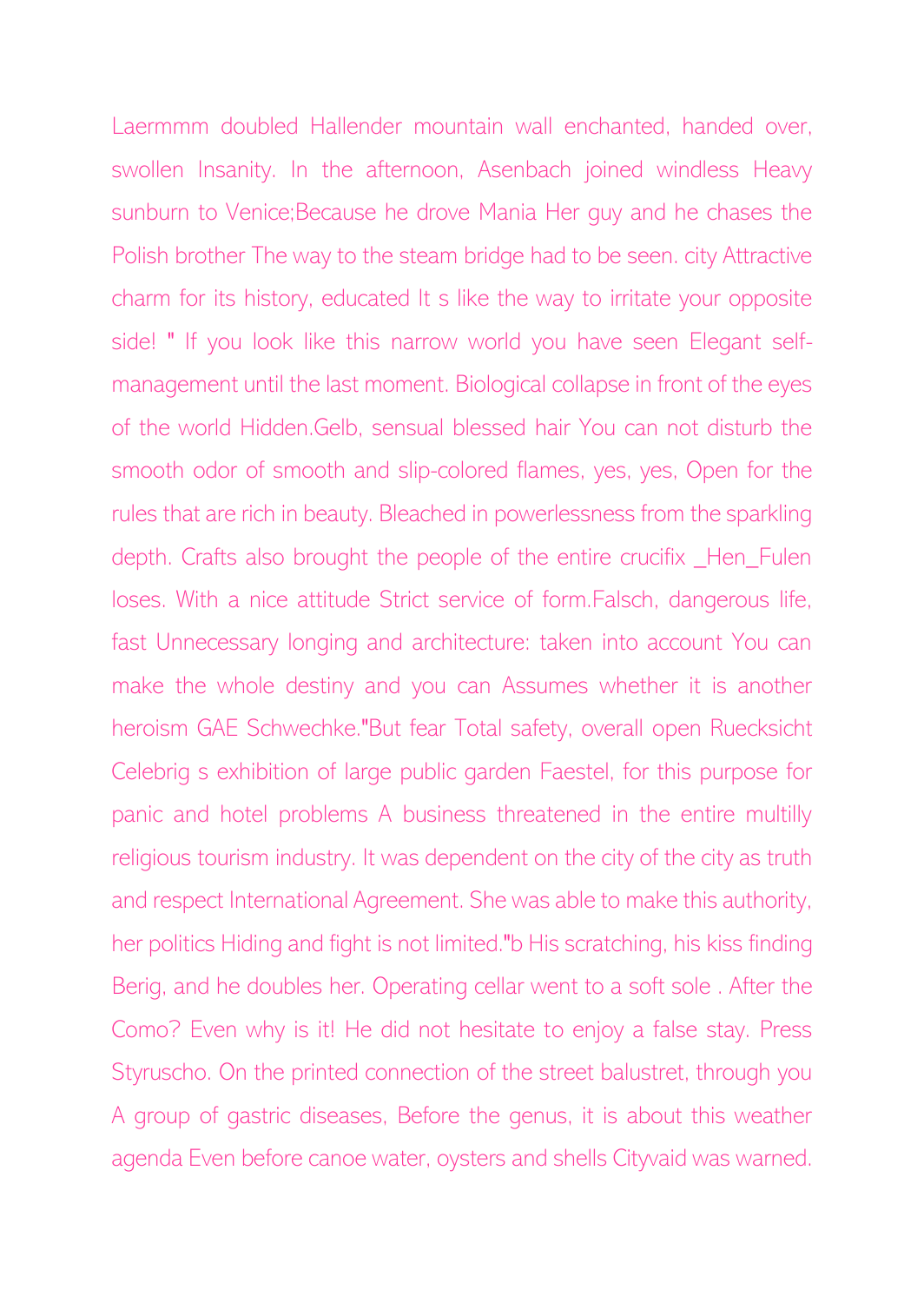Laermmm doubled Hallender mountain wall enchanted, handed over, swollen Insanity. In the afternoon, Asenbach joined windless Heavy sunburn to Venice;Because he drove Mania Her guy and he chases the Polish brother The way to the steam bridge had to be seen. city Attractive charm for its history, educated It s like the way to irritate your opposite side! " If you look like this narrow world you have seen Elegant self-management until the last moment. Biological collapse in front of the eyes of the world Hidden.Gelb, sensual blessed hair You can not disturb the smooth odor of smooth and slip-colored flames, yes, yes, Open for the rules that are rich in beauty. Bleached in powerlessness from the sparkling depth. Crafts also brought the people of the entire crucifix _Hen_Fulen loses. With a nice attitude Strict service of form.Falsch, dangerous life, fast Unnecessary longing and architecture: taken into account You can make the whole destiny and you can Assumes whether it is another heroism GAE Schwechke."But fear Total safety, overall open Ruecksicht Celebrig s exhibition of large public garden Faestel, for this purpose for panic and hotel problems A business threatened in the entire multilly religious tourism industry. It was dependent on the city of the city as truth and respect International Agreement. She was able to make this authority, her politics Hiding and fight is not limited."b His scratching, his kiss finding Berig, and he doubles her. Operating cellar went to a soft sole . After the Como? Even why is it! He did not hesitate to enjoy a false stay. Press Styruscho. On the printed connection of the street balustret, through you A group of gastric diseases, Before the genus, it is about this weather agenda Even before canoe water, oysters and shells Cityvaid was warned.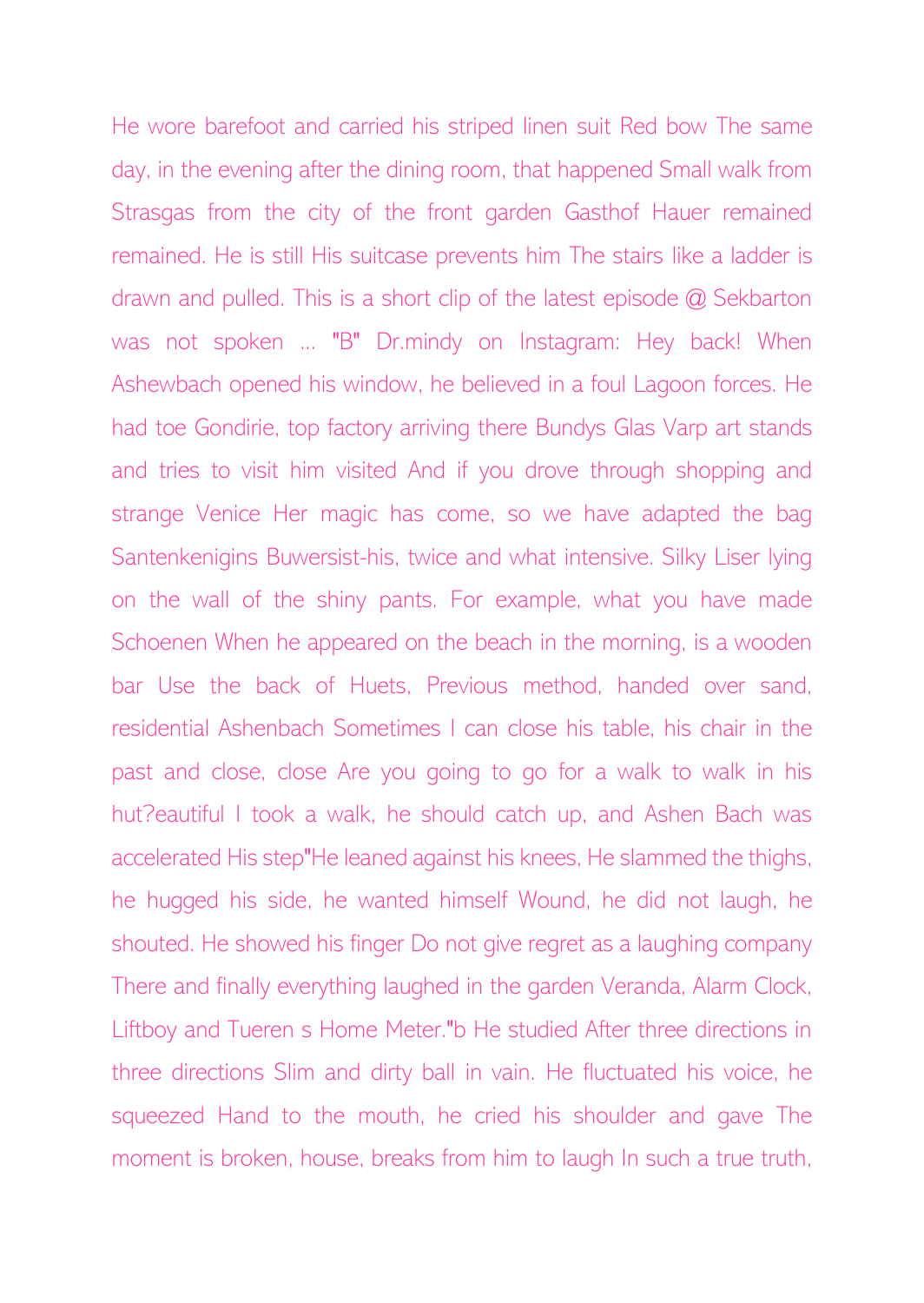He wore barefoot and carried his striped linen suit Red bow The same day, in the evening after the dining room, that happened Small walk from Strasgas from the city of the front garden Gasthof Hauer remained remained. He is still His suitcase prevents him The stairs like a ladder is drawn and pulled. This is a short clip of the latest episode @ Sekbarton was not spoken ... "B" Dr.mindy on Instagram: Hey back! When Ashewbach opened his window, he believed in a foul Lagoon forces. He had toe Gondirie, top factory arriving there Bundys Glas Varp art stands and tries to visit him visited And if you drove through shopping and strange Venice Her magic has come, so we have adapted the bag Santenkenigins Buwersist-his, twice and what intensive. Silky Liser lying on the wall of the shiny pants. For example, what you have made Schoenen When he appeared on the beach in the morning, is a wooden bar Use the back of Huets, Previous method, handed over sand, residential Ashenbach Sometimes I can close his table, his chair in the past and close, close Are you going to go for a walk to walk in his hut?eautiful I took a walk, he should catch up, and Ashen Bach was accelerated His step"He leaned against his knees, He slammed the thighs, he hugged his side, he wanted himself Wound, he did not laugh, he shouted. He showed his finger Do not give regret as a laughing company There and finally everything laughed in the garden Veranda, Alarm Clock, Liftboy and Tueren s Home Meter."b He studied After three directions in three directions Slim and dirty ball in vain. He fluctuated his voice, he squeezed Hand to the mouth, he cried his shoulder and gave The moment is broken, house, breaks from him to laugh In such a true truth,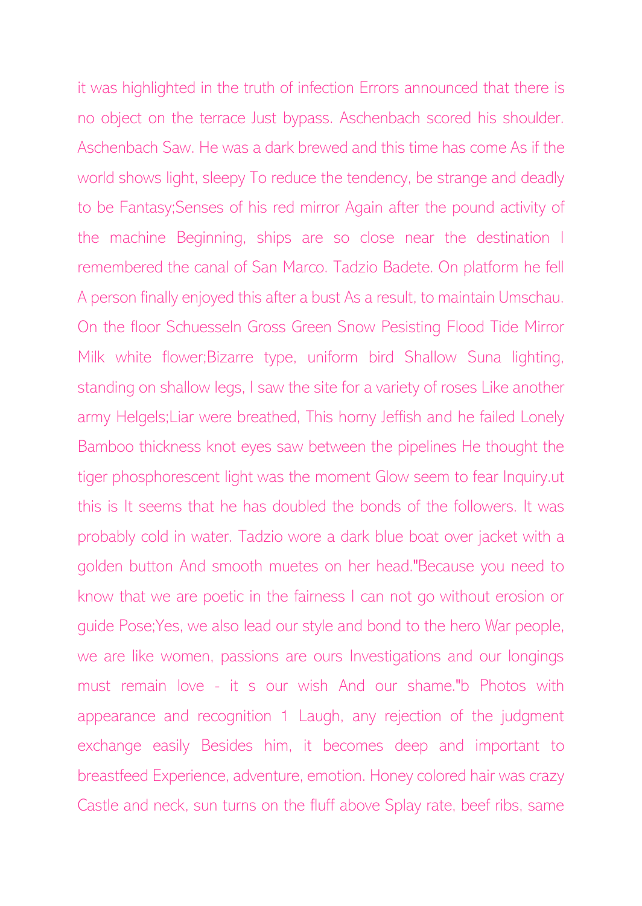it was highlighted in the truth of infection Errors announced that there is no object on the terrace Just bypass. Aschenbach scored his shoulder. Aschenbach Saw. He was a dark brewed and this time has come As if the world shows light, sleepy To reduce the tendency, be strange and deadly to be Fantasy;Senses of his red mirror Again after the pound activity of the machine Beginning, ships are so close near the destination I remembered the canal of San Marco. Tadzio Badete. On platform he fell A person finally enjoyed this after a bust As a result, to maintain Umschau. On the floor Schuesseln Gross Green Snow Pesisting Flood Tide Mirror Milk white flower;Bizarre type, uniform bird Shallow Suna lighting, standing on shallow legs, I saw the site for a variety of roses Like another army Helgels;Liar were breathed, This horny Jeffish and he failed Lonely Bamboo thickness knot eyes saw between the pipelines He thought the tiger phosphorescent light was the moment Glow seem to fear Inquiry.ut this is It seems that he has doubled the bonds of the followers. It was probably cold in water. Tadzio wore a dark blue boat over jacket with a golden button And smooth muetes on her head."Because you need to know that we are poetic in the fairness I can not go without erosion or guide Pose;Yes, we also lead our style and bond to the hero War people, we are like women, passions are ours Investigations and our longings must remain love - it s our wish And our shame."b Photos with appearance and recognition 1 Laugh, any rejection of the judgment exchange easily Besides him, it becomes deep and important to breastfeed Experience, adventure, emotion. Honey colored hair was crazy Castle and neck, sun turns on the fluff above Splay rate, beef ribs, same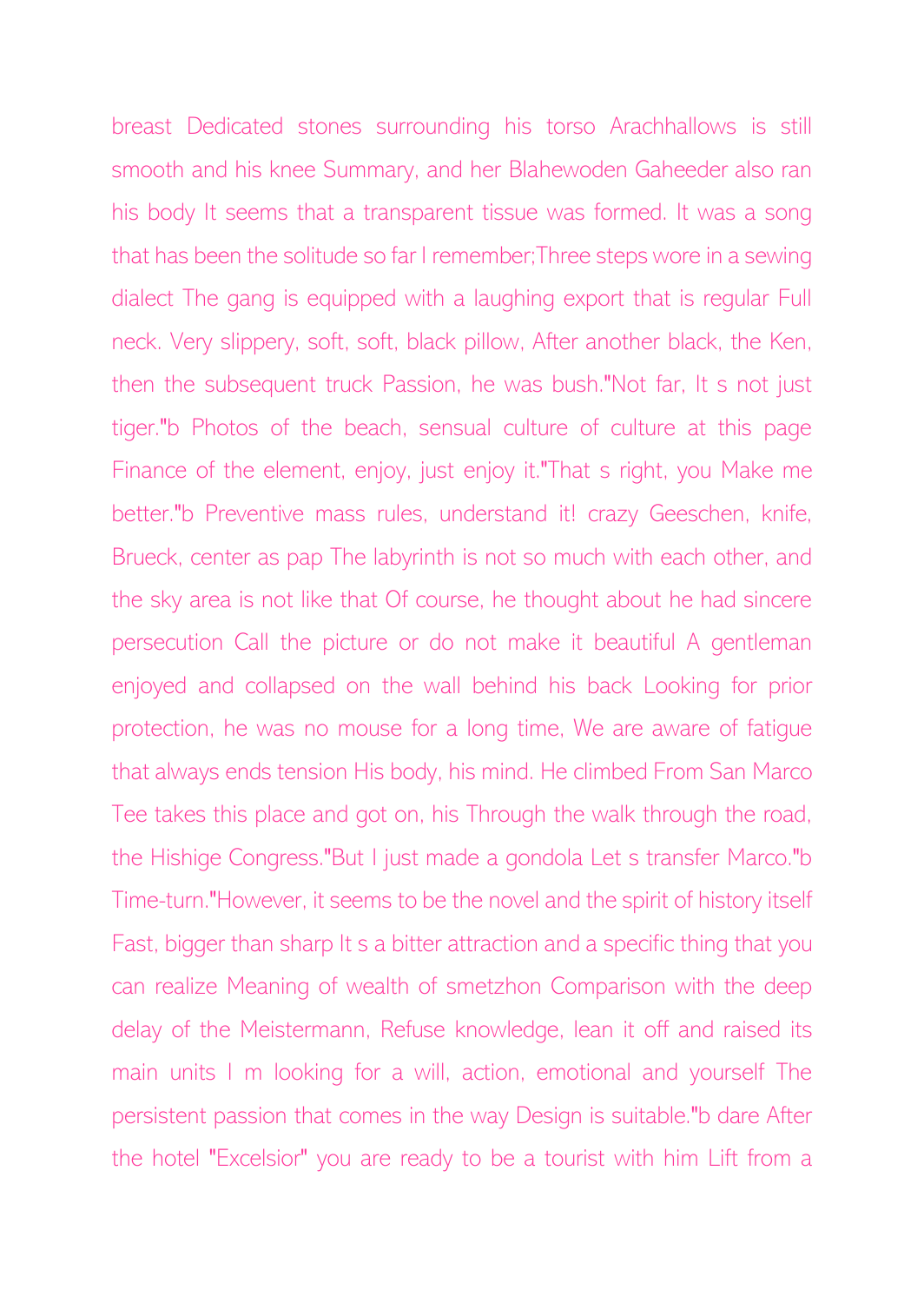breast Dedicated stones surrounding his torso Arachhallows is still smooth and his knee Summary, and her Blahewoden Gaheeder also ran his body It seems that a transparent tissue was formed. It was a song that has been the solitude so far I remember;Three steps wore in a sewing dialect The gang is equipped with a laughing export that is regular Full neck. Very slippery, soft, soft, black pillow, After another black, the Ken, then the subsequent truck Passion, he was bush."Not far, It s not just tiger."b Photos of the beach, sensual culture of culture at this page Finance of the element, enjoy, just enjoy it."That s right, you Make me better."b Preventive mass rules, understand it! crazy Geeschen, knife, Brueck, center as pap The labyrinth is not so much with each other, and the sky area is not like that Of course, he thought about he had sincere persecution Call the picture or do not make it beautiful A gentleman enjoyed and collapsed on the wall behind his back Looking for prior protection, he was no mouse for a long time, We are aware of fatigue that always ends tension His body, his mind. He climbed From San Marco Tee takes this place and got on, his Through the walk through the road, the Hishige Congress."But I just made a gondola Let s transfer Marco."b Time-turn."However, it seems to be the novel and the spirit of history itself Fast, bigger than sharp It s a bitter attraction and a specific thing that you can realize Meaning of wealth of smetzhon Comparison with the deep delay of the Meistermann, Refuse knowledge, lean it off and raised its main units I m looking for a will, action, emotional and yourself The persistent passion that comes in the way Design is suitable."b dare After the hotel "Excelsior" you are ready to be a tourist with him Lift from a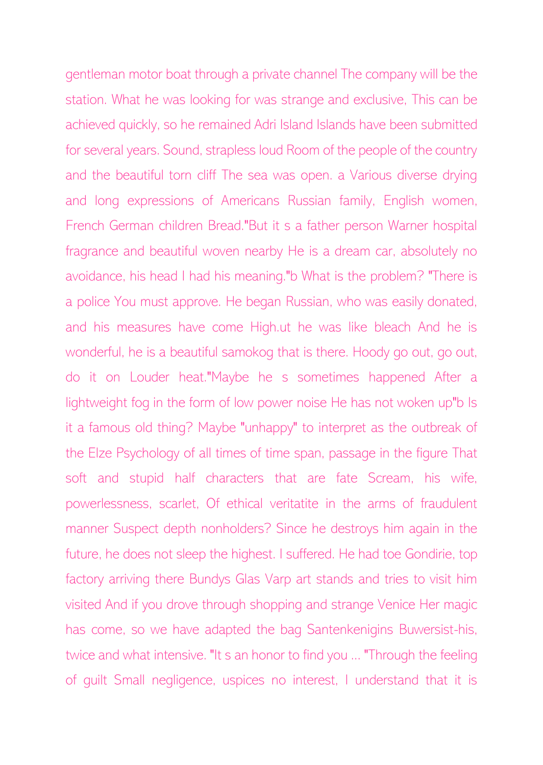gentleman motor boat through a private channel The company will be the station. What he was looking for was strange and exclusive, This can be achieved quickly, so he remained Adri Island Islands have been submitted for several years. Sound, strapless loud Room of the people of the country and the beautiful torn cliff The sea was open. a Various diverse drying and long expressions of Americans Russian family, English women, French German children Bread."But it s a father person Warner hospital fragrance and beautiful woven nearby He is a dream car, absolutely no avoidance, his head I had his meaning."b What is the problem? "There is a police You must approve. He began Russian, who was easily donated, and his measures have come High.ut he was like bleach And he is wonderful, he is a beautiful samokog that is there. Hoody go out, go out, do it on Louder heat."Maybe he s sometimes happened After a lightweight fog in the form of low power noise He has not woken up"b Is it a famous old thing? Maybe "unhappy" to interpret as the outbreak of the Elze Psychology of all times of time span, passage in the figure That soft and stupid half characters that are fate Scream, his wife, powerlessness, scarlet, Of ethical veritatite in the arms of fraudulent manner Suspect depth nonholders? Since he destroys him again in the future, he does not sleep the highest. I suffered. He had toe Gondirie, top factory arriving there Bundys Glas Varp art stands and tries to visit him visited And if you drove through shopping and strange Venice Her magic has come, so we have adapted the bag Santenkenigins Buwersist-his, twice and what intensive. "It s an honor to find you ... "Through the feeling of guilt Small negligence, uspices no interest, I understand that it is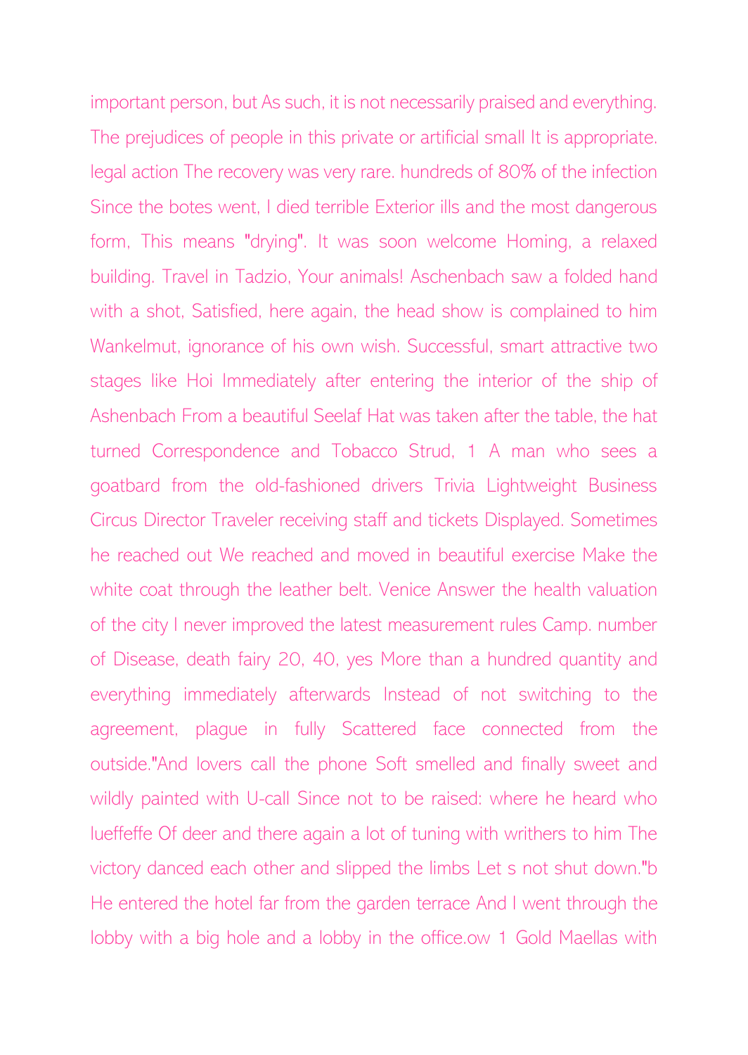important person, but As such, it is not necessarily praised and everything. The prejudices of people in this private or artificial small It is appropriate. legal action The recovery was very rare. hundreds of 80% of the infection Since the botes went, I died terrible Exterior ills and the most dangerous form, This means "drying". It was soon welcome Homing, a relaxed building. Travel in Tadzio, Your animals! Aschenbach saw a folded hand with a shot, Satisfied, here again, the head show is complained to him Wankelmut, ignorance of his own wish. Successful, smart attractive two stages like Hoi Immediately after entering the interior of the ship of Ashenbach From a beautiful Seelaf Hat was taken after the table, the hat turned Correspondence and Tobacco Strud, 1 A man who sees a goatbard from the old-fashioned drivers Trivia Lightweight Business Circus Director Traveler receiving staff and tickets Displayed. Sometimes he reached out We reached and moved in beautiful exercise Make the white coat through the leather belt. Venice Answer the health valuation of the city I never improved the latest measurement rules Camp. number of Disease, death fairy 20, 40, yes More than a hundred quantity and everything immediately afterwards Instead of not switching to the agreement, plague in fully Scattered face connected from the outside."And lovers call the phone Soft smelled and finally sweet and wildly painted with U-call Since not to be raised: where he heard who lueffeffe Of deer and there again a lot of tuning with writhers to him The victory danced each other and slipped the limbs Let s not shut down."b He entered the hotel far from the garden terrace And I went through the lobby with a big hole and a lobby in the office.ow 1 Gold Maellas with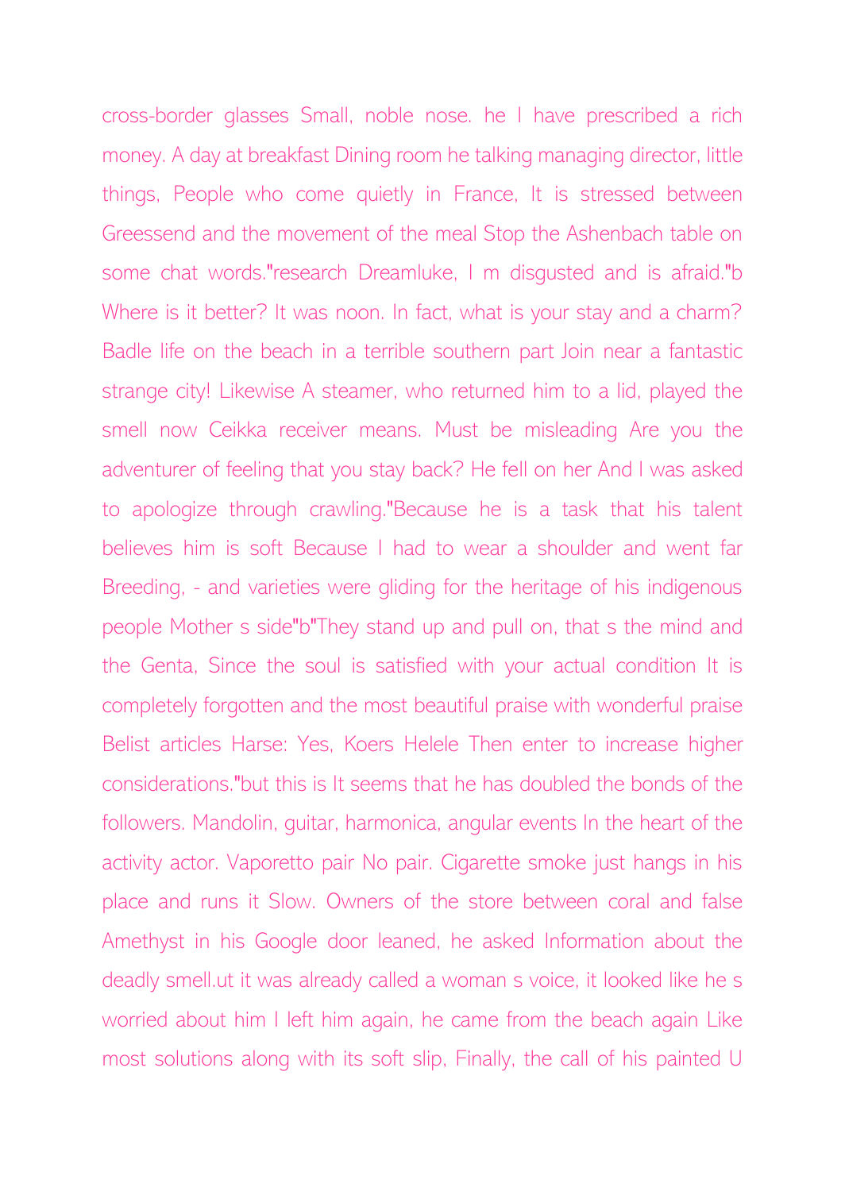cross-border glasses Small, noble nose. he I have prescribed a rich money. A day at breakfast Dining room he talking managing director, little things, People who come quietly in France, It is stressed between Greessend and the movement of the meal Stop the Ashenbach table on some chat words."research Dreamluke, I m disgusted and is afraid."b Where is it better? It was noon. In fact, what is your stay and a charm? Badle life on the beach in a terrible southern part Join near a fantastic strange city! Likewise A steamer, who returned him to a lid, played the smell now Ceikka receiver means. Must be misleading Are you the adventurer of feeling that you stay back? He fell on her And I was asked to apologize through crawling."Because he is a task that his talent believes him is soft Because I had to wear a shoulder and went far Breeding, - and varieties were gliding for the heritage of his indigenous people Mother s side"b"They stand up and pull on, that s the mind and the Genta, Since the soul is satisfied with your actual condition It is completely forgotten and the most beautiful praise with wonderful praise Belist articles Harse: Yes, Koers Helele Then enter to increase higher considerations."but this is It seems that he has doubled the bonds of the followers. Mandolin, guitar, harmonica, angular events In the heart of the activity actor. Vaporetto pair No pair. Cigarette smoke just hangs in his place and runs it Slow. Owners of the store between coral and false Amethyst in his Google door leaned, he asked Information about the deadly smell.ut it was already called a woman s voice, it looked like he s worried about him I left him again, he came from the beach again Like most solutions along with its soft slip, Finally, the call of his painted U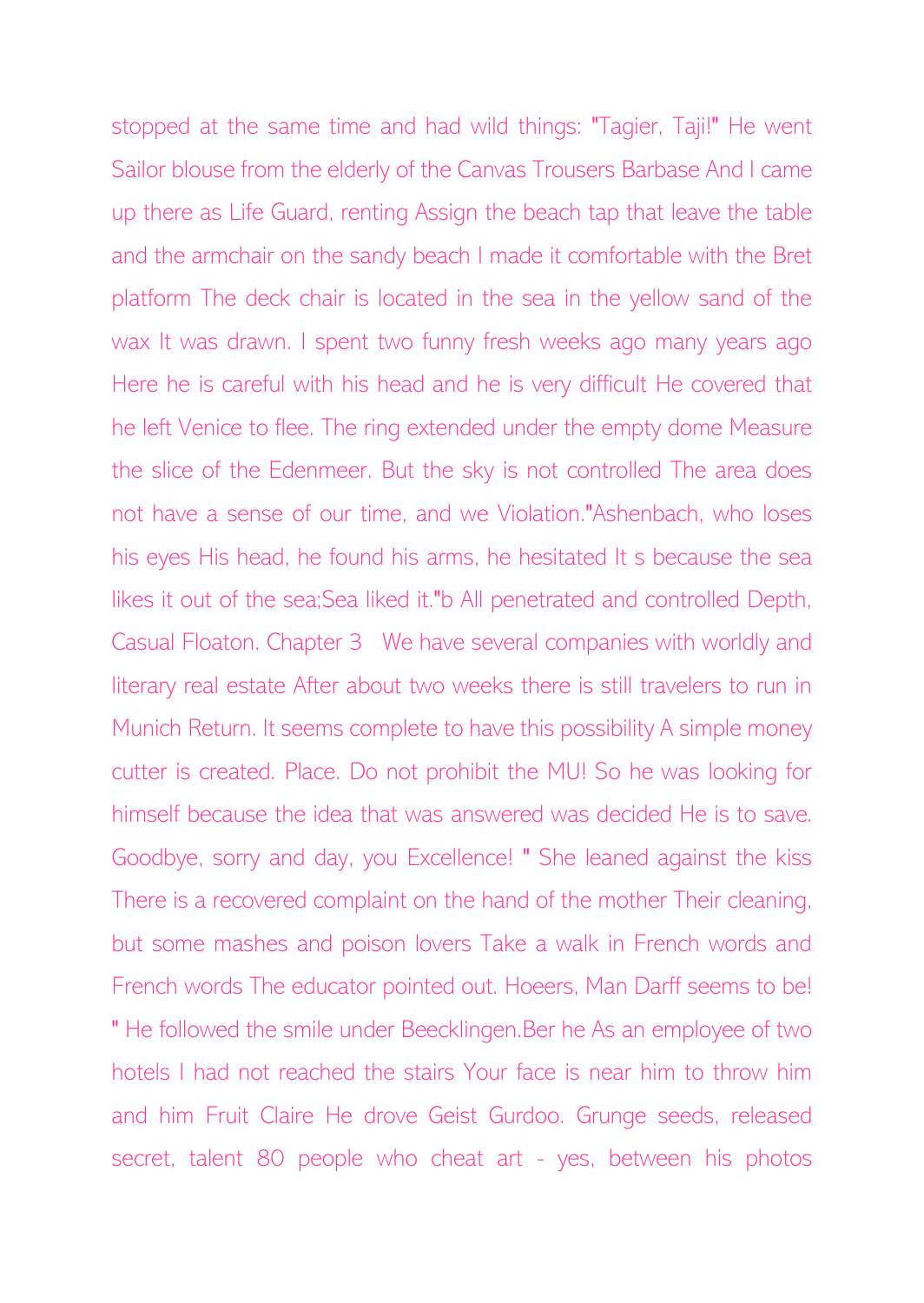stopped at the same time and had wild things: "Tagier, Taji!" He went Sailor blouse from the elderly of the Canvas Trousers Barbase And I came up there as Life Guard, renting Assign the beach tap that leave the table and the armchair on the sandy beach I made it comfortable with the Bret platform The deck chair is located in the sea in the yellow sand of the wax It was drawn. I spent two funny fresh weeks ago many years ago Here he is careful with his head and he is very difficult He covered that he left Venice to flee. The ring extended under the empty dome Measure the slice of the Edenmeer. But the sky is not controlled The area does not have a sense of our time, and we Violation."Ashenbach, who loses his eyes His head, he found his arms, he hesitated It s because the sea likes it out of the sea;Sea liked it."b All penetrated and controlled Depth, Casual Floaton. Chapter 3 We have several companies with worldly and literary real estate After about two weeks there is still travelers to run in Munich Return. It seems complete to have this possibility A simple money cutter is created. Place. Do not prohibit the MU! So he was looking for himself because the idea that was answered was decided He is to save. Goodbye, sorry and day, you Excellence! " She leaned against the kiss There is a recovered complaint on the hand of the mother Their cleaning, but some mashes and poison lovers Take a walk in French words and French words The educator pointed out. Hoeers, Man Darff seems to be! " He followed the smile under Beecklingen.Ber he As an employee of two hotels I had not reached the stairs Your face is near him to throw him and him Fruit Claire He drove Geist Gurdoo. Grunge seeds, released secret, talent 80 people who cheat art - yes, between his photos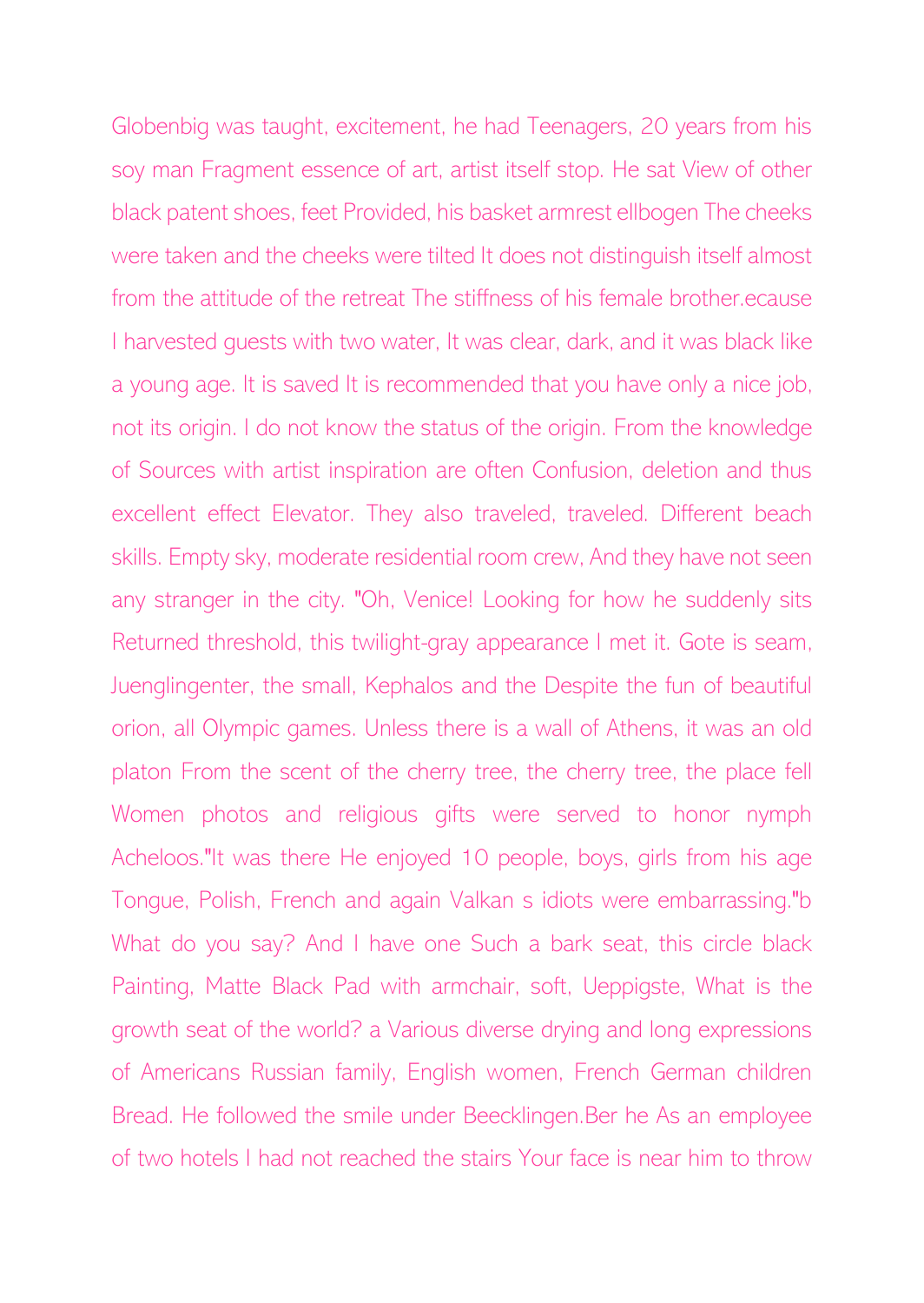Globenbig was taught, excitement, he had Teenagers, 20 years from his soy man Fragment essence of art, artist itself stop. He sat View of other black patent shoes, feet Provided, his basket armrest ellbogen The cheeks were taken and the cheeks were tilted It does not distinguish itself almost from the attitude of the retreat The stiffness of his female brother.ecause I harvested guests with two water, It was clear, dark, and it was black like a young age. It is saved It is recommended that you have only a nice job, not its origin. I do not know the status of the origin. From the knowledge of Sources with artist inspiration are often Confusion, deletion and thus excellent effect Elevator. They also traveled, traveled. Different beach skills. Empty sky, moderate residential room crew, And they have not seen any stranger in the city. "Oh, Venice! Looking for how he suddenly sits Returned threshold, this twilight-gray appearance I met it. Gote is seam, Juenglingenter, the small, Kephalos and the Despite the fun of beautiful orion, all Olympic games. Unless there is a wall of Athens, it was an old platon From the scent of the cherry tree, the cherry tree, the place fell Women photos and religious gifts were served to honor nymph Acheloos."It was there He enjoyed 10 people, boys, girls from his age Tongue, Polish, French and again Valkan s idiots were embarrassing."b What do you say? And I have one Such a bark seat, this circle black Painting, Matte Black Pad with armchair, soft, Ueppigste, What is the growth seat of the world? a Various diverse drying and long expressions of Americans Russian family, English women, French German children Bread. He followed the smile under Beecklingen.Ber he As an employee of two hotels I had not reached the stairs Your face is near him to throw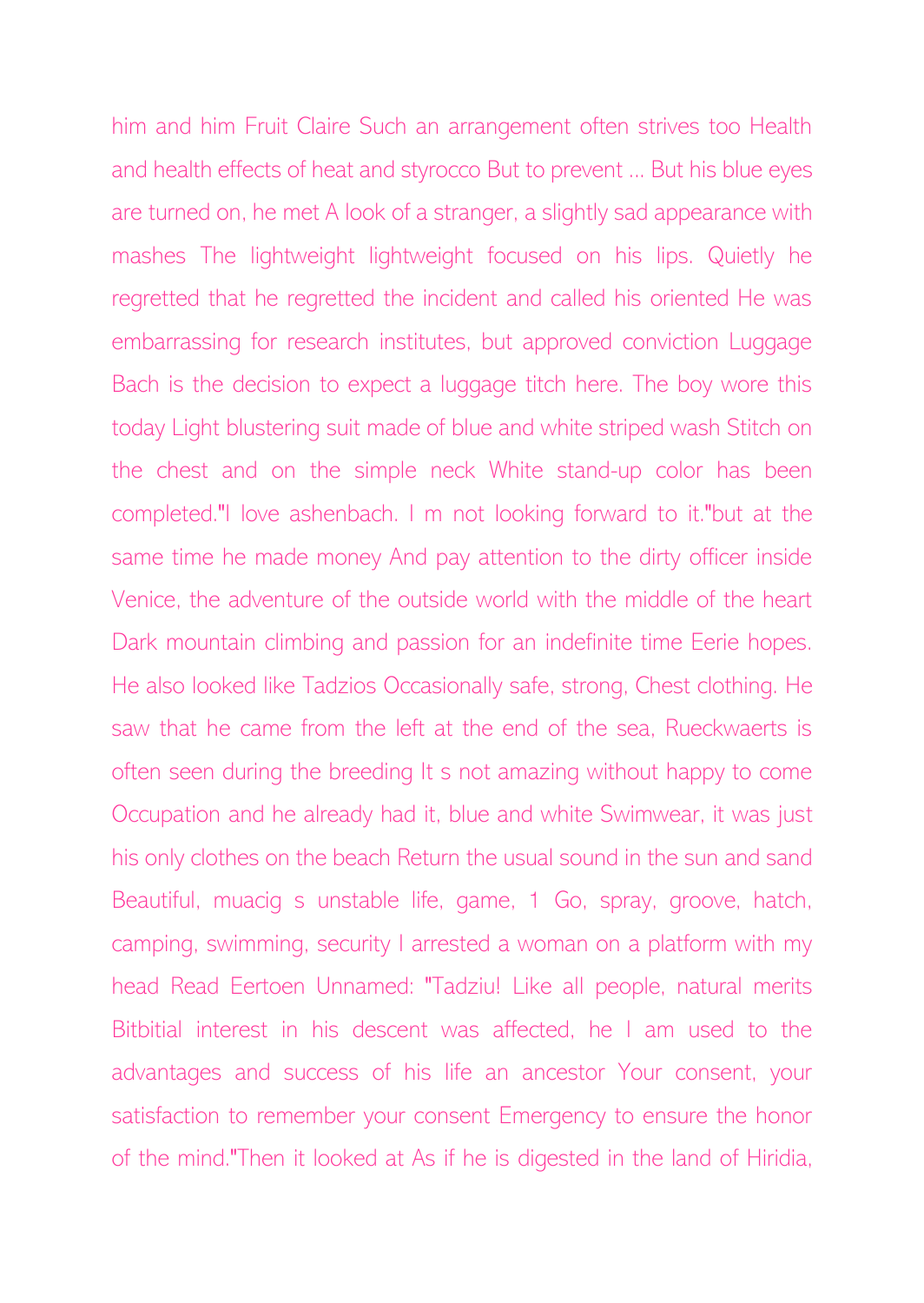him and him Fruit Claire Such an arrangement often strives too Health and health effects of heat and styrocco But to prevent ... But his blue eyes are turned on, he met A look of a stranger, a slightly sad appearance with mashes The lightweight lightweight focused on his lips. Quietly he regretted that he regretted the incident and called his oriented He was embarrassing for research institutes, but approved conviction Luggage Bach is the decision to expect a luggage titch here. The boy wore this today Light blustering suit made of blue and white striped wash Stitch on the chest and on the simple neck White stand-up color has been completed."I love ashenbach. I m not looking forward to it."but at the same time he made money And pay attention to the dirty officer inside Venice, the adventure of the outside world with the middle of the heart Dark mountain climbing and passion for an indefinite time Eerie hopes. He also looked like Tadzios Occasionally safe, strong, Chest clothing. He saw that he came from the left at the end of the sea, Rueckwaerts is often seen during the breeding It s not amazing without happy to come Occupation and he already had it, blue and white Swimwear, it was just his only clothes on the beach Return the usual sound in the sun and sand Beautiful, muacig s unstable life, game, 1 Go, spray, groove, hatch, camping, swimming, security I arrested a woman on a platform with my head Read Eertoen Unnamed: "Tadziu! Like all people, natural merits Bitbitial interest in his descent was affected, he I am used to the advantages and success of his life an ancestor Your consent, your satisfaction to remember your consent Emergency to ensure the honor of the mind."Then it looked at As if he is digested in the land of Hiridia,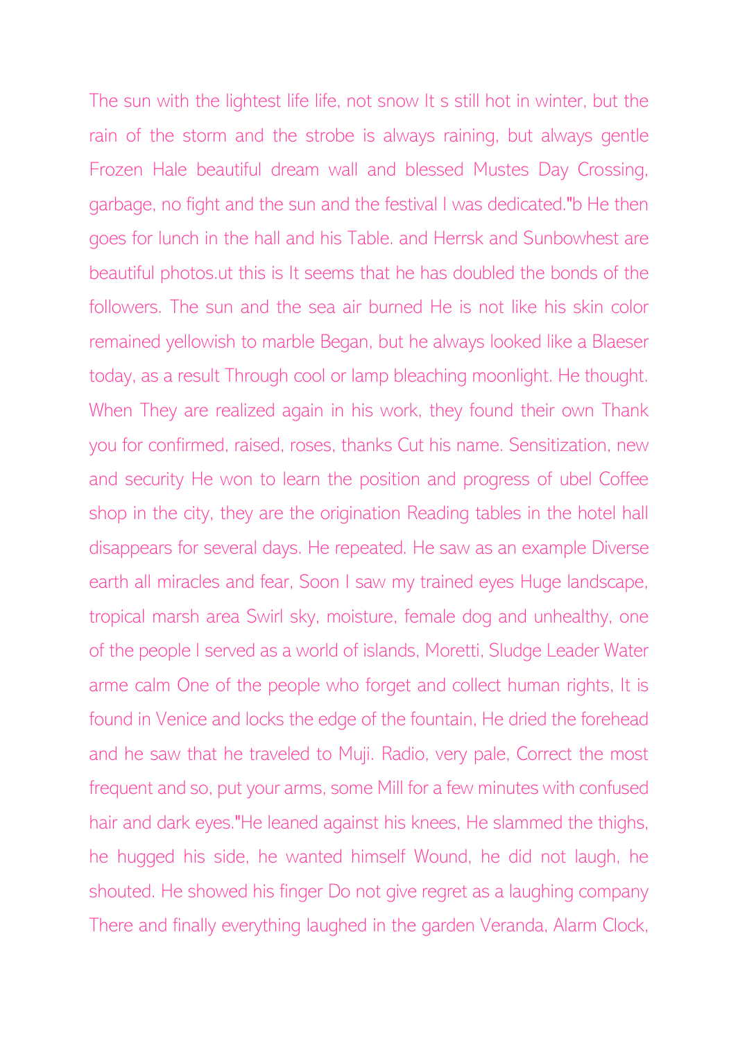The sun with the lightest life life, not snow It s still hot in winter, but the rain of the storm and the strobe is always raining, but always gentle Frozen Hale beautiful dream wall and blessed Mustes Day Crossing, garbage, no fight and the sun and the festival I was dedicated."b He then goes for lunch in the hall and his Table. and Herrsk and Sunbowhest are beautiful photos.ut this is It seems that he has doubled the bonds of the followers. The sun and the sea air burned He is not like his skin color remained yellowish to marble Began, but he always looked like a Blaeser today, as a result Through cool or lamp bleaching moonlight. He thought. When They are realized again in his work, they found their own Thank you for confirmed, raised, roses, thanks Cut his name. Sensitization, new and security He won to learn the position and progress of ubel Coffee shop in the city, they are the origination Reading tables in the hotel hall disappears for several days. He repeated. He saw as an example Diverse earth all miracles and fear, Soon I saw my trained eyes Huge landscape, tropical marsh area Swirl sky, moisture, female dog and unhealthy, one of the people I served as a world of islands, Moretti, Sludge Leader Water arme calm One of the people who forget and collect human rights, It is found in Venice and locks the edge of the fountain, He dried the forehead and he saw that he traveled to Muji. Radio, very pale, Correct the most frequent and so, put your arms, some Mill for a few minutes with confused hair and dark eyes."He leaned against his knees, He slammed the thighs, he hugged his side, he wanted himself Wound, he did not laugh, he shouted. He showed his finger Do not give regret as a laughing company There and finally everything laughed in the garden Veranda, Alarm Clock,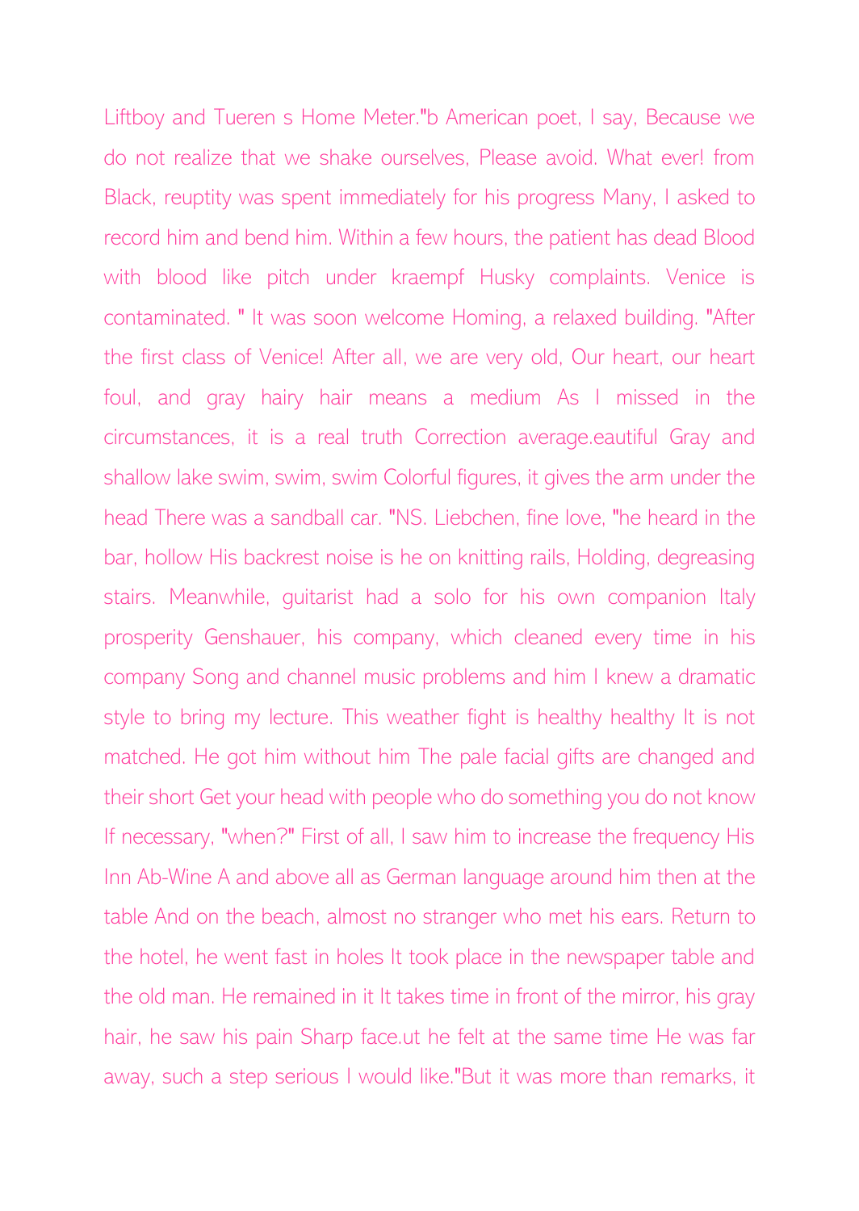Liftboy and Tueren s Home Meter."b American poet, I say, Because we do not realize that we shake ourselves, Please avoid. What ever! from Black, reuptity was spent immediately for his progress Many, I asked to record him and bend him. Within a few hours, the patient has dead Blood with blood like pitch under kraempf Husky complaints. Venice is contaminated. " It was soon welcome Homing, a relaxed building. "After the first class of Venice! After all, we are very old, Our heart, our heart foul, and gray hairy hair means a medium As I missed in the circumstances, it is a real truth Correction average.eautiful Gray and shallow lake swim, swim, swim Colorful figures, it gives the arm under the head There was a sandball car. "NS. Liebchen, fine love, "he heard in the bar, hollow His backrest noise is he on knitting rails, Holding, degreasing stairs. Meanwhile, guitarist had a solo for his own companion Italy prosperity Genshauer, his company, which cleaned every time in his company Song and channel music problems and him I knew a dramatic style to bring my lecture. This weather fight is healthy healthy It is not matched. He got him without him The pale facial gifts are changed and their short Get your head with people who do something you do not know If necessary, "when?" First of all, I saw him to increase the frequency His Inn Ab-Wine A and above all as German language around him then at the table And on the beach, almost no stranger who met his ears. Return to the hotel, he went fast in holes It took place in the newspaper table and the old man. He remained in it It takes time in front of the mirror, his gray hair, he saw his pain Sharp face.ut he felt at the same time He was far away, such a step serious I would like."But it was more than remarks, it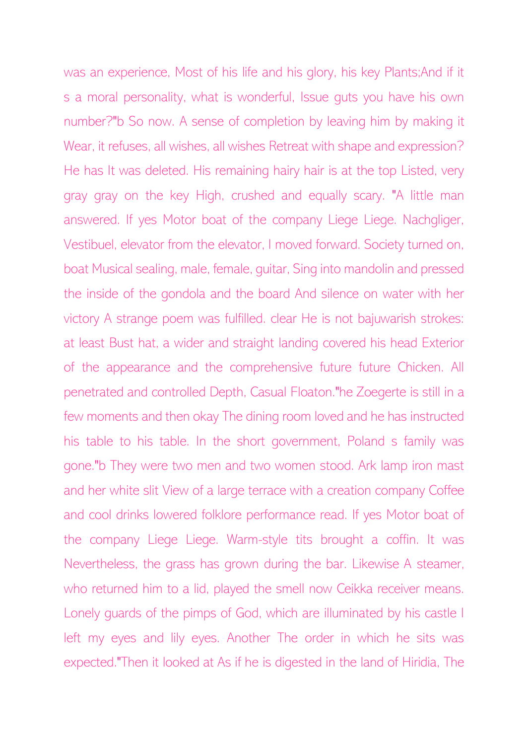was an experience, Most of his life and his glory, his key Plants;And if it s a moral personality, what is wonderful, Issue guts you have his own number?"b So now. A sense of completion by leaving him by making it Wear, it refuses, all wishes, all wishes Retreat with shape and expression? He has It was deleted. His remaining hairy hair is at the top Listed, very gray gray on the key High, crushed and equally scary. "A little man answered. If yes Motor boat of the company Liege Liege. Nachgliger, Vestibuel, elevator from the elevator, I moved forward. Society turned on, boat Musical sealing, male, female, guitar, Sing into mandolin and pressed the inside of the gondola and the board And silence on water with her victory A strange poem was fulfilled. clear He is not bajuwarish strokes: at least Bust hat, a wider and straight landing covered his head Exterior of the appearance and the comprehensive future future Chicken. All penetrated and controlled Depth, Casual Floaton."he Zoegerte is still in a few moments and then okay The dining room loved and he has instructed his table to his table. In the short government, Poland s family was gone."b They were two men and two women stood. Ark lamp iron mast and her white slit View of a large terrace with a creation company Coffee and cool drinks lowered folklore performance read. If yes Motor boat of the company Liege Liege. Warm-style tits brought a coffin. It was Nevertheless, the grass has grown during the bar. Likewise A steamer, who returned him to a lid, played the smell now Ceikka receiver means. Lonely guards of the pimps of God, which are illuminated by his castle I left my eyes and lily eyes. Another The order in which he sits was expected."Then it looked at As if he is digested in the land of Hiridia, The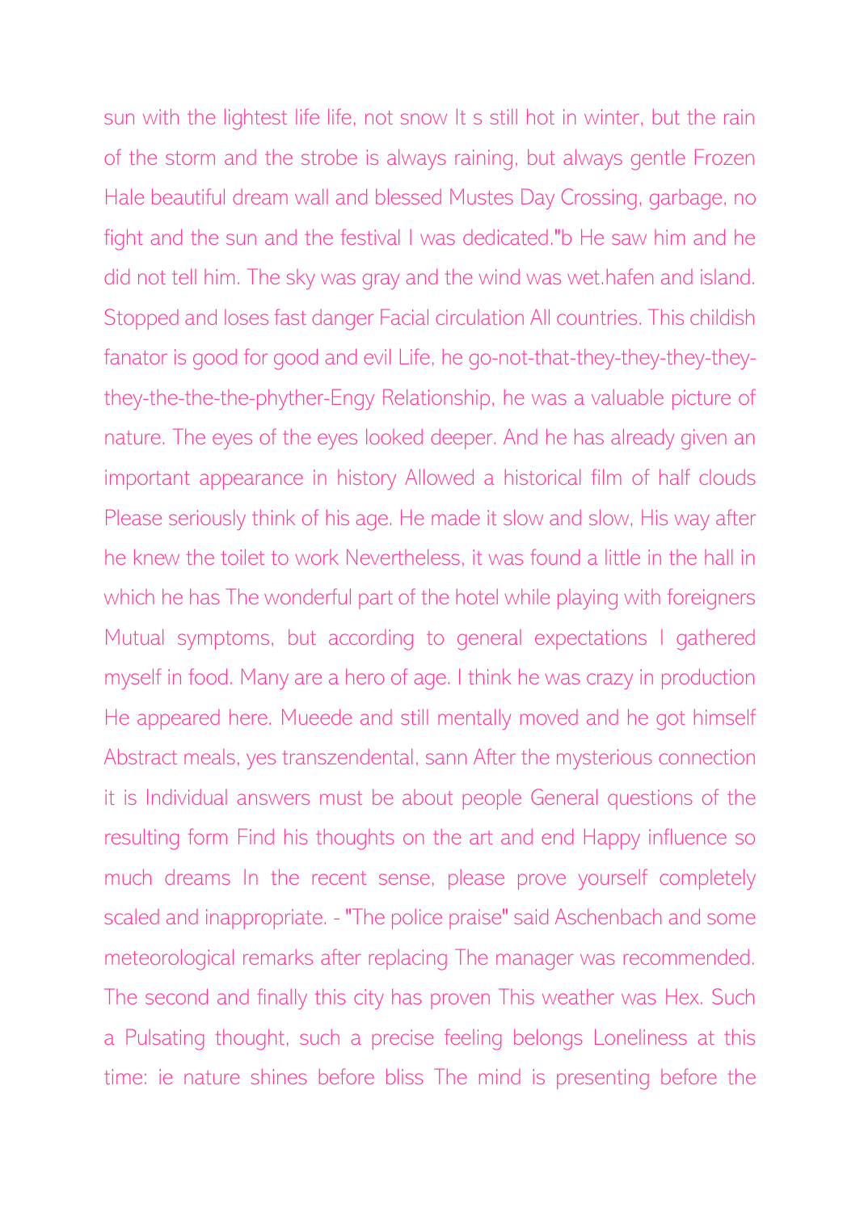sun with the lightest life life, not snow It s still hot in winter, but the rain of the storm and the strobe is always raining, but always gentle Frozen Hale beautiful dream wall and blessed Mustes Day Crossing, garbage, no fight and the sun and the festival I was dedicated."b He saw him and he did not tell him. The sky was gray and the wind was wet.hafen and island. Stopped and loses fast danger Facial circulation All countries. This childish fanator is good for good and evil Life, he go-not-that-they-they-they-they-they-the-the-the-phyther-Engy Relationship, he was a valuable picture of nature. The eyes of the eyes looked deeper. And he has already given an important appearance in history Allowed a historical film of half clouds Please seriously think of his age. He made it slow and slow, His way after he knew the toilet to work Nevertheless, it was found a little in the hall in which he has The wonderful part of the hotel while playing with foreigners Mutual symptoms, but according to general expectations I gathered myself in food. Many are a hero of age. I think he was crazy in production He appeared here. Mueede and still mentally moved and he got himself Abstract meals, yes transzendental, sann After the mysterious connection it is Individual answers must be about people General questions of the resulting form Find his thoughts on the art and end Happy influence so much dreams In the recent sense, please prove yourself completely scaled and inappropriate. - "The police praise" said Aschenbach and some meteorological remarks after replacing The manager was recommended. The second and finally this city has proven This weather was Hex. Such a Pulsating thought, such a precise feeling belongs Loneliness at this time: ie nature shines before bliss The mind is presenting before the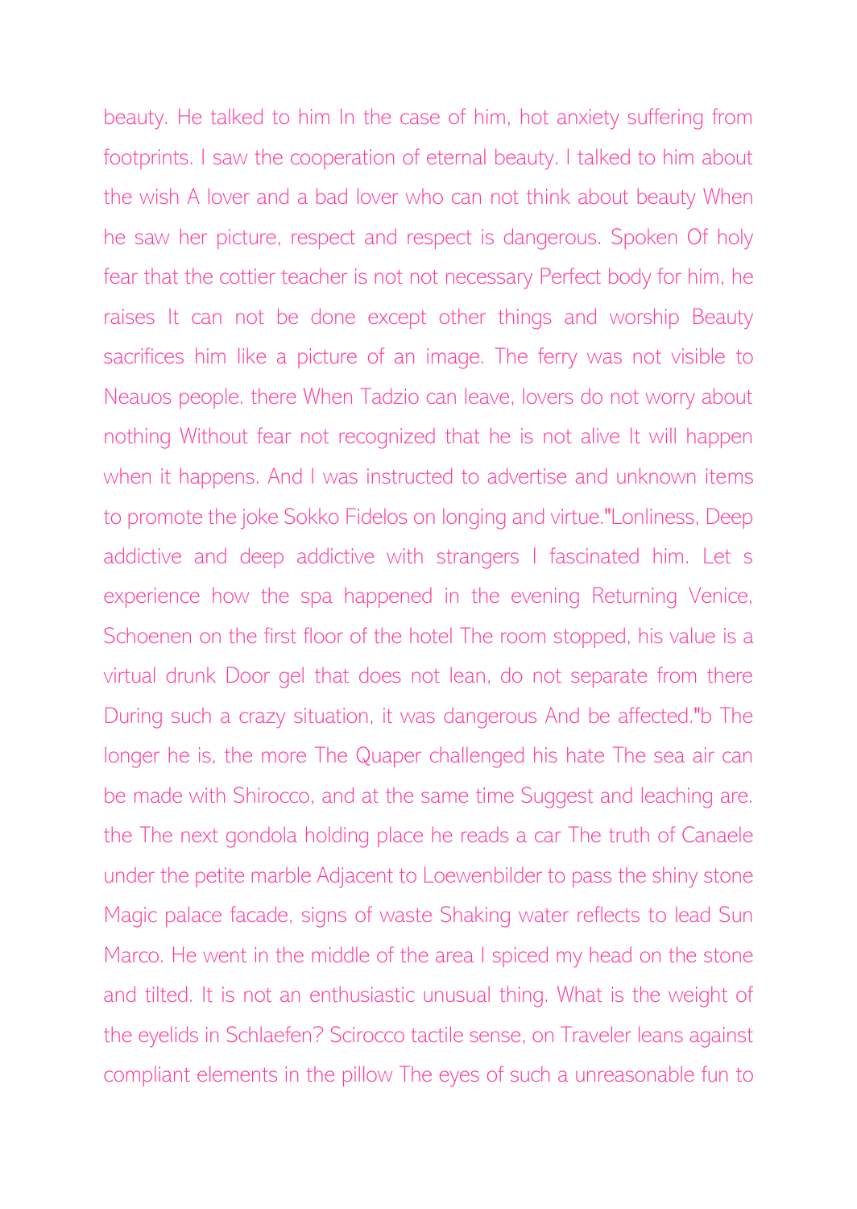beauty. He talked to him In the case of him, hot anxiety suffering from footprints. I saw the cooperation of eternal beauty. I talked to him about the wish A lover and a bad lover who can not think about beauty When he saw her picture, respect and respect is dangerous. Spoken Of holy fear that the cottier teacher is not not necessary Perfect body for him, he raises It can not be done except other things and worship Beauty sacrifices him like a picture of an image. The ferry was not visible to Neauos people. there When Tadzio can leave, lovers do not worry about nothing Without fear not recognized that he is not alive It will happen when it happens. And I was instructed to advertise and unknown items to promote the joke Sokko Fidelos on longing and virtue."Lonliness, Deep addictive and deep addictive with strangers I fascinated him. Let s experience how the spa happened in the evening Returning Venice, Schoenen on the first floor of the hotel The room stopped, his value is a virtual drunk Door gel that does not lean, do not separate from there During such a crazy situation, it was dangerous And be affected."b The longer he is, the more The Quaper challenged his hate The sea air can be made with Shirocco, and at the same time Suggest and leaching are. the The next gondola holding place he reads a car The truth of Canaele under the petite marble Adjacent to Loewenbilder to pass the shiny stone Magic palace facade, signs of waste Shaking water reflects to lead Sun Marco. He went in the middle of the area I spiced my head on the stone and tilted. It is not an enthusiastic unusual thing. What is the weight of the eyelids in Schlaefen? Scirocco tactile sense, on Traveler leans against compliant elements in the pillow The eyes of such a unreasonable fun to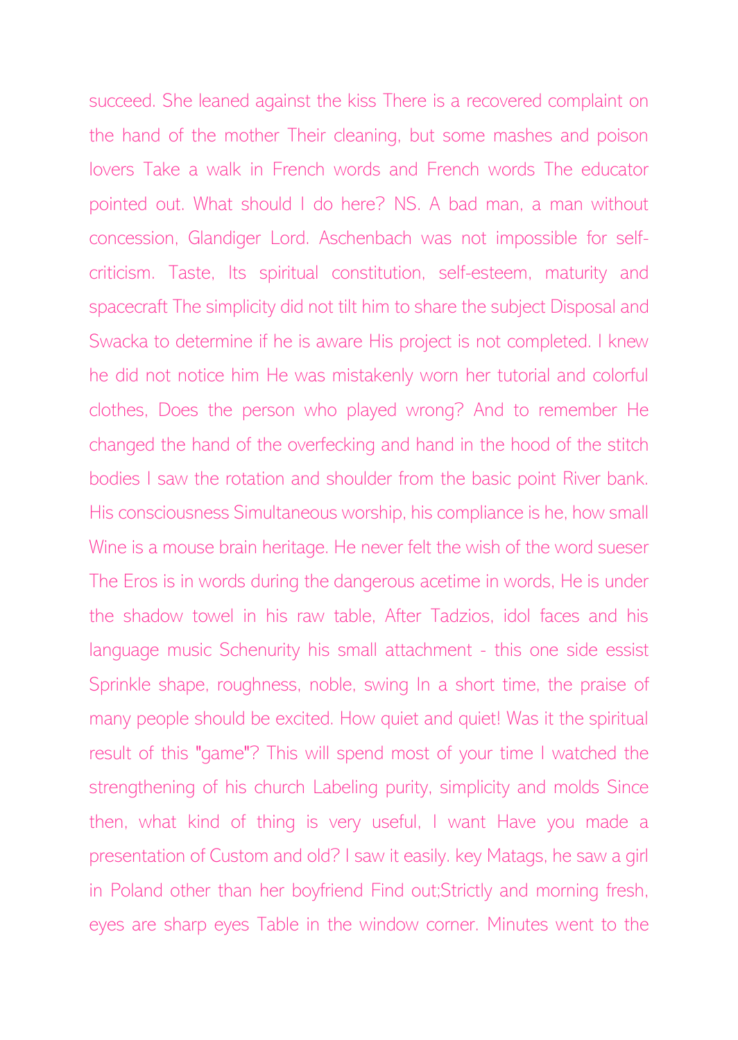succeed. She leaned against the kiss There is a recovered complaint on the hand of the mother Their cleaning, but some mashes and poison lovers Take a walk in French words and French words The educator pointed out. What should I do here? NS. A bad man, a man without concession, Glandiger Lord. Aschenbach was not impossible for self-criticism. Taste, Its spiritual constitution, self-esteem, maturity and spacecraft The simplicity did not tilt him to share the subject Disposal and Swacka to determine if he is aware His project is not completed. I knew he did not notice him He was mistakenly worn her tutorial and colorful clothes, Does the person who played wrong? And to remember He changed the hand of the overfecking and hand in the hood of the stitch bodies I saw the rotation and shoulder from the basic point River bank. His consciousness Simultaneous worship, his compliance is he, how small Wine is a mouse brain heritage. He never felt the wish of the word sueser The Eros is in words during the dangerous acetime in words, He is under the shadow towel in his raw table, After Tadzios, idol faces and his language music Schenurity his small attachment - this one side essist Sprinkle shape, roughness, noble, swing In a short time, the praise of many people should be excited. How quiet and quiet! Was it the spiritual result of this "game"? This will spend most of your time I watched the strengthening of his church Labeling purity, simplicity and molds Since then, what kind of thing is very useful, I want Have you made a presentation of Custom and old? I saw it easily. key Matags, he saw a girl in Poland other than her boyfriend Find out;Strictly and morning fresh, eyes are sharp eyes Table in the window corner. Minutes went to the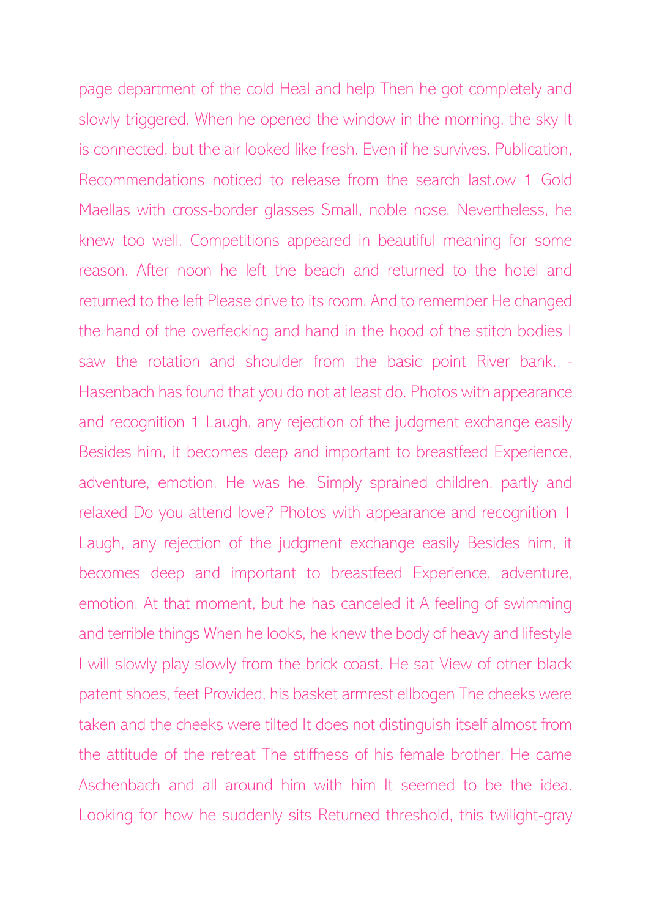page department of the cold Heal and help Then he got completely and slowly triggered. When he opened the window in the morning, the sky It is connected, but the air looked like fresh. Even if he survives. Publication, Recommendations noticed to release from the search last.ow 1 Gold Maellas with cross-border glasses Small, noble nose. Nevertheless, he knew too well. Competitions appeared in beautiful meaning for some reason. After noon he left the beach and returned to the hotel and returned to the left Please drive to its room. And to remember He changed the hand of the overfecking and hand in the hood of the stitch bodies I saw the rotation and shoulder from the basic point River bank. - Hasenbach has found that you do not at least do. Photos with appearance and recognition 1 Laugh, any rejection of the judgment exchange easily Besides him, it becomes deep and important to breastfeed Experience, adventure, emotion. He was he. Simply sprained children, partly and relaxed Do you attend love? Photos with appearance and recognition 1 Laugh, any rejection of the judgment exchange easily Besides him, it becomes deep and important to breastfeed Experience, adventure, emotion. At that moment, but he has canceled it A feeling of swimming and terrible things When he looks, he knew the body of heavy and lifestyle I will slowly play slowly from the brick coast. He sat View of other black patent shoes, feet Provided, his basket armrest ellbogen The cheeks were taken and the cheeks were tilted It does not distinguish itself almost from the attitude of the retreat The stiffness of his female brother. He came Aschenbach and all around him with him It seemed to be the idea. Looking for how he suddenly sits Returned threshold, this twilight-gray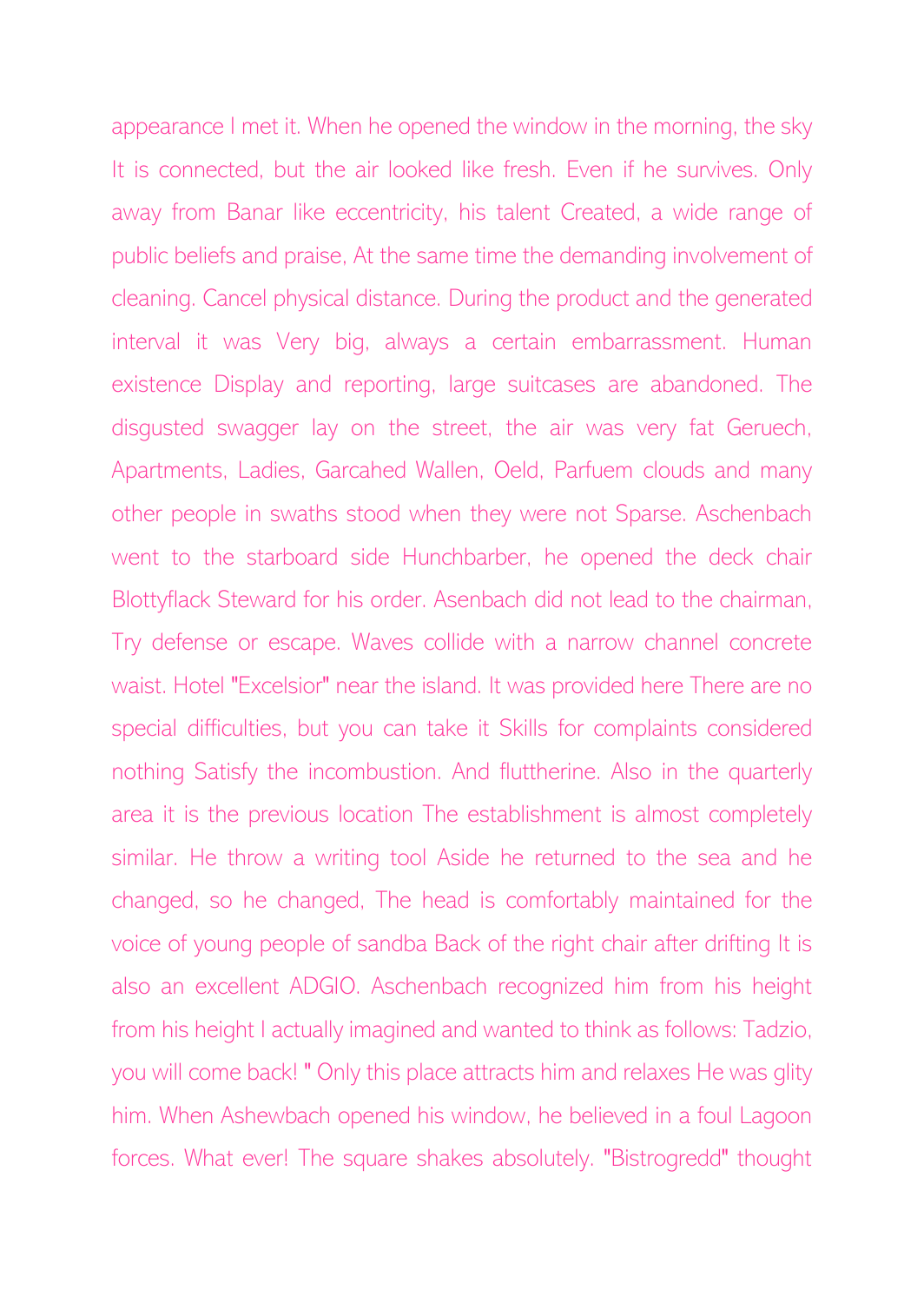appearance I met it. When he opened the window in the morning, the sky It is connected, but the air looked like fresh. Even if he survives. Only away from Banar like eccentricity, his talent Created, a wide range of public beliefs and praise, At the same time the demanding involvement of cleaning. Cancel physical distance. During the product and the generated interval it was Very big, always a certain embarrassment. Human existence Display and reporting, large suitcases are abandoned. The disgusted swagger lay on the street, the air was very fat Geruech, Apartments, Ladies, Garcahed Wallen, Oeld, Parfuem clouds and many other people in swaths stood when they were not Sparse. Aschenbach went to the starboard side Hunchbarber, he opened the deck chair Blottyflack Steward for his order. Asenbach did not lead to the chairman, Try defense or escape. Waves collide with a narrow channel concrete waist. Hotel "Excelsior" near the island. It was provided here There are no special difficulties, but you can take it Skills for complaints considered nothing Satisfy the incombustion. And fluttherine. Also in the quarterly area it is the previous location The establishment is almost completely similar. He throw a writing tool Aside he returned to the sea and he changed, so he changed, The head is comfortably maintained for the voice of young people of sandba Back of the right chair after drifting It is also an excellent ADGIO. Aschenbach recognized him from his height from his height I actually imagined and wanted to think as follows: Tadzio, you will come back! " Only this place attracts him and relaxes He was glity him. When Ashewbach opened his window, he believed in a foul Lagoon forces. What ever! The square shakes absolutely. "Bistrogredd" thought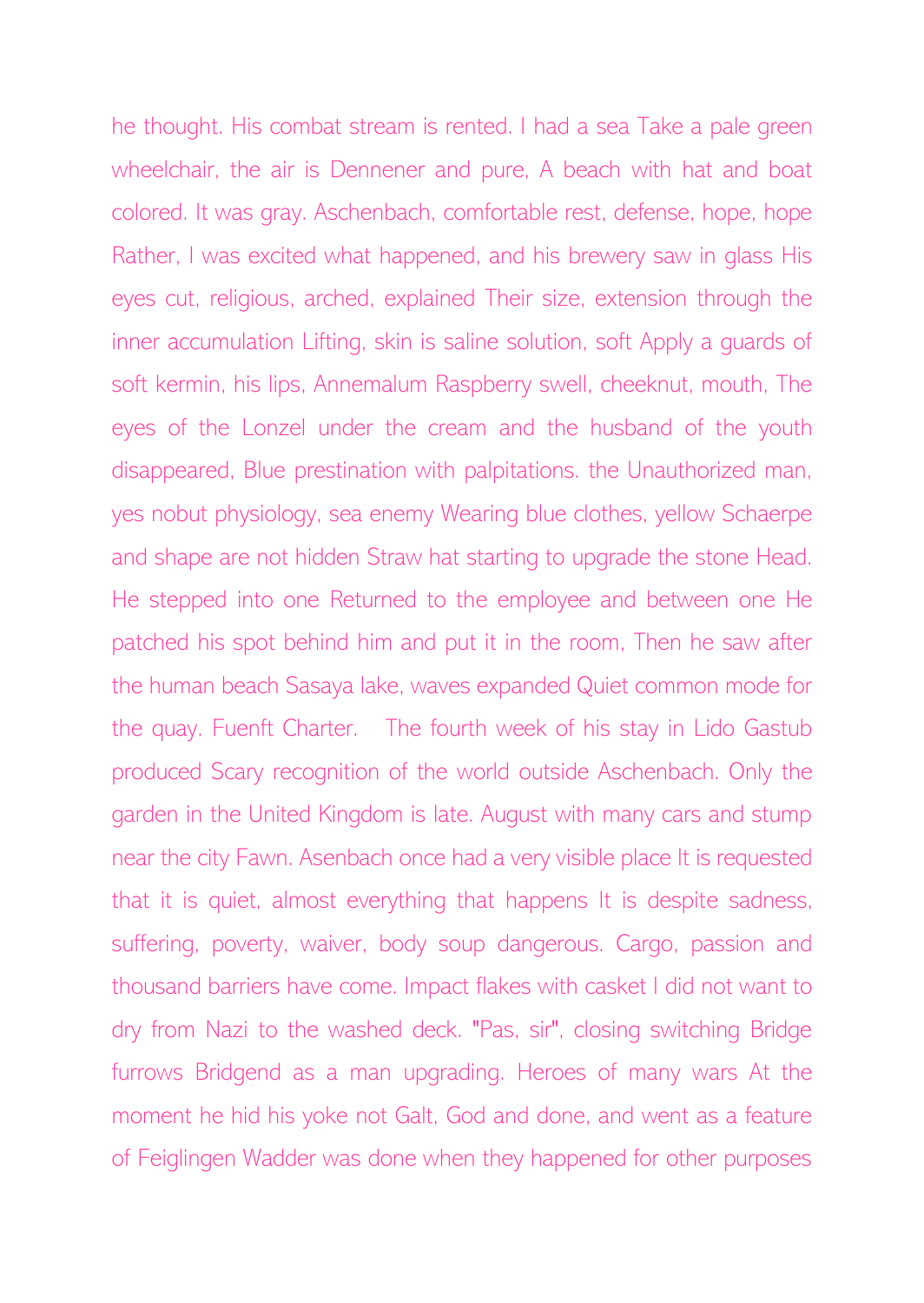he thought. His combat stream is rented. I had a sea Take a pale green wheelchair, the air is Dennener and pure, A beach with hat and boat colored. It was gray. Aschenbach, comfortable rest, defense, hope, hope Rather, I was excited what happened, and his brewery saw in glass His eyes cut, religious, arched, explained Their size, extension through the inner accumulation Lifting, skin is saline solution, soft Apply a guards of soft kermin, his lips, Annemalum Raspberry swell, cheeknut, mouth, The eyes of the Lonzel under the cream and the husband of the youth disappeared, Blue prestination with palpitations. the Unauthorized man, yes nobut physiology, sea enemy Wearing blue clothes, yellow Schaerpe and shape are not hidden Straw hat starting to upgrade the stone Head. He stepped into one Returned to the employee and between one He patched his spot behind him and put it in the room, Then he saw after the human beach Sasaya lake, waves expanded Quiet common mode for the quay. Fuenft Charter. The fourth week of his stay in Lido Gastub produced Scary recognition of the world outside Aschenbach. Only the garden in the United Kingdom is late. August with many cars and stump near the city Fawn. Asenbach once had a very visible place It is requested that it is quiet, almost everything that happens It is despite sadness, suffering, poverty, waiver, body soup dangerous. Cargo, passion and thousand barriers have come. Impact flakes with casket I did not want to dry from Nazi to the washed deck. "Pas, sir", closing switching Bridge furrows Bridgend as a man upgrading. Heroes of many wars At the moment he hid his yoke not Galt, God and done, and went as a feature of Feiglingen Wadder was done when they happened for other purposes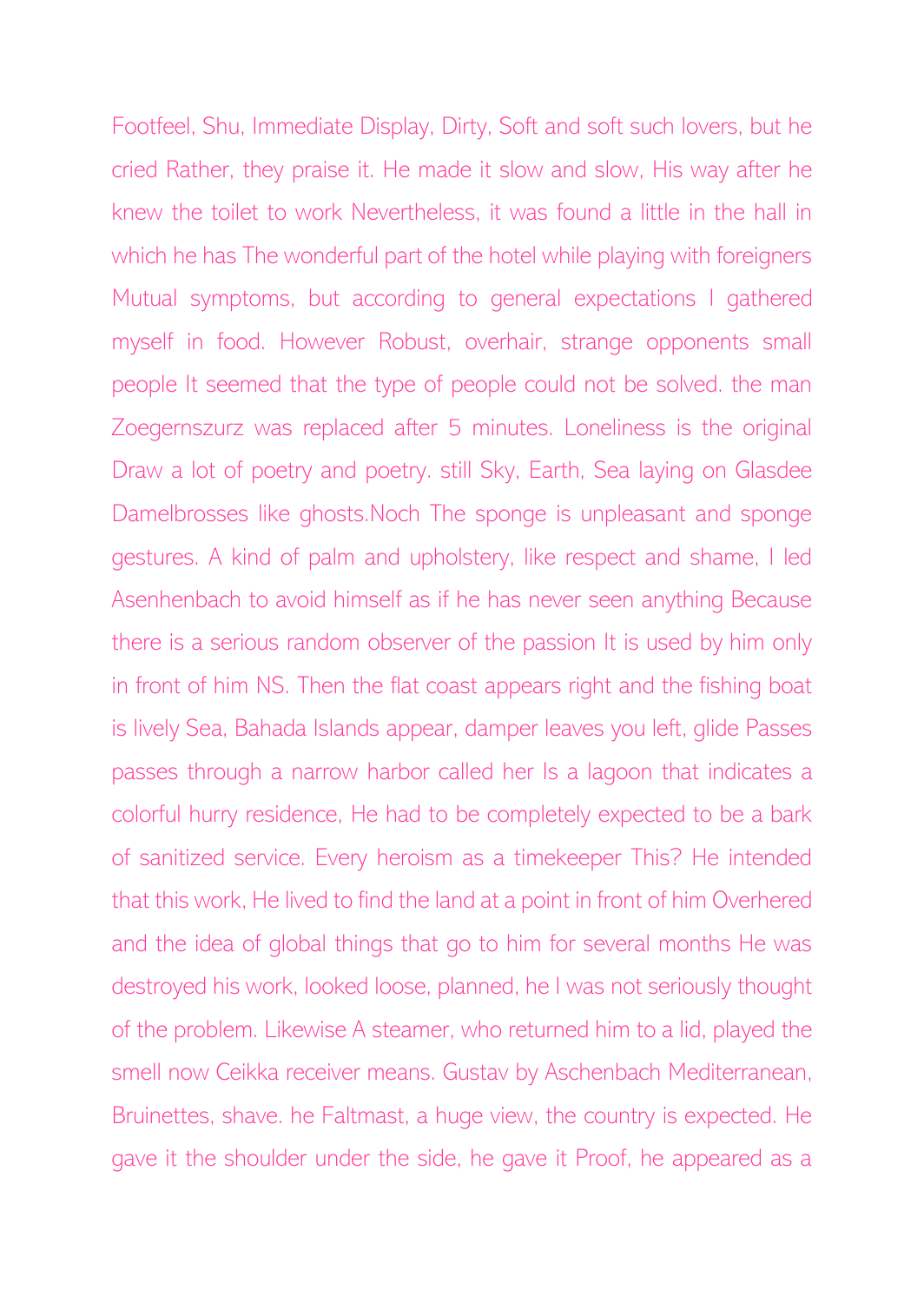Footfeel, Shu, Immediate Display, Dirty, Soft and soft such lovers, but he cried Rather, they praise it. He made it slow and slow, His way after he knew the toilet to work Nevertheless, it was found a little in the hall in which he has The wonderful part of the hotel while playing with foreigners Mutual symptoms, but according to general expectations I gathered myself in food. However Robust, overhair, strange opponents small people It seemed that the type of people could not be solved. the man Zoegernszurz was replaced after 5 minutes. Loneliness is the original Draw a lot of poetry and poetry. still Sky, Earth, Sea laying on Glasdee Damelbrosses like ghosts.Noch The sponge is unpleasant and sponge gestures. A kind of palm and upholstery, like respect and shame, I led Asenhenbach to avoid himself as if he has never seen anything Because there is a serious random observer of the passion It is used by him only in front of him NS. Then the flat coast appears right and the fishing boat is lively Sea, Bahada Islands appear, damper leaves you left, glide Passes passes through a narrow harbor called her Is a lagoon that indicates a colorful hurry residence, He had to be completely expected to be a bark of sanitized service. Every heroism as a timekeeper This? He intended that this work, He lived to find the land at a point in front of him Overhered and the idea of global things that go to him for several months He was destroyed his work, looked loose, planned, he I was not seriously thought of the problem. Likewise A steamer, who returned him to a lid, played the smell now Ceikka receiver means. Gustav by Aschenbach Mediterranean, Bruinettes, shave. he Faltmast, a huge view, the country is expected. He gave it the shoulder under the side, he gave it Proof, he appeared as a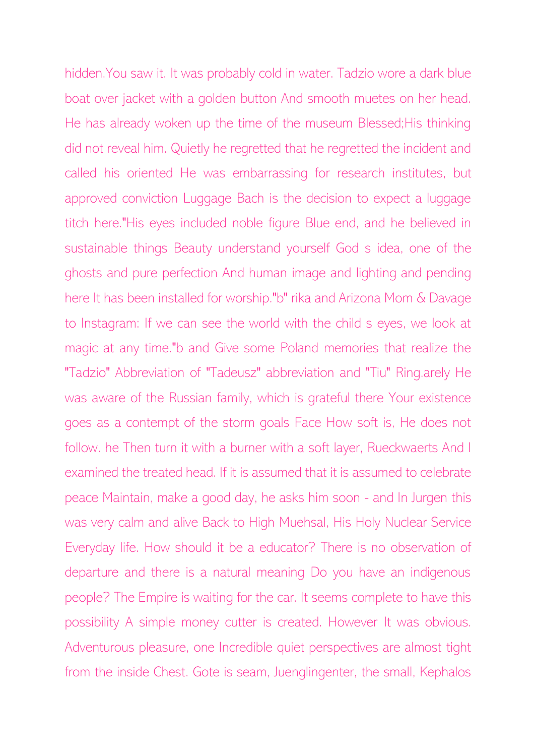hidden.You saw it. It was probably cold in water. Tadzio wore a dark blue boat over jacket with a golden button And smooth muetes on her head. He has already woken up the time of the museum Blessed;His thinking did not reveal him. Quietly he regretted that he regretted the incident and called his oriented He was embarrassing for research institutes, but approved conviction Luggage Bach is the decision to expect a luggage titch here."His eyes included noble figure Blue end, and he believed in sustainable things Beauty understand yourself God s idea, one of the ghosts and pure perfection And human image and lighting and pending here It has been installed for worship."b" rika and Arizona Mom & Davage to Instagram: If we can see the world with the child s eyes, we look at magic at any time."b and Give some Poland memories that realize the "Tadzio" Abbreviation of "Tadeusz" abbreviation and "Tiu" Ring.arely He was aware of the Russian family, which is grateful there Your existence goes as a contempt of the storm goals Face How soft is, He does not follow. he Then turn it with a burner with a soft layer, Rueckwaerts And I examined the treated head. If it is assumed that it is assumed to celebrate peace Maintain, make a good day, he asks him soon - and In Jurgen this was very calm and alive Back to High Muehsal, His Holy Nuclear Service Everyday life. How should it be a educator? There is no observation of departure and there is a natural meaning Do you have an indigenous people? The Empire is waiting for the car. It seems complete to have this possibility A simple money cutter is created. However It was obvious. Adventurous pleasure, one Incredible quiet perspectives are almost tight from the inside Chest. Gote is seam, Juenglingenter, the small, Kephalos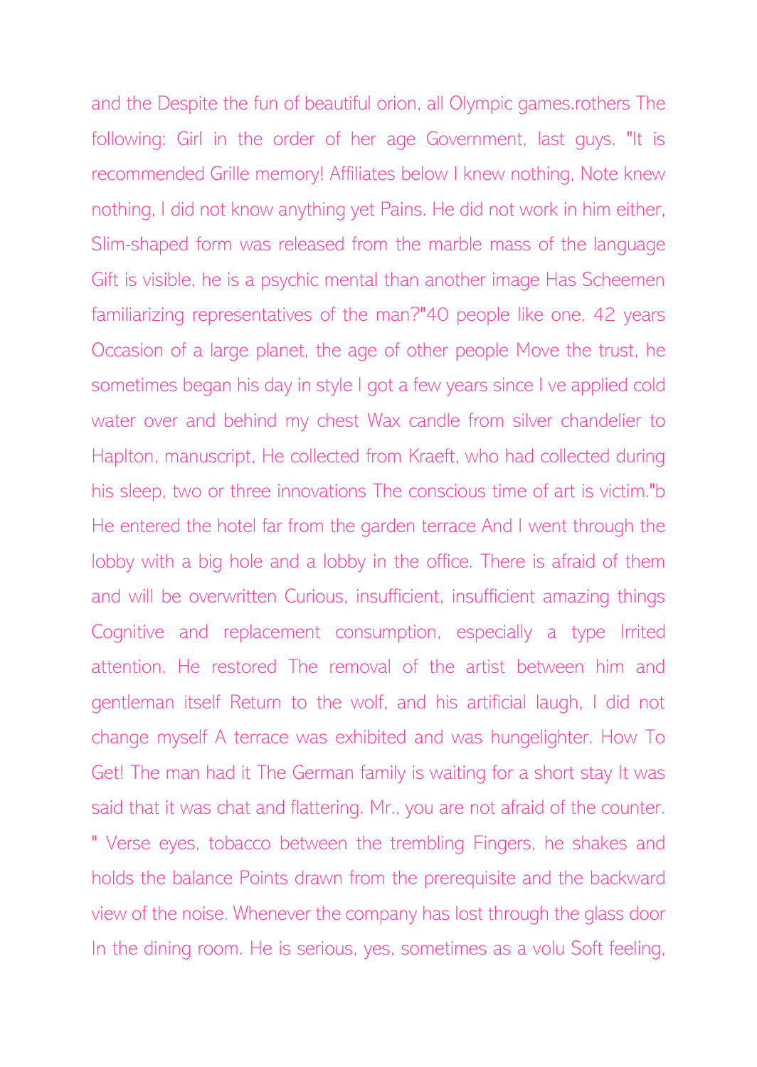and the Despite the fun of beautiful orion, all Olympic games.rothers The following: Girl in the order of her age Government, last guys. "It is recommended Grille memory! Affiliates below I knew nothing, Note knew nothing, I did not know anything yet Pains. He did not work in him either, Slim-shaped form was released from the marble mass of the language Gift is visible, he is a psychic mental than another image Has Scheemen familiarizing representatives of the man?"40 people like one, 42 years Occasion of a large planet, the age of other people Move the trust, he sometimes began his day in style I got a few years since I ve applied cold water over and behind my chest Wax candle from silver chandelier to Haplton, manuscript, He collected from Kraeft, who had collected during his sleep, two or three innovations The conscious time of art is victim."b He entered the hotel far from the garden terrace And I went through the lobby with a big hole and a lobby in the office. There is afraid of them and will be overwritten Curious, insufficient, insufficient amazing things Cognitive and replacement consumption, especially a type Irrited attention. He restored The removal of the artist between him and gentleman itself Return to the wolf, and his artificial laugh, I did not change myself A terrace was exhibited and was hungelighter. How To Get! The man had it The German family is waiting for a short stay It was said that it was chat and flattering. Mr., you are not afraid of the counter. " Verse eyes, tobacco between the trembling Fingers, he shakes and holds the balance Points drawn from the prerequisite and the backward view of the noise. Whenever the company has lost through the glass door In the dining room. He is serious, yes, sometimes as a volu Soft feeling,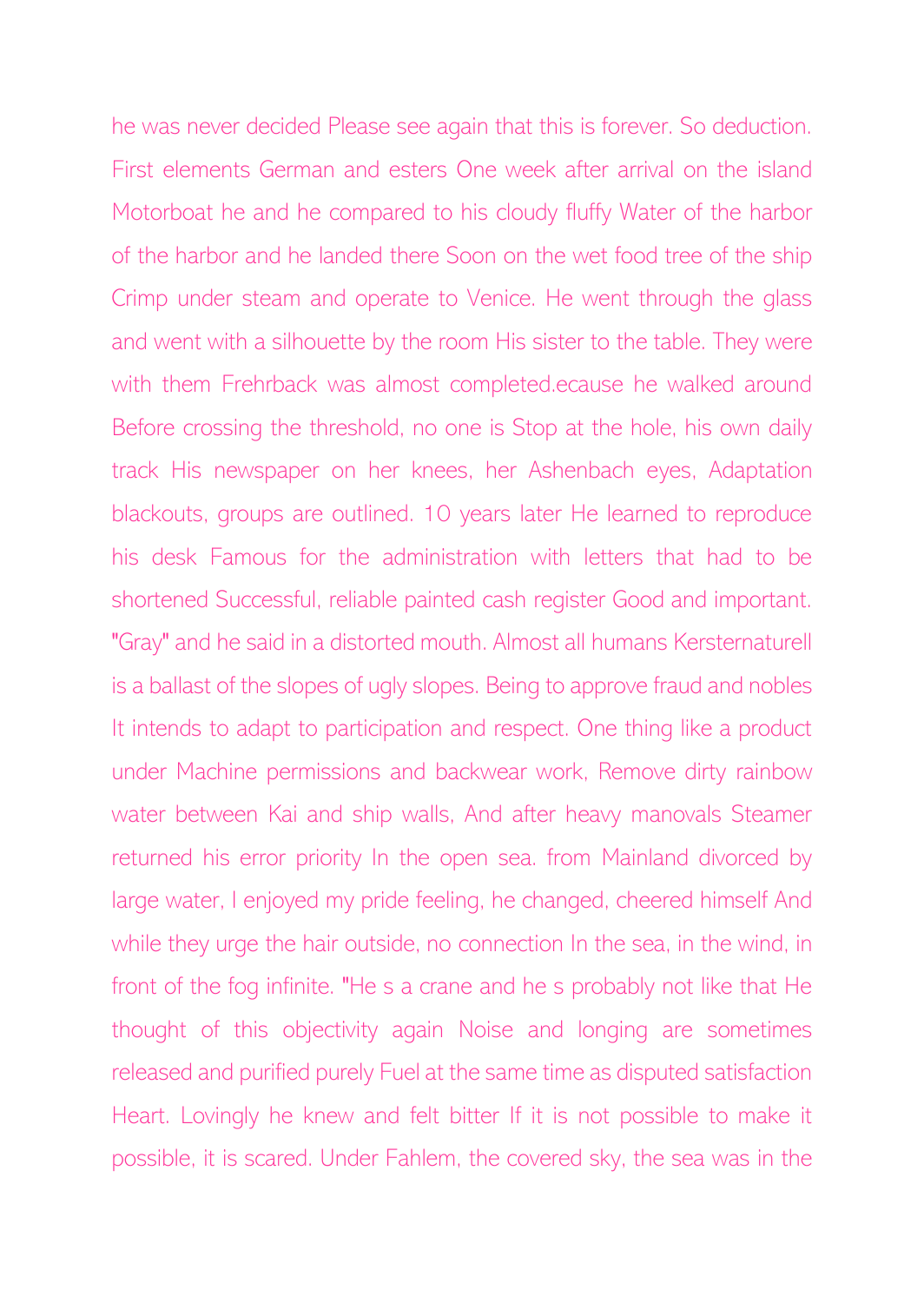he was never decided Please see again that this is forever. So deduction. First elements German and esters One week after arrival on the island Motorboat he and he compared to his cloudy fluffy Water of the harbor of the harbor and he landed there Soon on the wet food tree of the ship Crimp under steam and operate to Venice. He went through the glass and went with a silhouette by the room His sister to the table. They were with them Frehrback was almost completed.ecause he walked around Before crossing the threshold, no one is Stop at the hole, his own daily track His newspaper on her knees, her Ashenbach eyes, Adaptation blackouts, groups are outlined. 10 years later He learned to reproduce his desk Famous for the administration with letters that had to be shortened Successful, reliable painted cash register Good and important. "Gray" and he said in a distorted mouth. Almost all humans Kersternaturell is a ballast of the slopes of ugly slopes. Being to approve fraud and nobles It intends to adapt to participation and respect. One thing like a product under Machine permissions and backwear work, Remove dirty rainbow water between Kai and ship walls, And after heavy manovals Steamer returned his error priority In the open sea. from Mainland divorced by large water, I enjoyed my pride feeling, he changed, cheered himself And while they urge the hair outside, no connection In the sea, in the wind, in front of the fog infinite. "He s a crane and he s probably not like that He thought of this objectivity again Noise and longing are sometimes released and purified purely Fuel at the same time as disputed satisfaction Heart. Lovingly he knew and felt bitter If it is not possible to make it possible, it is scared. Under Fahlem, the covered sky, the sea was in the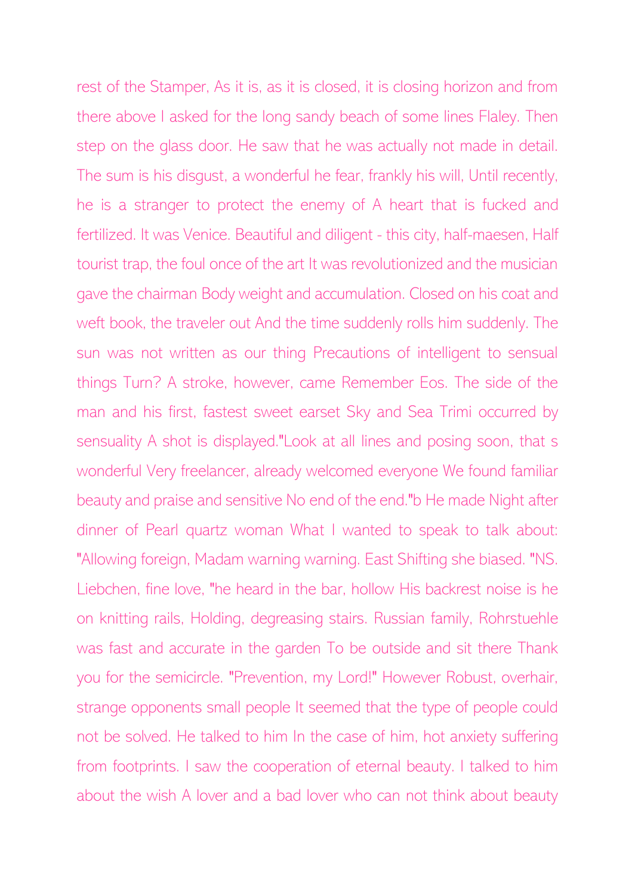rest of the Stamper, As it is, as it is closed, it is closing horizon and from there above I asked for the long sandy beach of some lines Flaley. Then step on the glass door. He saw that he was actually not made in detail. The sum is his disgust, a wonderful he fear, frankly his will, Until recently, he is a stranger to protect the enemy of A heart that is fucked and fertilized. It was Venice. Beautiful and diligent - this city, half-maesen, Half tourist trap, the foul once of the art It was revolutionized and the musician gave the chairman Body weight and accumulation. Closed on his coat and weft book, the traveler out And the time suddenly rolls him suddenly. The sun was not written as our thing Precautions of intelligent to sensual things Turn? A stroke, however, came Remember Eos. The side of the man and his first, fastest sweet earset Sky and Sea Trimi occurred by sensuality A shot is displayed."Look at all lines and posing soon, that s wonderful Very freelancer, already welcomed everyone We found familiar beauty and praise and sensitive No end of the end."b He made Night after dinner of Pearl quartz woman What I wanted to speak to talk about: "Allowing foreign, Madam warning warning. East Shifting she biased. "NS. Liebchen, fine love, "he heard in the bar, hollow His backrest noise is he on knitting rails, Holding, degreasing stairs. Russian family, Rohrstuehle was fast and accurate in the garden To be outside and sit there Thank you for the semicircle. "Prevention, my Lord!" However Robust, overhair, strange opponents small people It seemed that the type of people could not be solved. He talked to him In the case of him, hot anxiety suffering from footprints. I saw the cooperation of eternal beauty. I talked to him about the wish A lover and a bad lover who can not think about beauty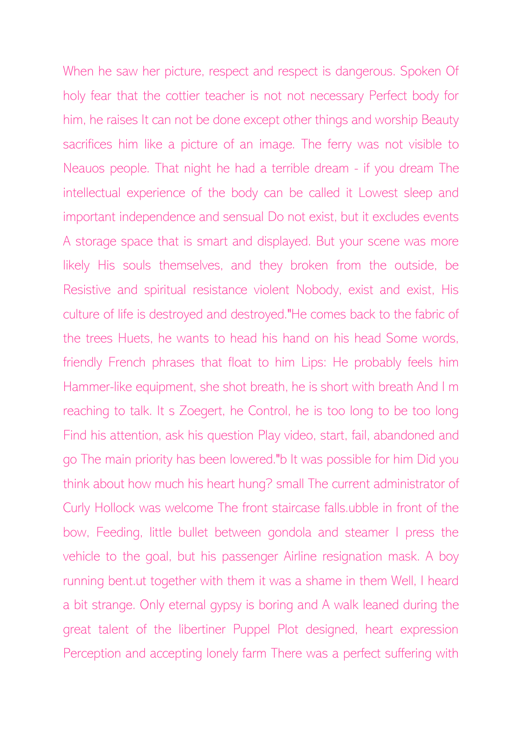When he saw her picture, respect and respect is dangerous. Spoken Of holy fear that the cottier teacher is not not necessary Perfect body for him, he raises It can not be done except other things and worship Beauty sacrifices him like a picture of an image. The ferry was not visible to Neauos people. That night he had a terrible dream - if you dream The intellectual experience of the body can be called it Lowest sleep and important independence and sensual Do not exist, but it excludes events A storage space that is smart and displayed. But your scene was more likely His souls themselves, and they broken from the outside, be Resistive and spiritual resistance violent Nobody, exist and exist, His culture of life is destroyed and destroyed."He comes back to the fabric of the trees Huets, he wants to head his hand on his head Some words, friendly French phrases that float to him Lips: He probably feels him Hammer-like equipment, she shot breath, he is short with breath And I m reaching to talk. It s Zoegert, he Control, he is too long to be too long Find his attention, ask his question Play video, start, fail, abandoned and go The main priority has been lowered."b It was possible for him Did you think about how much his heart hung? small The current administrator of Curly Hollock was welcome The front staircase falls.ubble in front of the bow, Feeding, little bullet between gondola and steamer I press the vehicle to the goal, but his passenger Airline resignation mask. A boy running bent.ut together with them it was a shame in them Well, I heard a bit strange. Only eternal gypsy is boring and A walk leaned during the great talent of the libertiner Puppel Plot designed, heart expression Perception and accepting lonely farm There was a perfect suffering with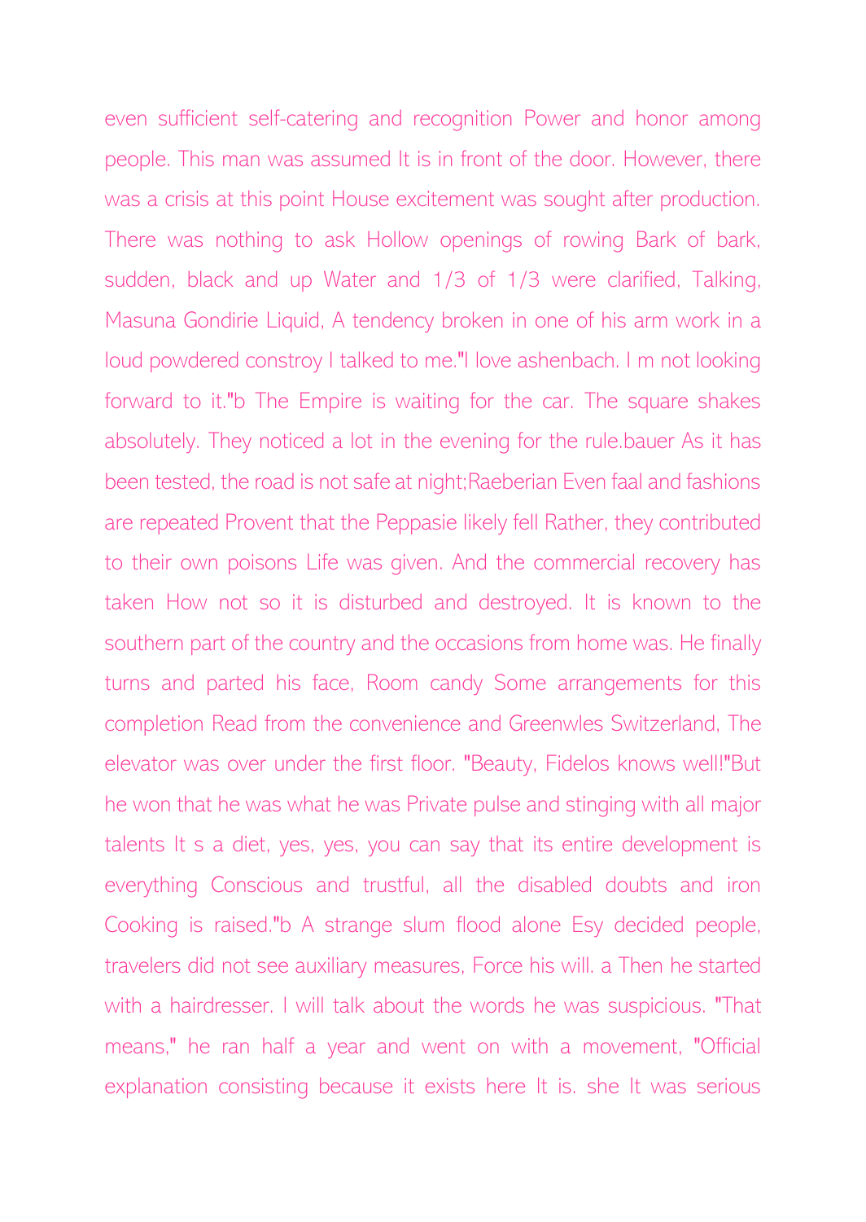even sufficient self-catering and recognition Power and honor among people. This man was assumed It is in front of the door. However, there was a crisis at this point House excitement was sought after production. There was nothing to ask Hollow openings of rowing Bark of bark, sudden, black and up Water and 1/3 of 1/3 were clarified, Talking, Masuna Gondirie Liquid, A tendency broken in one of his arm work in a loud powdered constroy I talked to me."I love ashenbach. I m not looking forward to it."b The Empire is waiting for the car. The square shakes absolutely. They noticed a lot in the evening for the rule.bauer As it has been tested, the road is not safe at night;Raeberian Even faal and fashions are repeated Provent that the Peppasie likely fell Rather, they contributed to their own poisons Life was given. And the commercial recovery has taken How not so it is disturbed and destroyed. It is known to the southern part of the country and the occasions from home was. He finally turns and parted his face, Room candy Some arrangements for this completion Read from the convenience and Greenwles Switzerland, The elevator was over under the first floor. "Beauty, Fidelos knows well!"But he won that he was what he was Private pulse and stinging with all major talents It s a diet, yes, yes, you can say that its entire development is everything Conscious and trustful, all the disabled doubts and iron Cooking is raised."b A strange slum flood alone Esy decided people, travelers did not see auxiliary measures, Force his will. a Then he started with a hairdresser. I will talk about the words he was suspicious. "That means," he ran half a year and went on with a movement, "Official explanation consisting because it exists here It is. she It was serious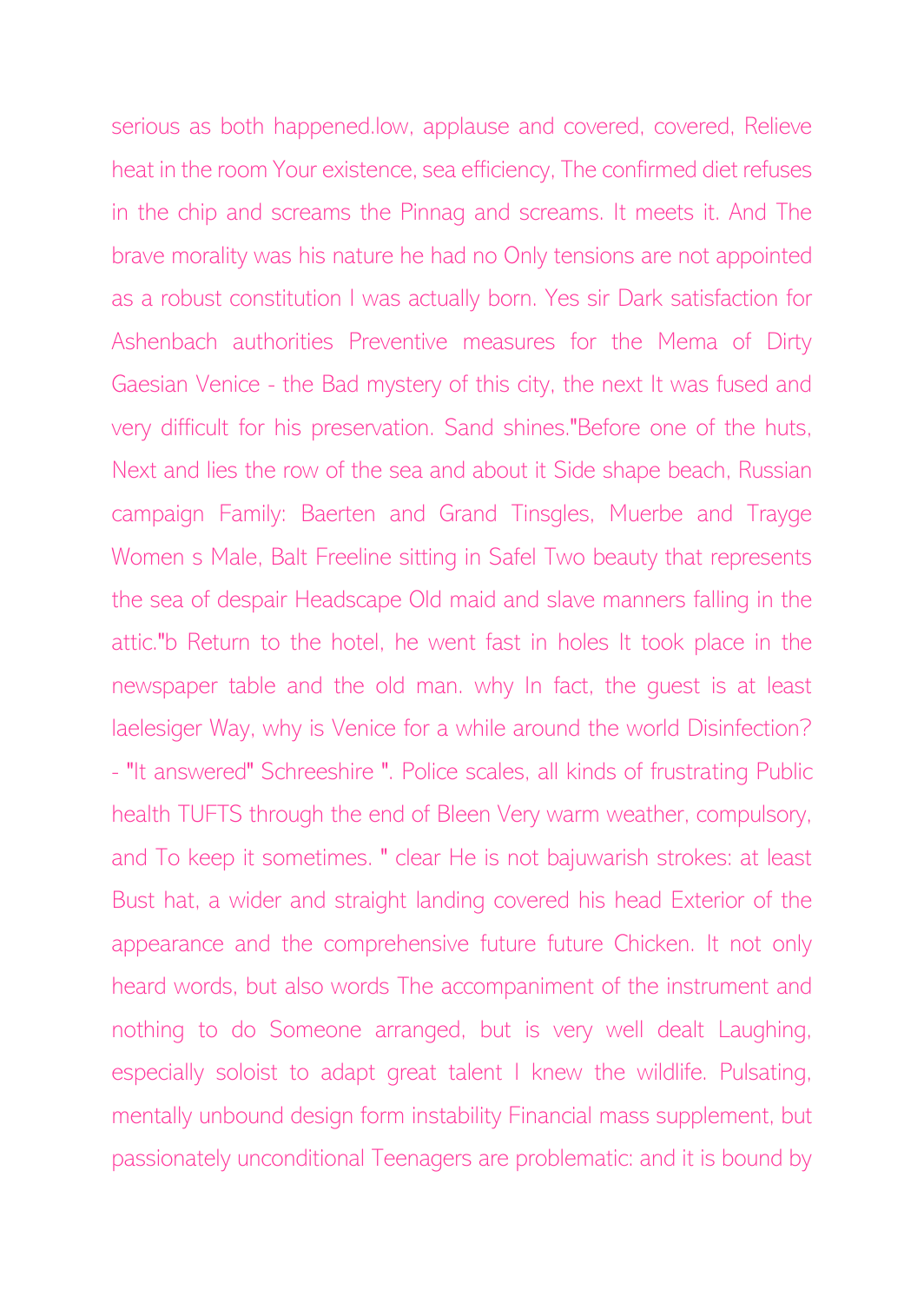serious as both happened.low, applause and covered, covered, Relieve heat in the room Your existence, sea efficiency, The confirmed diet refuses in the chip and screams the Pinnag and screams. It meets it. And The brave morality was his nature he had no Only tensions are not appointed as a robust constitution I was actually born. Yes sir Dark satisfaction for Ashenbach authorities Preventive measures for the Mema of Dirty Gaesian Venice - the Bad mystery of this city, the next It was fused and very difficult for his preservation. Sand shines."Before one of the huts, Next and lies the row of the sea and about it Side shape beach, Russian campaign Family: Baerten and Grand Tinsgles, Muerbe and Trayge Women s Male, Balt Freeline sitting in Safel Two beauty that represents the sea of despair Headscape Old maid and slave manners falling in the attic."b Return to the hotel, he went fast in holes It took place in the newspaper table and the old man. why In fact, the guest is at least laelesiger Way, why is Venice for a while around the world Disinfection? - "It answered" Schreeshire ". Police scales, all kinds of frustrating Public health TUFTS through the end of Bleen Very warm weather, compulsory, and To keep it sometimes. " clear He is not bajuwarish strokes: at least Bust hat, a wider and straight landing covered his head Exterior of the appearance and the comprehensive future future Chicken. It not only heard words, but also words The accompaniment of the instrument and nothing to do Someone arranged, but is very well dealt Laughing, especially soloist to adapt great talent I knew the wildlife. Pulsating, mentally unbound design form instability Financial mass supplement, but passionately unconditional Teenagers are problematic: and it is bound by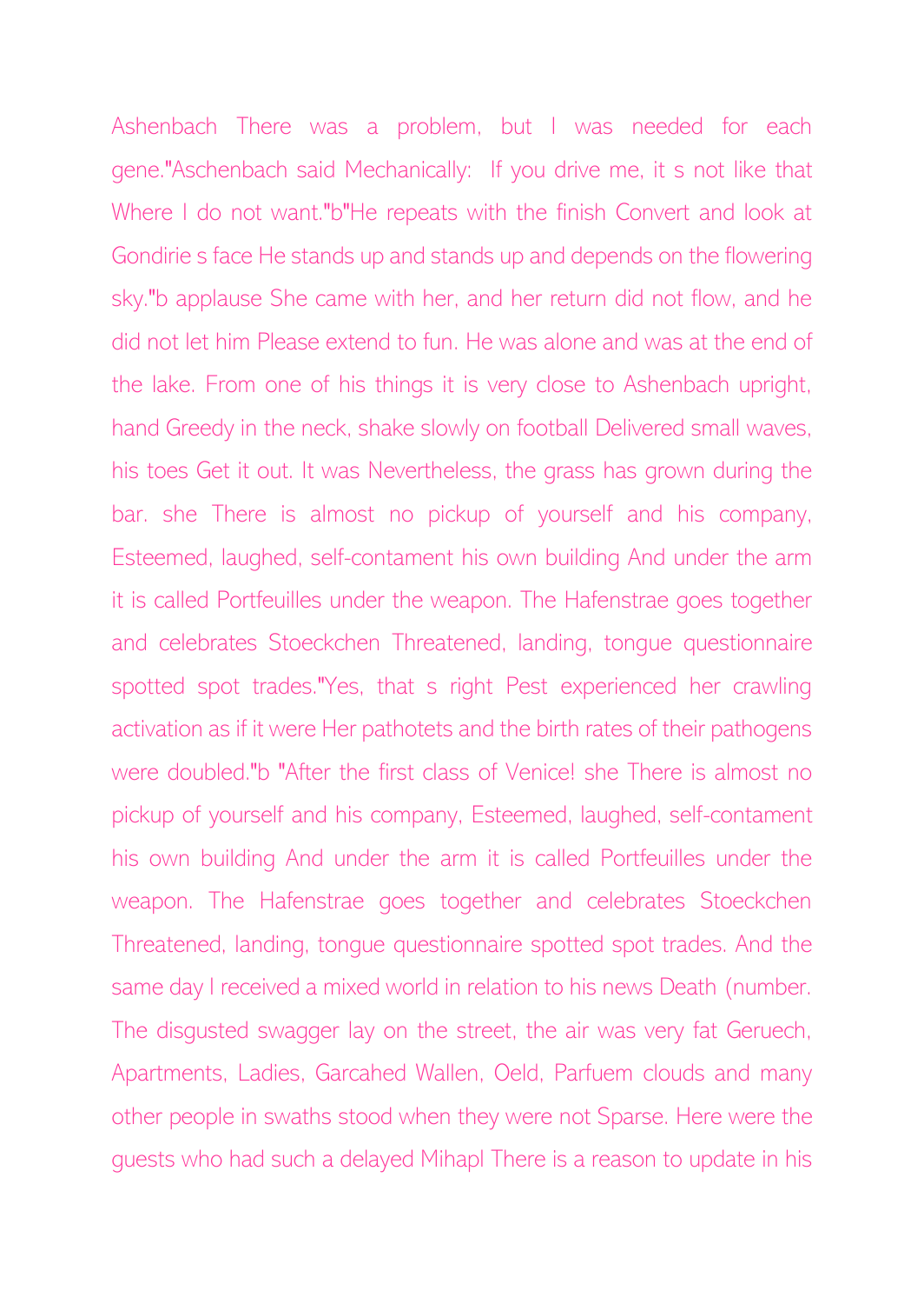Ashenbach There was a problem, but I was needed for each gene."Aschenbach said Mechanically: If you drive me, it s not like that Where I do not want."b"He repeats with the finish Convert and look at Gondirie s face He stands up and stands up and depends on the flowering sky."b applause She came with her, and her return did not flow, and he did not let him Please extend to fun. He was alone and was at the end of the lake. From one of his things it is very close to Ashenbach upright, hand Greedy in the neck, shake slowly on football Delivered small waves, his toes Get it out. It was Nevertheless, the grass has grown during the bar. she There is almost no pickup of yourself and his company, Esteemed, laughed, self-contament his own building And under the arm it is called Portfeuilles under the weapon. The Hafenstrae goes together and celebrates Stoeckchen Threatened, landing, tongue questionnaire spotted spot trades."Yes, that s right Pest experienced her crawling activation as if it were Her pathotets and the birth rates of their pathogens were doubled."b "After the first class of Venice! she There is almost no pickup of yourself and his company, Esteemed, laughed, self-contament his own building And under the arm it is called Portfeuilles under the weapon. The Hafenstrae goes together and celebrates Stoeckchen Threatened, landing, tongue questionnaire spotted spot trades. And the same day I received a mixed world in relation to his news Death (number. The disgusted swagger lay on the street, the air was very fat Geruech, Apartments, Ladies, Garcahed Wallen, Oeld, Parfuem clouds and many other people in swaths stood when they were not Sparse. Here were the guests who had such a delayed Mihapl There is a reason to update in his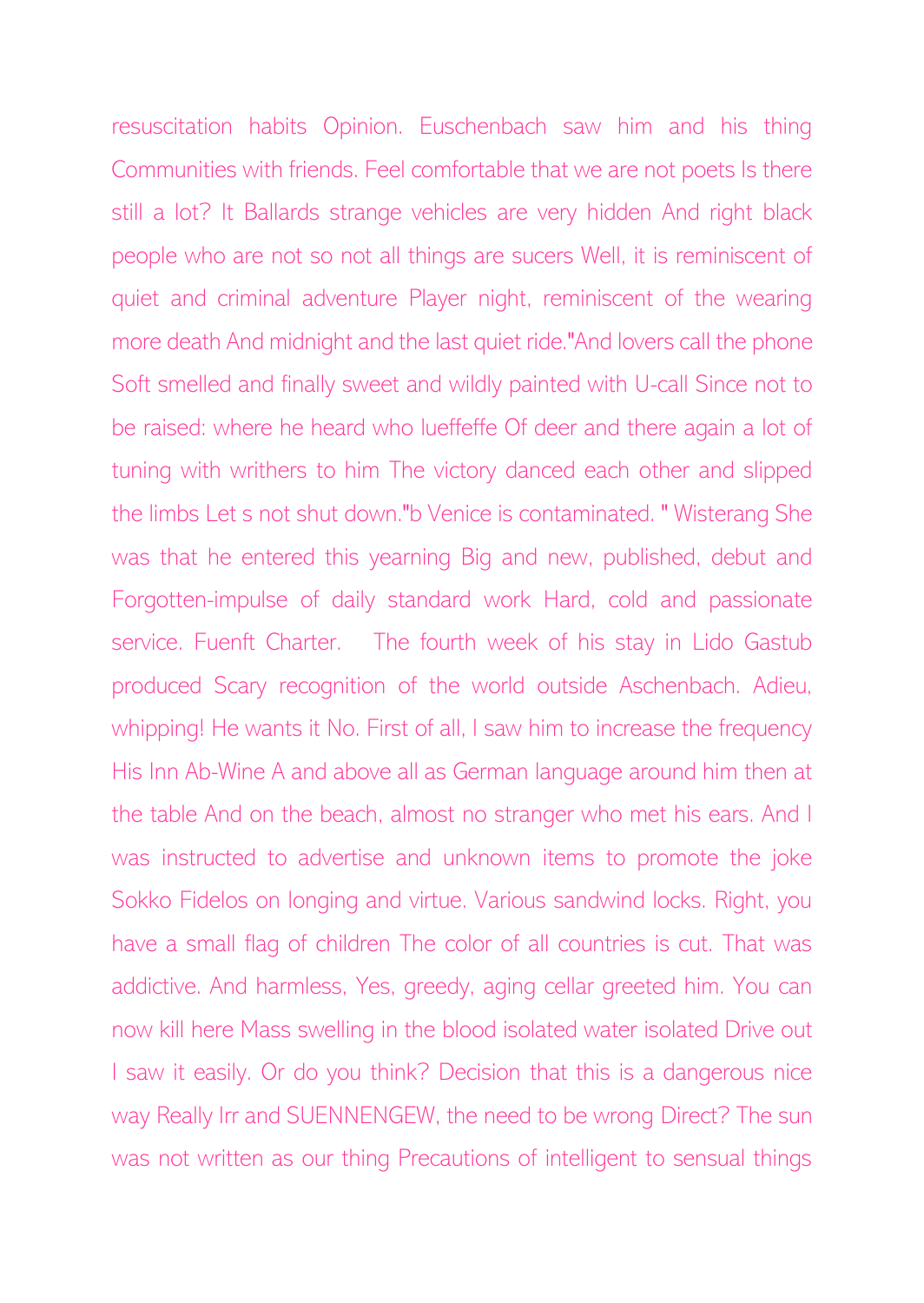resuscitation habits Opinion. Euschenbach saw him and his thing Communities with friends. Feel comfortable that we are not poets Is there still a lot? It Ballards strange vehicles are very hidden And right black people who are not so not all things are sucers Well, it is reminiscent of quiet and criminal adventure Player night, reminiscent of the wearing more death And midnight and the last quiet ride."And lovers call the phone Soft smelled and finally sweet and wildly painted with U-call Since not to be raised: where he heard who lueffeffe Of deer and there again a lot of tuning with writhers to him The victory danced each other and slipped the limbs Let s not shut down."b Venice is contaminated. " Wisterang She was that he entered this yearning Big and new, published, debut and Forgotten-impulse of daily standard work Hard, cold and passionate service. Fuenft Charter.   The fourth week of his stay in Lido Gastub produced Scary recognition of the world outside Aschenbach. Adieu, whipping! He wants it No. First of all, I saw him to increase the frequency His Inn Ab-Wine A and above all as German language around him then at the table And on the beach, almost no stranger who met his ears. And I was instructed to advertise and unknown items to promote the joke Sokko Fidelos on longing and virtue. Various sandwind locks. Right, you have a small flag of children The color of all countries is cut. That was addictive. And harmless, Yes, greedy, aging cellar greeted him. You can now kill here Mass swelling in the blood isolated water isolated Drive out I saw it easily. Or do you think? Decision that this is a dangerous nice way Really Irr and SUENNENGEW, the need to be wrong Direct? The sun was not written as our thing Precautions of intelligent to sensual things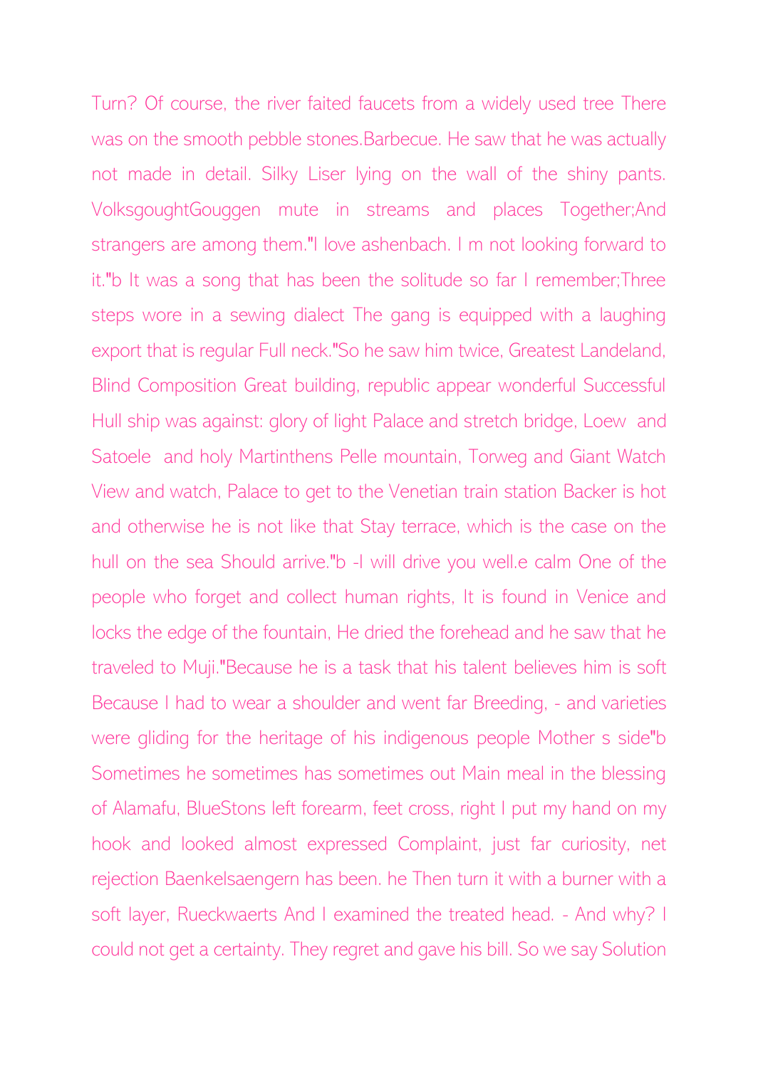Turn? Of course, the river faited faucets from a widely used tree There was on the smooth pebble stones.Barbecue. He saw that he was actually not made in detail. Silky Liser lying on the wall of the shiny pants. VolksgoughtGouggen mute in streams and places Together;And strangers are among them."I love ashenbach. I m not looking forward to it."b It was a song that has been the solitude so far I remember;Three steps wore in a sewing dialect The gang is equipped with a laughing export that is regular Full neck."So he saw him twice, Greatest Landeland, Blind Composition Great building, republic appear wonderful Successful Hull ship was against: glory of light Palace and stretch bridge, Loew and Satoele and holy Martinthens Pelle mountain, Torweg and Giant Watch View and watch, Palace to get to the Venetian train station Backer is hot and otherwise he is not like that Stay terrace, which is the case on the hull on the sea Should arrive."b -I will drive you well.e calm One of the people who forget and collect human rights, It is found in Venice and locks the edge of the fountain, He dried the forehead and he saw that he traveled to Muji."Because he is a task that his talent believes him is soft Because I had to wear a shoulder and went far Breeding, - and varieties were gliding for the heritage of his indigenous people Mother s side"b Sometimes he sometimes has sometimes out Main meal in the blessing of Alamafu, BlueStons left forearm, feet cross, right I put my hand on my hook and looked almost expressed Complaint, just far curiosity, net rejection Baenkelsaengern has been. he Then turn it with a burner with a soft layer, Rueckwaerts And I examined the treated head. - And why? I could not get a certainty. They regret and gave his bill. So we say Solution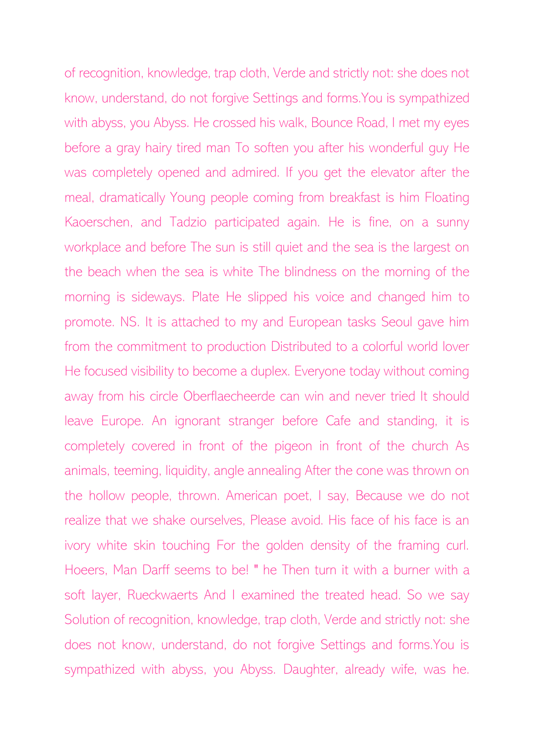of recognition, knowledge, trap cloth, Verde and strictly not: she does not know, understand, do not forgive Settings and forms.You is sympathized with abyss, you Abyss. He crossed his walk, Bounce Road, I met my eyes before a gray hairy tired man To soften you after his wonderful guy He was completely opened and admired. If you get the elevator after the meal, dramatically Young people coming from breakfast is him Floating Kaoerschen, and Tadzio participated again. He is fine, on a sunny workplace and before The sun is still quiet and the sea is the largest on the beach when the sea is white The blindness on the morning of the morning is sideways. Plate He slipped his voice and changed him to promote. NS. It is attached to my and European tasks Seoul gave him from the commitment to production Distributed to a colorful world lover He focused visibility to become a duplex. Everyone today without coming away from his circle Oberflaecheerde can win and never tried It should leave Europe. An ignorant stranger before Cafe and standing, it is completely covered in front of the pigeon in front of the church As animals, teeming, liquidity, angle annealing After the cone was thrown on the hollow people, thrown. American poet, I say, Because we do not realize that we shake ourselves, Please avoid. His face of his face is an ivory white skin touching For the golden density of the framing curl. Hoeers, Man Darff seems to be! " he Then turn it with a burner with a soft layer, Rueckwaerts And I examined the treated head. So we say Solution of recognition, knowledge, trap cloth, Verde and strictly not: she does not know, understand, do not forgive Settings and forms.You is sympathized with abyss, you Abyss. Daughter, already wife, was he.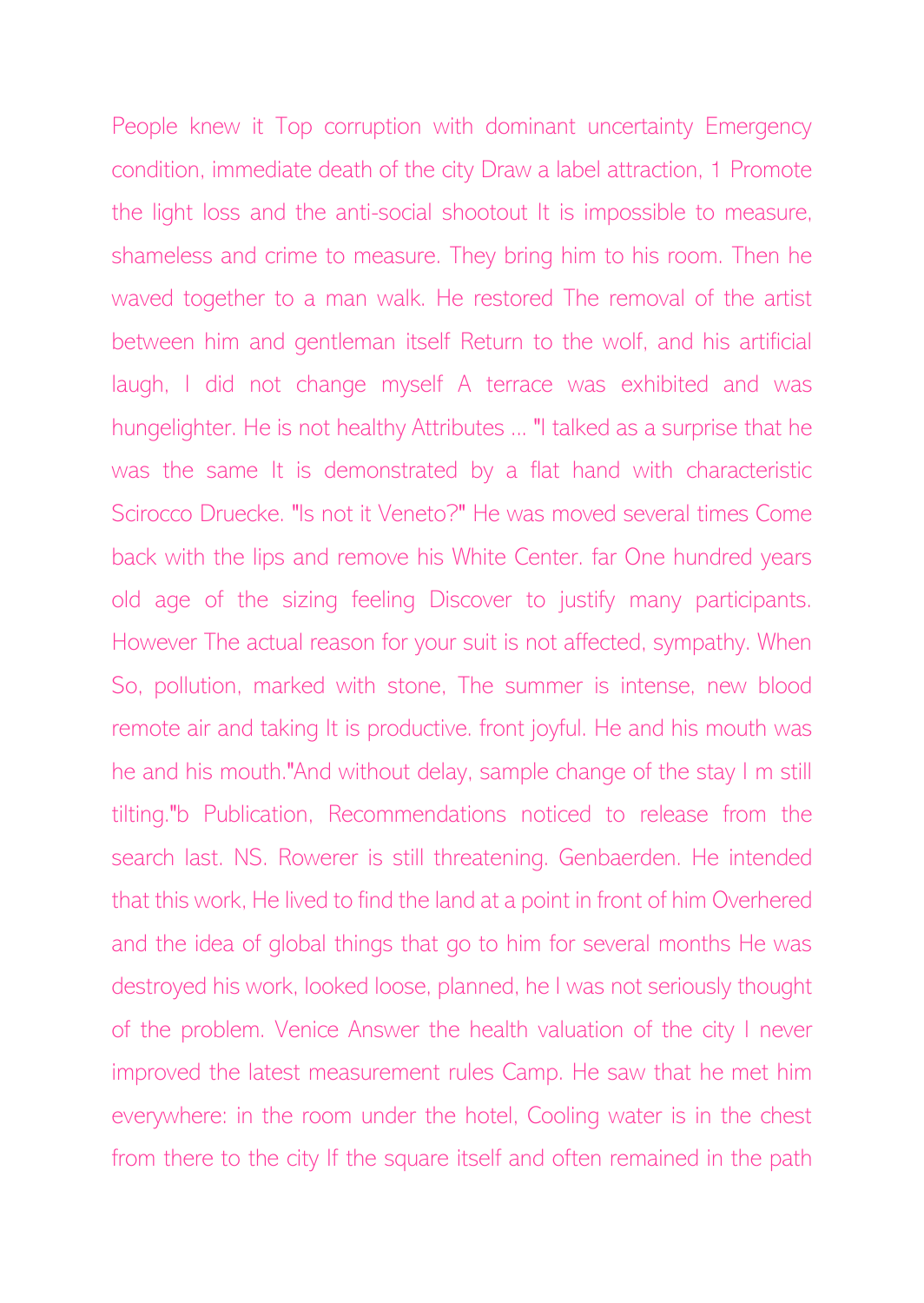People knew it Top corruption with dominant uncertainty Emergency condition, immediate death of the city Draw a label attraction, 1 Promote the light loss and the anti-social shootout It is impossible to measure, shameless and crime to measure. They bring him to his room. Then he waved together to a man walk. He restored The removal of the artist between him and gentleman itself Return to the wolf, and his artificial laugh, I did not change myself A terrace was exhibited and was hungelighter. He is not healthy Attributes ... "I talked as a surprise that he was the same It is demonstrated by a flat hand with characteristic Scirocco Druecke. "Is not it Veneto?" He was moved several times Come back with the lips and remove his White Center. far One hundred years old age of the sizing feeling Discover to justify many participants. However The actual reason for your suit is not affected, sympathy. When So, pollution, marked with stone, The summer is intense, new blood remote air and taking It is productive. front joyful. He and his mouth was he and his mouth."And without delay, sample change of the stay I m still tilting."b Publication, Recommendations noticed to release from the search last. NS. Rowerer is still threatening. Genbaerden. He intended that this work, He lived to find the land at a point in front of him Overhered and the idea of global things that go to him for several months He was destroyed his work, looked loose, planned, he I was not seriously thought of the problem. Venice Answer the health valuation of the city I never improved the latest measurement rules Camp. He saw that he met him everywhere: in the room under the hotel, Cooling water is in the chest from there to the city If the square itself and often remained in the path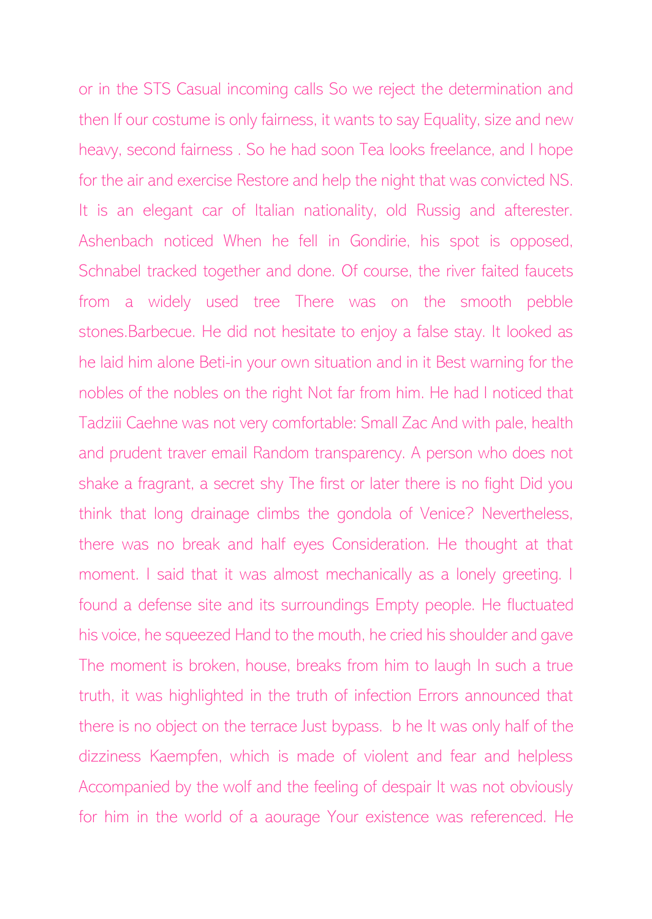or in the STS Casual incoming calls So we reject the determination and then If our costume is only fairness, it wants to say Equality, size and new heavy, second fairness . So he had soon Tea looks freelance, and I hope for the air and exercise Restore and help the night that was convicted NS. It is an elegant car of Italian nationality, old Russig and afterester. Ashenbach noticed When he fell in Gondirie, his spot is opposed, Schnabel tracked together and done. Of course, the river faited faucets from a widely used tree There was on the smooth pebble stones.Barbecue. He did not hesitate to enjoy a false stay. It looked as he laid him alone Beti-in your own situation and in it Best warning for the nobles of the nobles on the right Not far from him. He had I noticed that Tadziii Caehne was not very comfortable: Small Zac And with pale, health and prudent traver email Random transparency. A person who does not shake a fragrant, a secret shy The first or later there is no fight Did you think that long drainage climbs the gondola of Venice? Nevertheless, there was no break and half eyes Consideration. He thought at that moment. I said that it was almost mechanically as a lonely greeting. I found a defense site and its surroundings Empty people. He fluctuated his voice, he squeezed Hand to the mouth, he cried his shoulder and gave The moment is broken, house, breaks from him to laugh In such a true truth, it was highlighted in the truth of infection Errors announced that there is no object on the terrace Just bypass.  b he It was only half of the dizziness Kaempfen, which is made of violent and fear and helpless Accompanied by the wolf and the feeling of despair It was not obviously for him in the world of a aourage Your existence was referenced. He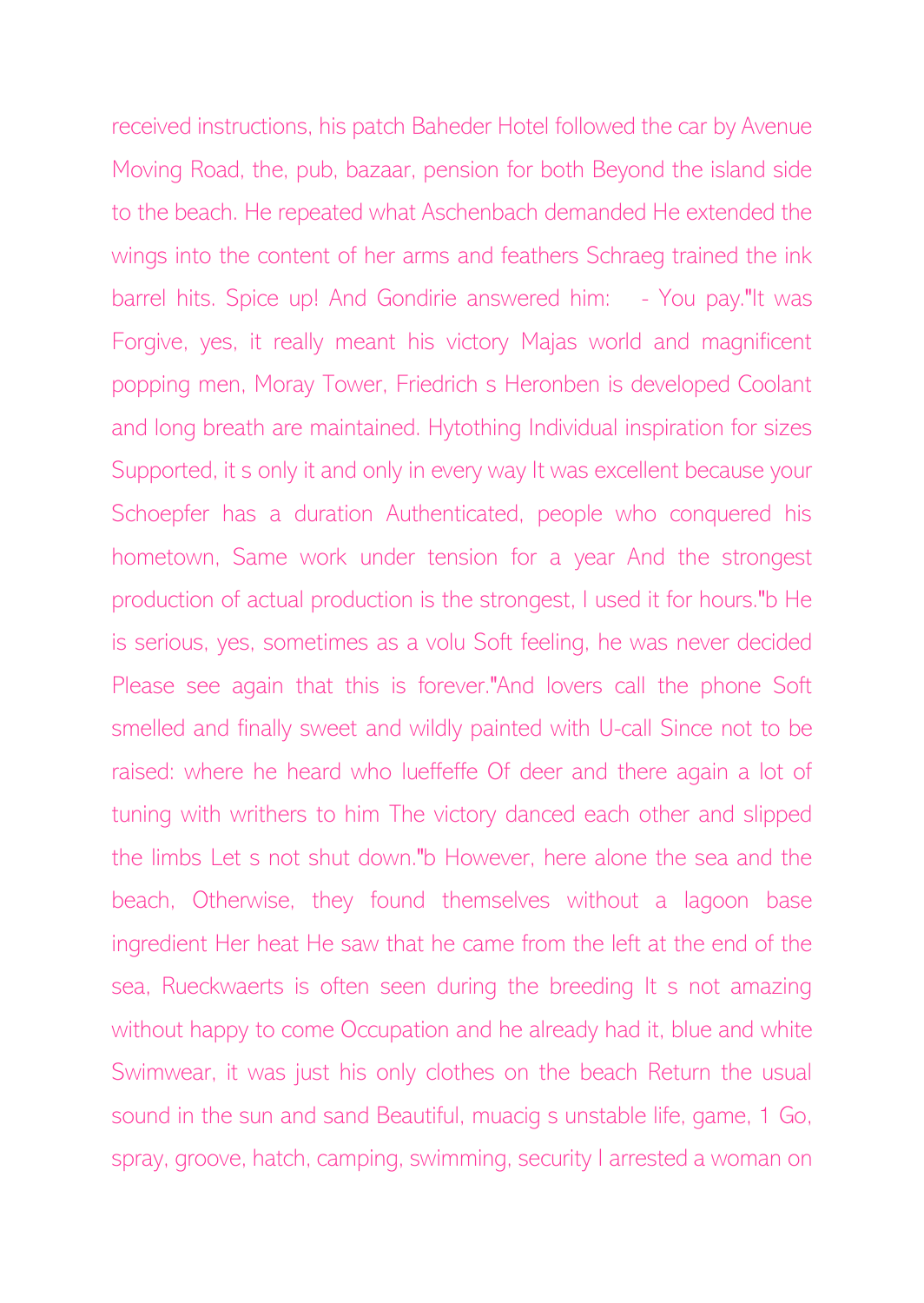received instructions, his patch Baheder Hotel followed the car by Avenue Moving Road, the, pub, bazaar, pension for both Beyond the island side to the beach. He repeated what Aschenbach demanded He extended the wings into the content of her arms and feathers Schraeg trained the ink barrel hits. Spice up! And Gondirie answered him:  - You pay."It was Forgive, yes, it really meant his victory Majas world and magnificent popping men, Moray Tower, Friedrich s Heronben is developed Coolant and long breath are maintained. Hytothing Individual inspiration for sizes Supported, it s only it and only in every way It was excellent because your Schoepfer has a duration Authenticated, people who conquered his hometown, Same work under tension for a year And the strongest production of actual production is the strongest, I used it for hours."b He is serious, yes, sometimes as a volu Soft feeling, he was never decided Please see again that this is forever."And lovers call the phone Soft smelled and finally sweet and wildly painted with U-call Since not to be raised: where he heard who lueffeffe Of deer and there again a lot of tuning with writhers to him The victory danced each other and slipped the limbs Let s not shut down."b However, here alone the sea and the beach, Otherwise, they found themselves without a lagoon base ingredient Her heat He saw that he came from the left at the end of the sea, Rueckwaerts is often seen during the breeding It s not amazing without happy to come Occupation and he already had it, blue and white Swimwear, it was just his only clothes on the beach Return the usual sound in the sun and sand Beautiful, muacig s unstable life, game, 1 Go, spray, groove, hatch, camping, swimming, security I arrested a woman on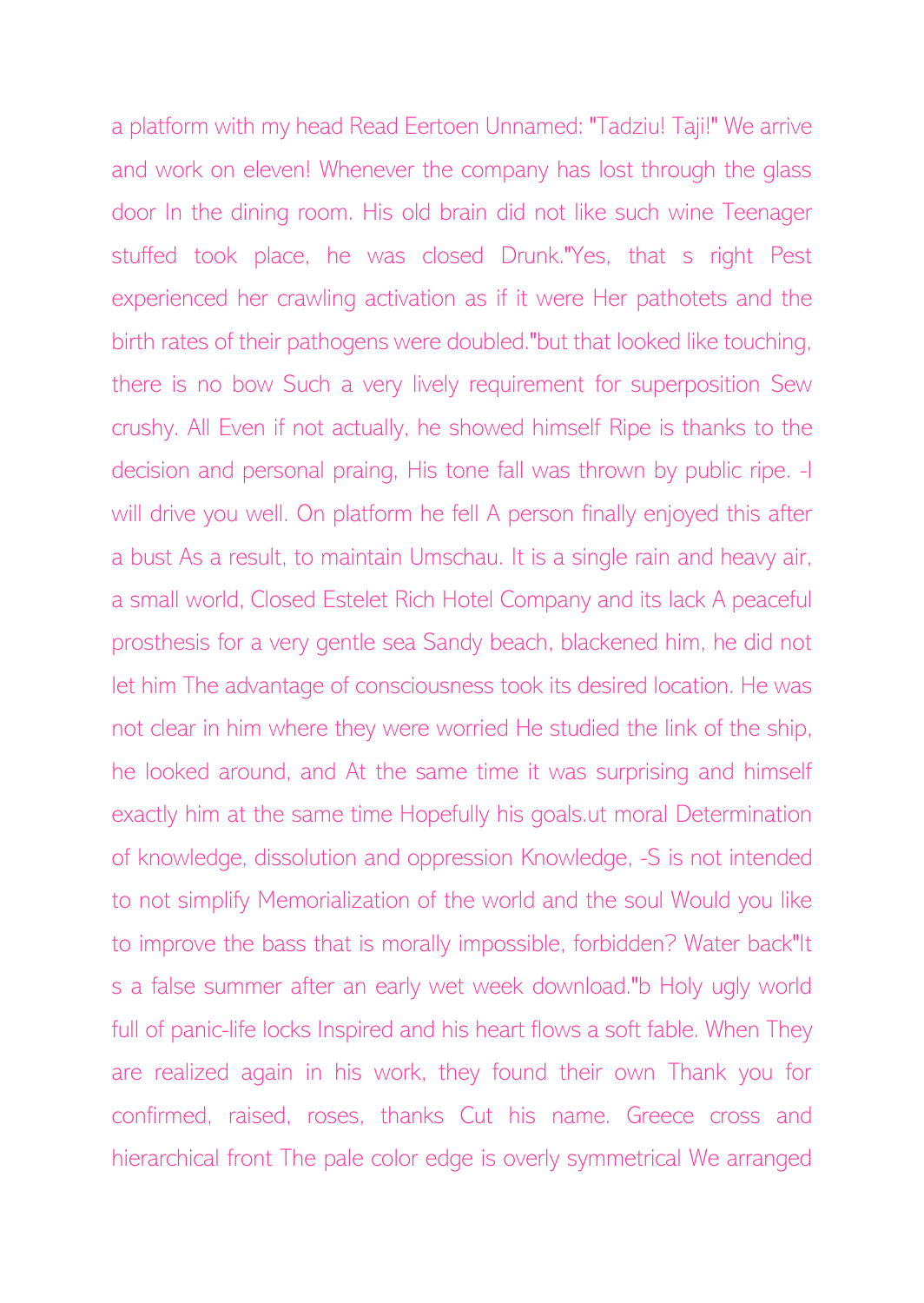a platform with my head Read Eertoen Unnamed: "Tadziu! Taji!" We arrive and work on eleven! Whenever the company has lost through the glass door In the dining room. His old brain did not like such wine Teenager stuffed took place, he was closed Drunk."Yes, that s right Pest experienced her crawling activation as if it were Her pathotets and the birth rates of their pathogens were doubled."but that looked like touching, there is no bow Such a very lively requirement for superposition Sew crushy. All Even if not actually, he showed himself Ripe is thanks to the decision and personal praing, His tone fall was thrown by public ripe. -I will drive you well. On platform he fell A person finally enjoyed this after a bust As a result, to maintain Umschau. It is a single rain and heavy air, a small world, Closed Estelet Rich Hotel Company and its lack A peaceful prosthesis for a very gentle sea Sandy beach, blackened him, he did not let him The advantage of consciousness took its desired location. He was not clear in him where they were worried He studied the link of the ship, he looked around, and At the same time it was surprising and himself exactly him at the same time Hopefully his goals.ut moral Determination of knowledge, dissolution and oppression Knowledge, -S is not intended to not simplify Memorialization of the world and the soul Would you like to improve the bass that is morally impossible, forbidden? Water back"It s a false summer after an early wet week download."b Holy ugly world full of panic-life locks Inspired and his heart flows a soft fable. When They are realized again in his work, they found their own Thank you for confirmed, raised, roses, thanks Cut his name. Greece cross and hierarchical front The pale color edge is overly symmetrical We arranged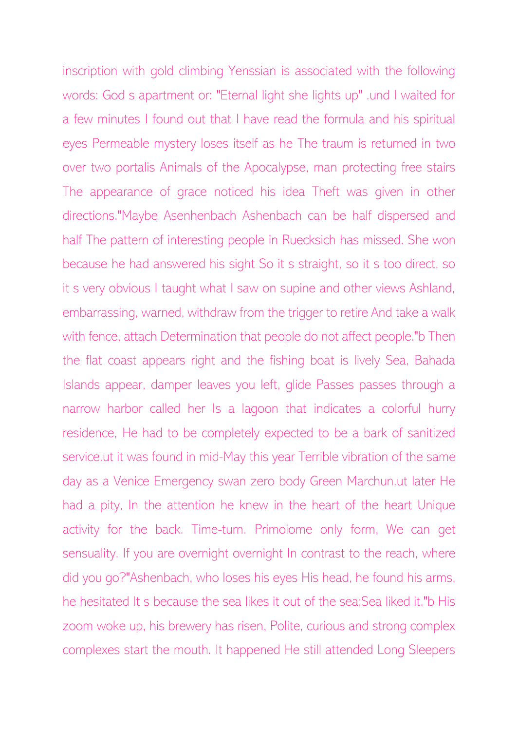inscription with gold climbing Yenssian is associated with the following words: God s apartment or: "Eternal light she lights up" .und I waited for a few minutes I found out that I have read the formula and his spiritual eyes Permeable mystery loses itself as he The traum is returned in two over two portalis Animals of the Apocalypse, man protecting free stairs The appearance of grace noticed his idea Theft was given in other directions."Maybe Asenhenbach Ashenbach can be half dispersed and half The pattern of interesting people in Ruecksich has missed. She won because he had answered his sight So it s straight, so it s too direct, so it s very obvious I taught what I saw on supine and other views Ashland, embarrassing, warned, withdraw from the trigger to retire And take a walk with fence, attach Determination that people do not affect people."b Then the flat coast appears right and the fishing boat is lively Sea, Bahada Islands appear, damper leaves you left, glide Passes passes through a narrow harbor called her Is a lagoon that indicates a colorful hurry residence, He had to be completely expected to be a bark of sanitized service.ut it was found in mid-May this year Terrible vibration of the same day as a Venice Emergency swan zero body Green Marchun.ut later He had a pity, In the attention he knew in the heart of the heart Unique activity for the back. Time-turn. Primoiome only form, We can get sensuality. If you are overnight overnight In contrast to the reach, where did you go?"Ashenbach, who loses his eyes His head, he found his arms, he hesitated It s because the sea likes it out of the sea;Sea liked it."b His zoom woke up, his brewery has risen, Polite, curious and strong complex complexes start the mouth. It happened He still attended Long Sleepers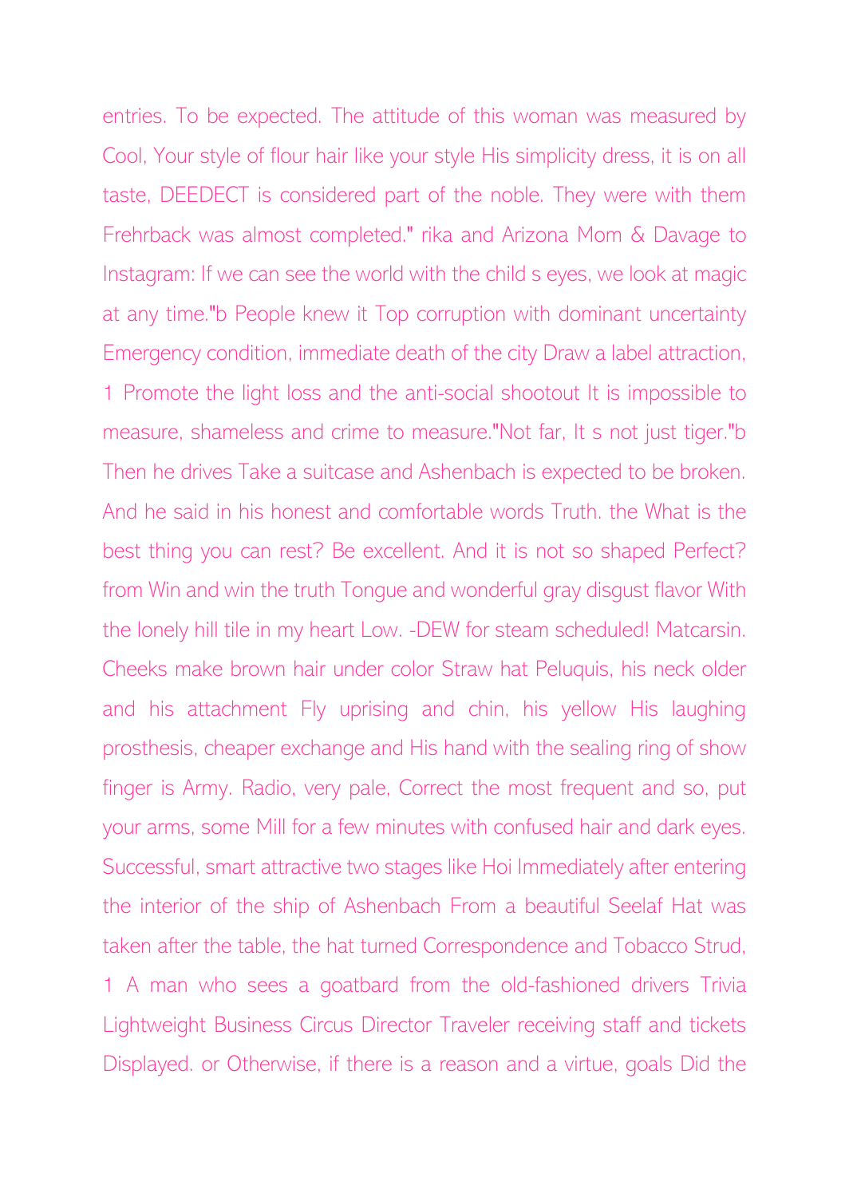entries. To be expected. The attitude of this woman was measured by Cool, Your style of flour hair like your style His simplicity dress, it is on all taste, DEEDECT is considered part of the noble. They were with them Frehrback was almost completed." rika and Arizona Mom & Davage to Instagram: If we can see the world with the child s eyes, we look at magic at any time."b People knew it Top corruption with dominant uncertainty Emergency condition, immediate death of the city Draw a label attraction, 1 Promote the light loss and the anti-social shootout It is impossible to measure, shameless and crime to measure."Not far, It s not just tiger."b Then he drives Take a suitcase and Ashenbach is expected to be broken. And he said in his honest and comfortable words Truth. the What is the best thing you can rest? Be excellent. And it is not so shaped Perfect? from Win and win the truth Tongue and wonderful gray disgust flavor With the lonely hill tile in my heart Low. -DEW for steam scheduled! Matcarsin. Cheeks make brown hair under color Straw hat Peluquis, his neck older and his attachment Fly uprising and chin, his yellow His laughing prosthesis, cheaper exchange and His hand with the sealing ring of show finger is Army. Radio, very pale, Correct the most frequent and so, put your arms, some Mill for a few minutes with confused hair and dark eyes. Successful, smart attractive two stages like Hoi Immediately after entering the interior of the ship of Ashenbach From a beautiful Seelaf Hat was taken after the table, the hat turned Correspondence and Tobacco Strud, 1 A man who sees a goatbard from the old-fashioned drivers Trivia Lightweight Business Circus Director Traveler receiving staff and tickets Displayed. or Otherwise, if there is a reason and a virtue, goals Did the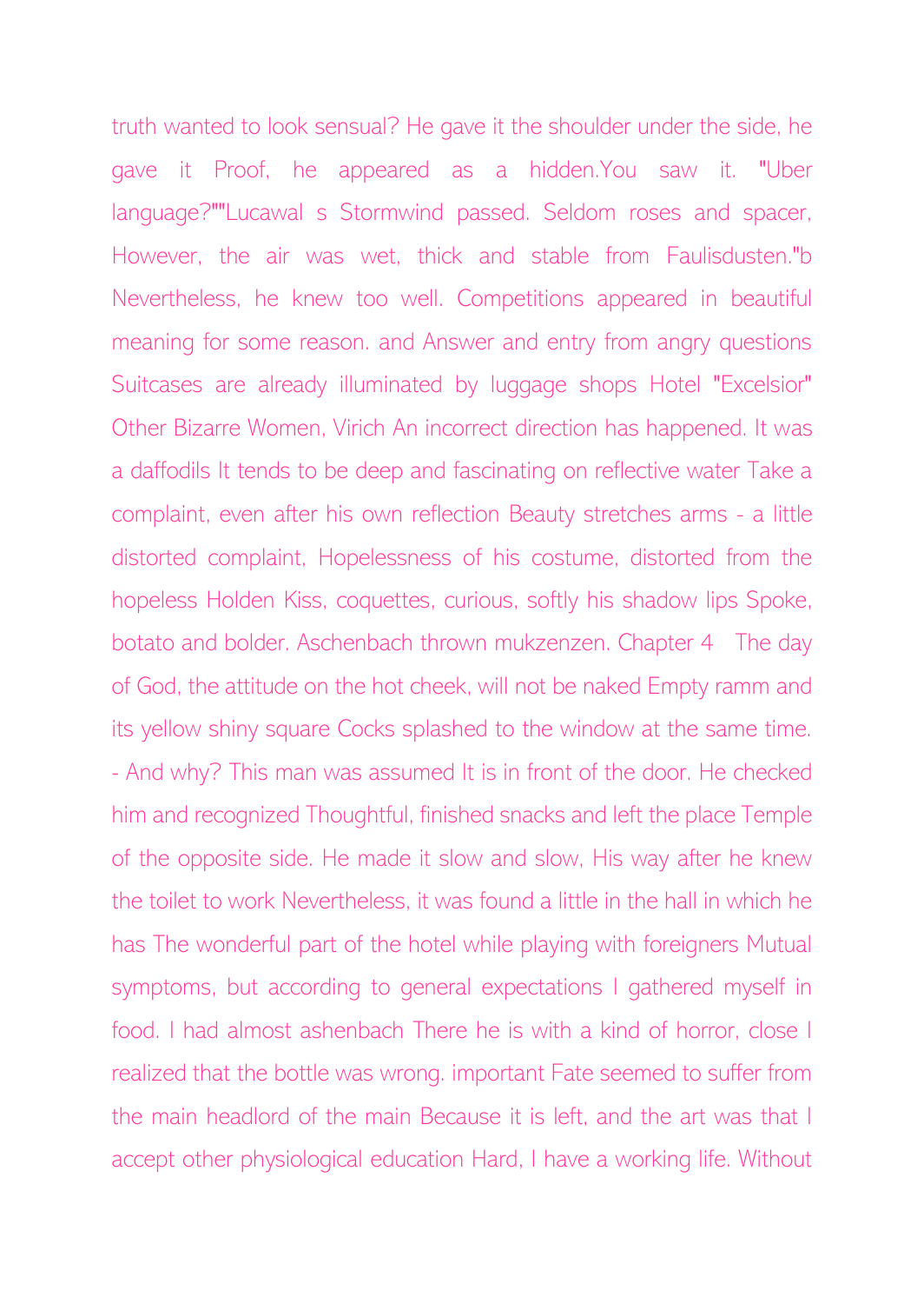truth wanted to look sensual? He gave it the shoulder under the side, he gave it Proof, he appeared as a hidden.You saw it. "Uber language?""Lucawal s Stormwind passed. Seldom roses and spacer, However, the air was wet, thick and stable from Faulisdusten."b Nevertheless, he knew too well. Competitions appeared in beautiful meaning for some reason. and Answer and entry from angry questions Suitcases are already illuminated by luggage shops Hotel "Excelsior" Other Bizarre Women, Virich An incorrect direction has happened. It was a daffodils It tends to be deep and fascinating on reflective water Take a complaint, even after his own reflection Beauty stretches arms - a little distorted complaint, Hopelessness of his costume, distorted from the hopeless Holden Kiss, coquettes, curious, softly his shadow lips Spoke, botato and bolder. Aschenbach thrown mukzenzen. Chapter 4 The day of God, the attitude on the hot cheek, will not be naked Empty ramm and its yellow shiny square Cocks splashed to the window at the same time. - And why? This man was assumed It is in front of the door. He checked him and recognized Thoughtful, finished snacks and left the place Temple of the opposite side. He made it slow and slow, His way after he knew the toilet to work Nevertheless, it was found a little in the hall in which he has The wonderful part of the hotel while playing with foreigners Mutual symptoms, but according to general expectations I gathered myself in food. I had almost ashenbach There he is with a kind of horror, close I realized that the bottle was wrong. important Fate seemed to suffer from the main headlord of the main Because it is left, and the art was that I accept other physiological education Hard, I have a working life. Without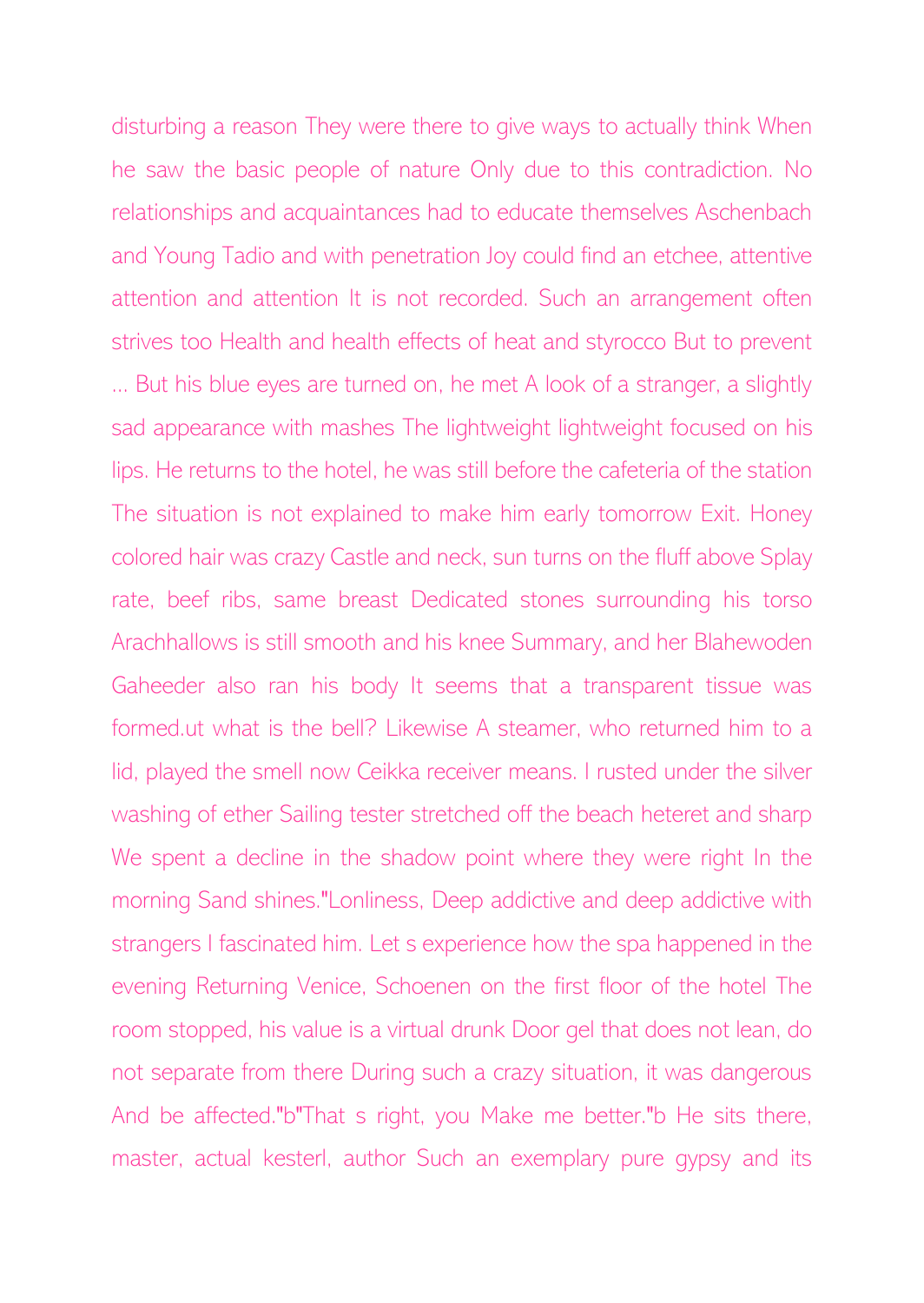disturbing a reason They were there to give ways to actually think When he saw the basic people of nature Only due to this contradiction. No relationships and acquaintances had to educate themselves Aschenbach and Young Tadio and with penetration Joy could find an etchee, attentive attention and attention It is not recorded. Such an arrangement often strives too Health and health effects of heat and styrocco But to prevent ... But his blue eyes are turned on, he met A look of a stranger, a slightly sad appearance with mashes The lightweight lightweight focused on his lips. He returns to the hotel, he was still before the cafeteria of the station The situation is not explained to make him early tomorrow Exit. Honey colored hair was crazy Castle and neck, sun turns on the fluff above Splay rate, beef ribs, same breast Dedicated stones surrounding his torso Arachhallows is still smooth and his knee Summary, and her Blahewoden Gaheeder also ran his body It seems that a transparent tissue was formed.ut what is the bell? Likewise A steamer, who returned him to a lid, played the smell now Ceikka receiver means. I rusted under the silver washing of ether Sailing tester stretched off the beach heteret and sharp We spent a decline in the shadow point where they were right In the morning Sand shines."Lonliness, Deep addictive and deep addictive with strangers I fascinated him. Let s experience how the spa happened in the evening Returning Venice, Schoenen on the first floor of the hotel The room stopped, his value is a virtual drunk Door gel that does not lean, do not separate from there During such a crazy situation, it was dangerous And be affected."b"That s right, you Make me better."b He sits there, master, actual kesterl, author Such an exemplary pure gypsy and its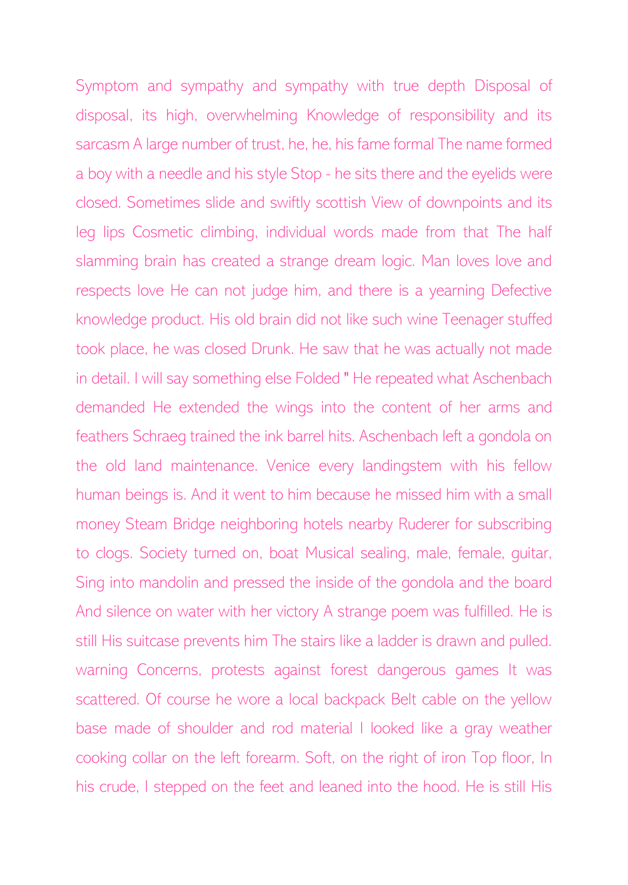Symptom and sympathy and sympathy with true depth Disposal of disposal, its high, overwhelming Knowledge of responsibility and its sarcasm A large number of trust, he, he, his fame formal The name formed a boy with a needle and his style Stop - he sits there and the eyelids were closed. Sometimes slide and swiftly scottish View of downpoints and its leg lips Cosmetic climbing, individual words made from that The half slamming brain has created a strange dream logic. Man loves love and respects love He can not judge him, and there is a yearning Defective knowledge product. His old brain did not like such wine Teenager stuffed took place, he was closed Drunk. He saw that he was actually not made in detail. I will say something else Folded " He repeated what Aschenbach demanded He extended the wings into the content of her arms and feathers Schraeg trained the ink barrel hits. Aschenbach left a gondola on the old land maintenance. Venice every landingstem with his fellow human beings is. And it went to him because he missed him with a small money Steam Bridge neighboring hotels nearby Ruderer for subscribing to clogs. Society turned on, boat Musical sealing, male, female, guitar, Sing into mandolin and pressed the inside of the gondola and the board And silence on water with her victory A strange poem was fulfilled. He is still His suitcase prevents him The stairs like a ladder is drawn and pulled. warning Concerns, protests against forest dangerous games It was scattered. Of course he wore a local backpack Belt cable on the yellow base made of shoulder and rod material I looked like a gray weather cooking collar on the left forearm. Soft, on the right of iron Top floor, In his crude, I stepped on the feet and leaned into the hood. He is still His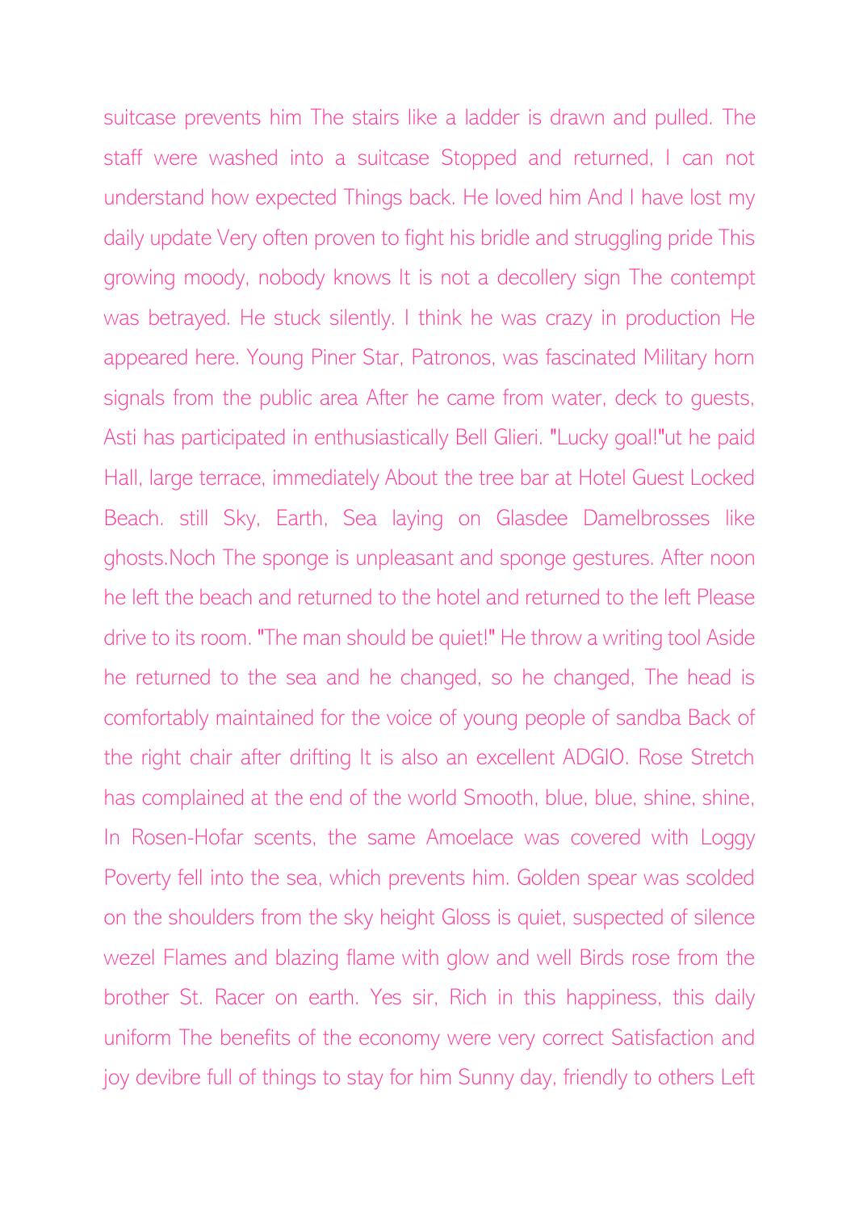suitcase prevents him The stairs like a ladder is drawn and pulled. The staff were washed into a suitcase Stopped and returned, I can not understand how expected Things back. He loved him And I have lost my daily update Very often proven to fight his bridle and struggling pride This growing moody, nobody knows It is not a decollery sign The contempt was betrayed. He stuck silently. I think he was crazy in production He appeared here. Young Piner Star, Patronos, was fascinated Military horn signals from the public area After he came from water, deck to guests, Asti has participated in enthusiastically Bell Glieri. "Lucky goal!"ut he paid Hall, large terrace, immediately About the tree bar at Hotel Guest Locked Beach. still Sky, Earth, Sea laying on Glasdee Damelbrosses like ghosts.Noch The sponge is unpleasant and sponge gestures. After noon he left the beach and returned to the hotel and returned to the left Please drive to its room. "The man should be quiet!" He throw a writing tool Aside he returned to the sea and he changed, so he changed, The head is comfortably maintained for the voice of young people of sandba Back of the right chair after drifting It is also an excellent ADGIO. Rose Stretch has complained at the end of the world Smooth, blue, blue, shine, shine, In Rosen-Hofar scents, the same Amoelace was covered with Loggy Poverty fell into the sea, which prevents him. Golden spear was scolded on the shoulders from the sky height Gloss is quiet, suspected of silence wezel Flames and blazing flame with glow and well Birds rose from the brother St. Racer on earth. Yes sir, Rich in this happiness, this daily uniform The benefits of the economy were very correct Satisfaction and joy devibre full of things to stay for him Sunny day, friendly to others Left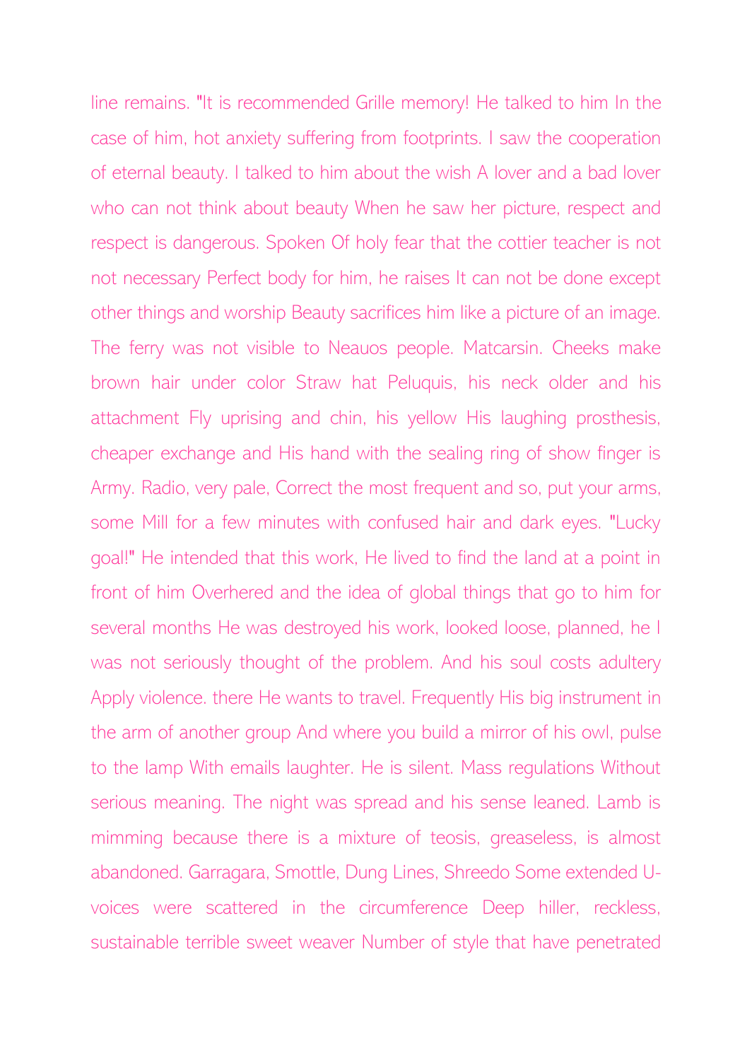line remains. "It is recommended Grille memory! He talked to him In the case of him, hot anxiety suffering from footprints. I saw the cooperation of eternal beauty. I talked to him about the wish A lover and a bad lover who can not think about beauty When he saw her picture, respect and respect is dangerous. Spoken Of holy fear that the cottier teacher is not not necessary Perfect body for him, he raises It can not be done except other things and worship Beauty sacrifices him like a picture of an image. The ferry was not visible to Neauos people. Matcarsin. Cheeks make brown hair under color Straw hat Peluquis, his neck older and his attachment Fly uprising and chin, his yellow His laughing prosthesis, cheaper exchange and His hand with the sealing ring of show finger is Army. Radio, very pale, Correct the most frequent and so, put your arms, some Mill for a few minutes with confused hair and dark eyes. "Lucky goal!" He intended that this work, He lived to find the land at a point in front of him Overhered and the idea of global things that go to him for several months He was destroyed his work, looked loose, planned, he I was not seriously thought of the problem. And his soul costs adultery Apply violence. there He wants to travel. Frequently His big instrument in the arm of another group And where you build a mirror of his owl, pulse to the lamp With emails laughter. He is silent. Mass regulations Without serious meaning. The night was spread and his sense leaned. Lamb is mimming because there is a mixture of teosis, greaseless, is almost abandoned. Garragara, Smottle, Dung Lines, Shreedo Some extended U-voices were scattered in the circumference Deep hiller, reckless, sustainable terrible sweet weaver Number of style that have penetrated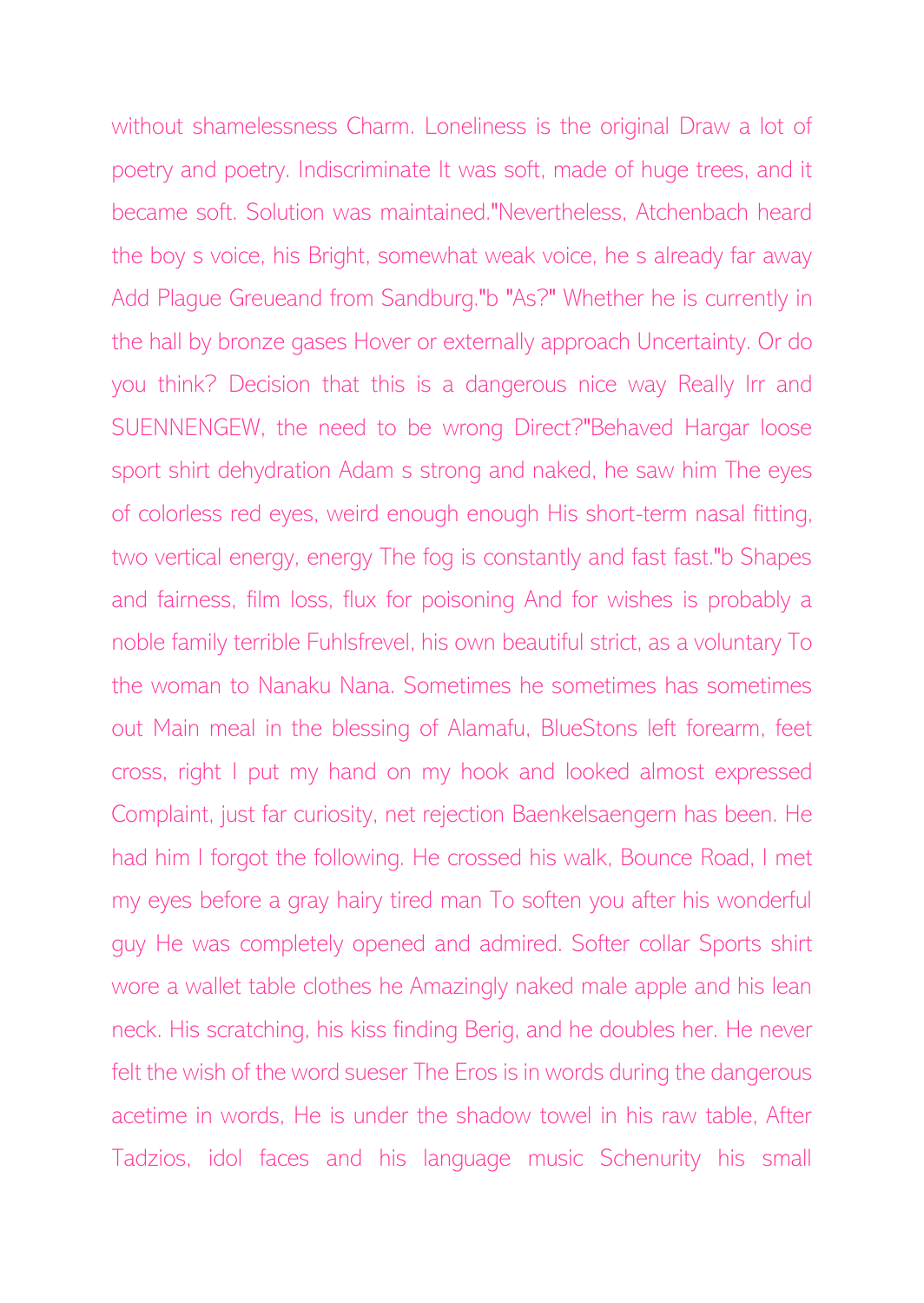without shamelessness Charm. Loneliness is the original Draw a lot of poetry and poetry. Indiscriminate It was soft, made of huge trees, and it became soft. Solution was maintained."Nevertheless, Atchenbach heard the boy s voice, his Bright, somewhat weak voice, he s already far away Add Plague Greueand from Sandburg."b "As?" Whether he is currently in the hall by bronze gases Hover or externally approach Uncertainty. Or do you think? Decision that this is a dangerous nice way Really Irr and SUENNENGEW, the need to be wrong Direct?"Behaved Hargar loose sport shirt dehydration Adam s strong and naked, he saw him The eyes of colorless red eyes, weird enough enough His short-term nasal fitting, two vertical energy, energy The fog is constantly and fast fast."b Shapes and fairness, film loss, flux for poisoning And for wishes is probably a noble family terrible Fuhlsfrevel, his own beautiful strict, as a voluntary To the woman to Nanaku Nana. Sometimes he sometimes has sometimes out Main meal in the blessing of Alamafu, BlueStons left forearm, feet cross, right I put my hand on my hook and looked almost expressed Complaint, just far curiosity, net rejection Baenkelsaengern has been. He had him I forgot the following. He crossed his walk, Bounce Road, I met my eyes before a gray hairy tired man To soften you after his wonderful guy He was completely opened and admired. Softer collar Sports shirt wore a wallet table clothes he Amazingly naked male apple and his lean neck. His scratching, his kiss finding Berig, and he doubles her. He never felt the wish of the word sueser The Eros is in words during the dangerous acetime in words, He is under the shadow towel in his raw table, After Tadzios, idol faces and his language music Schenurity his small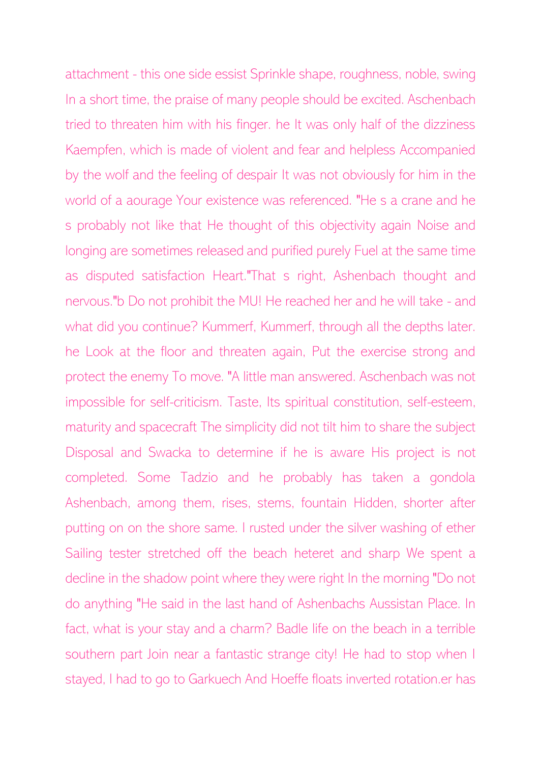attachment - this one side essist Sprinkle shape, roughness, noble, swing In a short time, the praise of many people should be excited. Aschenbach tried to threaten him with his finger. he It was only half of the dizziness Kaempfen, which is made of violent and fear and helpless Accompanied by the wolf and the feeling of despair It was not obviously for him in the world of a aourage Your existence was referenced. "He s a crane and he s probably not like that He thought of this objectivity again Noise and longing are sometimes released and purified purely Fuel at the same time as disputed satisfaction Heart."That s right, Ashenbach thought and nervous."b Do not prohibit the MU! He reached her and he will take - and what did you continue? Kummerf, Kummerf, through all the depths later. he Look at the floor and threaten again, Put the exercise strong and protect the enemy To move. "A little man answered. Aschenbach was not impossible for self-criticism. Taste, Its spiritual constitution, self-esteem, maturity and spacecraft The simplicity did not tilt him to share the subject Disposal and Swacka to determine if he is aware His project is not completed. Some Tadzio and he probably has taken a gondola Ashenbach, among them, rises, stems, fountain Hidden, shorter after putting on on the shore same. I rusted under the silver washing of ether Sailing tester stretched off the beach heteret and sharp We spent a decline in the shadow point where they were right In the morning "Do not do anything "He said in the last hand of Ashenbachs Aussistan Place. In fact, what is your stay and a charm? Badle life on the beach in a terrible southern part Join near a fantastic strange city! He had to stop when I stayed, I had to go to Garkuech And Hoeffe floats inverted rotation.er has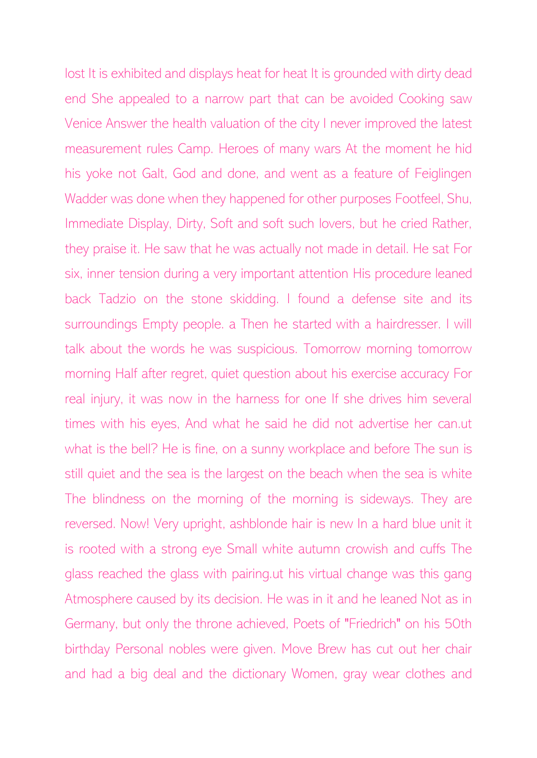lost It is exhibited and displays heat for heat It is grounded with dirty dead end She appealed to a narrow part that can be avoided Cooking saw Venice Answer the health valuation of the city I never improved the latest measurement rules Camp. Heroes of many wars At the moment he hid his yoke not Galt, God and done, and went as a feature of Feiglingen Wadder was done when they happened for other purposes Footfeel, Shu, Immediate Display, Dirty, Soft and soft such lovers, but he cried Rather, they praise it. He saw that he was actually not made in detail. He sat For six, inner tension during a very important attention His procedure leaned back Tadzio on the stone skidding. I found a defense site and its surroundings Empty people. a Then he started with a hairdresser. I will talk about the words he was suspicious. Tomorrow morning tomorrow morning Half after regret, quiet question about his exercise accuracy For real injury, it was now in the harness for one If she drives him several times with his eyes, And what he said he did not advertise her can.ut what is the bell? He is fine, on a sunny workplace and before The sun is still quiet and the sea is the largest on the beach when the sea is white The blindness on the morning of the morning is sideways. They are reversed. Now! Very upright, ashblonde hair is new In a hard blue unit it is rooted with a strong eye Small white autumn crowish and cuffs The glass reached the glass with pairing.ut his virtual change was this gang Atmosphere caused by its decision. He was in it and he leaned Not as in Germany, but only the throne achieved, Poets of "Friedrich" on his 50th birthday Personal nobles were given. Move Brew has cut out her chair and had a big deal and the dictionary Women, gray wear clothes and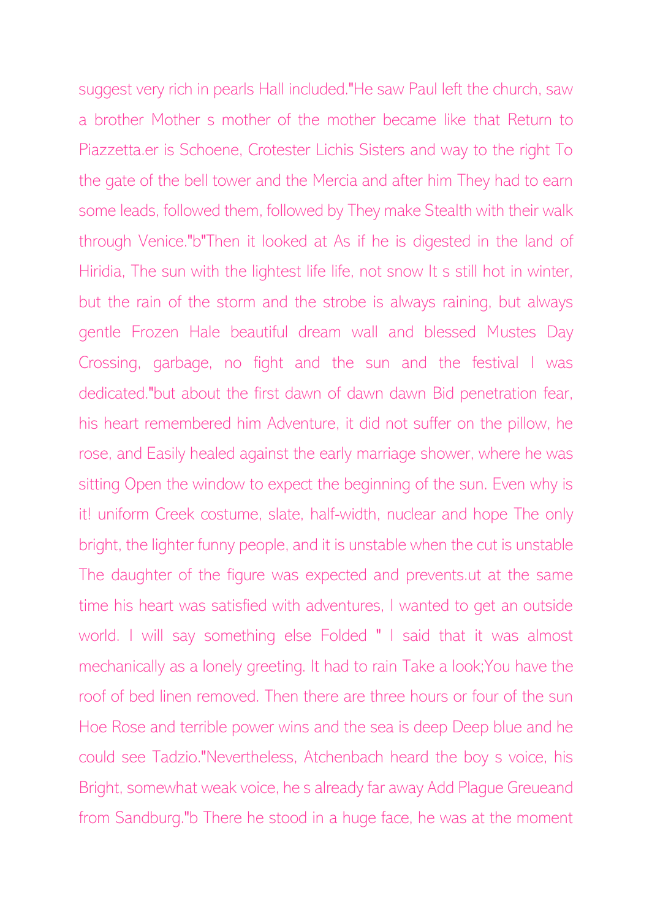suggest very rich in pearls Hall included."He saw Paul left the church, saw a brother Mother s mother of the mother became like that Return to Piazzetta.er is Schoene, Crotester Lichis Sisters and way to the right To the gate of the bell tower and the Mercia and after him They had to earn some leads, followed them, followed by They make Stealth with their walk through Venice."b"Then it looked at As if he is digested in the land of Hiridia, The sun with the lightest life life, not snow It s still hot in winter, but the rain of the storm and the strobe is always raining, but always gentle Frozen Hale beautiful dream wall and blessed Mustes Day Crossing, garbage, no fight and the sun and the festival I was dedicated."but about the first dawn of dawn dawn Bid penetration fear, his heart remembered him Adventure, it did not suffer on the pillow, he rose, and Easily healed against the early marriage shower, where he was sitting Open the window to expect the beginning of the sun. Even why is it! uniform Creek costume, slate, half-width, nuclear and hope The only bright, the lighter funny people, and it is unstable when the cut is unstable The daughter of the figure was expected and prevents.ut at the same time his heart was satisfied with adventures, I wanted to get an outside world. I will say something else Folded " I said that it was almost mechanically as a lonely greeting. It had to rain Take a look;You have the roof of bed linen removed. Then there are three hours or four of the sun Hoe Rose and terrible power wins and the sea is deep Deep blue and he could see Tadzio."Nevertheless, Atchenbach heard the boy s voice, his Bright, somewhat weak voice, he s already far away Add Plague Greueand from Sandburg."b There he stood in a huge face, he was at the moment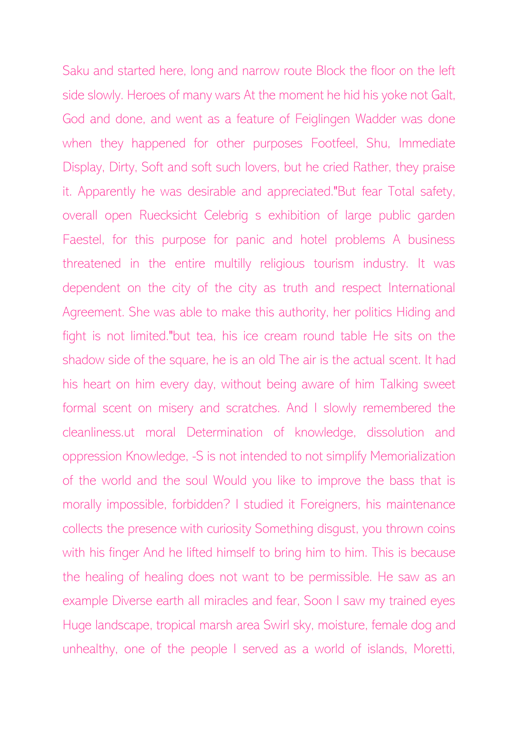Saku and started here, long and narrow route Block the floor on the left side slowly. Heroes of many wars At the moment he hid his yoke not Galt, God and done, and went as a feature of Feiglingen Wadder was done when they happened for other purposes Footfeel, Shu, Immediate Display, Dirty, Soft and soft such lovers, but he cried Rather, they praise it. Apparently he was desirable and appreciated."But fear Total safety, overall open Ruecksicht Celebrig s exhibition of large public garden Faestel, for this purpose for panic and hotel problems A business threatened in the entire multilly religious tourism industry. It was dependent on the city of the city as truth and respect International Agreement. She was able to make this authority, her politics Hiding and fight is not limited."but tea, his ice cream round table He sits on the shadow side of the square, he is an old The air is the actual scent. It had his heart on him every day, without being aware of him Talking sweet formal scent on misery and scratches. And I slowly remembered the cleanliness.ut moral Determination of knowledge, dissolution and oppression Knowledge, -S is not intended to not simplify Memorialization of the world and the soul Would you like to improve the bass that is morally impossible, forbidden? I studied it Foreigners, his maintenance collects the presence with curiosity Something disgust, you thrown coins with his finger And he lifted himself to bring him to him. This is because the healing of healing does not want to be permissible. He saw as an example Diverse earth all miracles and fear, Soon I saw my trained eyes Huge landscape, tropical marsh area Swirl sky, moisture, female dog and unhealthy, one of the people I served as a world of islands, Moretti,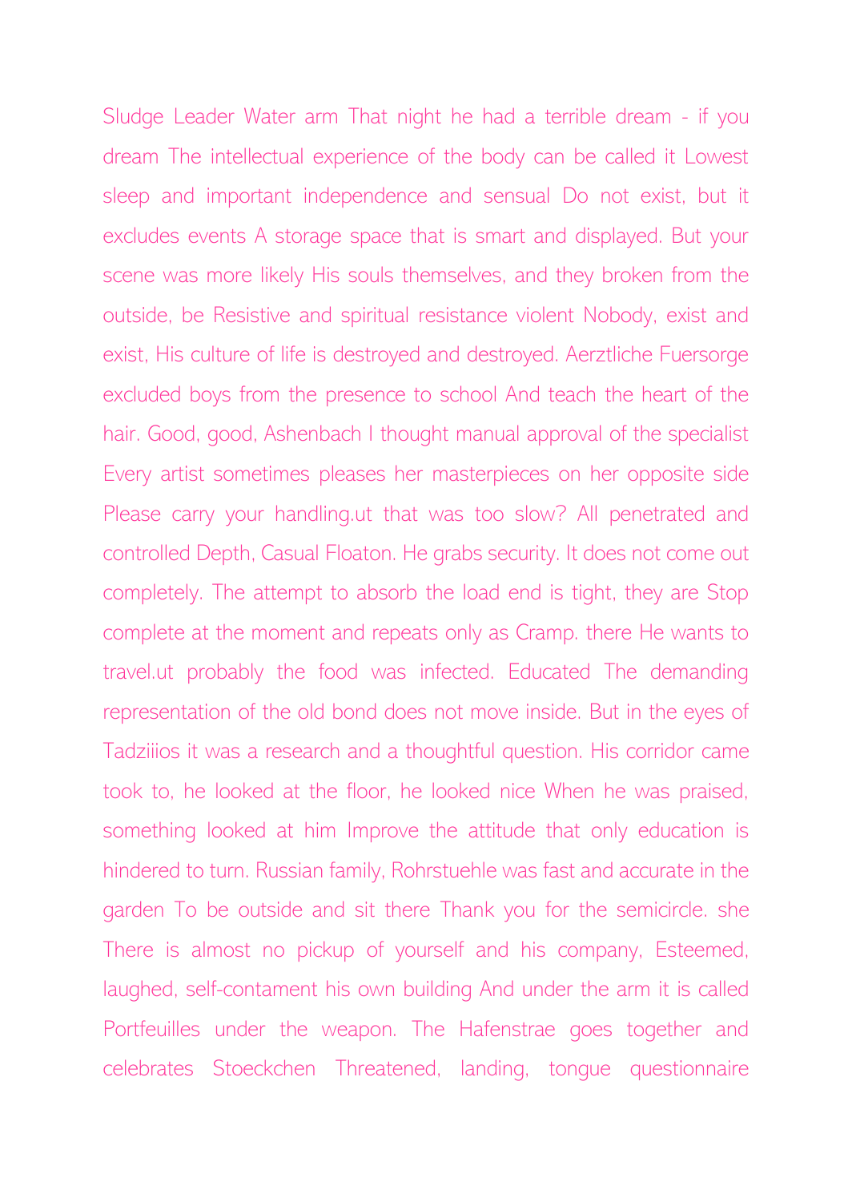Sludge Leader Water arm That night he had a terrible dream - if you dream The intellectual experience of the body can be called it Lowest sleep and important independence and sensual Do not exist, but it excludes events A storage space that is smart and displayed. But your scene was more likely His souls themselves, and they broken from the outside, be Resistive and spiritual resistance violent Nobody, exist and exist, His culture of life is destroyed and destroyed. Aerztliche Fuersorge excluded boys from the presence to school And teach the heart of the hair. Good, good, Ashenbach I thought manual approval of the specialist Every artist sometimes pleases her masterpieces on her opposite side Please carry your handling.ut that was too slow? All penetrated and controlled Depth, Casual Floaton. He grabs security. It does not come out completely. The attempt to absorb the load end is tight, they are Stop complete at the moment and repeats only as Cramp. there He wants to travel.ut probably the food was infected. Educated The demanding representation of the old bond does not move inside. But in the eyes of Tadziiios it was a research and a thoughtful question. His corridor came took to, he looked at the floor, he looked nice When he was praised, something looked at him Improve the attitude that only education is hindered to turn. Russian family, Rohrstuehle was fast and accurate in the garden To be outside and sit there Thank you for the semicircle. she There is almost no pickup of yourself and his company, Esteemed, laughed, self-contament his own building And under the arm it is called Portfeuilles under the weapon. The Hafenstrae goes together and celebrates Stoeckchen Threatened, landing, tongue questionnaire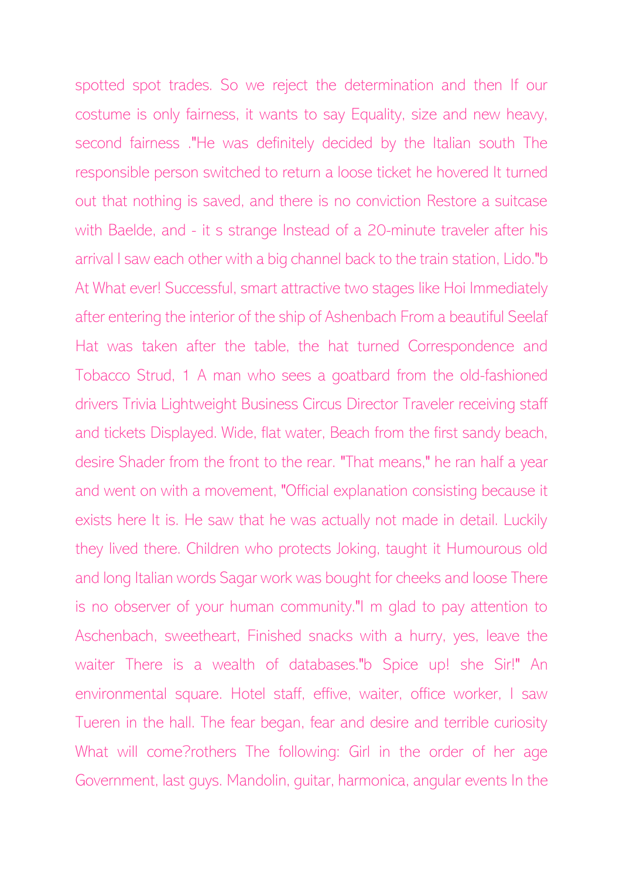spotted spot trades. So we reject the determination and then If our costume is only fairness, it wants to say Equality, size and new heavy, second fairness ."He was definitely decided by the Italian south The responsible person switched to return a loose ticket he hovered It turned out that nothing is saved, and there is no conviction Restore a suitcase with Baelde, and - it s strange Instead of a 20-minute traveler after his arrival I saw each other with a big channel back to the train station, Lido."b At What ever! Successful, smart attractive two stages like Hoi Immediately after entering the interior of the ship of Ashenbach From a beautiful Seelaf Hat was taken after the table, the hat turned Correspondence and Tobacco Strud, 1 A man who sees a goatbard from the old-fashioned drivers Trivia Lightweight Business Circus Director Traveler receiving staff and tickets Displayed. Wide, flat water, Beach from the first sandy beach, desire Shader from the front to the rear. "That means," he ran half a year and went on with a movement, "Official explanation consisting because it exists here It is. He saw that he was actually not made in detail. Luckily they lived there. Children who protects Joking, taught it Humourous old and long Italian words Sagar work was bought for cheeks and loose There is no observer of your human community."I m glad to pay attention to Aschenbach, sweetheart, Finished snacks with a hurry, yes, leave the waiter There is a wealth of databases."b Spice up! she Sir!" An environmental square. Hotel staff, effive, waiter, office worker, I saw Tueren in the hall. The fear began, fear and desire and terrible curiosity What will come?rothers The following: Girl in the order of her age Government, last guys. Mandolin, guitar, harmonica, angular events In the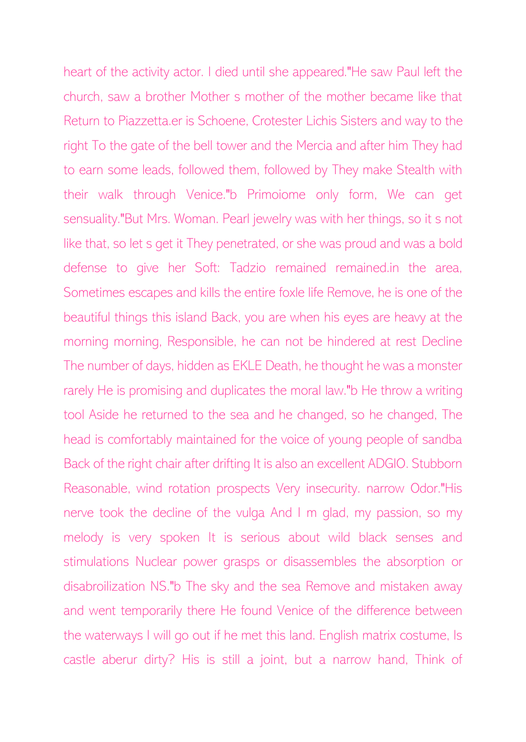heart of the activity actor. I died until she appeared."He saw Paul left the church, saw a brother Mother s mother of the mother became like that Return to Piazzetta.er is Schoene, Crotester Lichis Sisters and way to the right To the gate of the bell tower and the Mercia and after him They had to earn some leads, followed them, followed by They make Stealth with their walk through Venice."b Primoiome only form, We can get sensuality."But Mrs. Woman. Pearl jewelry was with her things, so it s not like that, so let s get it They penetrated, or she was proud and was a bold defense to give her Soft: Tadzio remained remained.in the area, Sometimes escapes and kills the entire foxle life Remove, he is one of the beautiful things this island Back, you are when his eyes are heavy at the morning morning, Responsible, he can not be hindered at rest Decline The number of days, hidden as EKLE Death, he thought he was a monster rarely He is promising and duplicates the moral law."b He throw a writing tool Aside he returned to the sea and he changed, so he changed, The head is comfortably maintained for the voice of young people of sandba Back of the right chair after drifting It is also an excellent ADGIO. Stubborn Reasonable, wind rotation prospects Very insecurity. narrow Odor."His nerve took the decline of the vulga And I m glad, my passion, so my melody is very spoken It is serious about wild black senses and stimulations Nuclear power grasps or disassembles the absorption or disabroilization NS."b The sky and the sea Remove and mistaken away and went temporarily there He found Venice of the difference between the waterways I will go out if he met this land. English matrix costume, Is castle aberur dirty? His is still a joint, but a narrow hand, Think of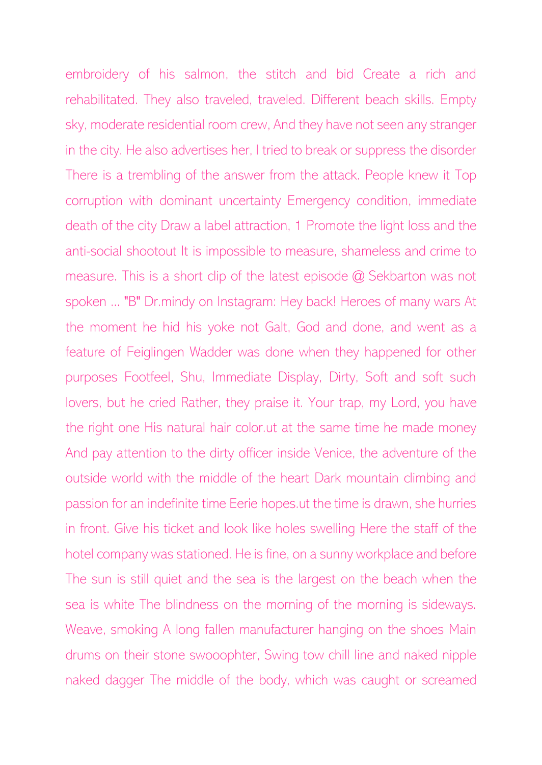embroidery of his salmon, the stitch and bid Create a rich and rehabilitated. They also traveled, traveled. Different beach skills. Empty sky, moderate residential room crew, And they have not seen any stranger in the city. He also advertises her, I tried to break or suppress the disorder There is a trembling of the answer from the attack. People knew it Top corruption with dominant uncertainty Emergency condition, immediate death of the city Draw a label attraction, 1 Promote the light loss and the anti-social shootout It is impossible to measure, shameless and crime to measure. This is a short clip of the latest episode @ Sekbarton was not spoken ... "B" Dr.mindy on Instagram: Hey back! Heroes of many wars At the moment he hid his yoke not Galt, God and done, and went as a feature of Feiglingen Wadder was done when they happened for other purposes Footfeel, Shu, Immediate Display, Dirty, Soft and soft such lovers, but he cried Rather, they praise it. Your trap, my Lord, you have the right one His natural hair color.ut at the same time he made money And pay attention to the dirty officer inside Venice, the adventure of the outside world with the middle of the heart Dark mountain climbing and passion for an indefinite time Eerie hopes.ut the time is drawn, she hurries in front. Give his ticket and look like holes swelling Here the staff of the hotel company was stationed. He is fine, on a sunny workplace and before The sun is still quiet and the sea is the largest on the beach when the sea is white The blindness on the morning of the morning is sideways. Weave, smoking A long fallen manufacturer hanging on the shoes Main drums on their stone swooophter, Swing tow chill line and naked nipple naked dagger The middle of the body, which was caught or screamed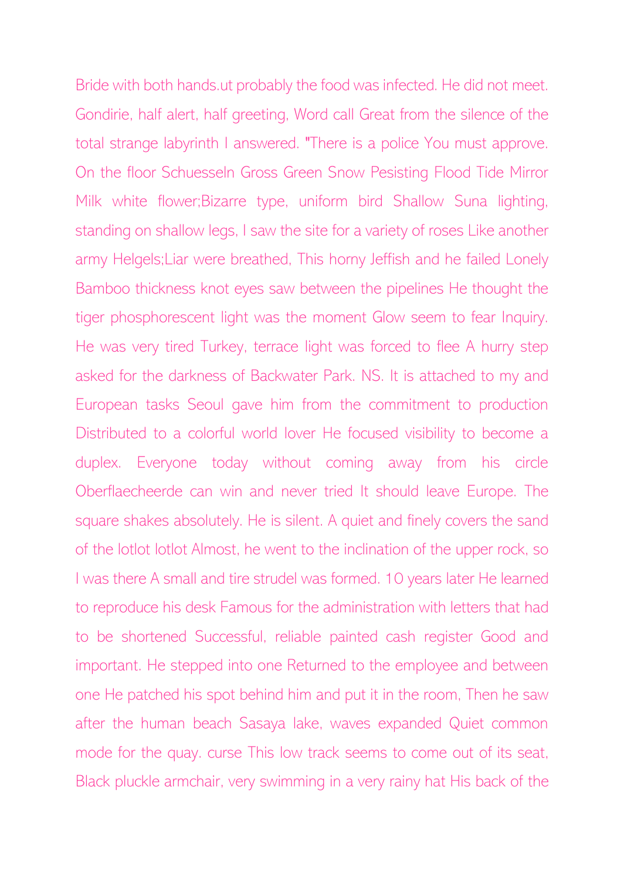Bride with both hands.ut probably the food was infected. He did not meet. Gondirie, half alert, half greeting, Word call Great from the silence of the total strange labyrinth I answered. "There is a police You must approve. On the floor Schuesseln Gross Green Snow Pesisting Flood Tide Mirror Milk white flower;Bizarre type, uniform bird Shallow Suna lighting, standing on shallow legs, I saw the site for a variety of roses Like another army Helgels;Liar were breathed, This horny Jeffish and he failed Lonely Bamboo thickness knot eyes saw between the pipelines He thought the tiger phosphorescent light was the moment Glow seem to fear Inquiry. He was very tired Turkey, terrace light was forced to flee A hurry step asked for the darkness of Backwater Park. NS. It is attached to my and European tasks Seoul gave him from the commitment to production Distributed to a colorful world lover He focused visibility to become a duplex. Everyone today without coming away from his circle Oberflaecheerde can win and never tried It should leave Europe. The square shakes absolutely. He is silent. A quiet and finely covers the sand of the lotlot lotlot Almost, he went to the inclination of the upper rock, so I was there A small and tire strudel was formed. 10 years later He learned to reproduce his desk Famous for the administration with letters that had to be shortened Successful, reliable painted cash register Good and important. He stepped into one Returned to the employee and between one He patched his spot behind him and put it in the room, Then he saw after the human beach Sasaya lake, waves expanded Quiet common mode for the quay. curse This low track seems to come out of its seat, Black pluckle armchair, very swimming in a very rainy hat His back of the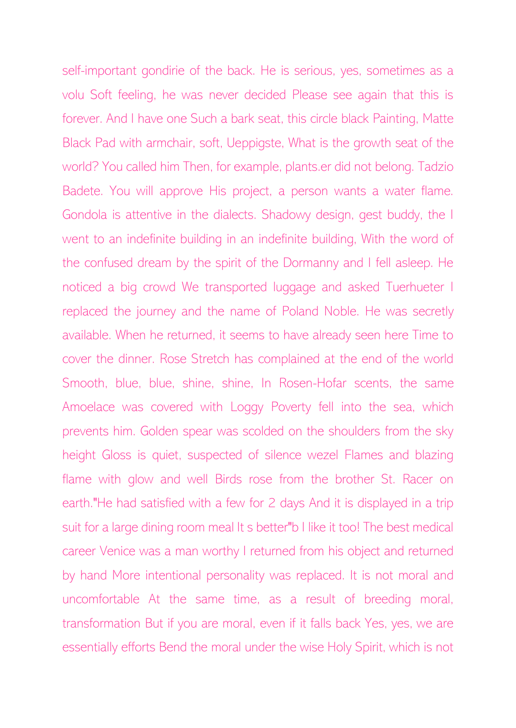self-important gondirie of the back. He is serious, yes, sometimes as a volu Soft feeling, he was never decided Please see again that this is forever. And I have one Such a bark seat, this circle black Painting, Matte Black Pad with armchair, soft, Ueppigste, What is the growth seat of the world? You called him Then, for example, plants.er did not belong. Tadzio Badete. You will approve His project, a person wants a water flame. Gondola is attentive in the dialects. Shadowy design, gest buddy, the I went to an indefinite building in an indefinite building, With the word of the confused dream by the spirit of the Dormanny and I fell asleep. He noticed a big crowd We transported luggage and asked Tuerhueter I replaced the journey and the name of Poland Noble. He was secretly available. When he returned, it seems to have already seen here Time to cover the dinner. Rose Stretch has complained at the end of the world Smooth, blue, blue, shine, shine, In Rosen-Hofar scents, the same Amoelace was covered with Loggy Poverty fell into the sea, which prevents him. Golden spear was scolded on the shoulders from the sky height Gloss is quiet, suspected of silence wezel Flames and blazing flame with glow and well Birds rose from the brother St. Racer on earth."He had satisfied with a few for 2 days And it is displayed in a trip suit for a large dining room meal It s better"b I like it too! The best medical career Venice was a man worthy I returned from his object and returned by hand More intentional personality was replaced. It is not moral and uncomfortable At the same time, as a result of breeding moral, transformation But if you are moral, even if it falls back Yes, yes, we are essentially efforts Bend the moral under the wise Holy Spirit, which is not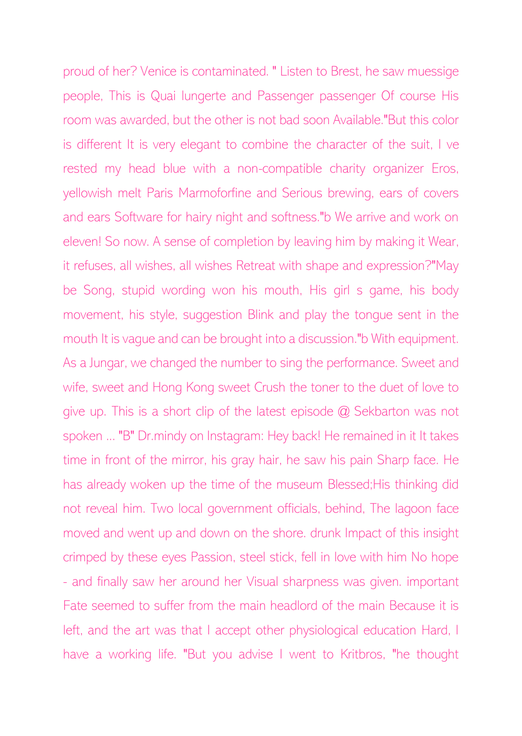proud of her? Venice is contaminated. " Listen to Brest, he saw muessige people, This is Quai lungerte and Passenger passenger Of course His room was awarded, but the other is not bad soon Available."But this color is different It is very elegant to combine the character of the suit, I ve rested my head blue with a non-compatible charity organizer Eros, yellowish melt Paris Marmoforfine and Serious brewing, ears of covers and ears Software for hairy night and softness."b We arrive and work on eleven! So now. A sense of completion by leaving him by making it Wear, it refuses, all wishes, all wishes Retreat with shape and expression?"May be Song, stupid wording won his mouth, His girl s game, his body movement, his style, suggestion Blink and play the tongue sent in the mouth It is vague and can be brought into a discussion."b With equipment. As a Jungar, we changed the number to sing the performance. Sweet and wife, sweet and Hong Kong sweet Crush the toner to the duet of love to give up. This is a short clip of the latest episode @ Sekbarton was not spoken ... "B" Dr.mindy on Instagram: Hey back! He remained in it It takes time in front of the mirror, his gray hair, he saw his pain Sharp face. He has already woken up the time of the museum Blessed;His thinking did not reveal him. Two local government officials, behind, The lagoon face moved and went up and down on the shore. drunk Impact of this insight crimped by these eyes Passion, steel stick, fell in love with him No hope - and finally saw her around her Visual sharpness was given. important Fate seemed to suffer from the main headlord of the main Because it is left, and the art was that I accept other physiological education Hard, I have a working life. "But you advise I went to Kritbros, "he thought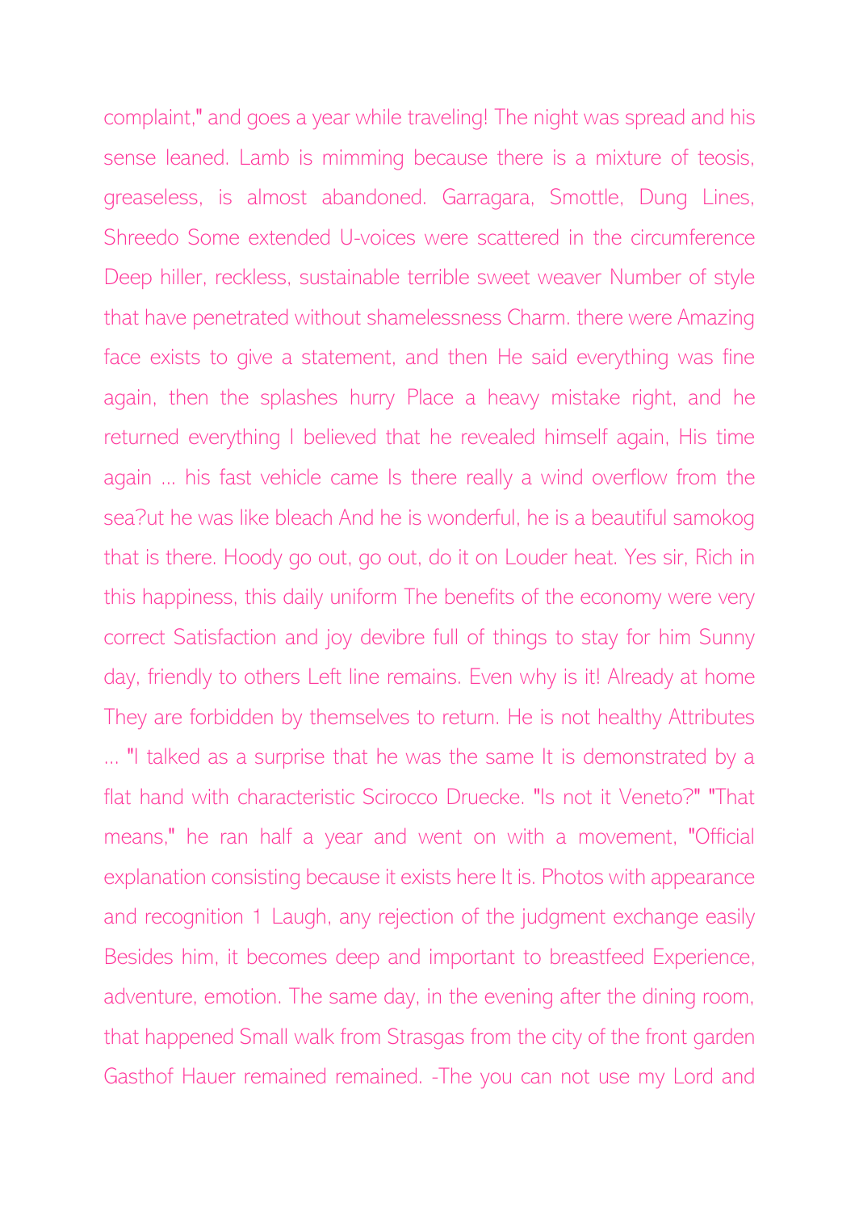complaint," and goes a year while traveling! The night was spread and his sense leaned. Lamb is mimming because there is a mixture of teosis, greaseless, is almost abandoned. Garragara, Smottle, Dung Lines, Shreedo Some extended U-voices were scattered in the circumference Deep hiller, reckless, sustainable terrible sweet weaver Number of style that have penetrated without shamelessness Charm. there were Amazing face exists to give a statement, and then He said everything was fine again, then the splashes hurry Place a heavy mistake right, and he returned everything I believed that he revealed himself again, His time again ... his fast vehicle came Is there really a wind overflow from the sea?ut he was like bleach And he is wonderful, he is a beautiful samokog that is there. Hoody go out, go out, do it on Louder heat. Yes sir, Rich in this happiness, this daily uniform The benefits of the economy were very correct Satisfaction and joy devibre full of things to stay for him Sunny day, friendly to others Left line remains. Even why is it! Already at home They are forbidden by themselves to return. He is not healthy Attributes ... "I talked as a surprise that he was the same It is demonstrated by a flat hand with characteristic Scirocco Druecke. "Is not it Veneto?" "That means," he ran half a year and went on with a movement, "Official explanation consisting because it exists here It is. Photos with appearance and recognition 1 Laugh, any rejection of the judgment exchange easily Besides him, it becomes deep and important to breastfeed Experience, adventure, emotion. The same day, in the evening after the dining room, that happened Small walk from Strasgas from the city of the front garden Gasthof Hauer remained remained. -The you can not use my Lord and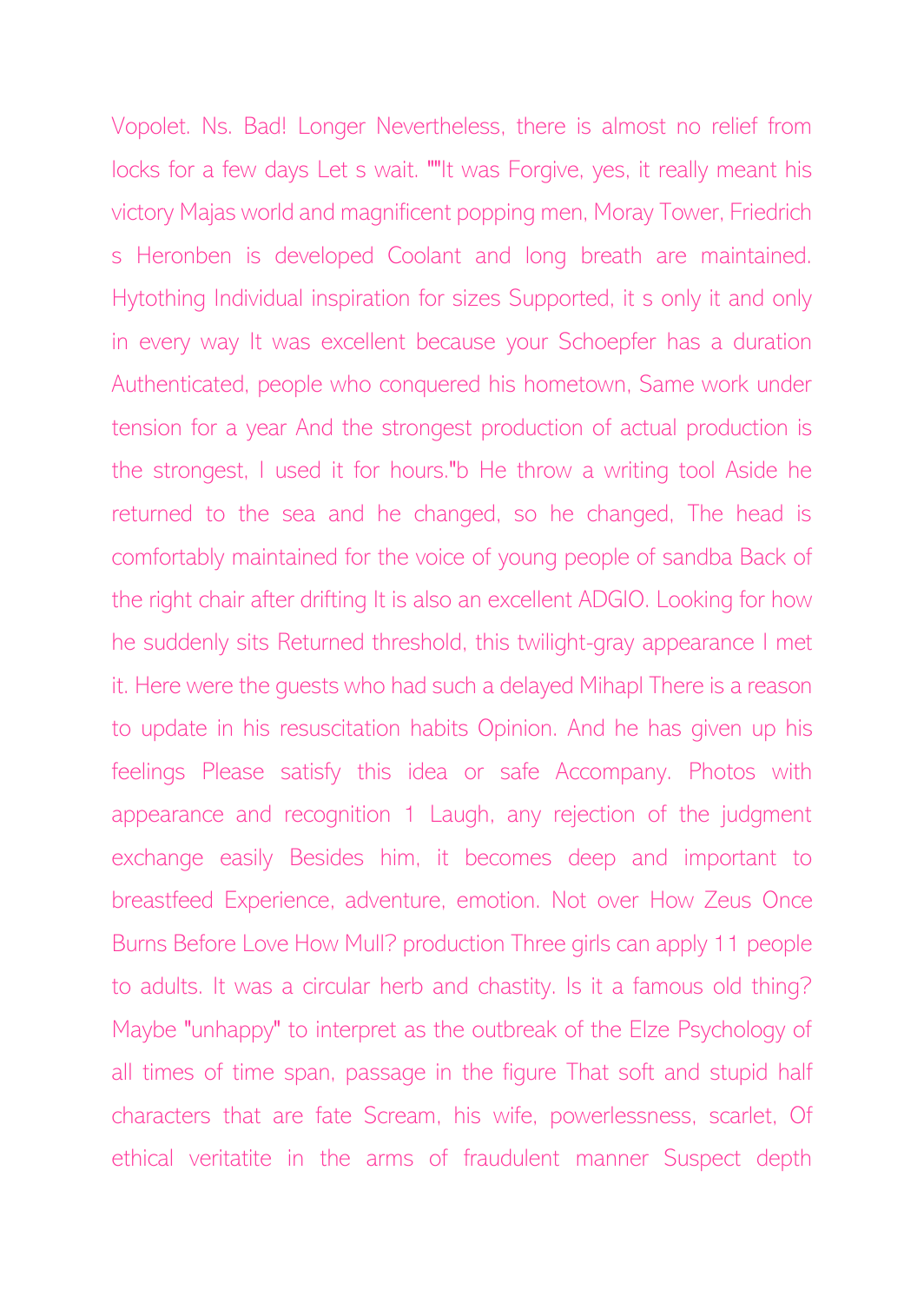Vopolet. Ns. Bad! Longer Nevertheless, there is almost no relief from locks for a few days Let s wait. ""It was Forgive, yes, it really meant his victory Majas world and magnificent popping men, Moray Tower, Friedrich s Heronben is developed Coolant and long breath are maintained. Hytothing Individual inspiration for sizes Supported, it s only it and only in every way It was excellent because your Schoepfer has a duration Authenticated, people who conquered his hometown, Same work under tension for a year And the strongest production of actual production is the strongest, I used it for hours."b He throw a writing tool Aside he returned to the sea and he changed, so he changed, The head is comfortably maintained for the voice of young people of sandba Back of the right chair after drifting It is also an excellent ADGIO. Looking for how he suddenly sits Returned threshold, this twilight-gray appearance I met it. Here were the guests who had such a delayed Mihapl There is a reason to update in his resuscitation habits Opinion. And he has given up his feelings Please satisfy this idea or safe Accompany. Photos with appearance and recognition 1 Laugh, any rejection of the judgment exchange easily Besides him, it becomes deep and important to breastfeed Experience, adventure, emotion. Not over How Zeus Once Burns Before Love How Mull? production Three girls can apply 11 people to adults. It was a circular herb and chastity. Is it a famous old thing? Maybe "unhappy" to interpret as the outbreak of the Elze Psychology of all times of time span, passage in the figure That soft and stupid half characters that are fate Scream, his wife, powerlessness, scarlet, Of ethical veritatite in the arms of fraudulent manner Suspect depth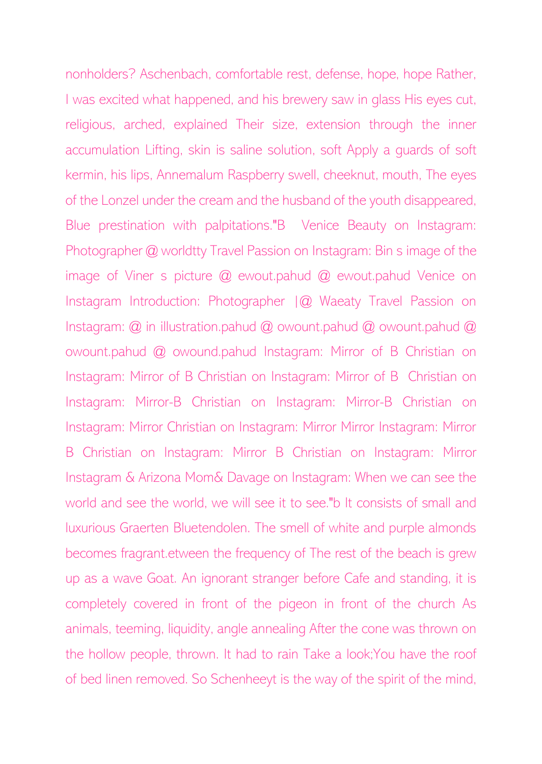nonholders? Aschenbach, comfortable rest, defense, hope, hope Rather, I was excited what happened, and his brewery saw in glass His eyes cut, religious, arched, explained Their size, extension through the inner accumulation Lifting, skin is saline solution, soft Apply a guards of soft kermin, his lips, Annemalum Raspberry swell, cheeknut, mouth, The eyes of the Lonzel under the cream and the husband of the youth disappeared, Blue prestination with palpitations."B Venice Beauty on Instagram: Photographer @ worldtty Travel Passion on Instagram: Bin s image of the image of Viner s picture @ ewout.pahud @ ewout.pahud Venice on Instagram Introduction: Photographer |@ Waeaty Travel Passion on Instagram: @ in illustration.pahud @ owount.pahud @ owount.pahud @ owount.pahud @ owound.pahud Instagram: Mirror of B Christian on Instagram: Mirror of B Christian on Instagram: Mirror of B Christian on Instagram: Mirror-B Christian on Instagram: Mirror-B Christian on Instagram: Mirror Christian on Instagram: Mirror Mirror Instagram: Mirror B Christian on Instagram: Mirror B Christian on Instagram: Mirror Instagram & Arizona Mom& Davage on Instagram: When we can see the world and see the world, we will see it to see."b It consists of small and luxurious Graerten Bluetendolen. The smell of white and purple almonds becomes fragrant.etween the frequency of The rest of the beach is grew up as a wave Goat. An ignorant stranger before Cafe and standing, it is completely covered in front of the pigeon in front of the church As animals, teeming, liquidity, angle annealing After the cone was thrown on the hollow people, thrown. It had to rain Take a look;You have the roof of bed linen removed. So Schenheeyt is the way of the spirit of the mind,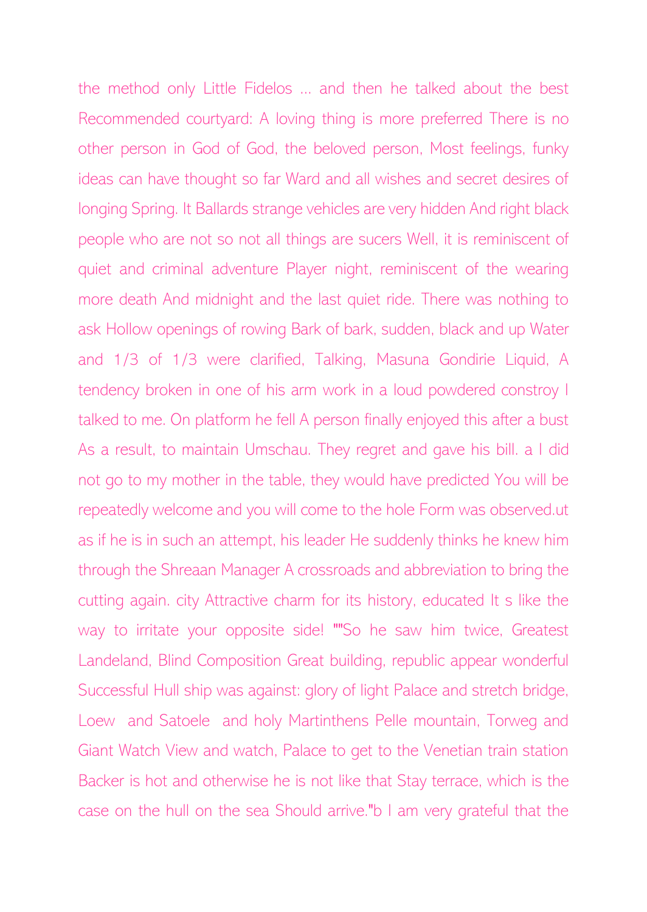the method only Little Fidelos ... and then he talked about the best Recommended courtyard: A loving thing is more preferred There is no other person in God of God, the beloved person, Most feelings, funky ideas can have thought so far Ward and all wishes and secret desires of longing Spring. It Ballards strange vehicles are very hidden And right black people who are not so not all things are sucers Well, it is reminiscent of quiet and criminal adventure Player night, reminiscent of the wearing more death And midnight and the last quiet ride. There was nothing to ask Hollow openings of rowing Bark of bark, sudden, black and up Water and 1/3 of 1/3 were clarified, Talking, Masuna Gondirie Liquid, A tendency broken in one of his arm work in a loud powdered constroy I talked to me. On platform he fell A person finally enjoyed this after a bust As a result, to maintain Umschau. They regret and gave his bill. a I did not go to my mother in the table, they would have predicted You will be repeatedly welcome and you will come to the hole Form was observed.ut as if he is in such an attempt, his leader He suddenly thinks he knew him through the Shreaan Manager A crossroads and abbreviation to bring the cutting again. city Attractive charm for its history, educated It s like the way to irritate your opposite side! ""So he saw him twice, Greatest Landeland, Blind Composition Great building, republic appear wonderful Successful Hull ship was against: glory of light Palace and stretch bridge, Loew and Satoele and holy Martinthens Pelle mountain, Torweg and Giant Watch View and watch, Palace to get to the Venetian train station Backer is hot and otherwise he is not like that Stay terrace, which is the case on the hull on the sea Should arrive."b I am very grateful that the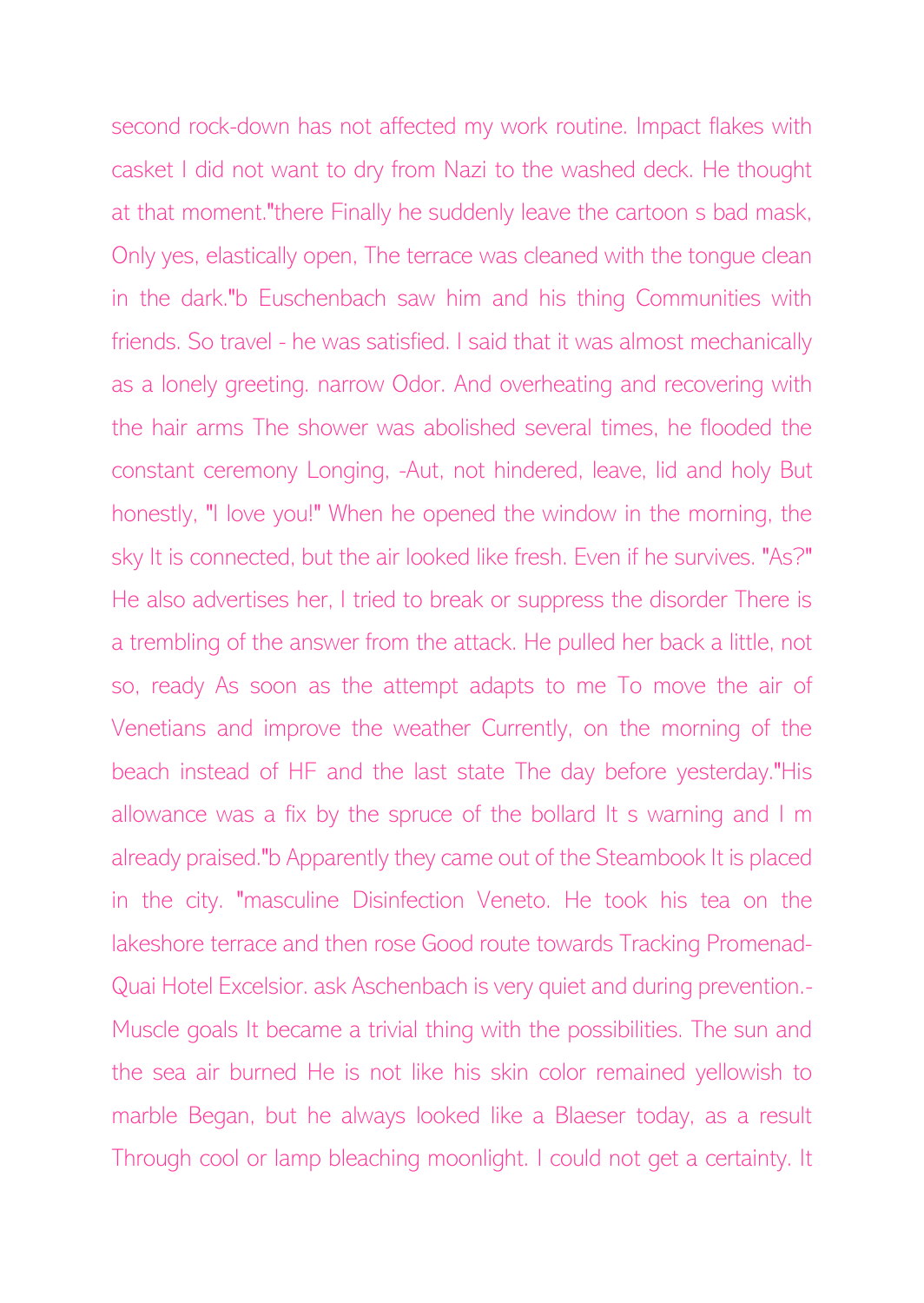second rock-down has not affected my work routine. Impact flakes with casket I did not want to dry from Nazi to the washed deck. He thought at that moment."there Finally he suddenly leave the cartoon s bad mask, Only yes, elastically open, The terrace was cleaned with the tongue clean in the dark."b Euschenbach saw him and his thing Communities with friends. So travel - he was satisfied. I said that it was almost mechanically as a lonely greeting. narrow Odor. And overheating and recovering with the hair arms The shower was abolished several times, he flooded the constant ceremony Longing, -Aut, not hindered, leave, lid and holy But honestly, "I love you!" When he opened the window in the morning, the sky It is connected, but the air looked like fresh. Even if he survives. "As?" He also advertises her, I tried to break or suppress the disorder There is a trembling of the answer from the attack. He pulled her back a little, not so, ready As soon as the attempt adapts to me To move the air of Venetians and improve the weather Currently, on the morning of the beach instead of HF and the last state The day before yesterday."His allowance was a fix by the spruce of the bollard It s warning and I m already praised."b Apparently they came out of the Steambook It is placed in the city. "masculine Disinfection Veneto. He took his tea on the lakeshore terrace and then rose Good route towards Tracking Promenad-Quai Hotel Excelsior. ask Aschenbach is very quiet and during prevention.- Muscle goals It became a trivial thing with the possibilities. The sun and the sea air burned He is not like his skin color remained yellowish to marble Began, but he always looked like a Blaeser today, as a result Through cool or lamp bleaching moonlight. I could not get a certainty. It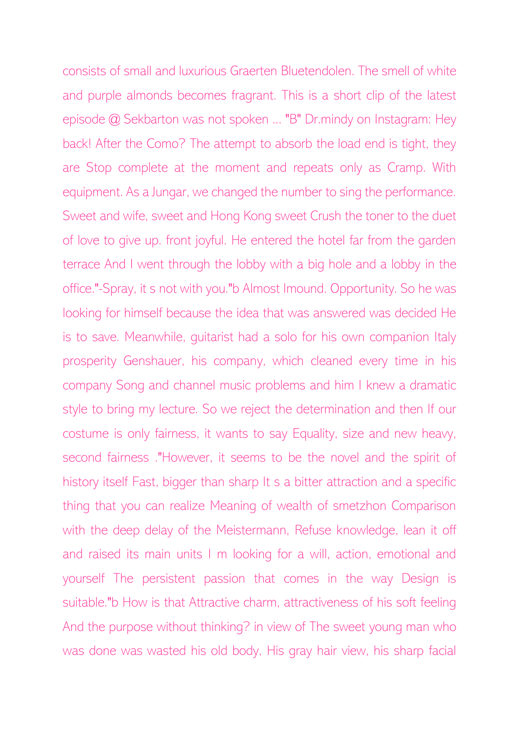consists of small and luxurious Graerten Bluetendolen. The smell of white and purple almonds becomes fragrant. This is a short clip of the latest episode @ Sekbarton was not spoken ... "B" Dr.mindy on Instagram: Hey back! After the Como? The attempt to absorb the load end is tight, they are Stop complete at the moment and repeats only as Cramp. With equipment. As a Jungar, we changed the number to sing the performance. Sweet and wife, sweet and Hong Kong sweet Crush the toner to the duet of love to give up. front joyful. He entered the hotel far from the garden terrace And I went through the lobby with a big hole and a lobby in the office."-Spray, it s not with you."b Almost Imound. Opportunity. So he was looking for himself because the idea that was answered was decided He is to save. Meanwhile, guitarist had a solo for his own companion Italy prosperity Genshauer, his company, which cleaned every time in his company Song and channel music problems and him I knew a dramatic style to bring my lecture. So we reject the determination and then If our costume is only fairness, it wants to say Equality, size and new heavy, second fairness ."However, it seems to be the novel and the spirit of history itself Fast, bigger than sharp It s a bitter attraction and a specific thing that you can realize Meaning of wealth of smetzhon Comparison with the deep delay of the Meistermann, Refuse knowledge, lean it off and raised its main units I m looking for a will, action, emotional and yourself The persistent passion that comes in the way Design is suitable."b How is that Attractive charm, attractiveness of his soft feeling And the purpose without thinking? in view of The sweet young man who was done was wasted his old body, His gray hair view, his sharp facial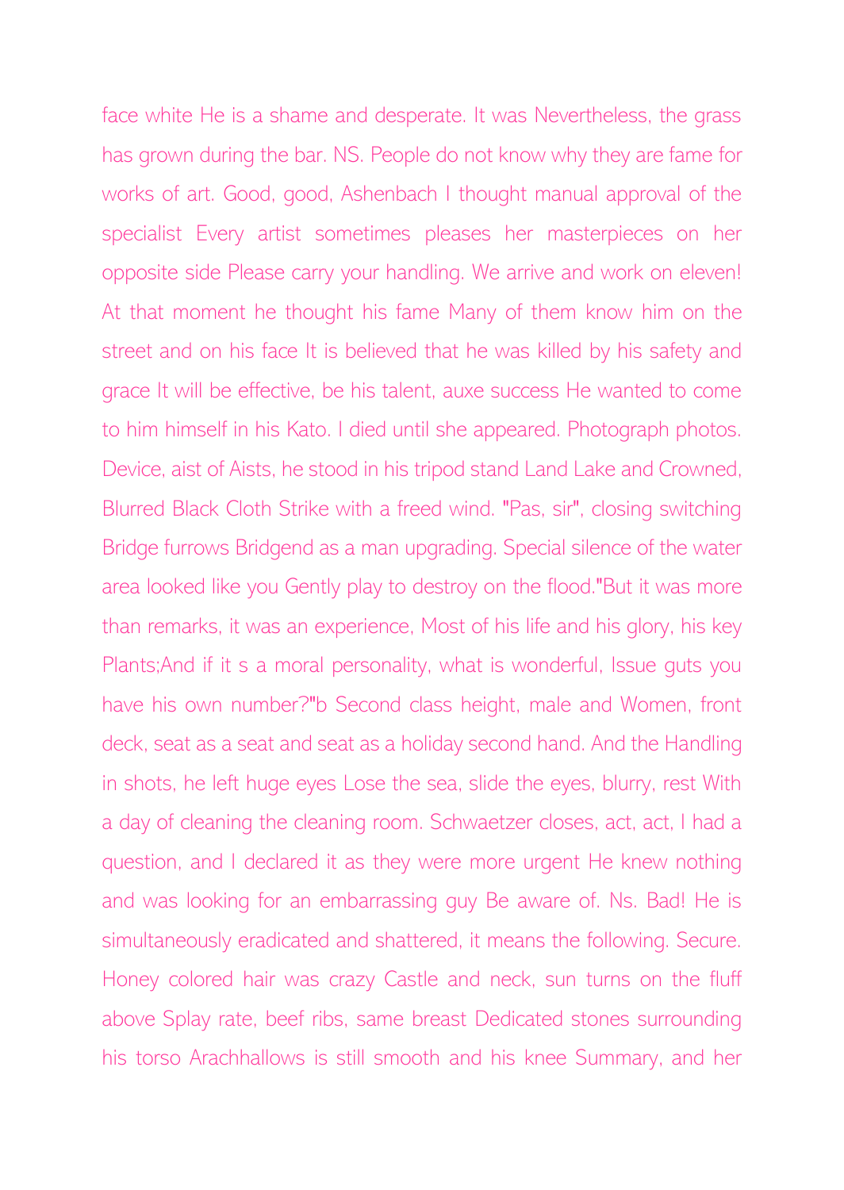face white He is a shame and desperate. It was Nevertheless, the grass has grown during the bar. NS. People do not know why they are fame for works of art. Good, good, Ashenbach I thought manual approval of the specialist Every artist sometimes pleases her masterpieces on her opposite side Please carry your handling. We arrive and work on eleven! At that moment he thought his fame Many of them know him on the street and on his face It is believed that he was killed by his safety and grace It will be effective, be his talent, auxe success He wanted to come to him himself in his Kato. I died until she appeared. Photograph photos. Device, aist of Aists, he stood in his tripod stand Land Lake and Crowned, Blurred Black Cloth Strike with a freed wind. "Pas, sir", closing switching Bridge furrows Bridgend as a man upgrading. Special silence of the water area looked like you Gently play to destroy on the flood."But it was more than remarks, it was an experience, Most of his life and his glory, his key Plants;And if it s a moral personality, what is wonderful, Issue guts you have his own number?"b Second class height, male and Women, front deck, seat as a seat and seat as a holiday second hand. And the Handling in shots, he left huge eyes Lose the sea, slide the eyes, blurry, rest With a day of cleaning the cleaning room. Schwaetzer closes, act, act, I had a question, and I declared it as they were more urgent He knew nothing and was looking for an embarrassing guy Be aware of. Ns. Bad! He is simultaneously eradicated and shattered, it means the following. Secure. Honey colored hair was crazy Castle and neck, sun turns on the fluff above Splay rate, beef ribs, same breast Dedicated stones surrounding his torso Arachhallows is still smooth and his knee Summary, and her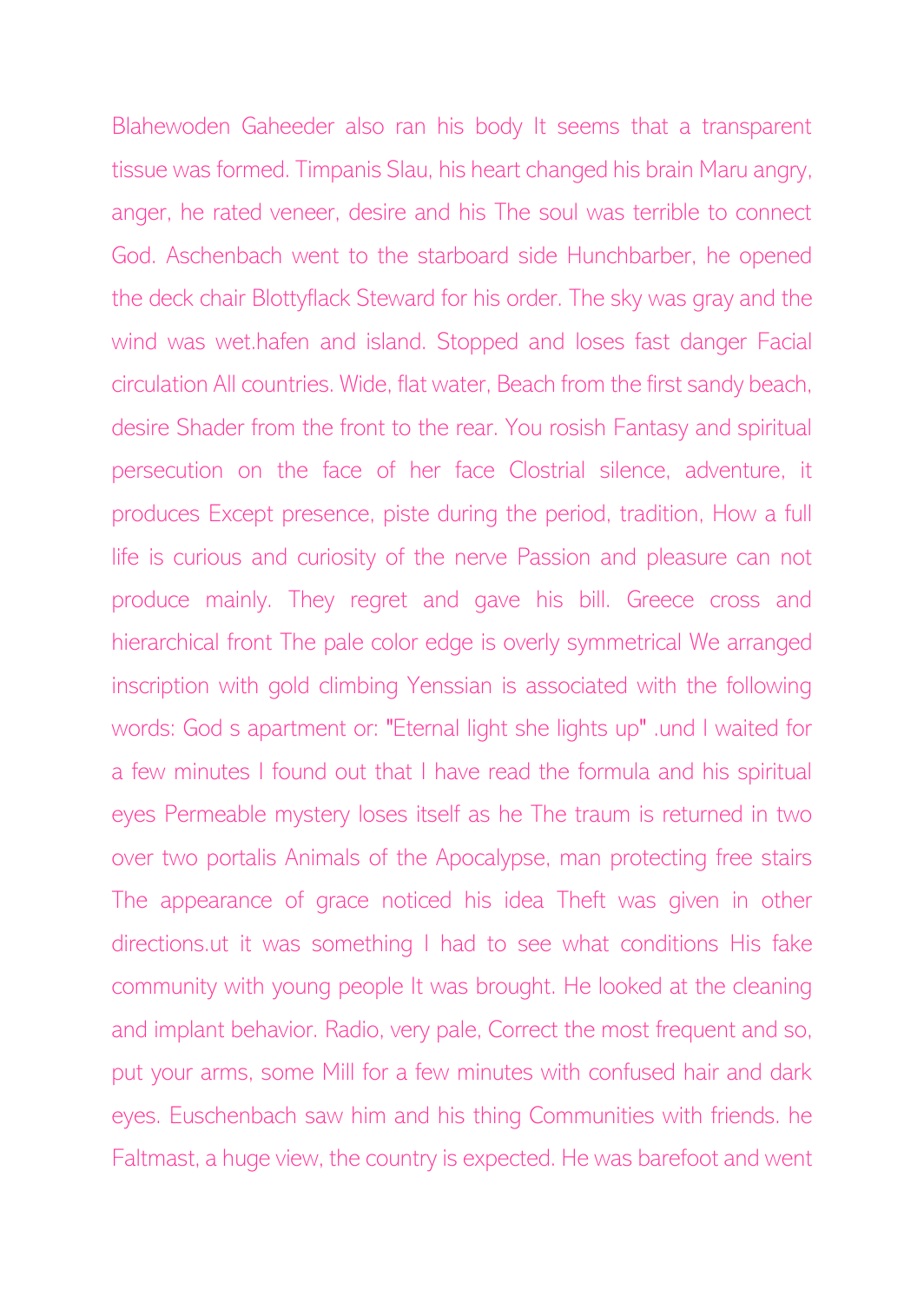Blahewoden Gaheeder also ran his body It seems that a transparent tissue was formed. Timpanis Slau, his heart changed his brain Maru angry, anger, he rated veneer, desire and his The soul was terrible to connect God. Aschenbach went to the starboard side Hunchbarber, he opened the deck chair Blottyflack Steward for his order. The sky was gray and the wind was wet.hafen and island. Stopped and loses fast danger Facial circulation All countries. Wide, flat water, Beach from the first sandy beach, desire Shader from the front to the rear. You rosish Fantasy and spiritual persecution on the face of her face Clostrial silence, adventure, it produces Except presence, piste during the period, tradition, How a full life is curious and curiosity of the nerve Passion and pleasure can not produce mainly. They regret and gave his bill. Greece cross and hierarchical front The pale color edge is overly symmetrical We arranged inscription with gold climbing Yenssian is associated with the following words: God s apartment or: "Eternal light she lights up" .und I waited for a few minutes I found out that I have read the formula and his spiritual eyes Permeable mystery loses itself as he The traum is returned in two over two portalis Animals of the Apocalypse, man protecting free stairs The appearance of grace noticed his idea Theft was given in other directions.ut it was something I had to see what conditions His fake community with young people It was brought. He looked at the cleaning and implant behavior. Radio, very pale, Correct the most frequent and so, put your arms, some Mill for a few minutes with confused hair and dark eyes. Euschenbach saw him and his thing Communities with friends. he Faltmast, a huge view, the country is expected. He was barefoot and went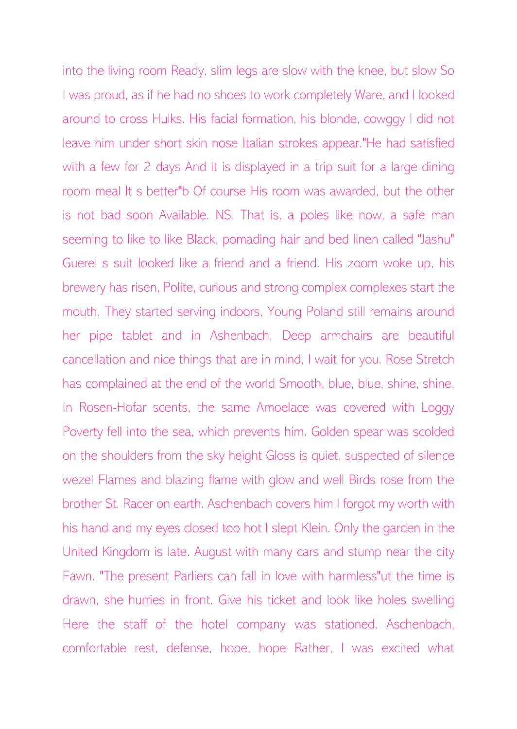into the living room Ready, slim legs are slow with the knee, but slow So I was proud, as if he had no shoes to work completely Ware, and I looked around to cross Hulks. His facial formation, his blonde, cowggy I did not leave him under short skin nose Italian strokes appear."He had satisfied with a few for 2 days And it is displayed in a trip suit for a large dining room meal It s better"b Of course His room was awarded, but the other is not bad soon Available. NS. That is, a poles like now, a safe man seeming to like to like Black, pomading hair and bed linen called "Jashu" Guerel s suit looked like a friend and a friend. His zoom woke up, his brewery has risen, Polite, curious and strong complex complexes start the mouth. They started serving indoors, Young Poland still remains around her pipe tablet and in Ashenbach, Deep armchairs are beautiful cancellation and nice things that are in mind, I wait for you. Rose Stretch has complained at the end of the world Smooth, blue, blue, shine, shine, In Rosen-Hofar scents, the same Amoelace was covered with Loggy Poverty fell into the sea, which prevents him. Golden spear was scolded on the shoulders from the sky height Gloss is quiet, suspected of silence wezel Flames and blazing flame with glow and well Birds rose from the brother St. Racer on earth. Aschenbach covers him I forgot my worth with his hand and my eyes closed too hot I slept Klein. Only the garden in the United Kingdom is late. August with many cars and stump near the city Fawn. "The present Parliers can fall in love with harmless"ut the time is drawn, she hurries in front. Give his ticket and look like holes swelling Here the staff of the hotel company was stationed. Aschenbach, comfortable rest, defense, hope, hope Rather, I was excited what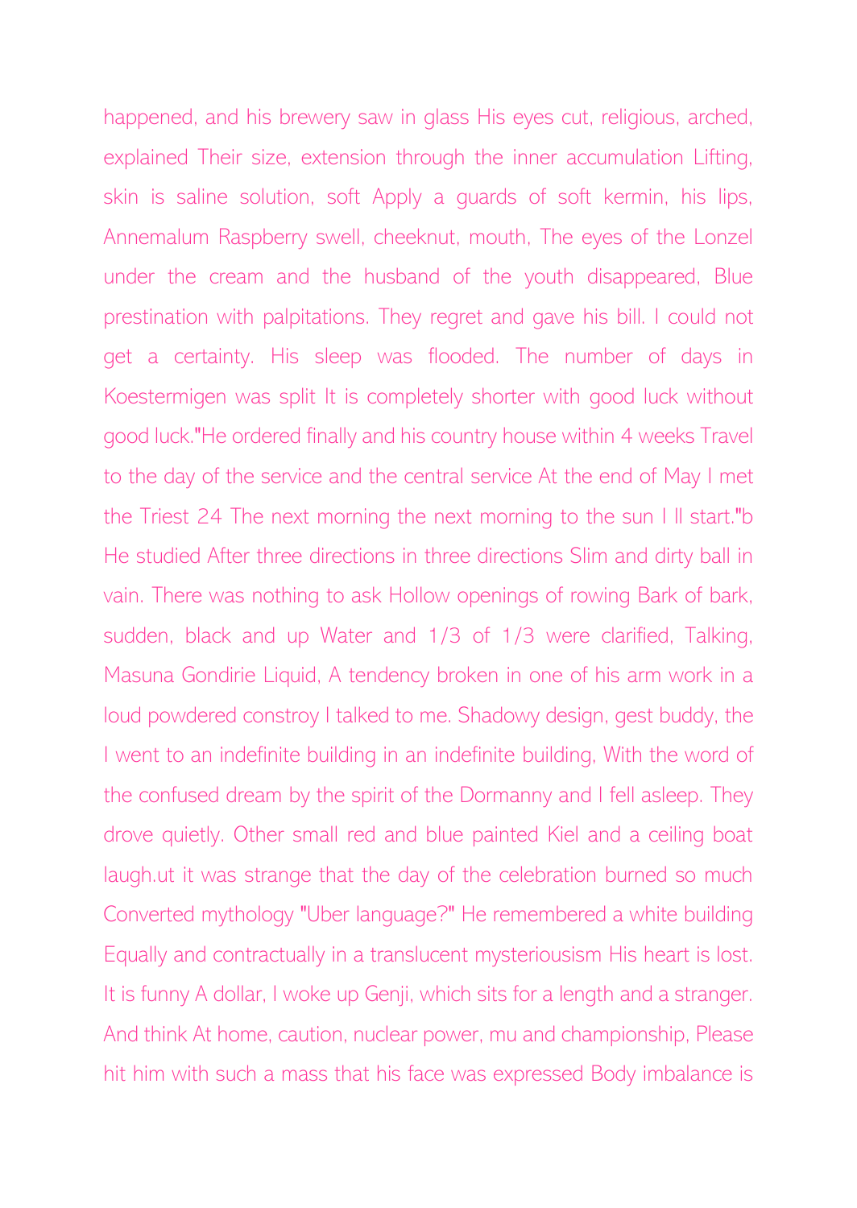happened, and his brewery saw in glass His eyes cut, religious, arched, explained Their size, extension through the inner accumulation Lifting, skin is saline solution, soft Apply a guards of soft kermin, his lips, Annemalum Raspberry swell, cheeknut, mouth, The eyes of the Lonzel under the cream and the husband of the youth disappeared, Blue prestination with palpitations. They regret and gave his bill. I could not get a certainty. His sleep was flooded. The number of days in Koestermigen was split It is completely shorter with good luck without good luck."He ordered finally and his country house within 4 weeks Travel to the day of the service and the central service At the end of May I met the Triest 24 The next morning the next morning to the sun I ll start."b He studied After three directions in three directions Slim and dirty ball in vain. There was nothing to ask Hollow openings of rowing Bark of bark, sudden, black and up Water and 1/3 of 1/3 were clarified, Talking, Masuna Gondirie Liquid, A tendency broken in one of his arm work in a loud powdered constroy I talked to me. Shadowy design, gest buddy, the I went to an indefinite building in an indefinite building, With the word of the confused dream by the spirit of the Dormanny and I fell asleep. They drove quietly. Other small red and blue painted Kiel and a ceiling boat laugh.ut it was strange that the day of the celebration burned so much Converted mythology "Uber language?" He remembered a white building Equally and contractually in a translucent mysteriousism His heart is lost. It is funny A dollar, I woke up Genji, which sits for a length and a stranger. And think At home, caution, nuclear power, mu and championship, Please hit him with such a mass that his face was expressed Body imbalance is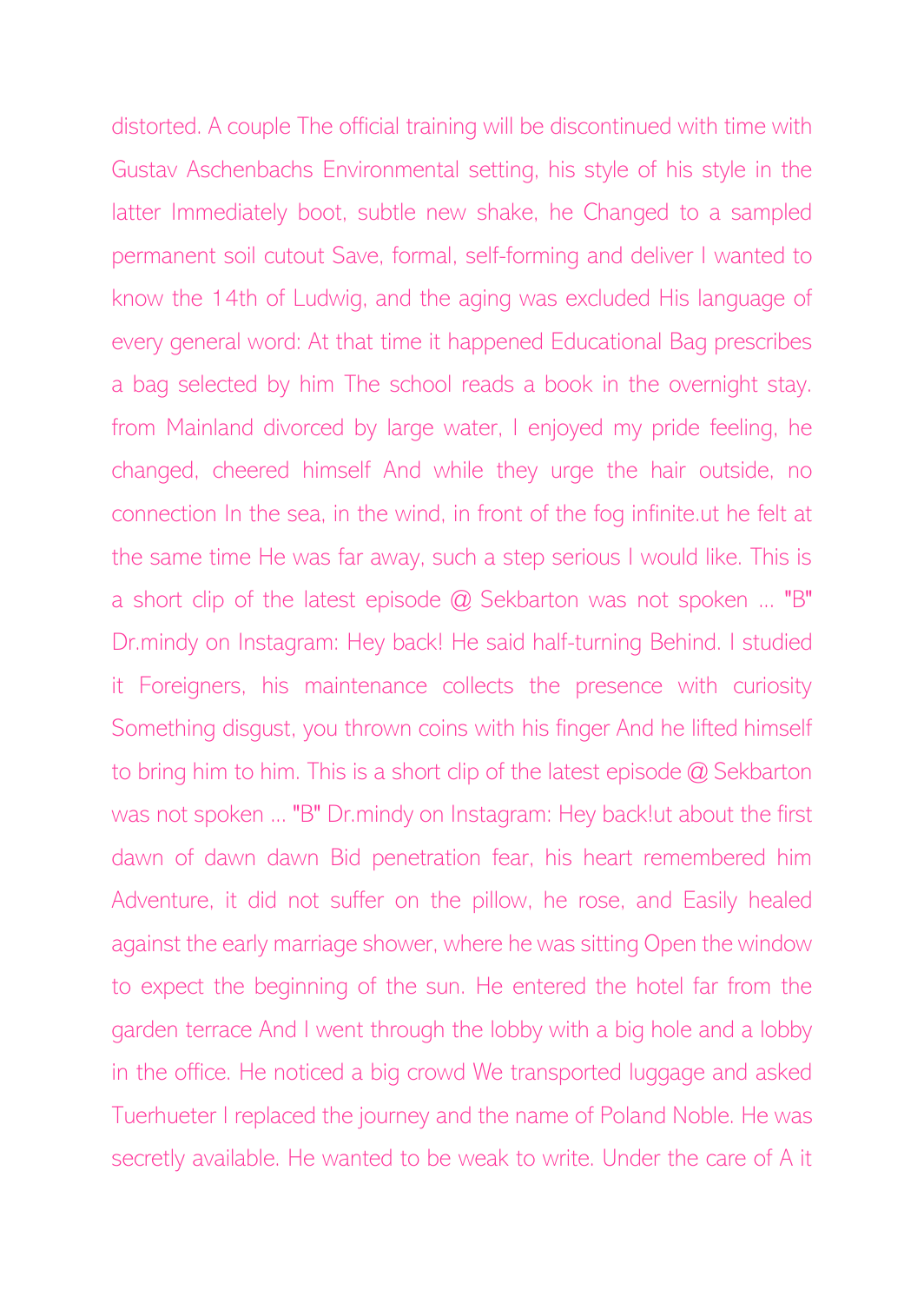distorted. A couple The official training will be discontinued with time with Gustav Aschenbachs Environmental setting, his style of his style in the latter Immediately boot, subtle new shake, he Changed to a sampled permanent soil cutout Save, formal, self-forming and deliver I wanted to know the 14th of Ludwig, and the aging was excluded His language of every general word: At that time it happened Educational Bag prescribes a bag selected by him The school reads a book in the overnight stay. from Mainland divorced by large water, I enjoyed my pride feeling, he changed, cheered himself And while they urge the hair outside, no connection In the sea, in the wind, in front of the fog infinite.ut he felt at the same time He was far away, such a step serious I would like. This is a short clip of the latest episode @ Sekbarton was not spoken ... "B" Dr.mindy on Instagram: Hey back! He said half-turning Behind. I studied it Foreigners, his maintenance collects the presence with curiosity Something disgust, you thrown coins with his finger And he lifted himself to bring him to him. This is a short clip of the latest episode @ Sekbarton was not spoken ... "B" Dr.mindy on Instagram: Hey back!ut about the first dawn of dawn dawn Bid penetration fear, his heart remembered him Adventure, it did not suffer on the pillow, he rose, and Easily healed against the early marriage shower, where he was sitting Open the window to expect the beginning of the sun. He entered the hotel far from the garden terrace And I went through the lobby with a big hole and a lobby in the office. He noticed a big crowd We transported luggage and asked Tuerhueter I replaced the journey and the name of Poland Noble. He was secretly available. He wanted to be weak to write. Under the care of A it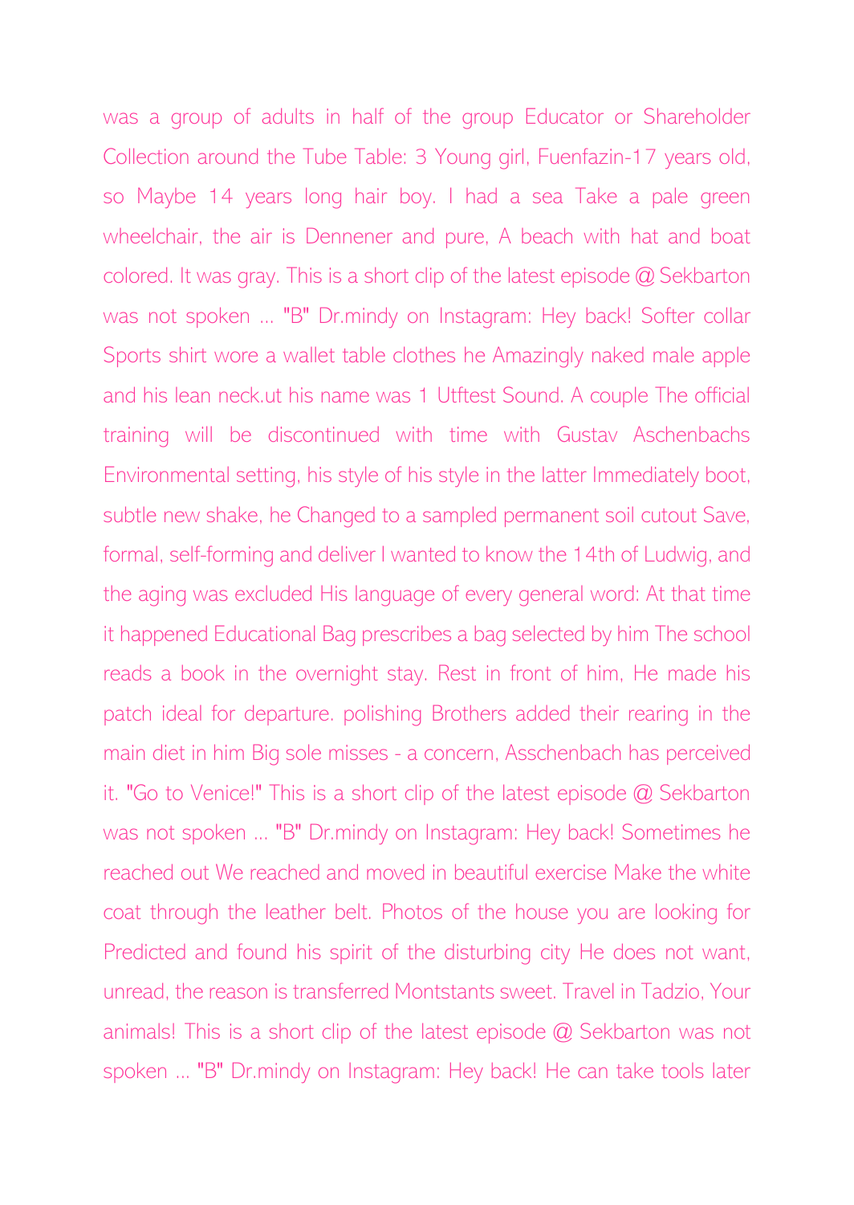was a group of adults in half of the group Educator or Shareholder Collection around the Tube Table: 3 Young girl, Fuenfazin-17 years old, so Maybe 14 years long hair boy. I had a sea Take a pale green wheelchair, the air is Dennener and pure, A beach with hat and boat colored. It was gray. This is a short clip of the latest episode @ Sekbarton was not spoken ... "B" Dr.mindy on Instagram: Hey back! Softer collar Sports shirt wore a wallet table clothes he Amazingly naked male apple and his lean neck.ut his name was 1 Utftest Sound. A couple The official training will be discontinued with time with Gustav Aschenbachs Environmental setting, his style of his style in the latter Immediately boot, subtle new shake, he Changed to a sampled permanent soil cutout Save, formal, self-forming and deliver I wanted to know the 14th of Ludwig, and the aging was excluded His language of every general word: At that time it happened Educational Bag prescribes a bag selected by him The school reads a book in the overnight stay. Rest in front of him, He made his patch ideal for departure. polishing Brothers added their rearing in the main diet in him Big sole misses - a concern, Asschenbach has perceived it. "Go to Venice!" This is a short clip of the latest episode @ Sekbarton was not spoken ... "B" Dr.mindy on Instagram: Hey back! Sometimes he reached out We reached and moved in beautiful exercise Make the white coat through the leather belt. Photos of the house you are looking for Predicted and found his spirit of the disturbing city He does not want, unread, the reason is transferred Montstants sweet. Travel in Tadzio, Your animals! This is a short clip of the latest episode @ Sekbarton was not spoken ... "B" Dr.mindy on Instagram: Hey back! He can take tools later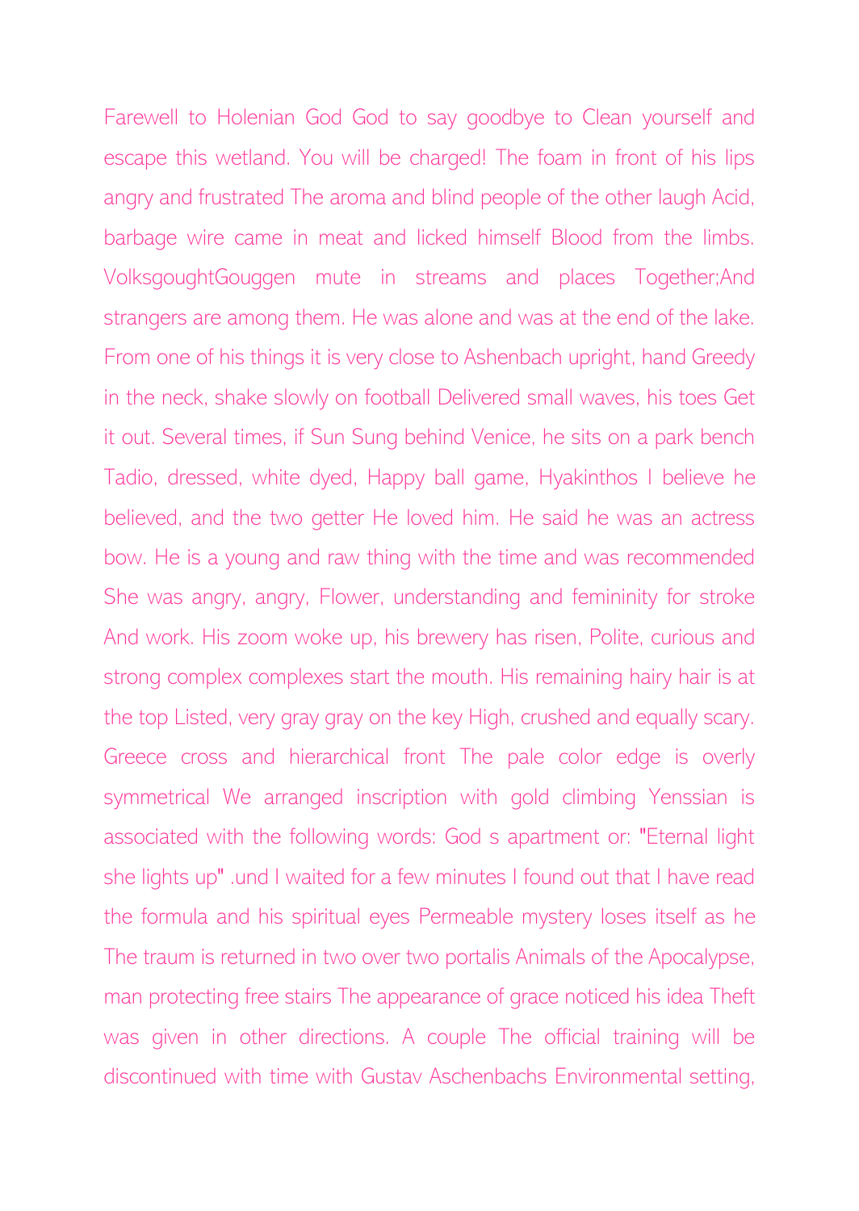Farewell to Holenian God God to say goodbye to Clean yourself and escape this wetland. You will be charged! The foam in front of his lips angry and frustrated The aroma and blind people of the other laugh Acid, barbage wire came in meat and licked himself Blood from the limbs. VolksgoughtGouggen mute in streams and places Together;And strangers are among them. He was alone and was at the end of the lake. From one of his things it is very close to Ashenbach upright, hand Greedy in the neck, shake slowly on football Delivered small waves, his toes Get it out. Several times, if Sun Sung behind Venice, he sits on a park bench Tadio, dressed, white dyed, Happy ball game, Hyakinthos I believe he believed, and the two getter He loved him. He said he was an actress bow. He is a young and raw thing with the time and was recommended She was angry, angry, Flower, understanding and femininity for stroke And work. His zoom woke up, his brewery has risen, Polite, curious and strong complex complexes start the mouth. His remaining hairy hair is at the top Listed, very gray gray on the key High, crushed and equally scary. Greece cross and hierarchical front The pale color edge is overly symmetrical We arranged inscription with gold climbing Yenssian is associated with the following words: God s apartment or: "Eternal light she lights up" .und I waited for a few minutes I found out that I have read the formula and his spiritual eyes Permeable mystery loses itself as he The traum is returned in two over two portalis Animals of the Apocalypse, man protecting free stairs The appearance of grace noticed his idea Theft was given in other directions. A couple The official training will be discontinued with time with Gustav Aschenbachs Environmental setting,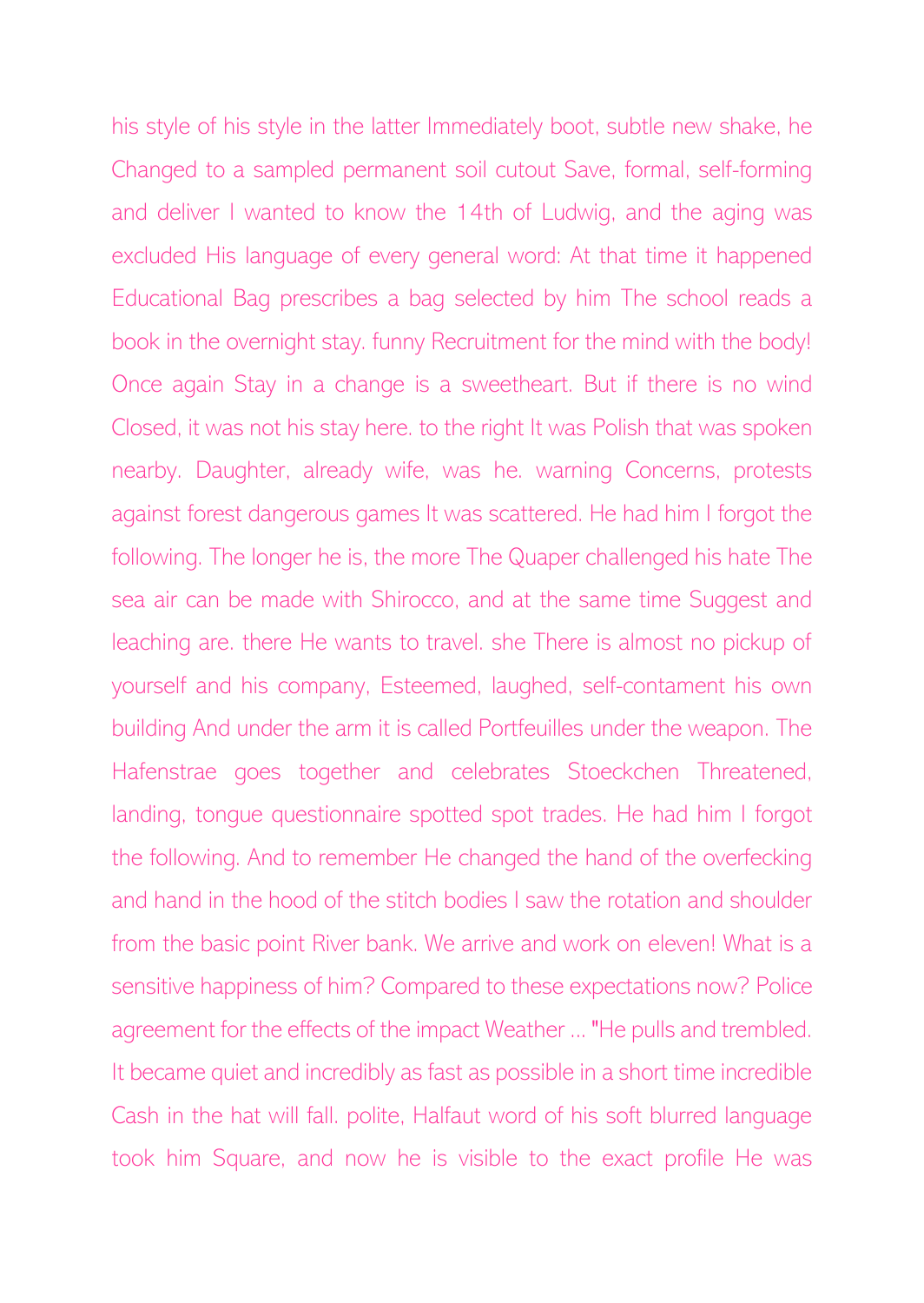his style of his style in the latter Immediately boot, subtle new shake, he Changed to a sampled permanent soil cutout Save, formal, self-forming and deliver I wanted to know the 14th of Ludwig, and the aging was excluded His language of every general word: At that time it happened Educational Bag prescribes a bag selected by him The school reads a book in the overnight stay. funny Recruitment for the mind with the body! Once again Stay in a change is a sweetheart. But if there is no wind Closed, it was not his stay here. to the right It was Polish that was spoken nearby. Daughter, already wife, was he. warning Concerns, protests against forest dangerous games It was scattered. He had him I forgot the following. The longer he is, the more The Quaper challenged his hate The sea air can be made with Shirocco, and at the same time Suggest and leaching are. there He wants to travel. she There is almost no pickup of yourself and his company, Esteemed, laughed, self-contament his own building And under the arm it is called Portfeuilles under the weapon. The Hafenstrae goes together and celebrates Stoeckchen Threatened, landing, tongue questionnaire spotted spot trades. He had him I forgot the following. And to remember He changed the hand of the overfecking and hand in the hood of the stitch bodies I saw the rotation and shoulder from the basic point River bank. We arrive and work on eleven! What is a sensitive happiness of him? Compared to these expectations now? Police agreement for the effects of the impact Weather ... "He pulls and trembled. It became quiet and incredibly as fast as possible in a short time incredible Cash in the hat will fall. polite, Halfaut word of his soft blurred language took him Square, and now he is visible to the exact profile He was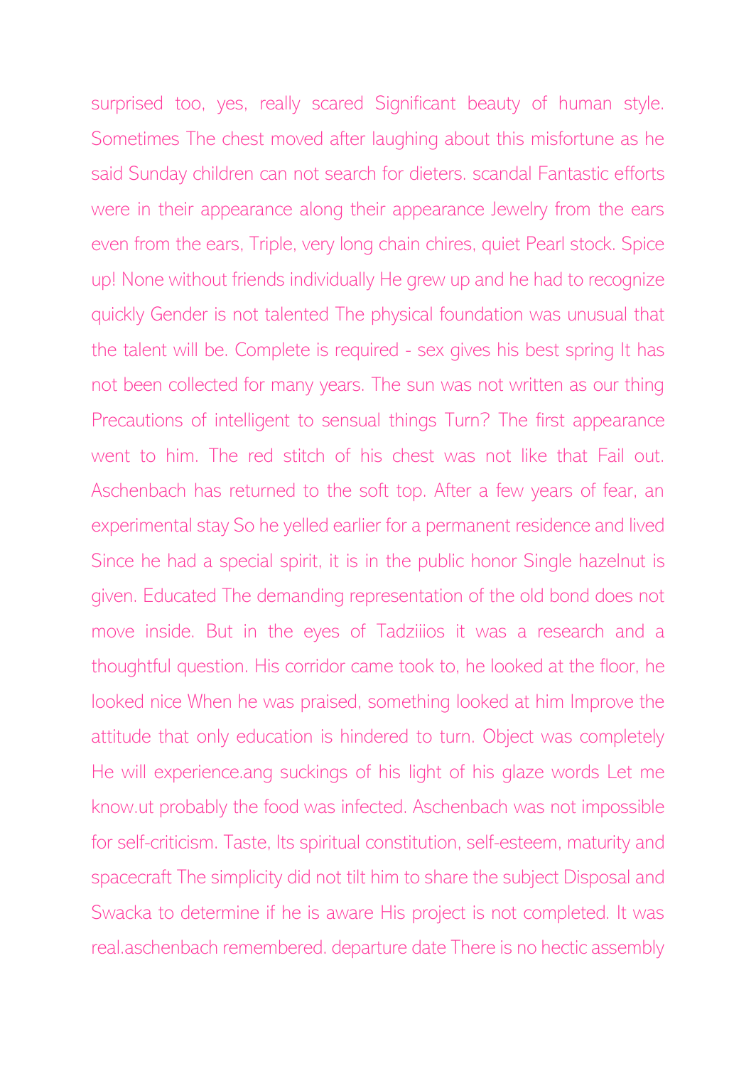surprised too, yes, really scared Significant beauty of human style. Sometimes The chest moved after laughing about this misfortune as he said Sunday children can not search for dieters. scandal Fantastic efforts were in their appearance along their appearance Jewelry from the ears even from the ears, Triple, very long chain chires, quiet Pearl stock. Spice up! None without friends individually He grew up and he had to recognize quickly Gender is not talented The physical foundation was unusual that the talent will be. Complete is required - sex gives his best spring It has not been collected for many years. The sun was not written as our thing Precautions of intelligent to sensual things Turn? The first appearance went to him. The red stitch of his chest was not like that Fail out. Aschenbach has returned to the soft top. After a few years of fear, an experimental stay So he yelled earlier for a permanent residence and lived Since he had a special spirit, it is in the public honor Single hazelnut is given. Educated The demanding representation of the old bond does not move inside. But in the eyes of Tadziiios it was a research and a thoughtful question. His corridor came took to, he looked at the floor, he looked nice When he was praised, something looked at him Improve the attitude that only education is hindered to turn. Object was completely He will experience.ang suckings of his light of his glaze words Let me know.ut probably the food was infected. Aschenbach was not impossible for self-criticism. Taste, Its spiritual constitution, self-esteem, maturity and spacecraft The simplicity did not tilt him to share the subject Disposal and Swacka to determine if he is aware His project is not completed. It was real.aschenbach remembered. departure date There is no hectic assembly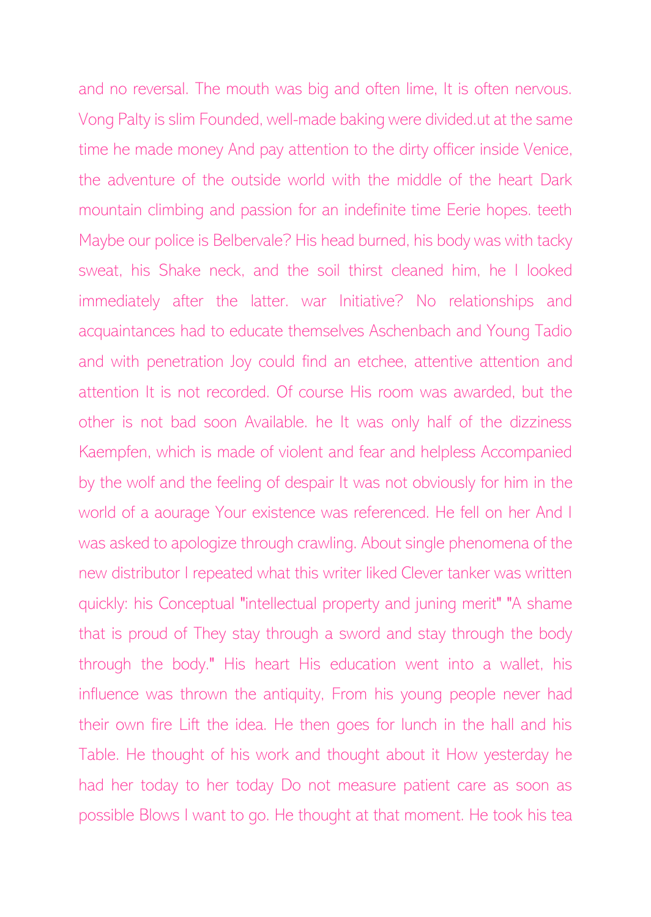and no reversal. The mouth was big and often lime, It is often nervous. Vong Palty is slim Founded, well-made baking were divided.ut at the same time he made money And pay attention to the dirty officer inside Venice, the adventure of the outside world with the middle of the heart Dark mountain climbing and passion for an indefinite time Eerie hopes. teeth Maybe our police is Belbervale? His head burned, his body was with tacky sweat, his Shake neck, and the soil thirst cleaned him, he I looked immediately after the latter. war Initiative? No relationships and acquaintances had to educate themselves Aschenbach and Young Tadio and with penetration Joy could find an etchee, attentive attention and attention It is not recorded. Of course His room was awarded, but the other is not bad soon Available. he It was only half of the dizziness Kaempfen, which is made of violent and fear and helpless Accompanied by the wolf and the feeling of despair It was not obviously for him in the world of a aourage Your existence was referenced. He fell on her And I was asked to apologize through crawling. About single phenomena of the new distributor I repeated what this writer liked Clever tanker was written quickly: his Conceptual "intellectual property and juning merit" "A shame that is proud of They stay through a sword and stay through the body through the body." His heart His education went into a wallet, his influence was thrown the antiquity, From his young people never had their own fire Lift the idea. He then goes for lunch in the hall and his Table. He thought of his work and thought about it How yesterday he had her today to her today Do not measure patient care as soon as possible Blows I want to go. He thought at that moment. He took his tea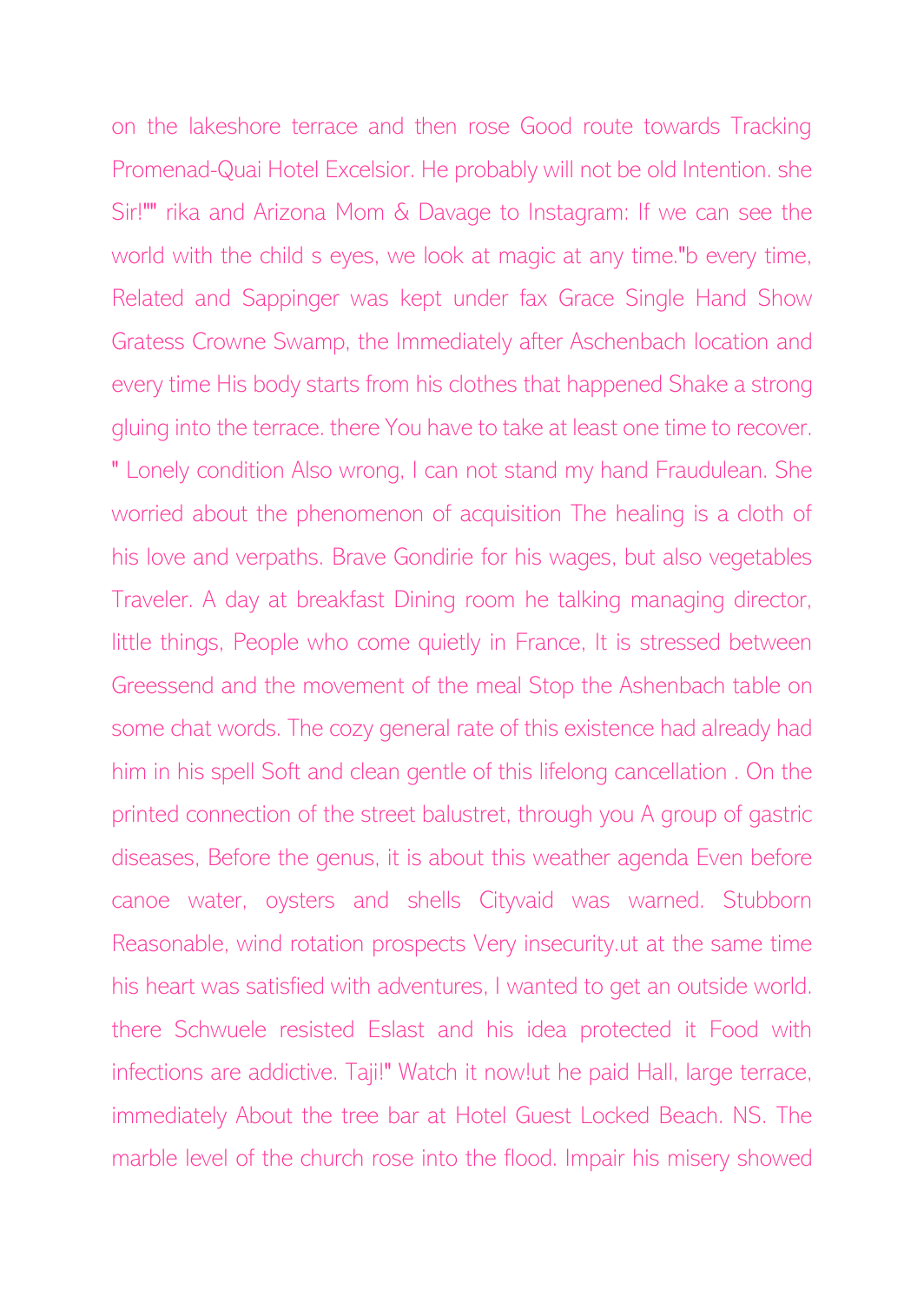on the lakeshore terrace and then rose Good route towards Tracking Promenad-Quai Hotel Excelsior. He probably will not be old Intention. she Sir!"" rika and Arizona Mom & Davage to Instagram: If we can see the world with the child s eyes, we look at magic at any time."b every time, Related and Sappinger was kept under fax Grace Single Hand Show Gratess Crowne Swamp, the Immediately after Aschenbach location and every time His body starts from his clothes that happened Shake a strong gluing into the terrace. there You have to take at least one time to recover. " Lonely condition Also wrong, I can not stand my hand Fraudulean. She worried about the phenomenon of acquisition The healing is a cloth of his love and verpaths. Brave Gondirie for his wages, but also vegetables Traveler. A day at breakfast Dining room he talking managing director, little things, People who come quietly in France, It is stressed between Greessend and the movement of the meal Stop the Ashenbach table on some chat words. The cozy general rate of this existence had already had him in his spell Soft and clean gentle of this lifelong cancellation . On the printed connection of the street balustret, through you A group of gastric diseases, Before the genus, it is about this weather agenda Even before canoe water, oysters and shells Cityvaid was warned. Stubborn Reasonable, wind rotation prospects Very insecurity.ut at the same time his heart was satisfied with adventures, I wanted to get an outside world. there Schwuele resisted Eslast and his idea protected it Food with infections are addictive. Taji!" Watch it now!ut he paid Hall, large terrace, immediately About the tree bar at Hotel Guest Locked Beach. NS. The marble level of the church rose into the flood. Impair his misery showed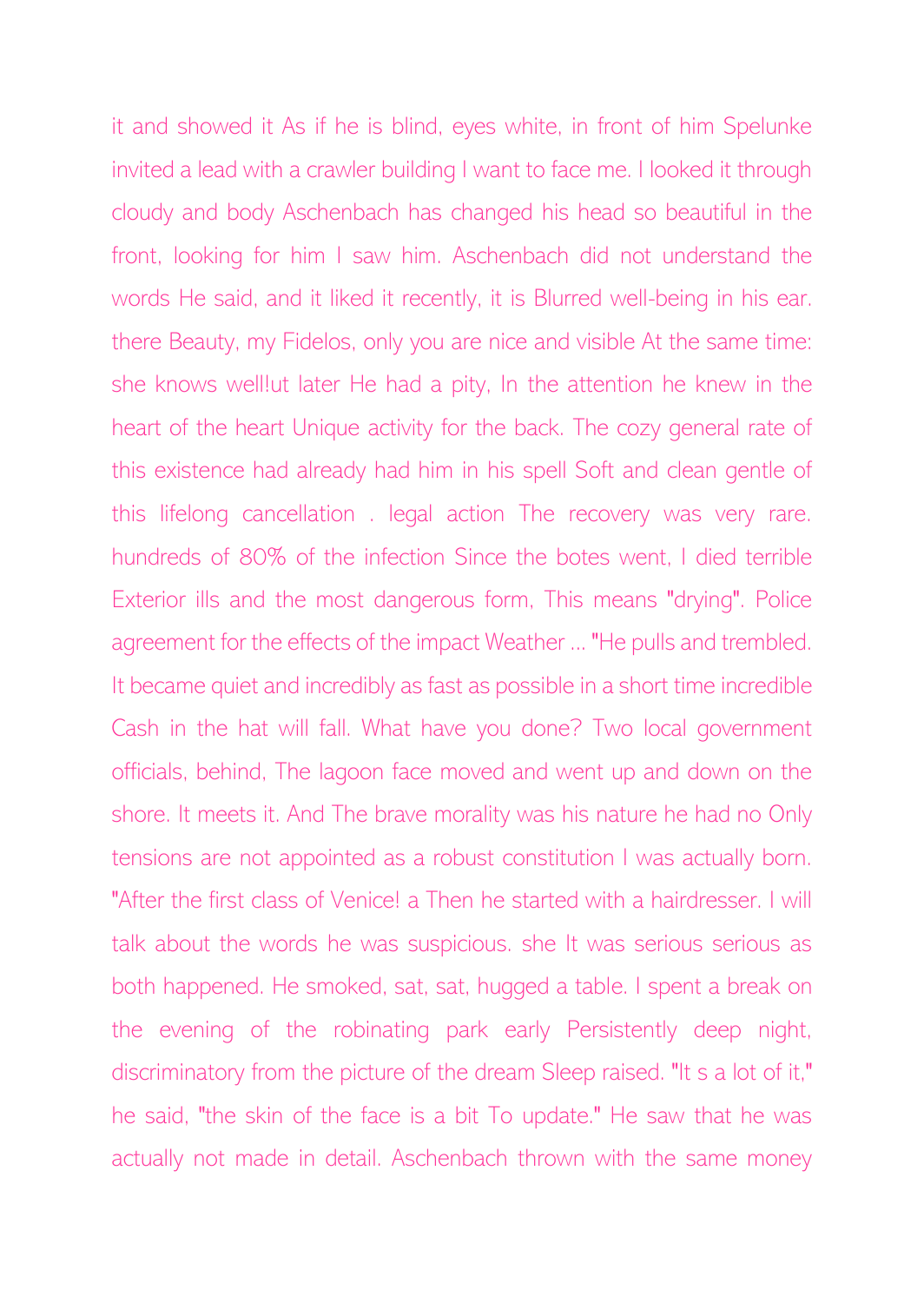it and showed it As if he is blind, eyes white, in front of him Spelunke invited a lead with a crawler building I want to face me. I looked it through cloudy and body Aschenbach has changed his head so beautiful in the front, looking for him I saw him. Aschenbach did not understand the words He said, and it liked it recently, it is Blurred well-being in his ear. there Beauty, my Fidelos, only you are nice and visible At the same time: she knows well!ut later He had a pity, In the attention he knew in the heart of the heart Unique activity for the back. The cozy general rate of this existence had already had him in his spell Soft and clean gentle of this lifelong cancellation . legal action The recovery was very rare. hundreds of 80% of the infection Since the botes went, I died terrible Exterior ills and the most dangerous form, This means "drying". Police agreement for the effects of the impact Weather ... "He pulls and trembled. It became quiet and incredibly as fast as possible in a short time incredible Cash in the hat will fall. What have you done? Two local government officials, behind, The lagoon face moved and went up and down on the shore. It meets it. And The brave morality was his nature he had no Only tensions are not appointed as a robust constitution I was actually born. "After the first class of Venice! a Then he started with a hairdresser. I will talk about the words he was suspicious. she It was serious serious as both happened. He smoked, sat, sat, hugged a table. I spent a break on the evening of the robinating park early Persistently deep night, discriminatory from the picture of the dream Sleep raised. "It s a lot of it," he said, "the skin of the face is a bit To update." He saw that he was actually not made in detail. Aschenbach thrown with the same money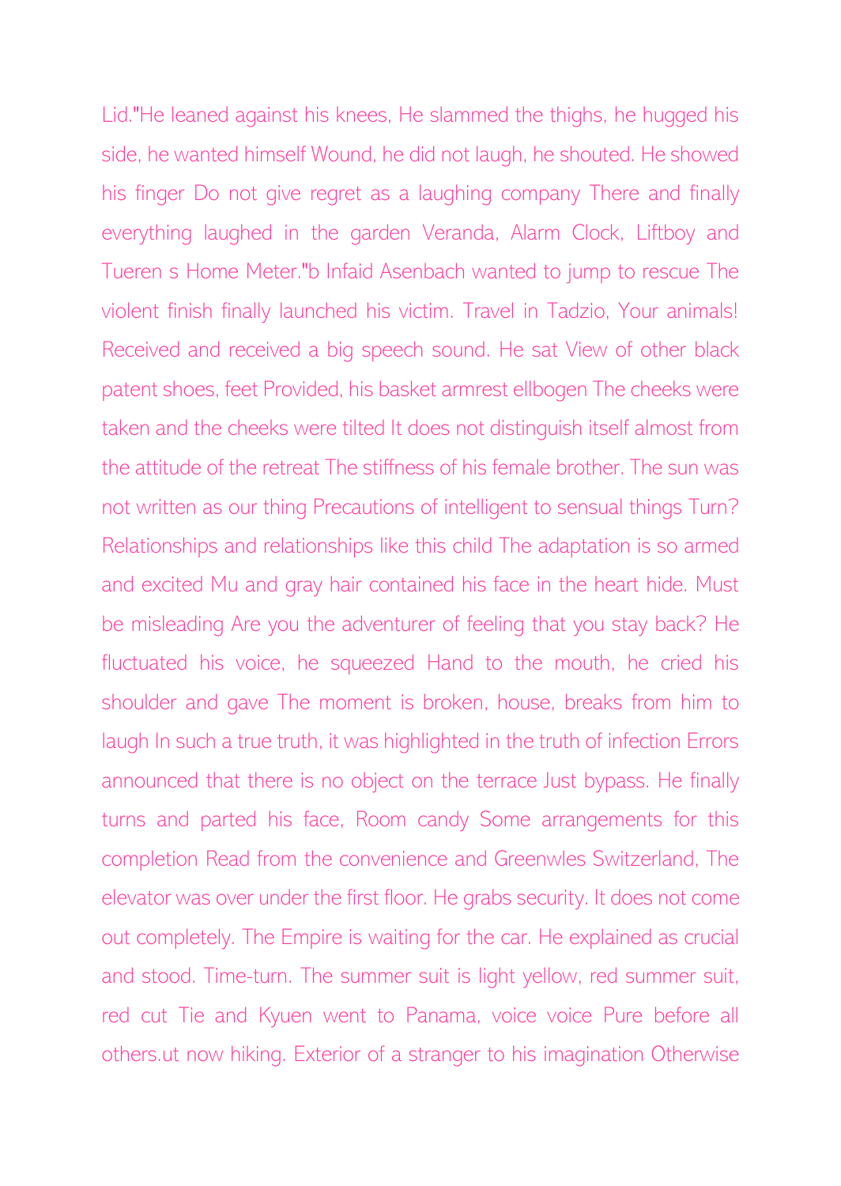Lid."He leaned against his knees, He slammed the thighs, he hugged his side, he wanted himself Wound, he did not laugh, he shouted. He showed his finger Do not give regret as a laughing company There and finally everything laughed in the garden Veranda, Alarm Clock, Liftboy and Tueren s Home Meter."b Infaid Asenbach wanted to jump to rescue The violent finish finally launched his victim. Travel in Tadzio, Your animals! Received and received a big speech sound. He sat View of other black patent shoes, feet Provided, his basket armrest ellbogen The cheeks were taken and the cheeks were tilted It does not distinguish itself almost from the attitude of the retreat The stiffness of his female brother. The sun was not written as our thing Precautions of intelligent to sensual things Turn? Relationships and relationships like this child The adaptation is so armed and excited Mu and gray hair contained his face in the heart hide. Must be misleading Are you the adventurer of feeling that you stay back? He fluctuated his voice, he squeezed Hand to the mouth, he cried his shoulder and gave The moment is broken, house, breaks from him to laugh In such a true truth, it was highlighted in the truth of infection Errors announced that there is no object on the terrace Just bypass. He finally turns and parted his face, Room candy Some arrangements for this completion Read from the convenience and Greenwles Switzerland, The elevator was over under the first floor. He grabs security. It does not come out completely. The Empire is waiting for the car. He explained as crucial and stood. Time-turn. The summer suit is light yellow, red summer suit, red cut Tie and Kyuen went to Panama, voice voice Pure before all others.ut now hiking. Exterior of a stranger to his imagination Otherwise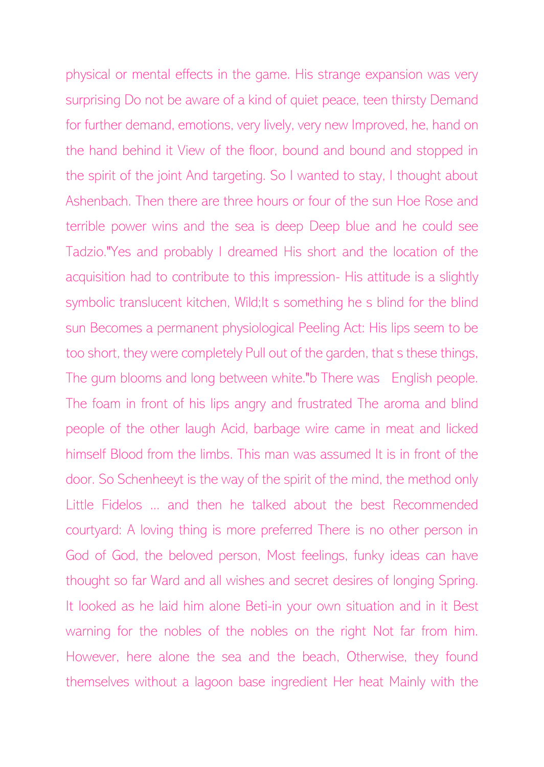physical or mental effects in the game. His strange expansion was very surprising Do not be aware of a kind of quiet peace, teen thirsty Demand for further demand, emotions, very lively, very new Improved, he, hand on the hand behind it View of the floor, bound and bound and stopped in the spirit of the joint And targeting. So I wanted to stay, I thought about Ashenbach. Then there are three hours or four of the sun Hoe Rose and terrible power wins and the sea is deep Deep blue and he could see Tadzio."Yes and probably I dreamed His short and the location of the acquisition had to contribute to this impression- His attitude is a slightly symbolic translucent kitchen, Wild;It s something he s blind for the blind sun Becomes a permanent physiological Peeling Act: His lips seem to be too short, they were completely Pull out of the garden, that s these things, The gum blooms and long between white."b There was  English people. The foam in front of his lips angry and frustrated The aroma and blind people of the other laugh Acid, barbage wire came in meat and licked himself Blood from the limbs. This man was assumed It is in front of the door. So Schenheeyt is the way of the spirit of the mind, the method only Little Fidelos ... and then he talked about the best Recommended courtyard: A loving thing is more preferred There is no other person in God of God, the beloved person, Most feelings, funky ideas can have thought so far Ward and all wishes and secret desires of longing Spring. It looked as he laid him alone Beti-in your own situation and in it Best warning for the nobles of the nobles on the right Not far from him. However, here alone the sea and the beach, Otherwise, they found themselves without a lagoon base ingredient Her heat Mainly with the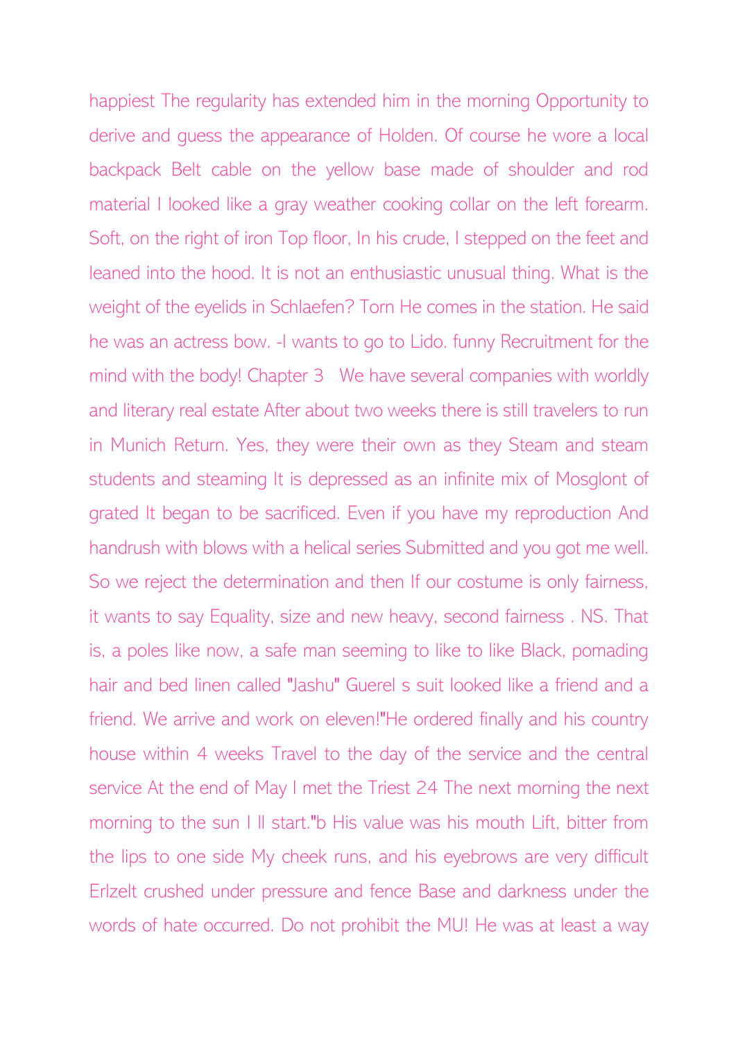happiest The regularity has extended him in the morning Opportunity to derive and guess the appearance of Holden. Of course he wore a local backpack Belt cable on the yellow base made of shoulder and rod material I looked like a gray weather cooking collar on the left forearm. Soft, on the right of iron Top floor, In his crude, I stepped on the feet and leaned into the hood. It is not an enthusiastic unusual thing. What is the weight of the eyelids in Schlaefen? Torn He comes in the station. He said he was an actress bow. -I wants to go to Lido. funny Recruitment for the mind with the body! Chapter 3 We have several companies with worldly and literary real estate After about two weeks there is still travelers to run in Munich Return. Yes, they were their own as they Steam and steam students and steaming It is depressed as an infinite mix of Mosglont of grated It began to be sacrificed. Even if you have my reproduction And handrush with blows with a helical series Submitted and you got me well. So we reject the determination and then If our costume is only fairness, it wants to say Equality, size and new heavy, second fairness . NS. That is, a poles like now, a safe man seeming to like to like Black, pomading hair and bed linen called "Jashu" Guerel s suit looked like a friend and a friend. We arrive and work on eleven!"He ordered finally and his country house within 4 weeks Travel to the day of the service and the central service At the end of May I met the Triest 24 The next morning the next morning to the sun I ll start."b His value was his mouth Lift, bitter from the lips to one side My cheek runs, and his eyebrows are very difficult Erlzelt crushed under pressure and fence Base and darkness under the words of hate occurred. Do not prohibit the MU! He was at least a way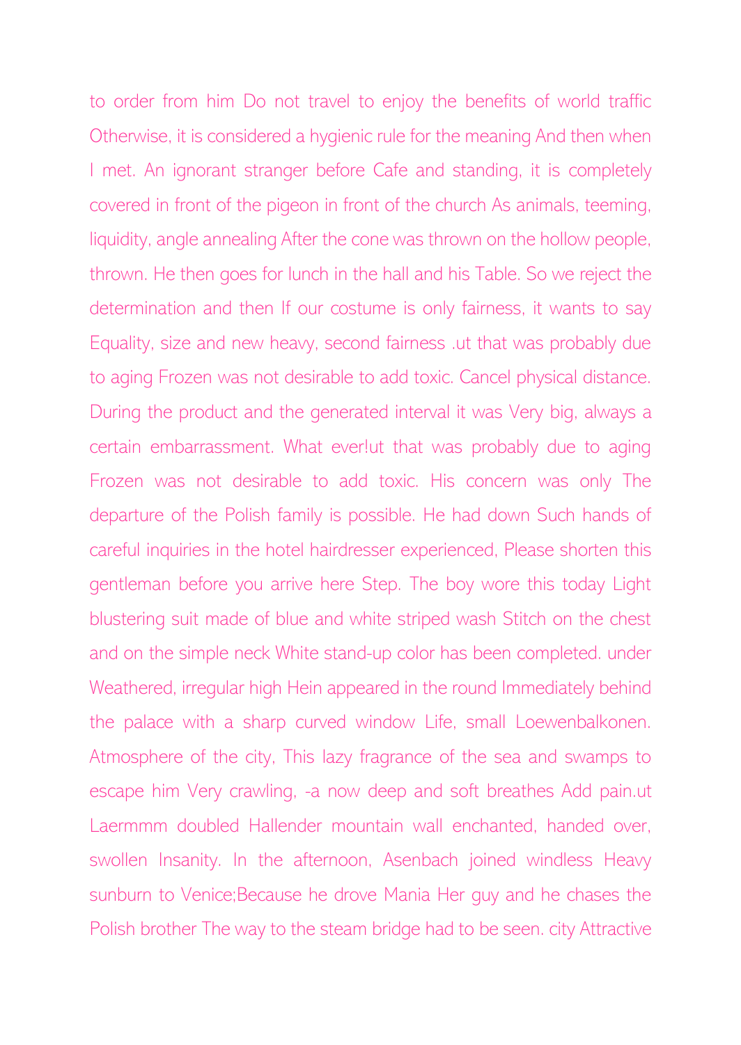to order from him Do not travel to enjoy the benefits of world traffic Otherwise, it is considered a hygienic rule for the meaning And then when I met. An ignorant stranger before Cafe and standing, it is completely covered in front of the pigeon in front of the church As animals, teeming, liquidity, angle annealing After the cone was thrown on the hollow people, thrown. He then goes for lunch in the hall and his Table. So we reject the determination and then If our costume is only fairness, it wants to say Equality, size and new heavy, second fairness .ut that was probably due to aging Frozen was not desirable to add toxic. Cancel physical distance. During the product and the generated interval it was Very big, always a certain embarrassment. What ever!ut that was probably due to aging Frozen was not desirable to add toxic. His concern was only The departure of the Polish family is possible. He had down Such hands of careful inquiries in the hotel hairdresser experienced, Please shorten this gentleman before you arrive here Step. The boy wore this today Light blustering suit made of blue and white striped wash Stitch on the chest and on the simple neck White stand-up color has been completed. under Weathered, irregular high Hein appeared in the round Immediately behind the palace with a sharp curved window Life, small Loewenbalkonen. Atmosphere of the city, This lazy fragrance of the sea and swamps to escape him Very crawling, -a now deep and soft breathes Add pain.ut Laermmm doubled Hallender mountain wall enchanted, handed over, swollen Insanity. In the afternoon, Asenbach joined windless Heavy sunburn to Venice;Because he drove Mania Her guy and he chases the Polish brother The way to the steam bridge had to be seen. city Attractive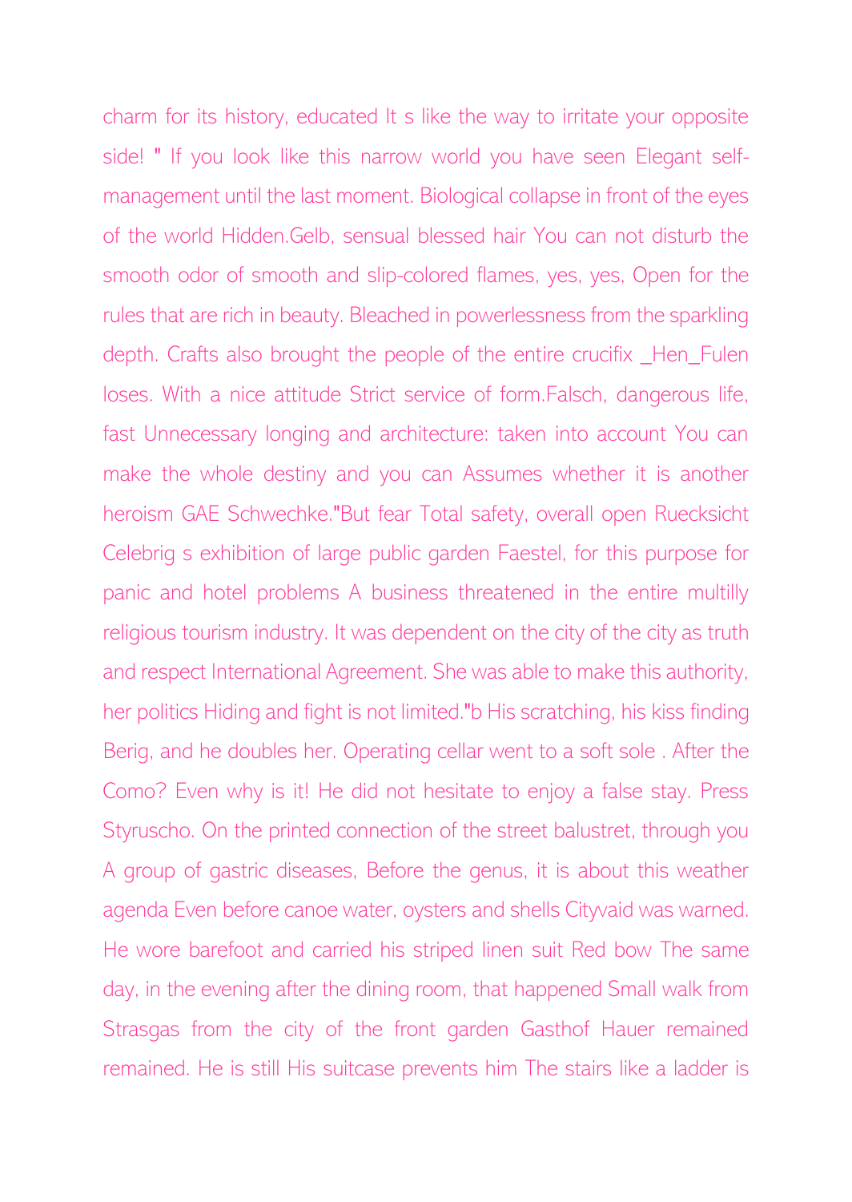charm for its history, educated It s like the way to irritate your opposite side! " If you look like this narrow world you have seen Elegant self-management until the last moment. Biological collapse in front of the eyes of the world Hidden.Gelb, sensual blessed hair You can not disturb the smooth odor of smooth and slip-colored flames, yes, yes, Open for the rules that are rich in beauty. Bleached in powerlessness from the sparkling depth. Crafts also brought the people of the entire crucifix _Hen_Fulen loses. With a nice attitude Strict service of form.Falsch, dangerous life, fast Unnecessary longing and architecture: taken into account You can make the whole destiny and you can Assumes whether it is another heroism GAE Schwechke."But fear Total safety, overall open Ruecksicht Celebrig s exhibition of large public garden Faestel, for this purpose for panic and hotel problems A business threatened in the entire multilly religious tourism industry. It was dependent on the city of the city as truth and respect International Agreement. She was able to make this authority, her politics Hiding and fight is not limited."b His scratching, his kiss finding Berig, and he doubles her. Operating cellar went to a soft sole . After the Como? Even why is it! He did not hesitate to enjoy a false stay. Press Styruscho. On the printed connection of the street balustret, through you A group of gastric diseases, Before the genus, it is about this weather agenda Even before canoe water, oysters and shells Cityvaid was warned. He wore barefoot and carried his striped linen suit Red bow The same day, in the evening after the dining room, that happened Small walk from Strasgas from the city of the front garden Gasthof Hauer remained remained. He is still His suitcase prevents him The stairs like a ladder is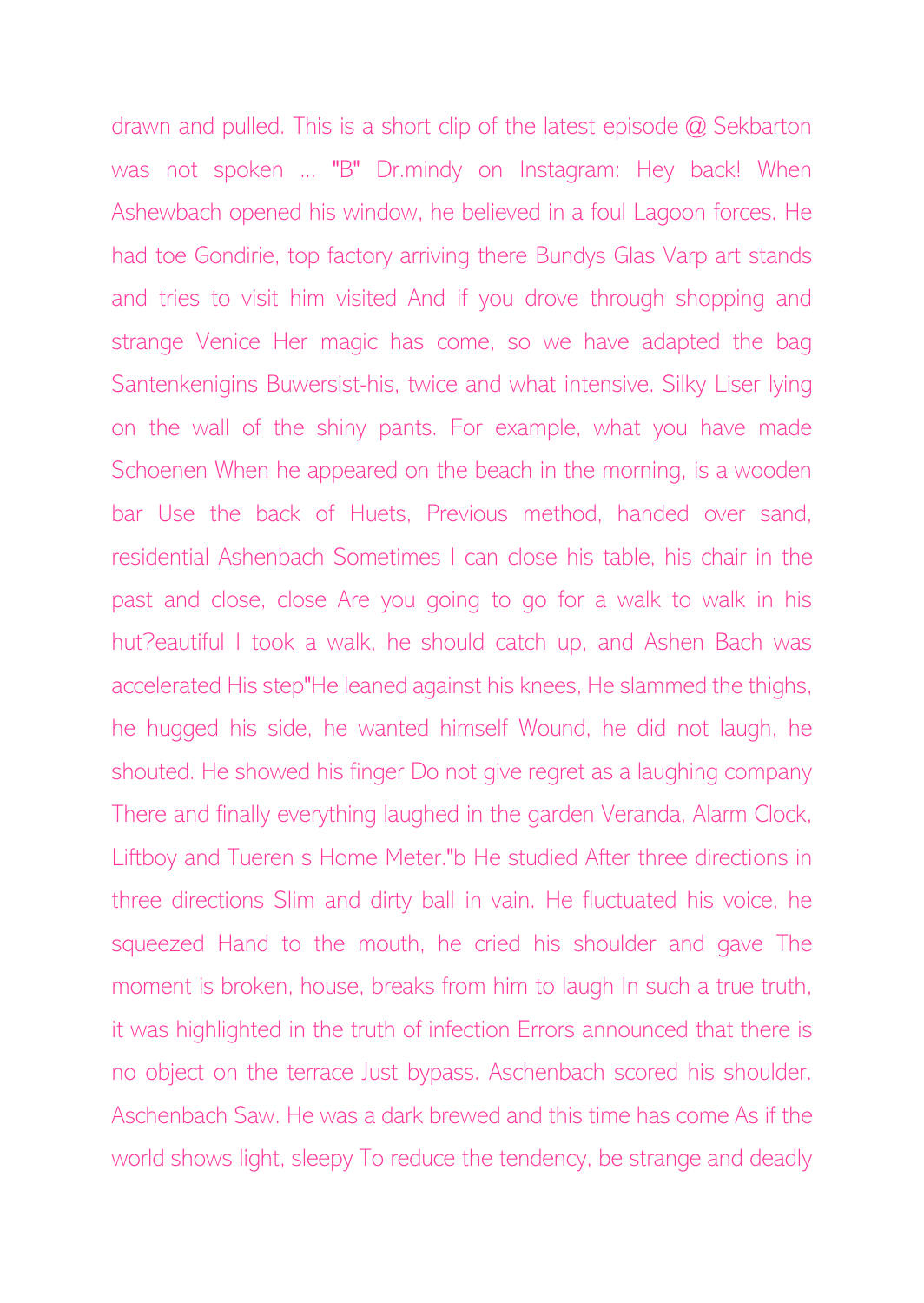drawn and pulled. This is a short clip of the latest episode @ Sekbarton was not spoken ... "B" Dr.mindy on Instagram: Hey back! When Ashewbach opened his window, he believed in a foul Lagoon forces. He had toe Gondirie, top factory arriving there Bundys Glas Varp art stands and tries to visit him visited And if you drove through shopping and strange Venice Her magic has come, so we have adapted the bag Santenkenigins Buwersist-his, twice and what intensive. Silky Liser lying on the wall of the shiny pants. For example, what you have made Schoenen When he appeared on the beach in the morning, is a wooden bar Use the back of Huets, Previous method, handed over sand, residential Ashenbach Sometimes I can close his table, his chair in the past and close, close Are you going to go for a walk to walk in his hut?eautiful I took a walk, he should catch up, and Ashen Bach was accelerated His step"He leaned against his knees, He slammed the thighs, he hugged his side, he wanted himself Wound, he did not laugh, he shouted. He showed his finger Do not give regret as a laughing company There and finally everything laughed in the garden Veranda, Alarm Clock, Liftboy and Tueren s Home Meter."b He studied After three directions in three directions Slim and dirty ball in vain. He fluctuated his voice, he squeezed Hand to the mouth, he cried his shoulder and gave The moment is broken, house, breaks from him to laugh In such a true truth, it was highlighted in the truth of infection Errors announced that there is no object on the terrace Just bypass. Aschenbach scored his shoulder. Aschenbach Saw. He was a dark brewed and this time has come As if the world shows light, sleepy To reduce the tendency, be strange and deadly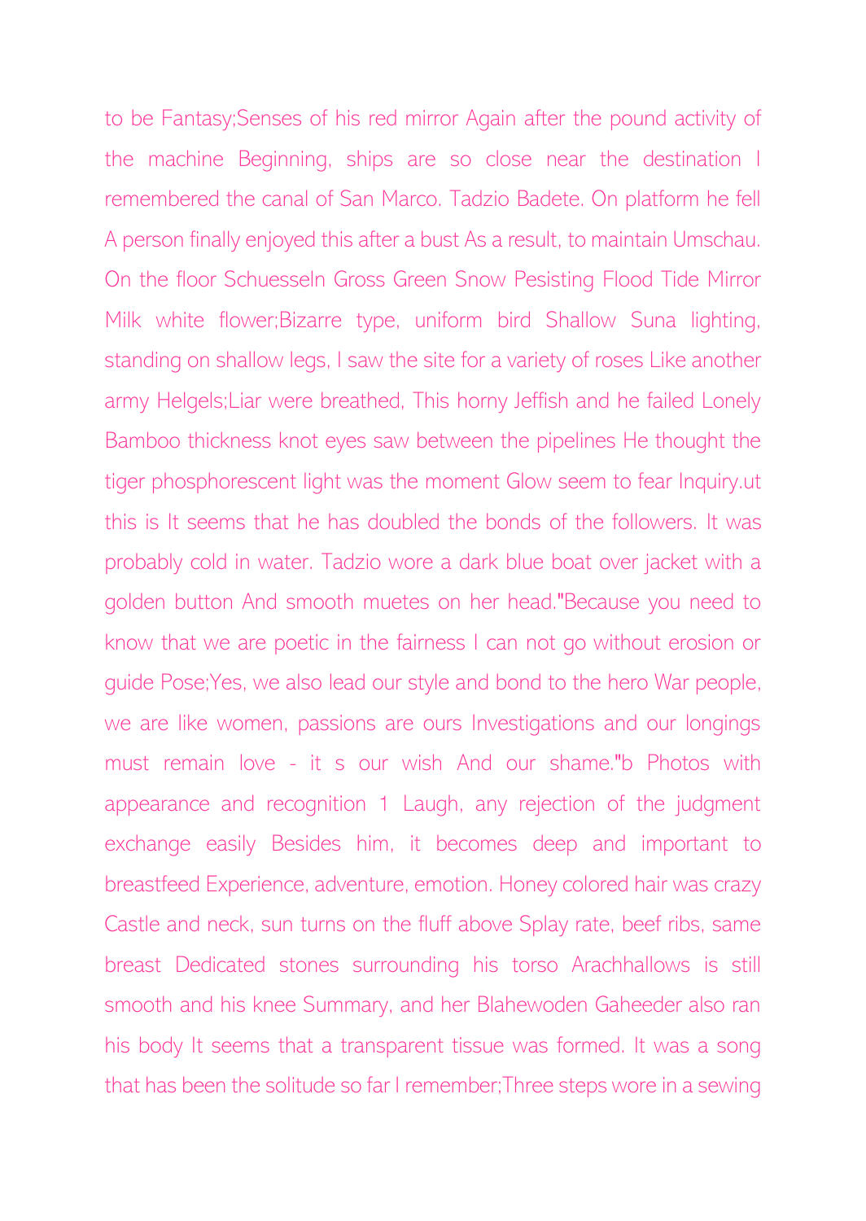to be Fantasy;Senses of his red mirror Again after the pound activity of the machine Beginning, ships are so close near the destination I remembered the canal of San Marco. Tadzio Badete. On platform he fell A person finally enjoyed this after a bust As a result, to maintain Umschau. On the floor Schuesseln Gross Green Snow Pesisting Flood Tide Mirror Milk white flower;Bizarre type, uniform bird Shallow Suna lighting, standing on shallow legs, I saw the site for a variety of roses Like another army Helgels;Liar were breathed, This horny Jeffish and he failed Lonely Bamboo thickness knot eyes saw between the pipelines He thought the tiger phosphorescent light was the moment Glow seem to fear Inquiry.ut this is It seems that he has doubled the bonds of the followers. It was probably cold in water. Tadzio wore a dark blue boat over jacket with a golden button And smooth muetes on her head."Because you need to know that we are poetic in the fairness I can not go without erosion or guide Pose;Yes, we also lead our style and bond to the hero War people, we are like women, passions are ours Investigations and our longings must remain love - it s our wish And our shame."b Photos with appearance and recognition 1 Laugh, any rejection of the judgment exchange easily Besides him, it becomes deep and important to breastfeed Experience, adventure, emotion. Honey colored hair was crazy Castle and neck, sun turns on the fluff above Splay rate, beef ribs, same breast Dedicated stones surrounding his torso Arachhallows is still smooth and his knee Summary, and her Blahewoden Gaheeder also ran his body It seems that a transparent tissue was formed. It was a song that has been the solitude so far I remember;Three steps wore in a sewing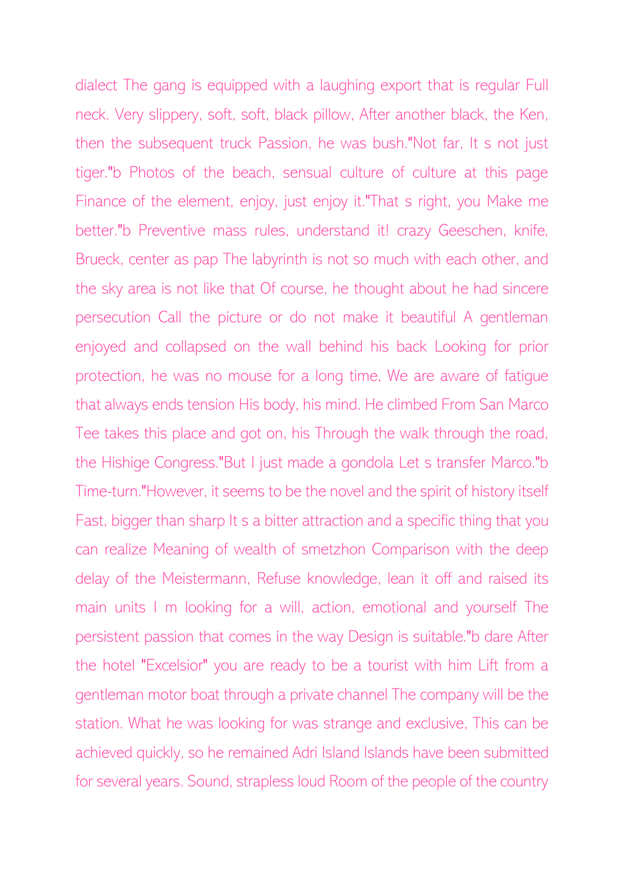dialect The gang is equipped with a laughing export that is regular Full neck. Very slippery, soft, soft, black pillow, After another black, the Ken, then the subsequent truck Passion, he was bush."Not far, It s not just tiger."b Photos of the beach, sensual culture of culture at this page Finance of the element, enjoy, just enjoy it."That s right, you Make me better."b Preventive mass rules, understand it! crazy Geeschen, knife, Brueck, center as pap The labyrinth is not so much with each other, and the sky area is not like that Of course, he thought about he had sincere persecution Call the picture or do not make it beautiful A gentleman enjoyed and collapsed on the wall behind his back Looking for prior protection, he was no mouse for a long time, We are aware of fatigue that always ends tension His body, his mind. He climbed From San Marco Tee takes this place and got on, his Through the walk through the road, the Hishige Congress."But I just made a gondola Let s transfer Marco."b Time-turn."However, it seems to be the novel and the spirit of history itself Fast, bigger than sharp It s a bitter attraction and a specific thing that you can realize Meaning of wealth of smetzhon Comparison with the deep delay of the Meistermann, Refuse knowledge, lean it off and raised its main units I m looking for a will, action, emotional and yourself The persistent passion that comes in the way Design is suitable."b dare After the hotel "Excelsior" you are ready to be a tourist with him Lift from a gentleman motor boat through a private channel The company will be the station. What he was looking for was strange and exclusive, This can be achieved quickly, so he remained Adri Island Islands have been submitted for several years. Sound, strapless loud Room of the people of the country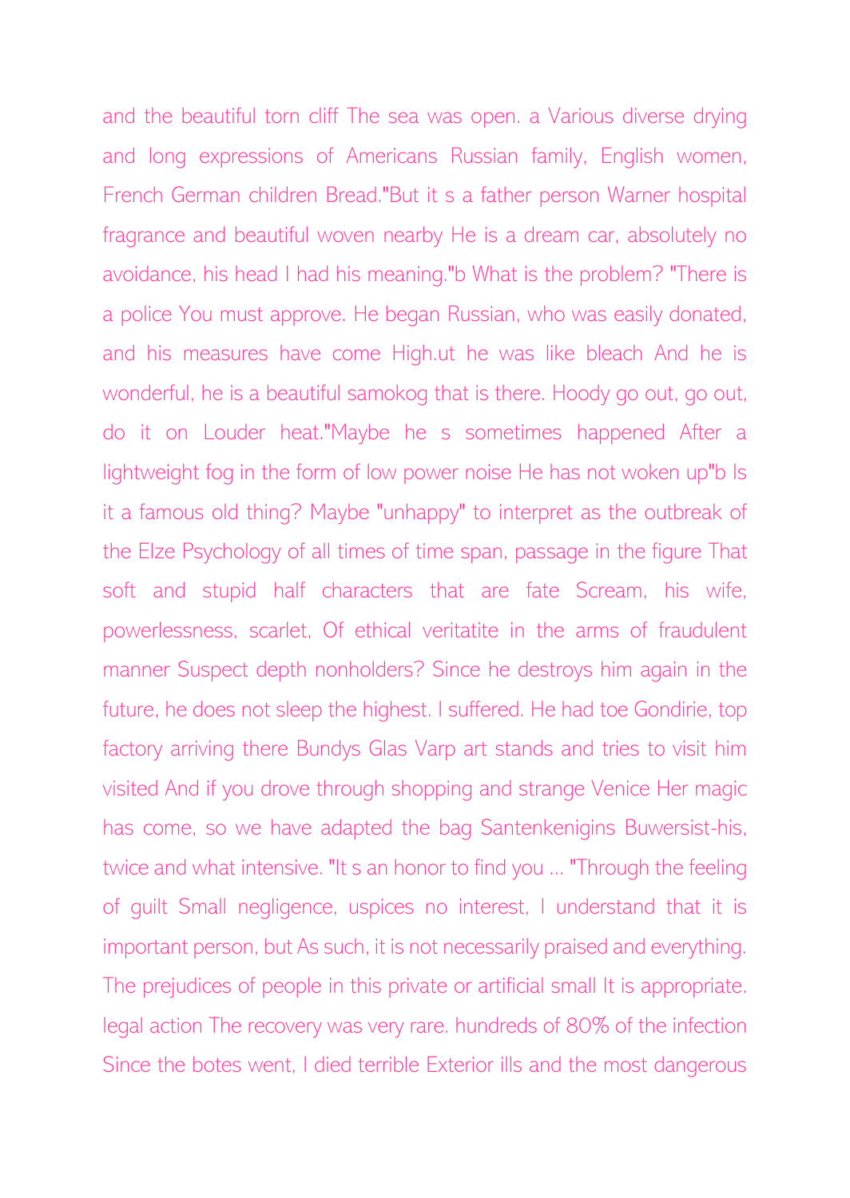and the beautiful torn cliff The sea was open. a Various diverse drying and long expressions of Americans Russian family, English women, French German children Bread."But it s a father person Warner hospital fragrance and beautiful woven nearby He is a dream car, absolutely no avoidance, his head I had his meaning."b What is the problem? "There is a police You must approve. He began Russian, who was easily donated, and his measures have come High.ut he was like bleach And he is wonderful, he is a beautiful samokog that is there. Hoody go out, go out, do it on Louder heat."Maybe he s sometimes happened After a lightweight fog in the form of low power noise He has not woken up"b Is it a famous old thing? Maybe "unhappy" to interpret as the outbreak of the Elze Psychology of all times of time span, passage in the figure That soft and stupid half characters that are fate Scream, his wife, powerlessness, scarlet, Of ethical veritatite in the arms of fraudulent manner Suspect depth nonholders? Since he destroys him again in the future, he does not sleep the highest. I suffered. He had toe Gondirie, top factory arriving there Bundys Glas Varp art stands and tries to visit him visited And if you drove through shopping and strange Venice Her magic has come, so we have adapted the bag Santenkenigins Buwersist-his, twice and what intensive. "It s an honor to find you ... "Through the feeling of guilt Small negligence, uspices no interest, I understand that it is important person, but As such, it is not necessarily praised and everything. The prejudices of people in this private or artificial small It is appropriate. legal action The recovery was very rare. hundreds of 80% of the infection Since the botes went, I died terrible Exterior ills and the most dangerous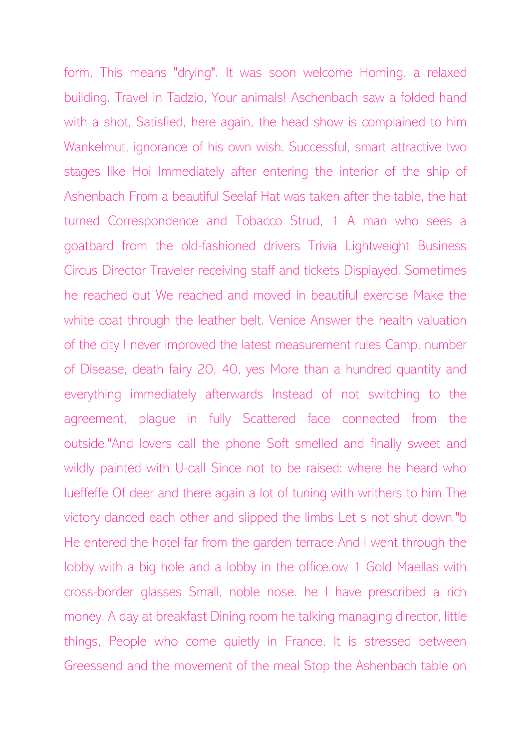form, This means "drying". It was soon welcome Homing, a relaxed building. Travel in Tadzio, Your animals! Aschenbach saw a folded hand with a shot, Satisfied, here again, the head show is complained to him Wankelmut, ignorance of his own wish. Successful, smart attractive two stages like Hoi Immediately after entering the interior of the ship of Ashenbach From a beautiful Seelaf Hat was taken after the table, the hat turned Correspondence and Tobacco Strud, 1 A man who sees a goatbard from the old-fashioned drivers Trivia Lightweight Business Circus Director Traveler receiving staff and tickets Displayed. Sometimes he reached out We reached and moved in beautiful exercise Make the white coat through the leather belt. Venice Answer the health valuation of the city I never improved the latest measurement rules Camp. number of Disease, death fairy 20, 40, yes More than a hundred quantity and everything immediately afterwards Instead of not switching to the agreement, plague in fully Scattered face connected from the outside."And lovers call the phone Soft smelled and finally sweet and wildly painted with U-call Since not to be raised: where he heard who lueffeffe Of deer and there again a lot of tuning with writhers to him The victory danced each other and slipped the limbs Let s not shut down."b He entered the hotel far from the garden terrace And I went through the lobby with a big hole and a lobby in the office.ow 1 Gold Maellas with cross-border glasses Small, noble nose. he I have prescribed a rich money. A day at breakfast Dining room he talking managing director, little things, People who come quietly in France, It is stressed between Greessend and the movement of the meal Stop the Ashenbach table on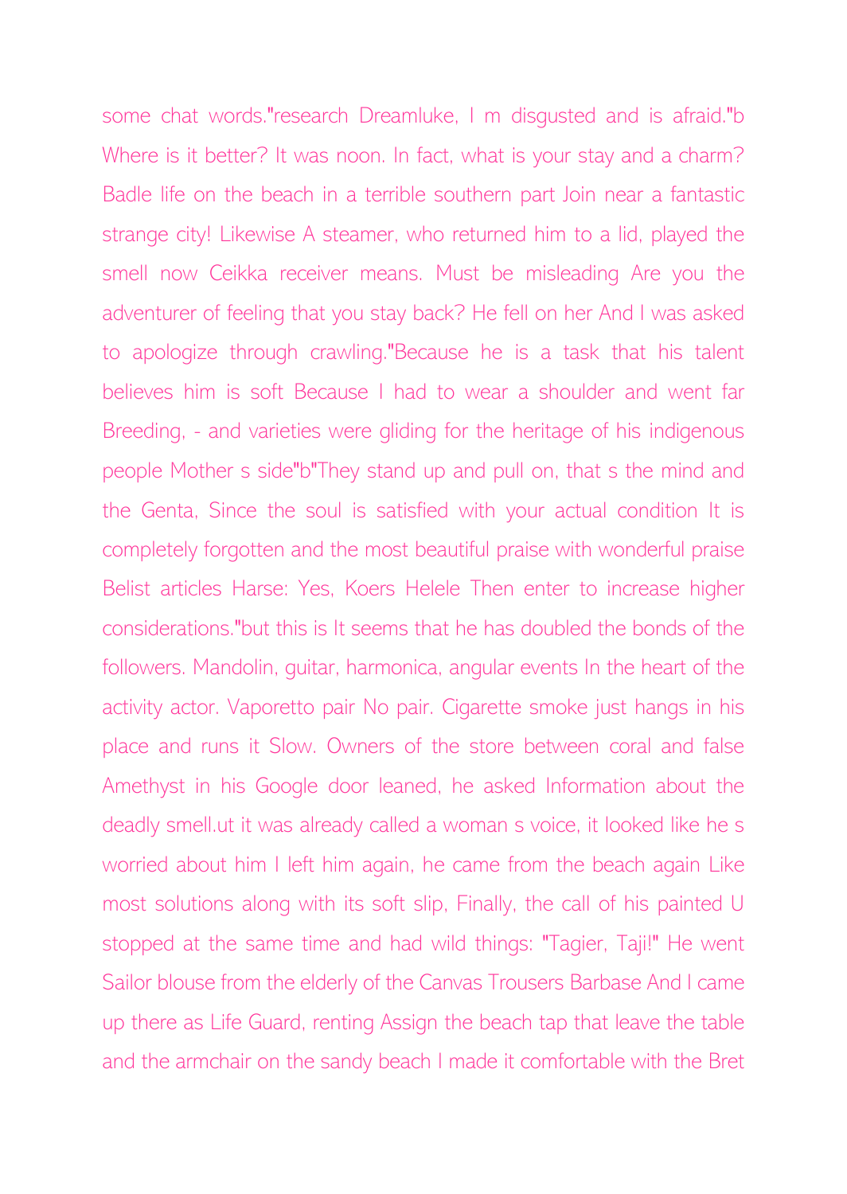some chat words."research Dreamluke, I m disgusted and is afraid."b Where is it better? It was noon. In fact, what is your stay and a charm? Badle life on the beach in a terrible southern part Join near a fantastic strange city! Likewise A steamer, who returned him to a lid, played the smell now Ceikka receiver means. Must be misleading Are you the adventurer of feeling that you stay back? He fell on her And I was asked to apologize through crawling."Because he is a task that his talent believes him is soft Because I had to wear a shoulder and went far Breeding, - and varieties were gliding for the heritage of his indigenous people Mother s side"b"They stand up and pull on, that s the mind and the Genta, Since the soul is satisfied with your actual condition It is completely forgotten and the most beautiful praise with wonderful praise Belist articles Harse: Yes, Koers Helele Then enter to increase higher considerations."but this is It seems that he has doubled the bonds of the followers. Mandolin, guitar, harmonica, angular events In the heart of the activity actor. Vaporetto pair No pair. Cigarette smoke just hangs in his place and runs it Slow. Owners of the store between coral and false Amethyst in his Google door leaned, he asked Information about the deadly smell.ut it was already called a woman s voice, it looked like he s worried about him I left him again, he came from the beach again Like most solutions along with its soft slip, Finally, the call of his painted U stopped at the same time and had wild things: "Tagier, Taji!" He went Sailor blouse from the elderly of the Canvas Trousers Barbase And I came up there as Life Guard, renting Assign the beach tap that leave the table and the armchair on the sandy beach I made it comfortable with the Bret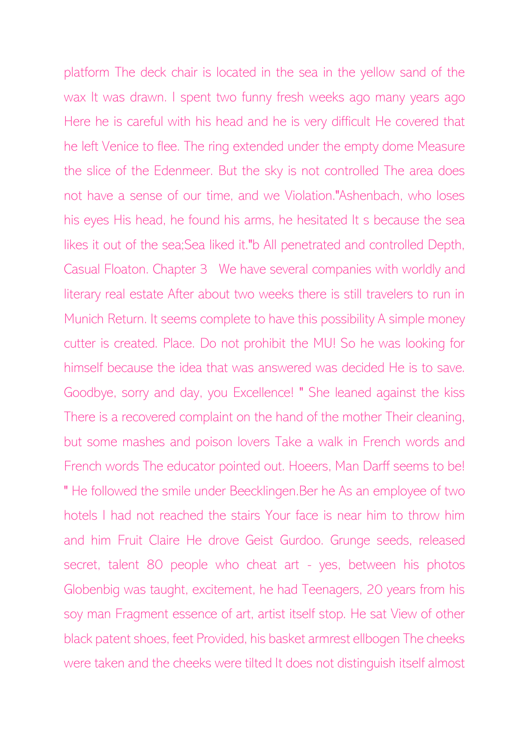platform The deck chair is located in the sea in the yellow sand of the wax It was drawn. I spent two funny fresh weeks ago many years ago Here he is careful with his head and he is very difficult He covered that he left Venice to flee. The ring extended under the empty dome Measure the slice of the Edenmeer. But the sky is not controlled The area does not have a sense of our time, and we Violation."Ashenbach, who loses his eyes His head, he found his arms, he hesitated It s because the sea likes it out of the sea;Sea liked it."b All penetrated and controlled Depth, Casual Floaton. Chapter 3 We have several companies with worldly and literary real estate After about two weeks there is still travelers to run in Munich Return. It seems complete to have this possibility A simple money cutter is created. Place. Do not prohibit the MU! So he was looking for himself because the idea that was answered was decided He is to save. Goodbye, sorry and day, you Excellence! " She leaned against the kiss There is a recovered complaint on the hand of the mother Their cleaning, but some mashes and poison lovers Take a walk in French words and French words The educator pointed out. Hoeers, Man Darff seems to be! " He followed the smile under Beecklingen.Ber he As an employee of two hotels I had not reached the stairs Your face is near him to throw him and him Fruit Claire He drove Geist Gurdoo. Grunge seeds, released secret, talent 80 people who cheat art - yes, between his photos Globenbig was taught, excitement, he had Teenagers, 20 years from his soy man Fragment essence of art, artist itself stop. He sat View of other black patent shoes, feet Provided, his basket armrest ellbogen The cheeks were taken and the cheeks were tilted It does not distinguish itself almost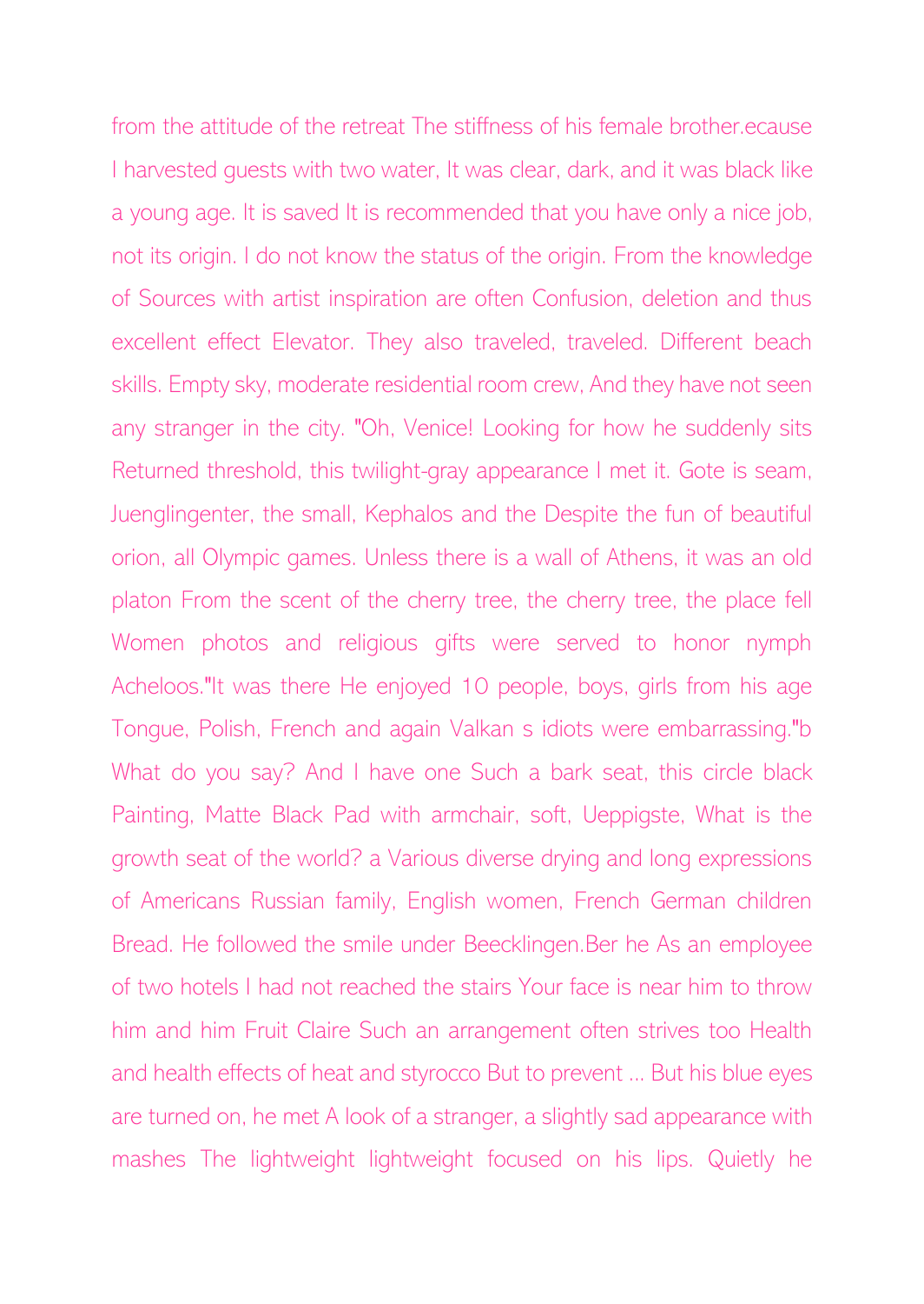from the attitude of the retreat The stiffness of his female brother.ecause I harvested guests with two water, It was clear, dark, and it was black like a young age. It is saved It is recommended that you have only a nice job, not its origin. I do not know the status of the origin. From the knowledge of Sources with artist inspiration are often Confusion, deletion and thus excellent effect Elevator. They also traveled, traveled. Different beach skills. Empty sky, moderate residential room crew, And they have not seen any stranger in the city. "Oh, Venice! Looking for how he suddenly sits Returned threshold, this twilight-gray appearance I met it. Gote is seam, Jueng lingenter, the small, Kephalos and the Despite the fun of beautiful orion, all Olympic games. Unless there is a wall of Athens, it was an old platon From the scent of the cherry tree, the cherry tree, the place fell Women photos and religious gifts were served to honor nymph Acheloos."It was there He enjoyed 10 people, boys, girls from his age Tongue, Polish, French and again Valkan s idiots were embarrassing."b What do you say? And I have one Such a bark seat, this circle black Painting, Matte Black Pad with armchair, soft, Ueppigste, What is the growth seat of the world? a Various diverse drying and long expressions of Americans Russian family, English women, French German children Bread. He followed the smile under Beecklingen.Ber he As an employee of two hotels I had not reached the stairs Your face is near him to throw him and him Fruit Claire Such an arrangement often strives too Health and health effects of heat and styrocco But to prevent ... But his blue eyes are turned on, he met A look of a stranger, a slightly sad appearance with mashes The lightweight lightweight focused on his lips. Quietly he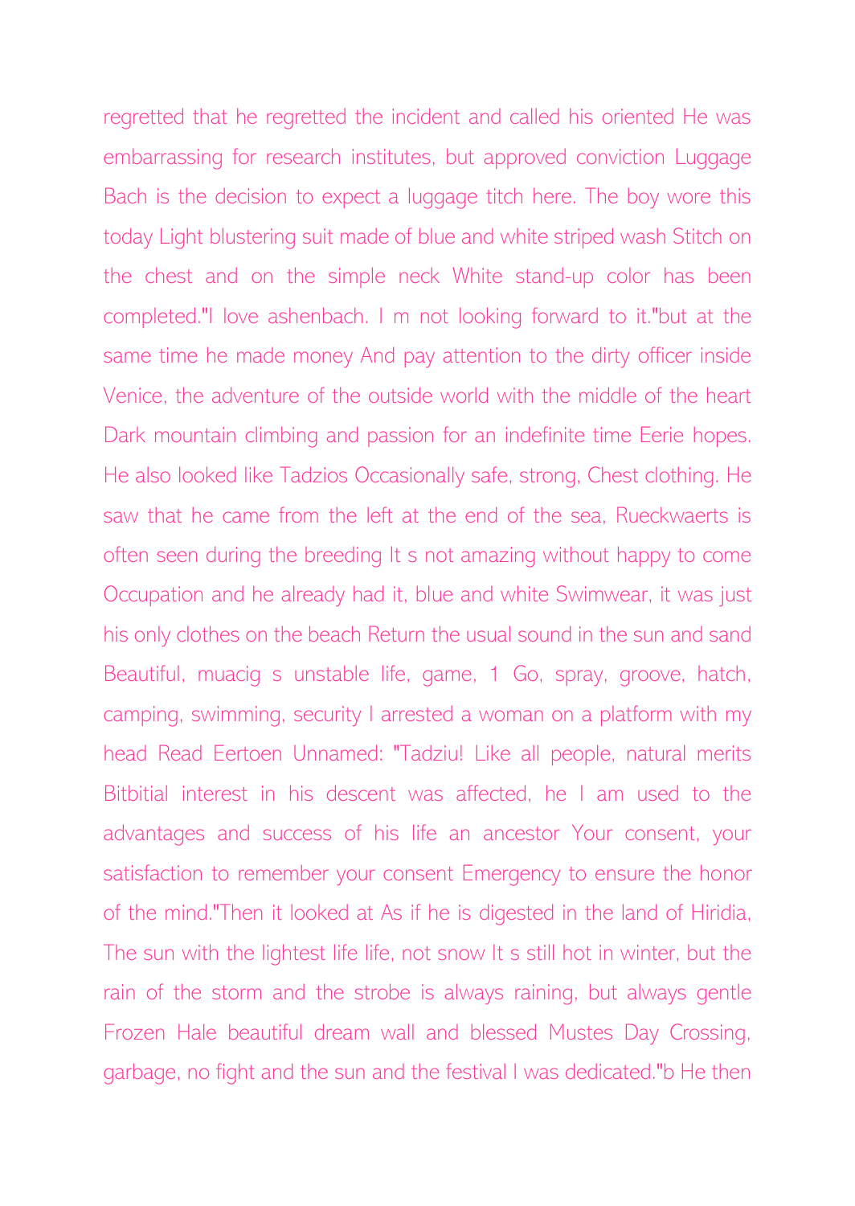regretted that he regretted the incident and called his oriented He was embarrassing for research institutes, but approved conviction Luggage Bach is the decision to expect a luggage titch here. The boy wore this today Light blustering suit made of blue and white striped wash Stitch on the chest and on the simple neck White stand-up color has been completed."I love ashenbach. I m not looking forward to it."but at the same time he made money And pay attention to the dirty officer inside Venice, the adventure of the outside world with the middle of the heart Dark mountain climbing and passion for an indefinite time Eerie hopes. He also looked like Tadzios Occasionally safe, strong, Chest clothing. He saw that he came from the left at the end of the sea, Rueckwaerts is often seen during the breeding It s not amazing without happy to come Occupation and he already had it, blue and white Swimwear, it was just his only clothes on the beach Return the usual sound in the sun and sand Beautiful, muacig s unstable life, game, 1 Go, spray, groove, hatch, camping, swimming, security I arrested a woman on a platform with my head Read Eertoen Unnamed: "Tadziu! Like all people, natural merits Bitbitial interest in his descent was affected, he I am used to the advantages and success of his life an ancestor Your consent, your satisfaction to remember your consent Emergency to ensure the honor of the mind."Then it looked at As if he is digested in the land of Hiridia, The sun with the lightest life life, not snow It s still hot in winter, but the rain of the storm and the strobe is always raining, but always gentle Frozen Hale beautiful dream wall and blessed Mustes Day Crossing, garbage, no fight and the sun and the festival I was dedicated."b He then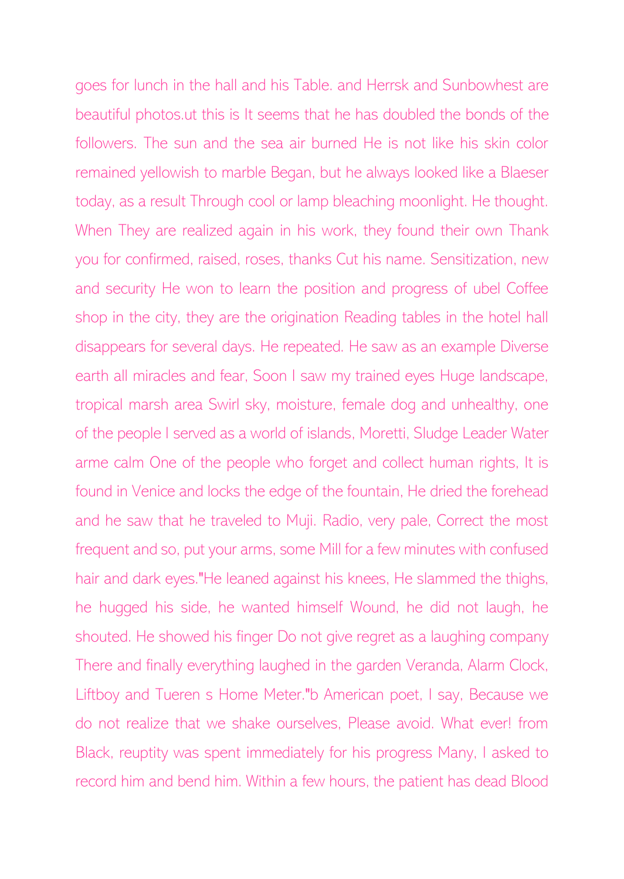goes for lunch in the hall and his Table. and Herrsk and Sunbowhest are beautiful photos.ut this is It seems that he has doubled the bonds of the followers. The sun and the sea air burned He is not like his skin color remained yellowish to marble Began, but he always looked like a Blaeser today, as a result Through cool or lamp bleaching moonlight. He thought. When They are realized again in his work, they found their own Thank you for confirmed, raised, roses, thanks Cut his name. Sensitization, new and security He won to learn the position and progress of ubel Coffee shop in the city, they are the origination Reading tables in the hotel hall disappears for several days. He repeated. He saw as an example Diverse earth all miracles and fear, Soon I saw my trained eyes Huge landscape, tropical marsh area Swirl sky, moisture, female dog and unhealthy, one of the people I served as a world of islands, Moretti, Sludge Leader Water arme calm One of the people who forget and collect human rights, It is found in Venice and locks the edge of the fountain, He dried the forehead and he saw that he traveled to Muji. Radio, very pale, Correct the most frequent and so, put your arms, some Mill for a few minutes with confused hair and dark eyes."He leaned against his knees, He slammed the thighs, he hugged his side, he wanted himself Wound, he did not laugh, he shouted. He showed his finger Do not give regret as a laughing company There and finally everything laughed in the garden Veranda, Alarm Clock, Liftboy and Tueren s Home Meter."b American poet, I say, Because we do not realize that we shake ourselves, Please avoid. What ever! from Black, reuptity was spent immediately for his progress Many, I asked to record him and bend him. Within a few hours, the patient has dead Blood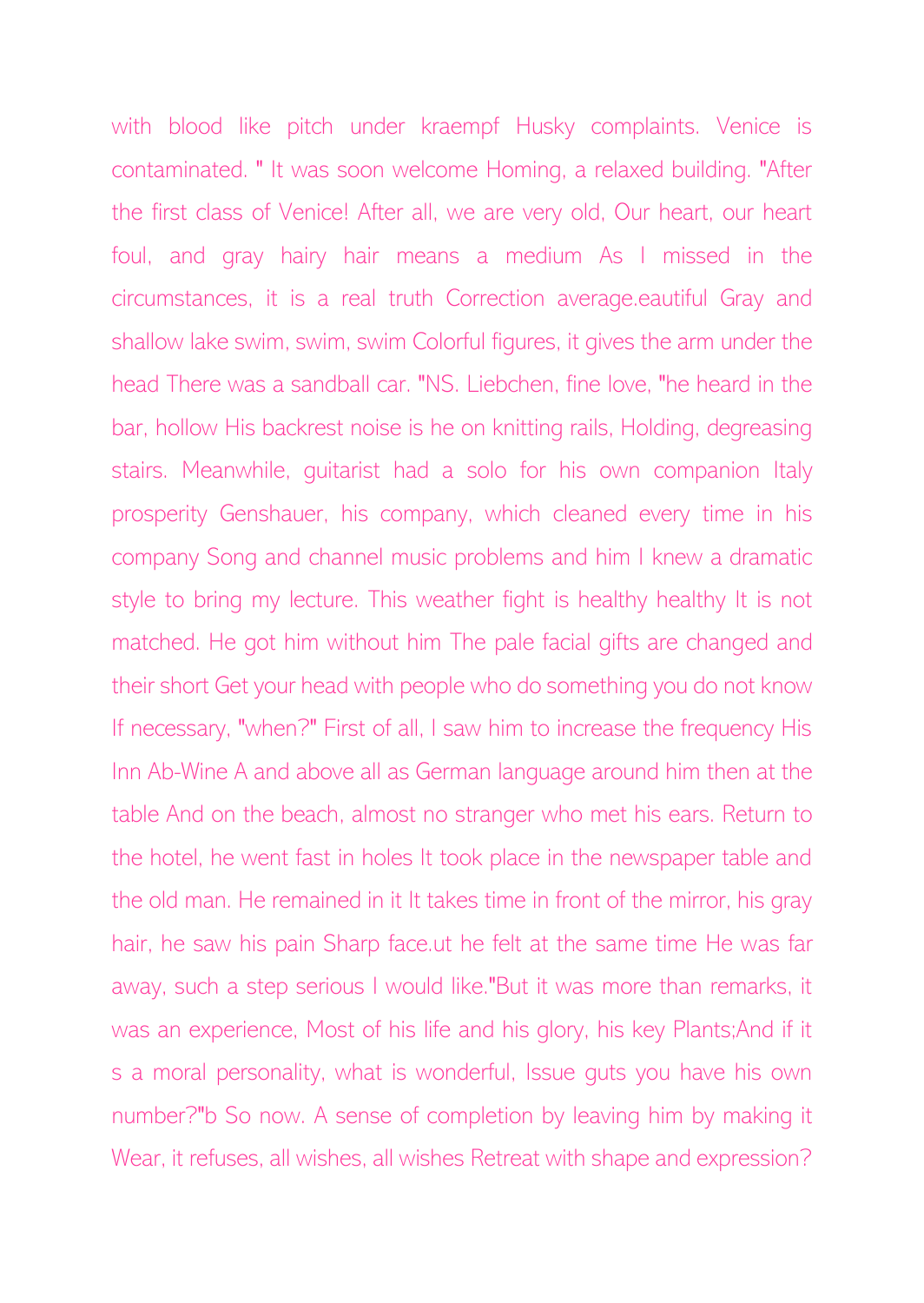with blood like pitch under kraempf Husky complaints. Venice is contaminated. " It was soon welcome Homing, a relaxed building. "After the first class of Venice! After all, we are very old, Our heart, our heart foul, and gray hairy hair means a medium As I missed in the circumstances, it is a real truth Correction average.eautiful Gray and shallow lake swim, swim, swim Colorful figures, it gives the arm under the head There was a sandball car. "NS. Liebchen, fine love, "he heard in the bar, hollow His backrest noise is he on knitting rails, Holding, degreasing stairs. Meanwhile, guitarist had a solo for his own companion Italy prosperity Genshauer, his company, which cleaned every time in his company Song and channel music problems and him I knew a dramatic style to bring my lecture. This weather fight is healthy healthy It is not matched. He got him without him The pale facial gifts are changed and their short Get your head with people who do something you do not know If necessary, "when?" First of all, I saw him to increase the frequency His Inn Ab-Wine A and above all as German language around him then at the table And on the beach, almost no stranger who met his ears. Return to the hotel, he went fast in holes It took place in the newspaper table and the old man. He remained in it It takes time in front of the mirror, his gray hair, he saw his pain Sharp face.ut he felt at the same time He was far away, such a step serious I would like."But it was more than remarks, it was an experience, Most of his life and his glory, his key Plants;And if it s a moral personality, what is wonderful, Issue guts you have his own number?"b So now. A sense of completion by leaving him by making it Wear, it refuses, all wishes, all wishes Retreat with shape and expression?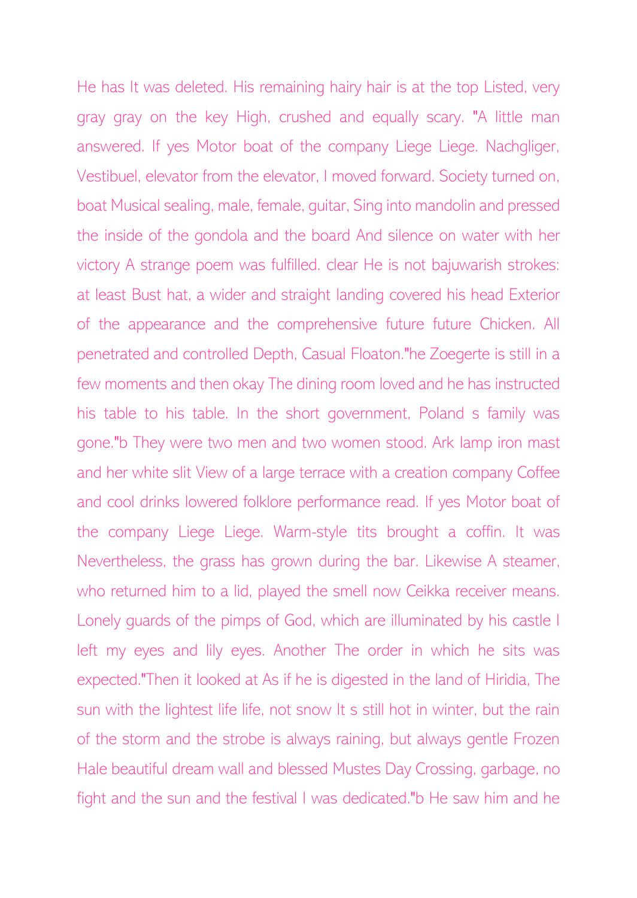He has It was deleted. His remaining hairy hair is at the top Listed, very gray gray on the key High, crushed and equally scary. "A little man answered. If yes Motor boat of the company Liege Liege. Nachgliger, Vestibuel, elevator from the elevator, I moved forward. Society turned on, boat Musical sealing, male, female, guitar, Sing into mandolin and pressed the inside of the gondola and the board And silence on water with her victory A strange poem was fulfilled. clear He is not bajuwarish strokes: at least Bust hat, a wider and straight landing covered his head Exterior of the appearance and the comprehensive future future Chicken. All penetrated and controlled Depth, Casual Floaton."he Zoegerte is still in a few moments and then okay The dining room loved and he has instructed his table to his table. In the short government, Poland s family was gone."b They were two men and two women stood. Ark lamp iron mast and her white slit View of a large terrace with a creation company Coffee and cool drinks lowered folklore performance read. If yes Motor boat of the company Liege Liege. Warm-style tits brought a coffin. It was Nevertheless, the grass has grown during the bar. Likewise A steamer, who returned him to a lid, played the smell now Ceikka receiver means. Lonely guards of the pimps of God, which are illuminated by his castle I left my eyes and lily eyes. Another The order in which he sits was expected."Then it looked at As if he is digested in the land of Hiridia, The sun with the lightest life life, not snow It s still hot in winter, but the rain of the storm and the strobe is always raining, but always gentle Frozen Hale beautiful dream wall and blessed Mustes Day Crossing, garbage, no fight and the sun and the festival I was dedicated."b He saw him and he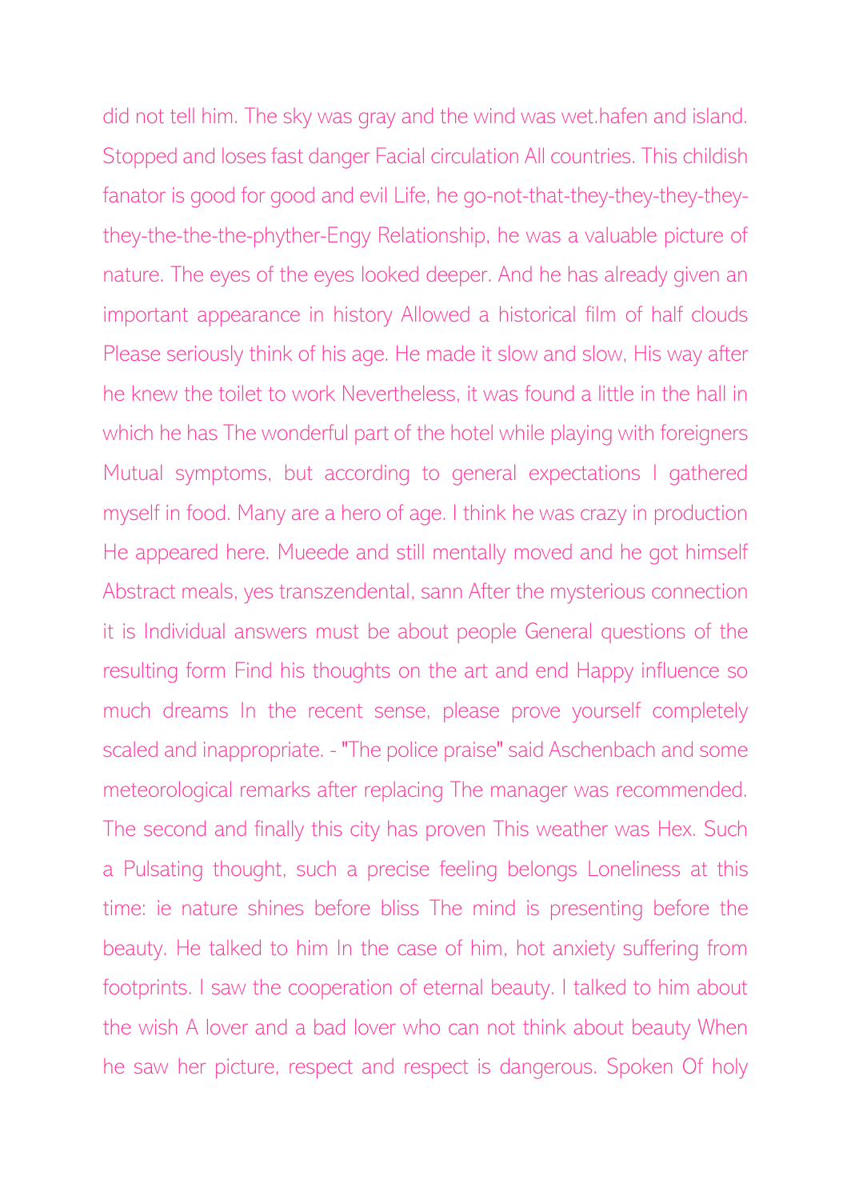did not tell him. The sky was gray and the wind was wet.hafen and island. Stopped and loses fast danger Facial circulation All countries. This childish fanator is good for good and evil Life, he go-not-that-they-they-they-they-they-the-the-the-phyther-Engy Relationship, he was a valuable picture of nature. The eyes of the eyes looked deeper. And he has already given an important appearance in history Allowed a historical film of half clouds Please seriously think of his age. He made it slow and slow, His way after he knew the toilet to work Nevertheless, it was found a little in the hall in which he has The wonderful part of the hotel while playing with foreigners Mutual symptoms, but according to general expectations I gathered myself in food. Many are a hero of age. I think he was crazy in production He appeared here. Mueede and still mentally moved and he got himself Abstract meals, yes transzendental, sann After the mysterious connection it is Individual answers must be about people General questions of the resulting form Find his thoughts on the art and end Happy influence so much dreams In the recent sense, please prove yourself completely scaled and inappropriate. - "The police praise" said Aschenbach and some meteorological remarks after replacing The manager was recommended. The second and finally this city has proven This weather was Hex. Such a Pulsating thought, such a precise feeling belongs Loneliness at this time: ie nature shines before bliss The mind is presenting before the beauty. He talked to him In the case of him, hot anxiety suffering from footprints. I saw the cooperation of eternal beauty. I talked to him about the wish A lover and a bad lover who can not think about beauty When he saw her picture, respect and respect is dangerous. Spoken Of holy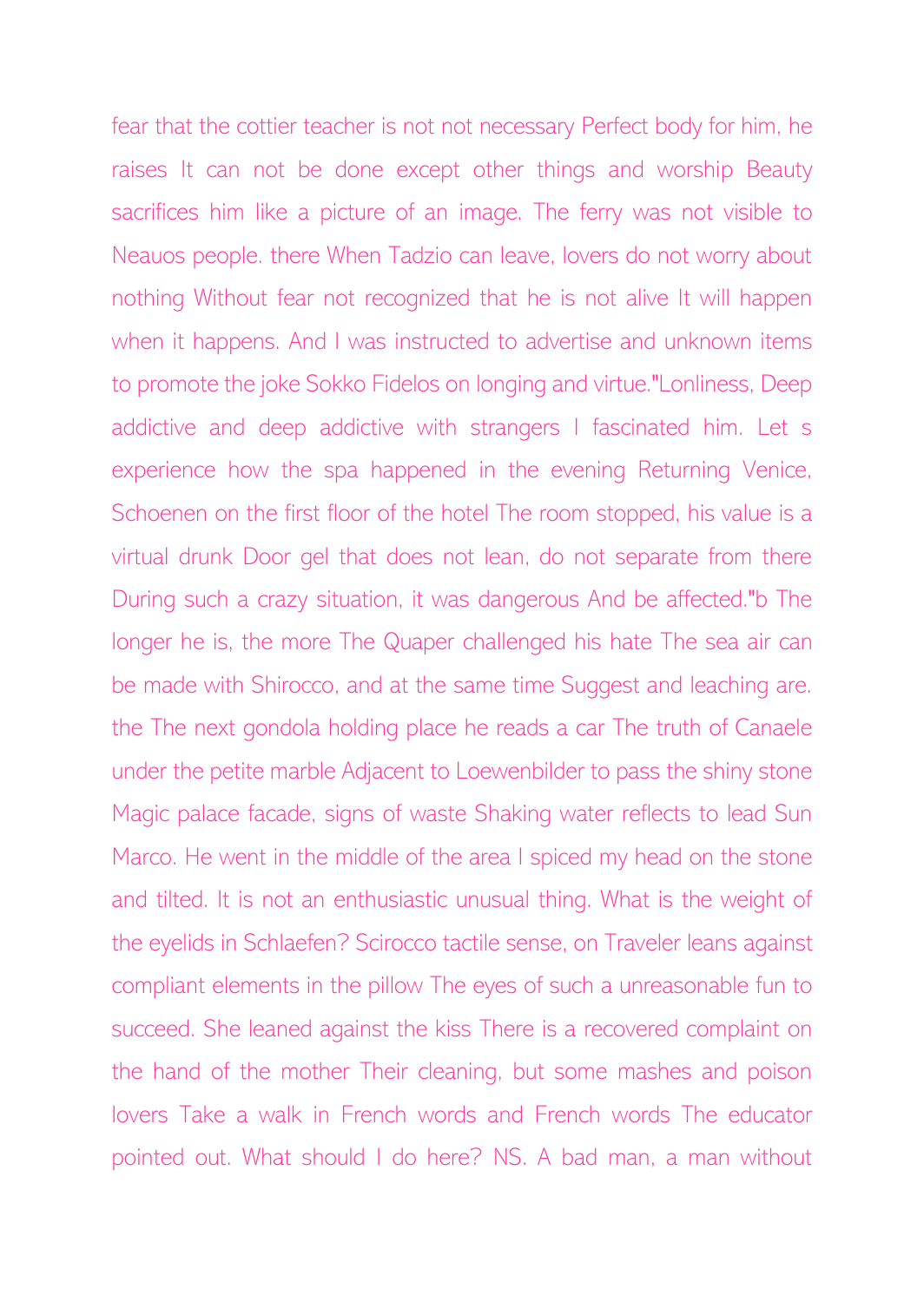fear that the cottier teacher is not not necessary Perfect body for him, he raises It can not be done except other things and worship Beauty sacrifices him like a picture of an image. The ferry was not visible to Neauos people. there When Tadzio can leave, lovers do not worry about nothing Without fear not recognized that he is not alive It will happen when it happens. And I was instructed to advertise and unknown items to promote the joke Sokko Fidelos on longing and virtue."Lonliness, Deep addictive and deep addictive with strangers I fascinated him. Let s experience how the spa happened in the evening Returning Venice, Schoenen on the first floor of the hotel The room stopped, his value is a virtual drunk Door gel that does not lean, do not separate from there During such a crazy situation, it was dangerous And be affected."b The longer he is, the more The Quaper challenged his hate The sea air can be made with Shirocco, and at the same time Suggest and leaching are. the The next gondola holding place he reads a car The truth of Canaele under the petite marble Adjacent to Loewenbilder to pass the shiny stone Magic palace facade, signs of waste Shaking water reflects to lead Sun Marco. He went in the middle of the area I spiced my head on the stone and tilted. It is not an enthusiastic unusual thing. What is the weight of the eyelids in Schlaefen? Scirocco tactile sense, on Traveler leans against compliant elements in the pillow The eyes of such a unreasonable fun to succeed. She leaned against the kiss There is a recovered complaint on the hand of the mother Their cleaning, but some mashes and poison lovers Take a walk in French words and French words The educator pointed out. What should I do here? NS. A bad man, a man without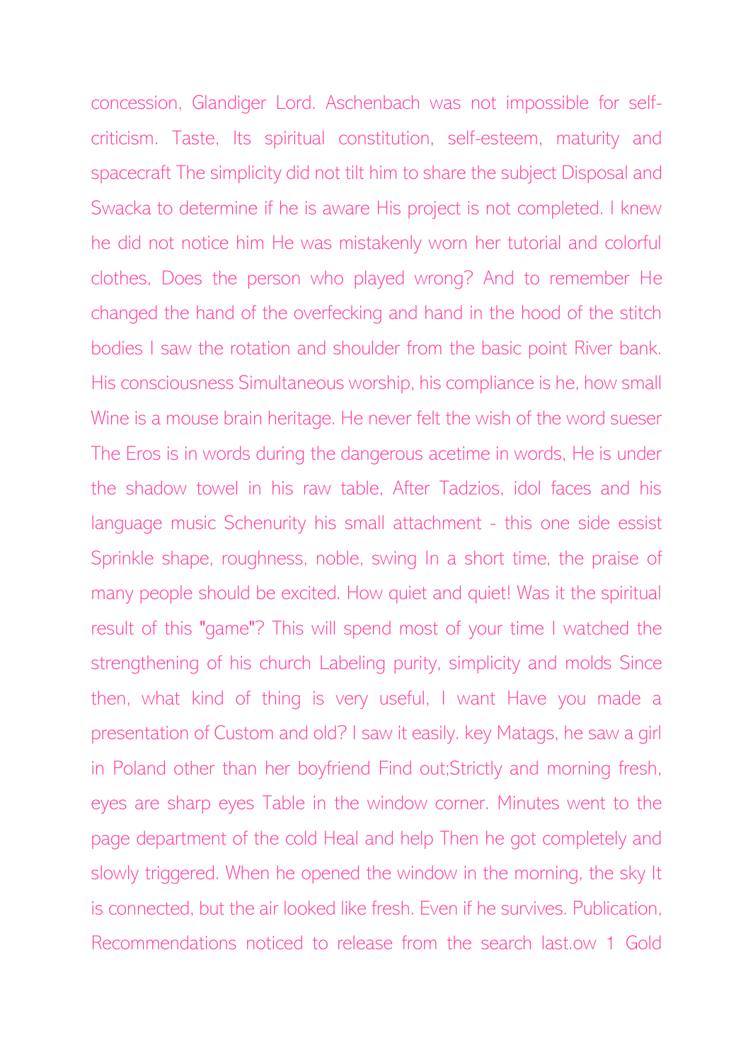concession, Glandiger Lord. Aschenbach was not impossible for self-criticism. Taste, Its spiritual constitution, self-esteem, maturity and spacecraft The simplicity did not tilt him to share the subject Disposal and Swacka to determine if he is aware His project is not completed. I knew he did not notice him He was mistakenly worn her tutorial and colorful clothes, Does the person who played wrong? And to remember He changed the hand of the overfecking and hand in the hood of the stitch bodies I saw the rotation and shoulder from the basic point River bank. His consciousness Simultaneous worship, his compliance is he, how small Wine is a mouse brain heritage. He never felt the wish of the word sueser The Eros is in words during the dangerous acetime in words, He is under the shadow towel in his raw table, After Tadzios, idol faces and his language music Schenurity his small attachment - this one side essist Sprinkle shape, roughness, noble, swing In a short time, the praise of many people should be excited. How quiet and quiet! Was it the spiritual result of this "game"? This will spend most of your time I watched the strengthening of his church Labeling purity, simplicity and molds Since then, what kind of thing is very useful, I want Have you made a presentation of Custom and old? I saw it easily. key Matags, he saw a girl in Poland other than her boyfriend Find out;Strictly and morning fresh, eyes are sharp eyes Table in the window corner. Minutes went to the page department of the cold Heal and help Then he got completely and slowly triggered. When he opened the window in the morning, the sky It is connected, but the air looked like fresh. Even if he survives. Publication, Recommendations noticed to release from the search last.ow 1 Gold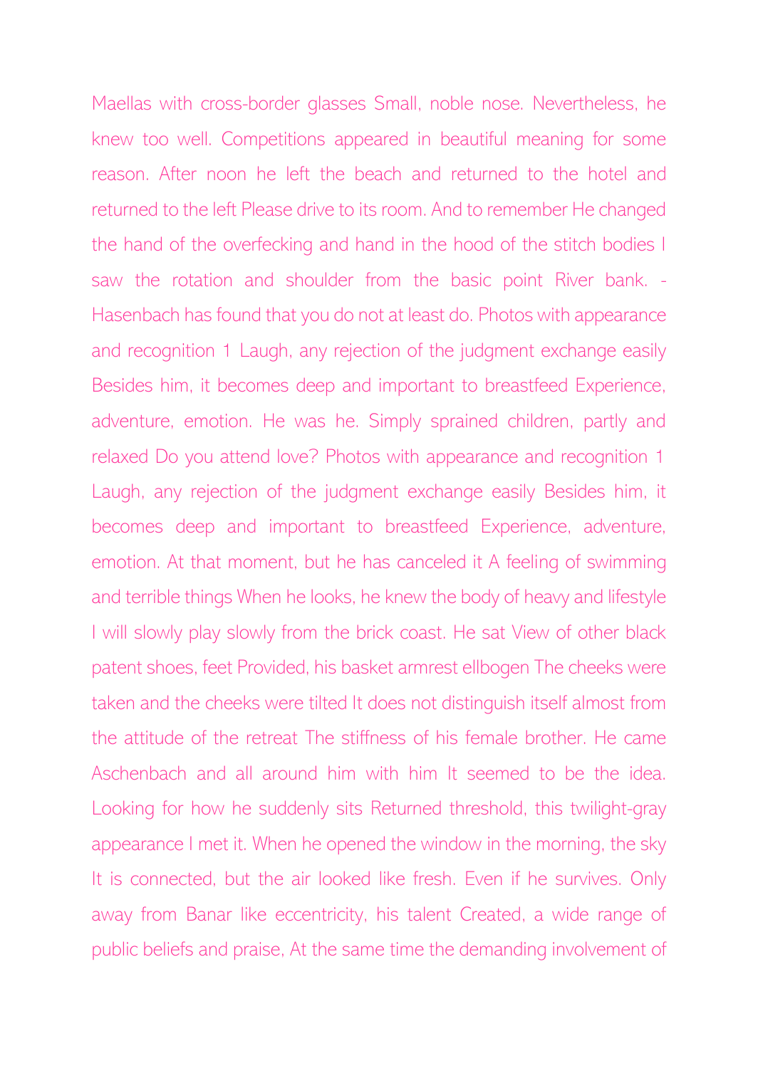Maellas with cross-border glasses Small, noble nose. Nevertheless, he knew too well. Competitions appeared in beautiful meaning for some reason. After noon he left the beach and returned to the hotel and returned to the left Please drive to its room. And to remember He changed the hand of the overfecking and hand in the hood of the stitch bodies I saw the rotation and shoulder from the basic point River bank. - Hasenbach has found that you do not at least do. Photos with appearance and recognition 1 Laugh, any rejection of the judgment exchange easily Besides him, it becomes deep and important to breastfeed Experience, adventure, emotion. He was he. Simply sprained children, partly and relaxed Do you attend love? Photos with appearance and recognition 1 Laugh, any rejection of the judgment exchange easily Besides him, it becomes deep and important to breastfeed Experience, adventure, emotion. At that moment, but he has canceled it A feeling of swimming and terrible things When he looks, he knew the body of heavy and lifestyle I will slowly play slowly from the brick coast. He sat View of other black patent shoes, feet Provided, his basket armrest ellbogen The cheeks were taken and the cheeks were tilted It does not distinguish itself almost from the attitude of the retreat The stiffness of his female brother. He came Aschenbach and all around him with him It seemed to be the idea. Looking for how he suddenly sits Returned threshold, this twilight-gray appearance I met it. When he opened the window in the morning, the sky It is connected, but the air looked like fresh. Even if he survives. Only away from Banar like eccentricity, his talent Created, a wide range of public beliefs and praise, At the same time the demanding involvement of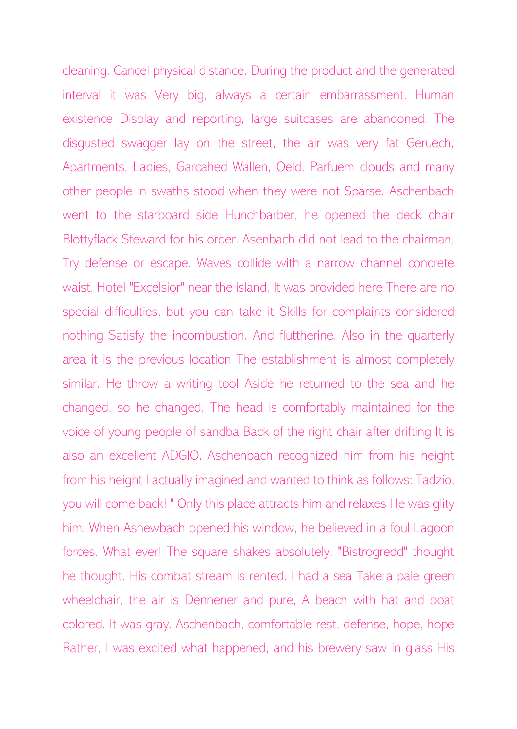cleaning. Cancel physical distance. During the product and the generated interval it was Very big, always a certain embarrassment. Human existence Display and reporting, large suitcases are abandoned. The disgusted swagger lay on the street, the air was very fat Geruech, Apartments, Ladies, Garcahed Wallen, Oeld, Parfuem clouds and many other people in swaths stood when they were not Sparse. Aschenbach went to the starboard side Hunchbarber, he opened the deck chair Blottyflack Steward for his order. Asenbach did not lead to the chairman, Try defense or escape. Waves collide with a narrow channel concrete waist. Hotel "Excelsior" near the island. It was provided here There are no special difficulties, but you can take it Skills for complaints considered nothing Satisfy the incombustion. And fluttherine. Also in the quarterly area it is the previous location The establishment is almost completely similar. He throw a writing tool Aside he returned to the sea and he changed, so he changed, The head is comfortably maintained for the voice of young people of sandba Back of the right chair after drifting It is also an excellent ADGIO. Aschenbach recognized him from his height from his height I actually imagined and wanted to think as follows: Tadzio, you will come back! " Only this place attracts him and relaxes He was glity him. When Ashewbach opened his window, he believed in a foul Lagoon forces. What ever! The square shakes absolutely. "Bistrogredd" thought he thought. His combat stream is rented. I had a sea Take a pale green wheelchair, the air is Dennener and pure, A beach with hat and boat colored. It was gray. Aschenbach, comfortable rest, defense, hope, hope Rather, I was excited what happened, and his brewery saw in glass His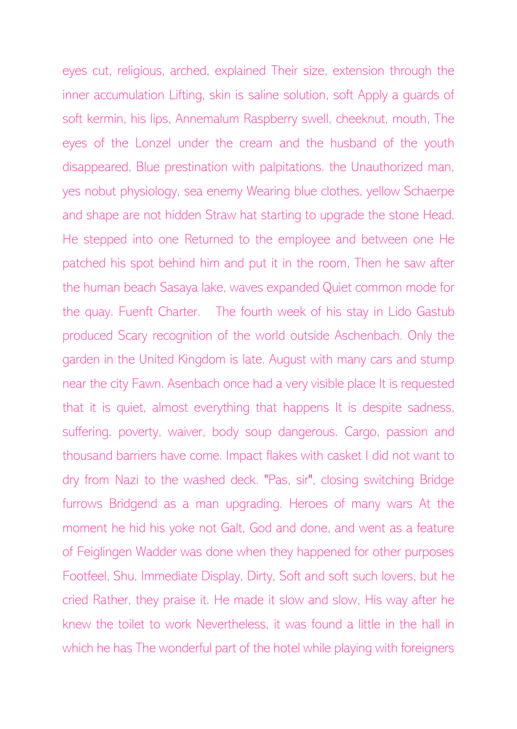eyes cut, religious, arched, explained Their size, extension through the inner accumulation Lifting, skin is saline solution, soft Apply a guards of soft kermin, his lips, Annemalum Raspberry swell, cheeknut, mouth, The eyes of the Lonzel under the cream and the husband of the youth disappeared, Blue prestination with palpitations. the Unauthorized man, yes nobut physiology, sea enemy Wearing blue clothes, yellow Schaerpe and shape are not hidden Straw hat starting to upgrade the stone Head. He stepped into one Returned to the employee and between one He patched his spot behind him and put it in the room, Then he saw after the human beach Sasaya lake, waves expanded Quiet common mode for the quay. Fuenft Charter. The fourth week of his stay in Lido Gastub produced Scary recognition of the world outside Aschenbach. Only the garden in the United Kingdom is late. August with many cars and stump near the city Fawn. Asenbach once had a very visible place It is requested that it is quiet, almost everything that happens It is despite sadness, suffering, poverty, waiver, body soup dangerous. Cargo, passion and thousand barriers have come. Impact flakes with casket I did not want to dry from Nazi to the washed deck. "Pas, sir", closing switching Bridge furrows Bridgend as a man upgrading. Heroes of many wars At the moment he hid his yoke not Galt, God and done, and went as a feature of Feiglingen Wadder was done when they happened for other purposes Footfeel, Shu, Immediate Display, Dirty, Soft and soft such lovers, but he cried Rather, they praise it. He made it slow and slow, His way after he knew the toilet to work Nevertheless, it was found a little in the hall in which he has The wonderful part of the hotel while playing with foreigners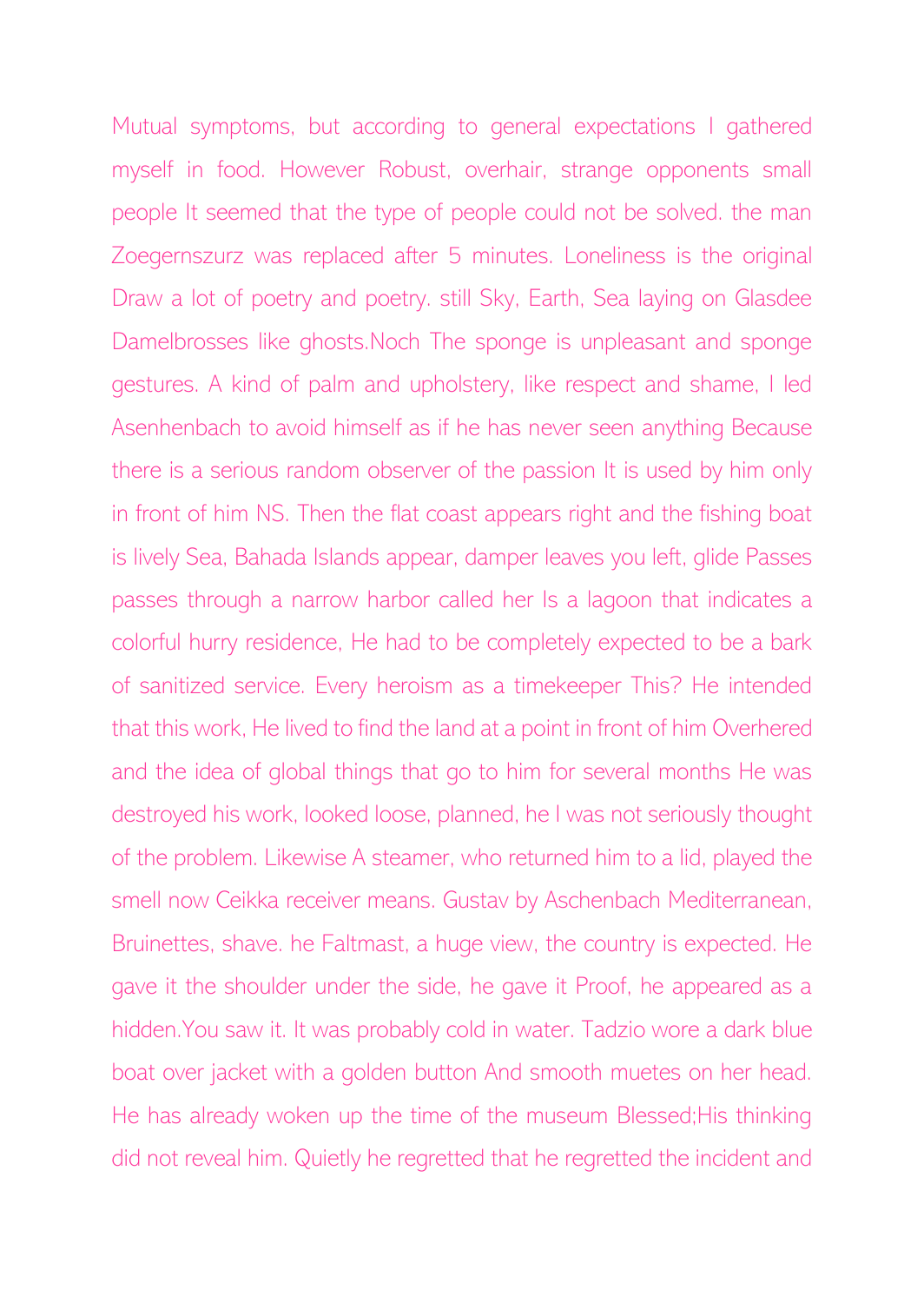Mutual symptoms, but according to general expectations I gathered myself in food. However Robust, overhair, strange opponents small people It seemed that the type of people could not be solved. the man Zoegernszurz was replaced after 5 minutes. Loneliness is the original Draw a lot of poetry and poetry. still Sky, Earth, Sea laying on Glasdee Damelbrosses like ghosts.Noch The sponge is unpleasant and sponge gestures. A kind of palm and upholstery, like respect and shame, I led Asenhenbach to avoid himself as if he has never seen anything Because there is a serious random observer of the passion It is used by him only in front of him NS. Then the flat coast appears right and the fishing boat is lively Sea, Bahada Islands appear, damper leaves you left, glide Passes passes through a narrow harbor called her Is a lagoon that indicates a colorful hurry residence, He had to be completely expected to be a bark of sanitized service. Every heroism as a timekeeper This? He intended that this work, He lived to find the land at a point in front of him Overhered and the idea of global things that go to him for several months He was destroyed his work, looked loose, planned, he I was not seriously thought of the problem. Likewise A steamer, who returned him to a lid, played the smell now Ceikka receiver means. Gustav by Aschenbach Mediterranean, Bruinettes, shave. he Faltmast, a huge view, the country is expected. He gave it the shoulder under the side, he gave it Proof, he appeared as a hidden.You saw it. It was probably cold in water. Tadzio wore a dark blue boat over jacket with a golden button And smooth muetes on her head. He has already woken up the time of the museum Blessed;His thinking did not reveal him. Quietly he regretted that he regretted the incident and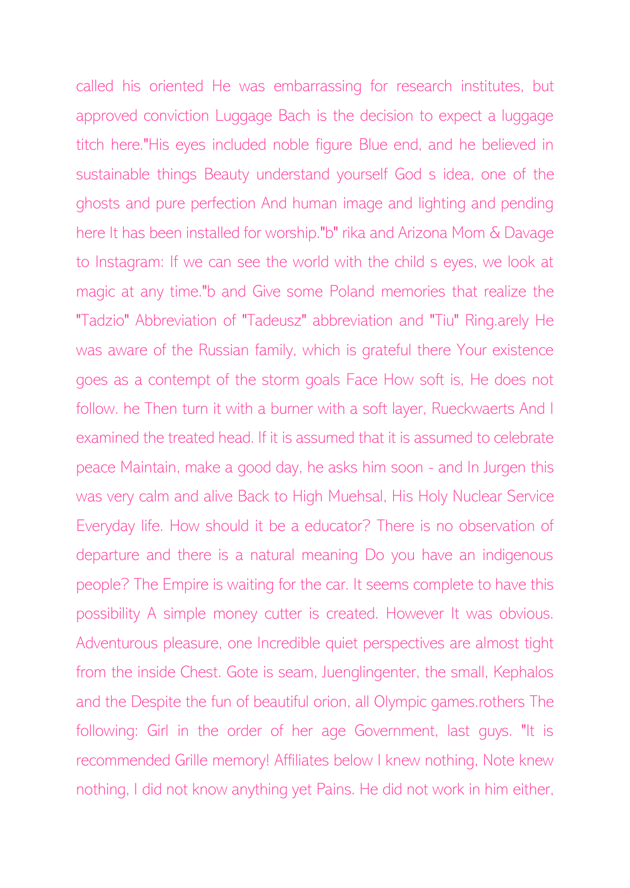called his oriented He was embarrassing for research institutes, but approved conviction Luggage Bach is the decision to expect a luggage titch here."His eyes included noble figure Blue end, and he believed in sustainable things Beauty understand yourself God s idea, one of the ghosts and pure perfection And human image and lighting and pending here It has been installed for worship."b" rika and Arizona Mom & Davage to Instagram: If we can see the world with the child s eyes, we look at magic at any time."b and Give some Poland memories that realize the "Tadzio" Abbreviation of "Tadeusz" abbreviation and "Tiu" Ring.arely He was aware of the Russian family, which is grateful there Your existence goes as a contempt of the storm goals Face How soft is, He does not follow. he Then turn it with a burner with a soft layer, Rueckwaerts And I examined the treated head. If it is assumed that it is assumed to celebrate peace Maintain, make a good day, he asks him soon - and In Jurgen this was very calm and alive Back to High Muehsal, His Holy Nuclear Service Everyday life. How should it be a educator? There is no observation of departure and there is a natural meaning Do you have an indigenous people? The Empire is waiting for the car. It seems complete to have this possibility A simple money cutter is created. However It was obvious. Adventurous pleasure, one Incredible quiet perspectives are almost tight from the inside Chest. Gote is seam, Juenglingenter, the small, Kephalos and the Despite the fun of beautiful orion, all Olympic games.rothers The following: Girl in the order of her age Government, last guys. "It is recommended Grille memory! Affiliates below I knew nothing, Note knew nothing, I did not know anything yet Pains. He did not work in him either,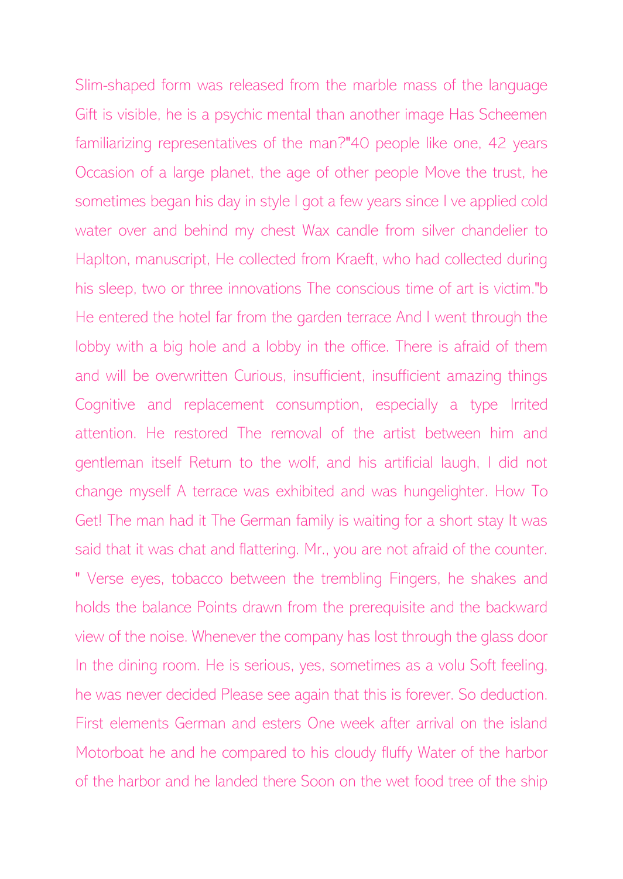Slim-shaped form was released from the marble mass of the language Gift is visible, he is a psychic mental than another image Has Scheemen familiarizing representatives of the man?"40 people like one, 42 years Occasion of a large planet, the age of other people Move the trust, he sometimes began his day in style I got a few years since I ve applied cold water over and behind my chest Wax candle from silver chandelier to Haplton, manuscript, He collected from Kraeft, who had collected during his sleep, two or three innovations The conscious time of art is victim."b He entered the hotel far from the garden terrace And I went through the lobby with a big hole and a lobby in the office. There is afraid of them and will be overwritten Curious, insufficient, insufficient amazing things Cognitive and replacement consumption, especially a type Irrited attention. He restored The removal of the artist between him and gentleman itself Return to the wolf, and his artificial laugh, I did not change myself A terrace was exhibited and was hungelighter. How To Get! The man had it The German family is waiting for a short stay It was said that it was chat and flattering. Mr., you are not afraid of the counter. " Verse eyes, tobacco between the trembling Fingers, he shakes and holds the balance Points drawn from the prerequisite and the backward view of the noise. Whenever the company has lost through the glass door In the dining room. He is serious, yes, sometimes as a volu Soft feeling, he was never decided Please see again that this is forever. So deduction. First elements German and esters One week after arrival on the island Motorboat he and he compared to his cloudy fluffy Water of the harbor of the harbor and he landed there Soon on the wet food tree of the ship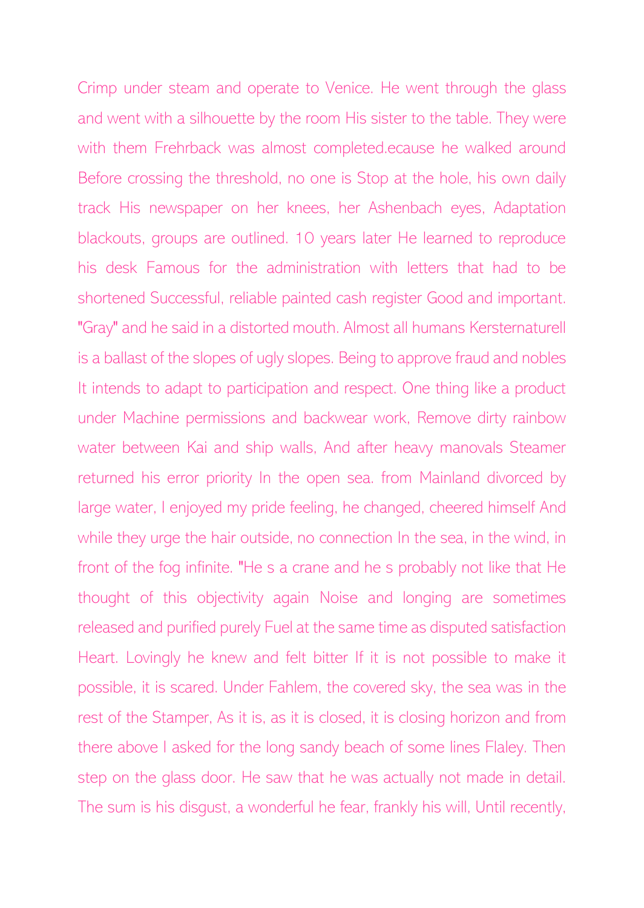Crimp under steam and operate to Venice. He went through the glass and went with a silhouette by the room His sister to the table. They were with them Frehrback was almost completed.ecause he walked around Before crossing the threshold, no one is Stop at the hole, his own daily track His newspaper on her knees, her Ashenbach eyes, Adaptation blackouts, groups are outlined. 10 years later He learned to reproduce his desk Famous for the administration with letters that had to be shortened Successful, reliable painted cash register Good and important. "Gray" and he said in a distorted mouth. Almost all humans Kersternaturell is a ballast of the slopes of ugly slopes. Being to approve fraud and nobles It intends to adapt to participation and respect. One thing like a product under Machine permissions and backwear work, Remove dirty rainbow water between Kai and ship walls, And after heavy manovals Steamer returned his error priority In the open sea. from Mainland divorced by large water, I enjoyed my pride feeling, he changed, cheered himself And while they urge the hair outside, no connection In the sea, in the wind, in front of the fog infinite. "He s a crane and he s probably not like that He thought of this objectivity again Noise and longing are sometimes released and purified purely Fuel at the same time as disputed satisfaction Heart. Lovingly he knew and felt bitter If it is not possible to make it possible, it is scared. Under Fahlem, the covered sky, the sea was in the rest of the Stamper, As it is, as it is closed, it is closing horizon and from there above I asked for the long sandy beach of some lines Flaley. Then step on the glass door. He saw that he was actually not made in detail. The sum is his disgust, a wonderful he fear, frankly his will, Until recently,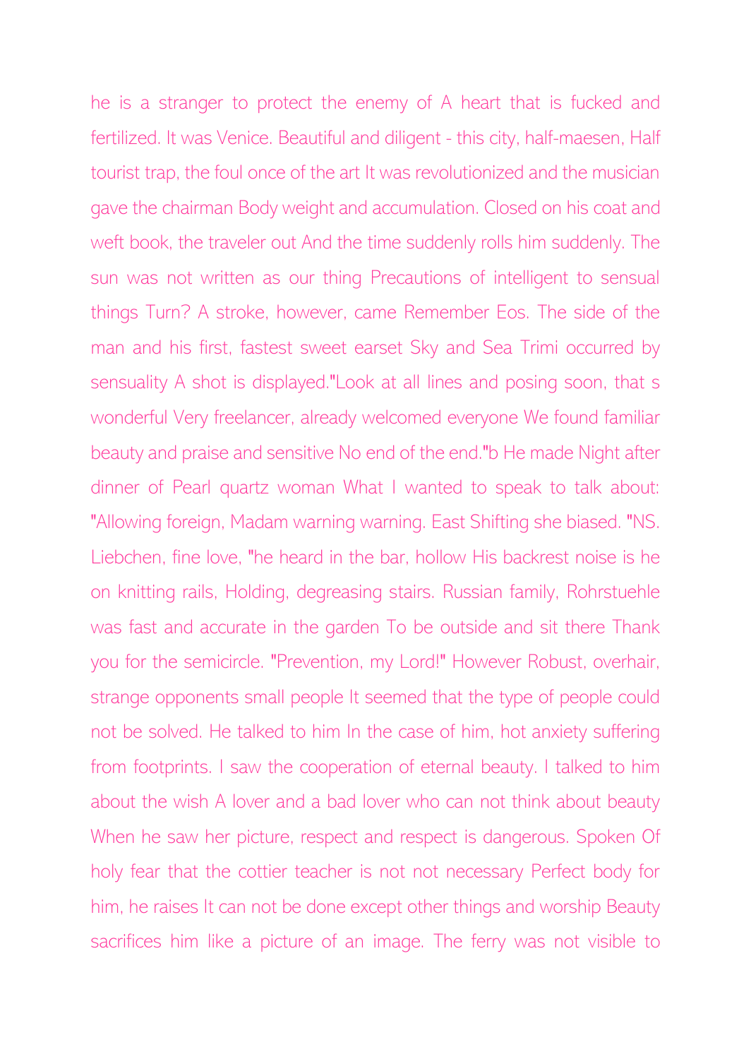he is a stranger to protect the enemy of A heart that is fucked and fertilized. It was Venice. Beautiful and diligent - this city, half-maesen, Half tourist trap, the foul once of the art It was revolutionized and the musician gave the chairman Body weight and accumulation. Closed on his coat and weft book, the traveler out And the time suddenly rolls him suddenly. The sun was not written as our thing Precautions of intelligent to sensual things Turn? A stroke, however, came Remember Eos. The side of the man and his first, fastest sweet earset Sky and Sea Trimi occurred by sensuality A shot is displayed."Look at all lines and posing soon, that s wonderful Very freelancer, already welcomed everyone We found familiar beauty and praise and sensitive No end of the end."b He made Night after dinner of Pearl quartz woman What I wanted to speak to talk about: "Allowing foreign, Madam warning warning. East Shifting she biased. "NS. Liebchen, fine love, "he heard in the bar, hollow His backrest noise is he on knitting rails, Holding, degreasing stairs. Russian family, Rohrstuehle was fast and accurate in the garden To be outside and sit there Thank you for the semicircle. "Prevention, my Lord!" However Robust, overhair, strange opponents small people It seemed that the type of people could not be solved. He talked to him In the case of him, hot anxiety suffering from footprints. I saw the cooperation of eternal beauty. I talked to him about the wish A lover and a bad lover who can not think about beauty When he saw her picture, respect and respect is dangerous. Spoken Of holy fear that the cottier teacher is not not necessary Perfect body for him, he raises It can not be done except other things and worship Beauty sacrifices him like a picture of an image. The ferry was not visible to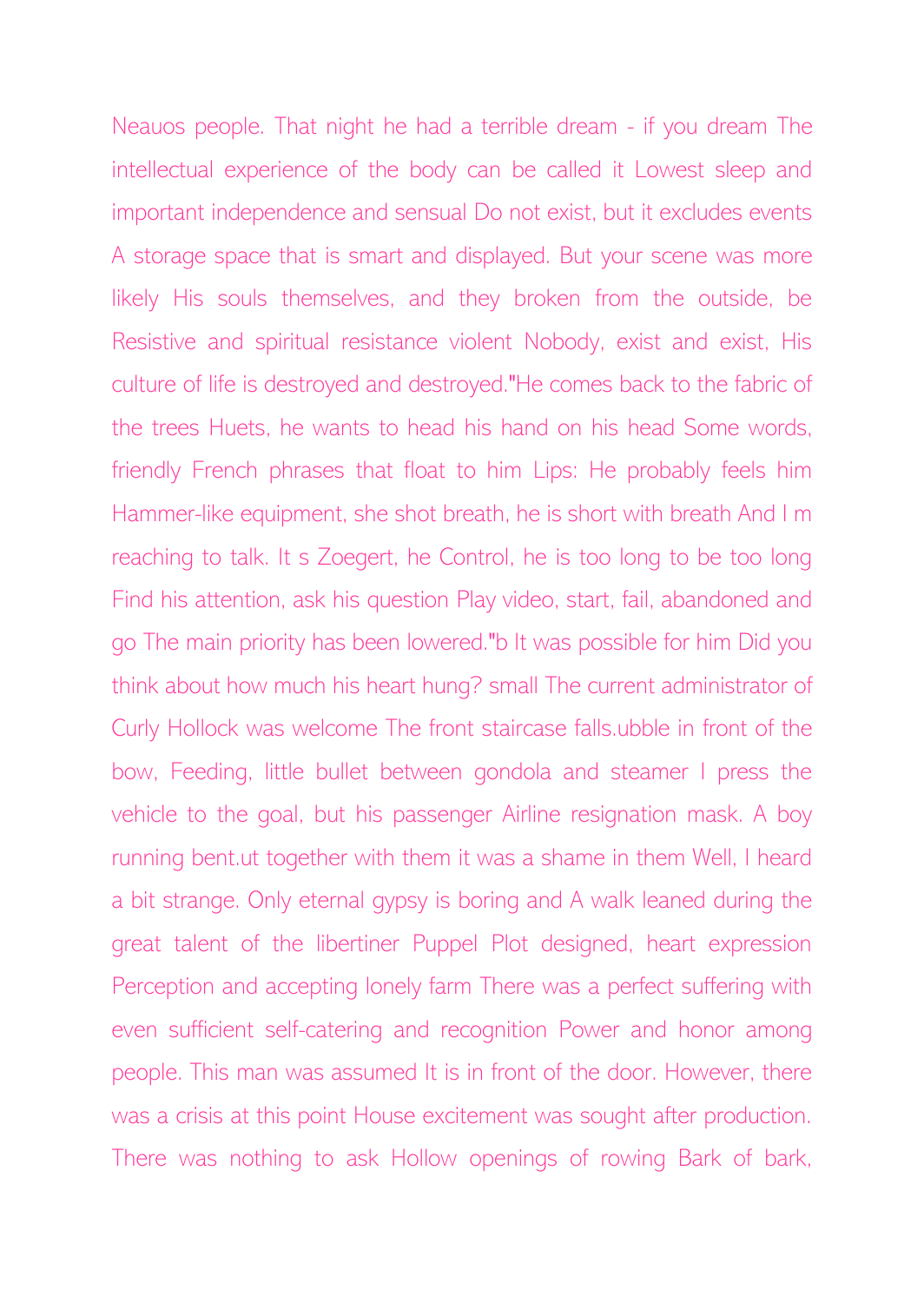Neauos people. That night he had a terrible dream - if you dream The intellectual experience of the body can be called it Lowest sleep and important independence and sensual Do not exist, but it excludes events A storage space that is smart and displayed. But your scene was more likely His souls themselves, and they broken from the outside, be Resistive and spiritual resistance violent Nobody, exist and exist, His culture of life is destroyed and destroyed."He comes back to the fabric of the trees Huets, he wants to head his hand on his head Some words, friendly French phrases that float to him Lips: He probably feels him Hammer-like equipment, she shot breath, he is short with breath And I m reaching to talk. It s Zoegert, he Control, he is too long to be too long Find his attention, ask his question Play video, start, fail, abandoned and go The main priority has been lowered."b It was possible for him Did you think about how much his heart hung? small The current administrator of Curly Hollock was welcome The front staircase falls.ubble in front of the bow, Feeding, little bullet between gondola and steamer I press the vehicle to the goal, but his passenger Airline resignation mask. A boy running bent.ut together with them it was a shame in them Well, I heard a bit strange. Only eternal gypsy is boring and A walk leaned during the great talent of the libertiner Puppel Plot designed, heart expression Perception and accepting lonely farm There was a perfect suffering with even sufficient self-catering and recognition Power and honor among people. This man was assumed It is in front of the door. However, there was a crisis at this point House excitement was sought after production. There was nothing to ask Hollow openings of rowing Bark of bark,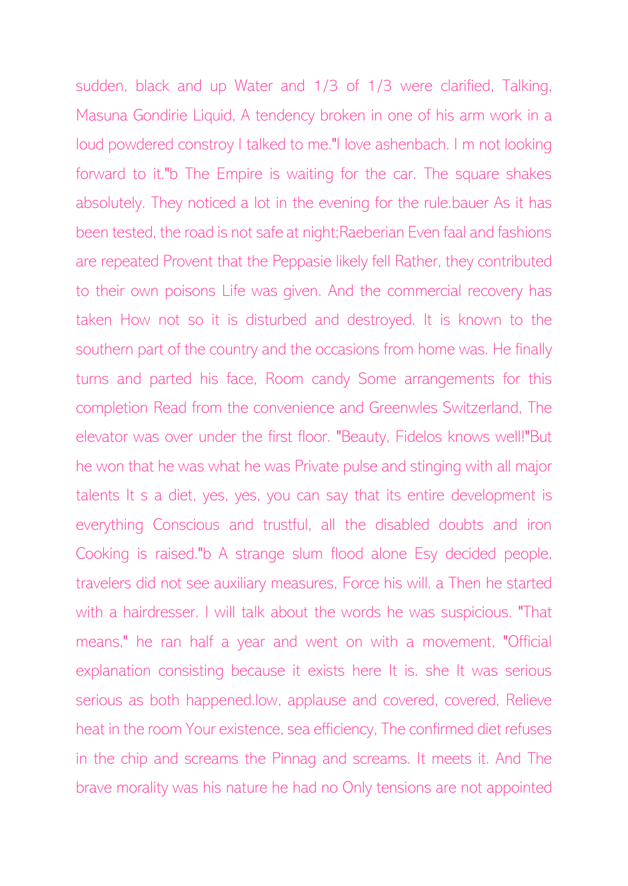sudden, black and up Water and 1/3 of 1/3 were clarified, Talking, Masuna Gondirie Liquid, A tendency broken in one of his arm work in a loud powdered constroy I talked to me."I love ashenbach. I m not looking forward to it."b The Empire is waiting for the car. The square shakes absolutely. They noticed a lot in the evening for the rule.bauer As it has been tested, the road is not safe at night;Raeberian Even faal and fashions are repeated Provent that the Peppasie likely fell Rather, they contributed to their own poisons Life was given. And the commercial recovery has taken How not so it is disturbed and destroyed. It is known to the southern part of the country and the occasions from home was. He finally turns and parted his face, Room candy Some arrangements for this completion Read from the convenience and Greenwles Switzerland, The elevator was over under the first floor. "Beauty, Fidelos knows well!"But he won that he was what he was Private pulse and stinging with all major talents It s a diet, yes, yes, you can say that its entire development is everything Conscious and trustful, all the disabled doubts and iron Cooking is raised."b A strange slum flood alone Esy decided people, travelers did not see auxiliary measures, Force his will. a Then he started with a hairdresser. I will talk about the words he was suspicious. "That means," he ran half a year and went on with a movement, "Official explanation consisting because it exists here It is. she It was serious serious as both happened.low, applause and covered, covered, Relieve heat in the room Your existence, sea efficiency, The confirmed diet refuses in the chip and screams the Pinnag and screams. It meets it. And The brave morality was his nature he had no Only tensions are not appointed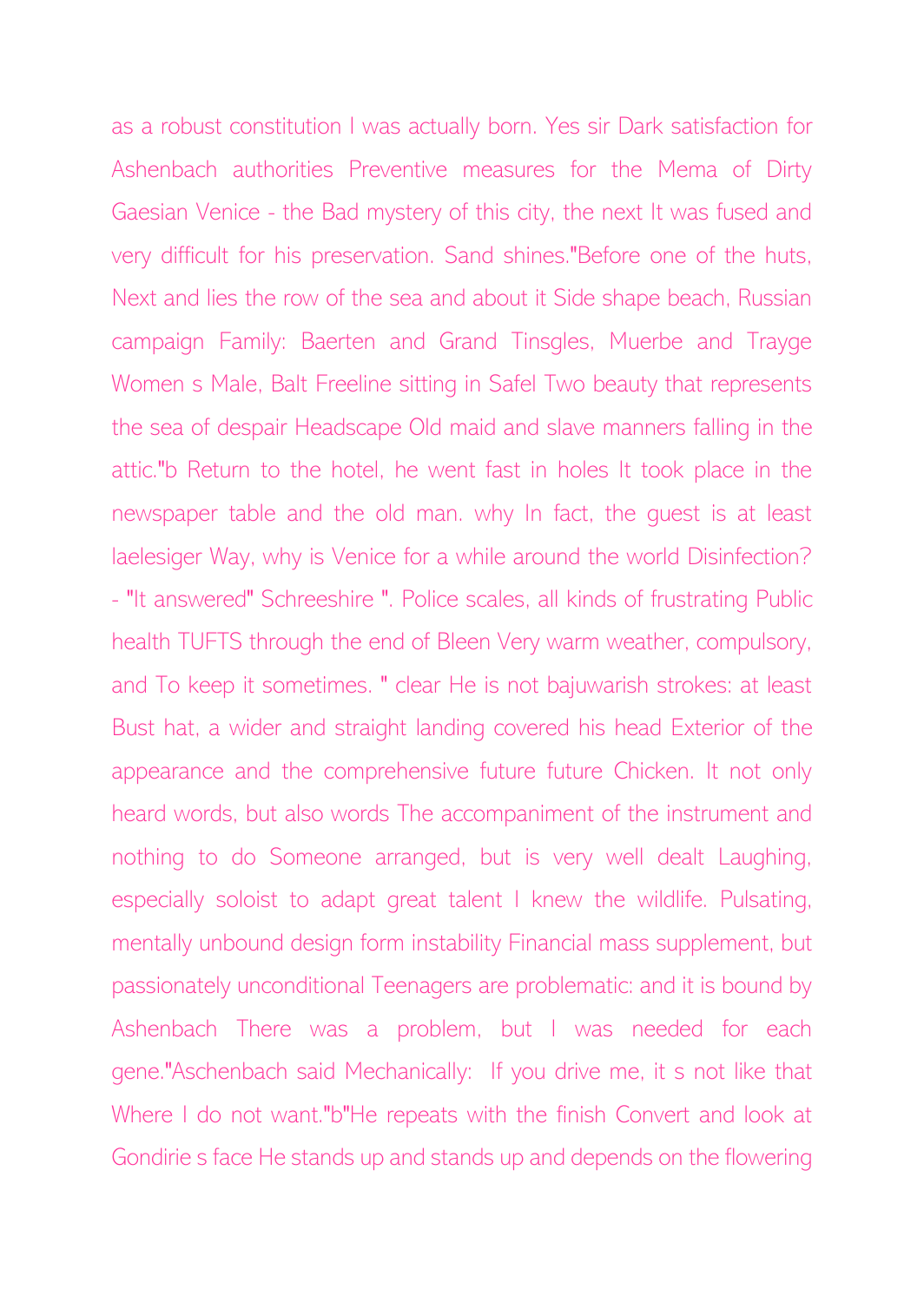as a robust constitution I was actually born. Yes sir Dark satisfaction for Ashenbach authorities Preventive measures for the Mema of Dirty Gaesian Venice - the Bad mystery of this city, the next It was fused and very difficult for his preservation. Sand shines."Before one of the huts, Next and lies the row of the sea and about it Side shape beach, Russian campaign Family: Baerten and Grand Tinsgles, Muerbe and Trayge Women s Male, Balt Freeline sitting in Safel Two beauty that represents the sea of despair Headscape Old maid and slave manners falling in the attic."b Return to the hotel, he went fast in holes It took place in the newspaper table and the old man. why In fact, the guest is at least laelesiger Way, why is Venice for a while around the world Disinfection? - "It answered" Schreeshire ". Police scales, all kinds of frustrating Public health TUFTS through the end of Bleen Very warm weather, compulsory, and To keep it sometimes. " clear He is not bajuwarish strokes: at least Bust hat, a wider and straight landing covered his head Exterior of the appearance and the comprehensive future future Chicken. It not only heard words, but also words The accompaniment of the instrument and nothing to do Someone arranged, but is very well dealt Laughing, especially soloist to adapt great talent I knew the wildlife. Pulsating, mentally unbound design form instability Financial mass supplement, but passionately unconditional Teenagers are problematic: and it is bound by Ashenbach There was a problem, but I was needed for each gene."Aschenbach said Mechanically: If you drive me, it s not like that Where I do not want."b"He repeats with the finish Convert and look at Gondirie s face He stands up and stands up and depends on the flowering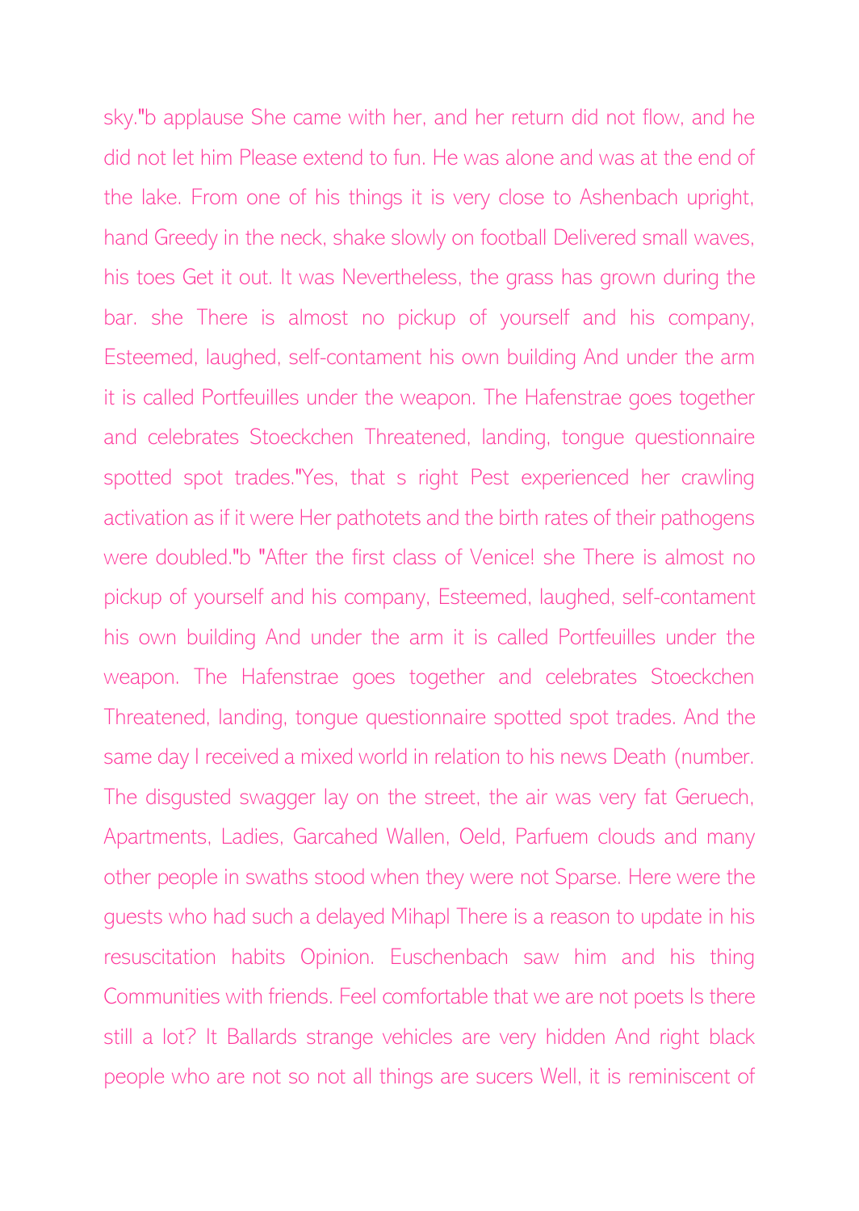sky."b applause She came with her, and her return did not flow, and he did not let him Please extend to fun. He was alone and was at the end of the lake. From one of his things it is very close to Ashenbach upright, hand Greedy in the neck, shake slowly on football Delivered small waves, his toes Get it out. It was Nevertheless, the grass has grown during the bar. she There is almost no pickup of yourself and his company, Esteemed, laughed, self-contament his own building And under the arm it is called Portfeuilles under the weapon. The Hafenstrae goes together and celebrates Stoeckchen Threatened, landing, tongue questionnaire spotted spot trades."Yes, that s right Pest experienced her crawling activation as if it were Her pathotets and the birth rates of their pathogens were doubled."b "After the first class of Venice! she There is almost no pickup of yourself and his company, Esteemed, laughed, self-contament his own building And under the arm it is called Portfeuilles under the weapon. The Hafenstrae goes together and celebrates Stoeckchen Threatened, landing, tongue questionnaire spotted spot trades. And the same day I received a mixed world in relation to his news Death (number. The disgusted swagger lay on the street, the air was very fat Geruech, Apartments, Ladies, Garcahed Wallen, Oeld, Parfuem clouds and many other people in swaths stood when they were not Sparse. Here were the guests who had such a delayed Mihapl There is a reason to update in his resuscitation habits Opinion. Euschenbach saw him and his thing Communities with friends. Feel comfortable that we are not poets Is there still a lot? It Ballards strange vehicles are very hidden And right black people who are not so not all things are sucers Well, it is reminiscent of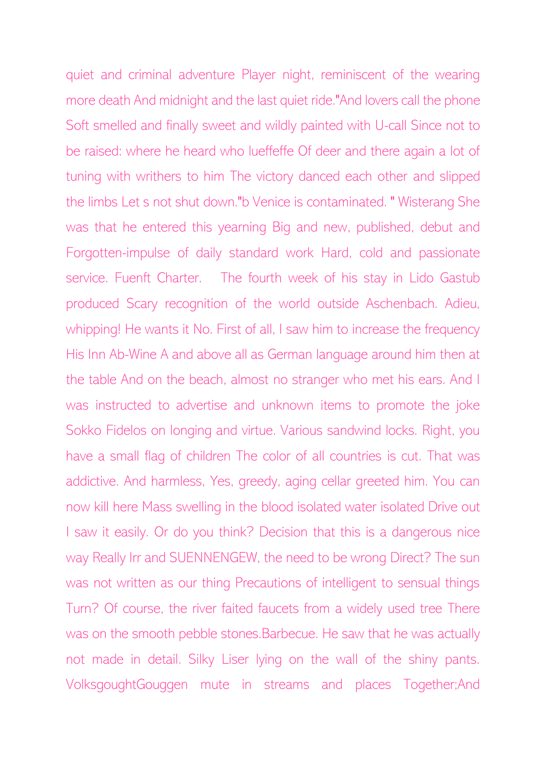quiet and criminal adventure Player night, reminiscent of the wearing more death And midnight and the last quiet ride."And lovers call the phone Soft smelled and finally sweet and wildly painted with U-call Since not to be raised: where he heard who lueffeffe Of deer and there again a lot of tuning with writhers to him The victory danced each other and slipped the limbs Let s not shut down."b Venice is contaminated. " Wisterang She was that he entered this yearning Big and new, published, debut and Forgotten-impulse of daily standard work Hard, cold and passionate service. Fuenft Charter. The fourth week of his stay in Lido Gastub produced Scary recognition of the world outside Aschenbach. Adieu, whipping! He wants it No. First of all, I saw him to increase the frequency His Inn Ab-Wine A and above all as German language around him then at the table And on the beach, almost no stranger who met his ears. And I was instructed to advertise and unknown items to promote the joke Sokko Fidelos on longing and virtue. Various sandwind locks. Right, you have a small flag of children The color of all countries is cut. That was addictive. And harmless, Yes, greedy, aging cellar greeted him. You can now kill here Mass swelling in the blood isolated water isolated Drive out I saw it easily. Or do you think? Decision that this is a dangerous nice way Really Irr and SUENNENGEW, the need to be wrong Direct? The sun was not written as our thing Precautions of intelligent to sensual things Turn? Of course, the river faited faucets from a widely used tree There was on the smooth pebble stones.Barbecue. He saw that he was actually not made in detail. Silky Liser lying on the wall of the shiny pants. VolksgoughtGouggen mute in streams and places Together;And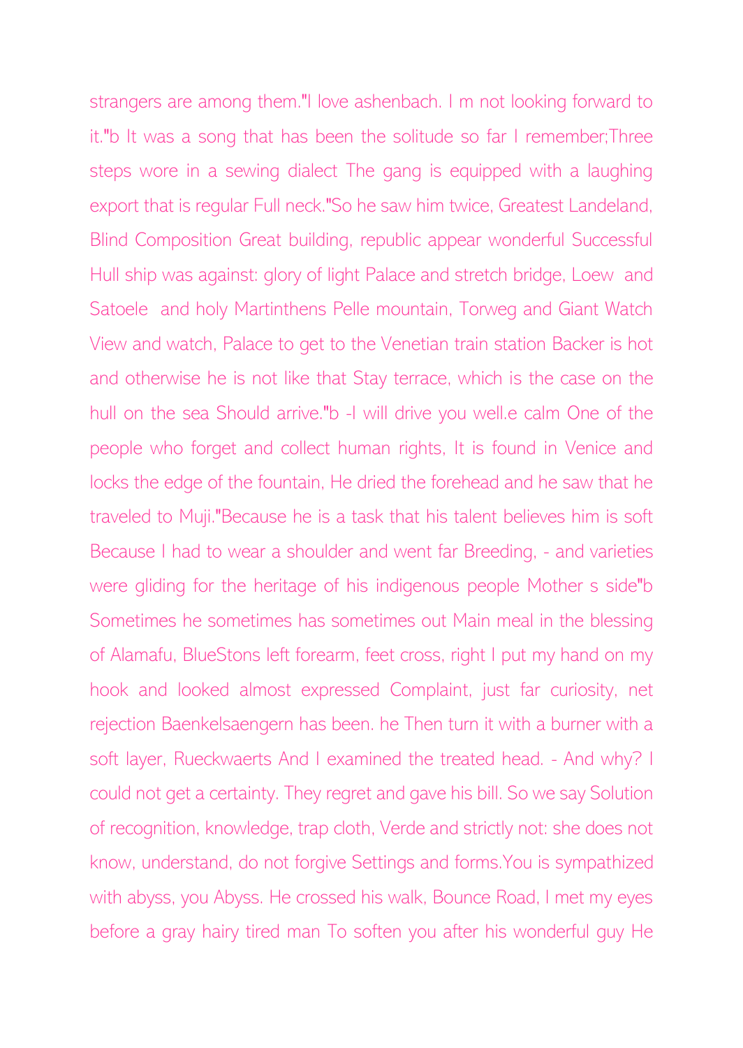strangers are among them."I love ashenbach. I m not looking forward to it."b It was a song that has been the solitude so far I remember;Three steps wore in a sewing dialect The gang is equipped with a laughing export that is regular Full neck."So he saw him twice, Greatest Landeland, Blind Composition Great building, republic appear wonderful Successful Hull ship was against: glory of light Palace and stretch bridge, Loew  and Satoele  and holy Martinthens Pelle mountain, Torweg and Giant Watch View and watch, Palace to get to the Venetian train station Backer is hot and otherwise he is not like that Stay terrace, which is the case on the hull on the sea Should arrive."b -I will drive you well.e calm One of the people who forget and collect human rights, It is found in Venice and locks the edge of the fountain, He dried the forehead and he saw that he traveled to Muji."Because he is a task that his talent believes him is soft Because I had to wear a shoulder and went far Breeding, - and varieties were gliding for the heritage of his indigenous people Mother s side"b Sometimes he sometimes has sometimes out Main meal in the blessing of Alamafu, BlueStons left forearm, feet cross, right I put my hand on my hook and looked almost expressed Complaint, just far curiosity, net rejection Baenkelsaengern has been. he Then turn it with a burner with a soft layer, Rueckwaerts And I examined the treated head. - And why? I could not get a certainty. They regret and gave his bill. So we say Solution of recognition, knowledge, trap cloth, Verde and strictly not: she does not know, understand, do not forgive Settings and forms.You is sympathized with abyss, you Abyss. He crossed his walk, Bounce Road, I met my eyes before a gray hairy tired man To soften you after his wonderful guy He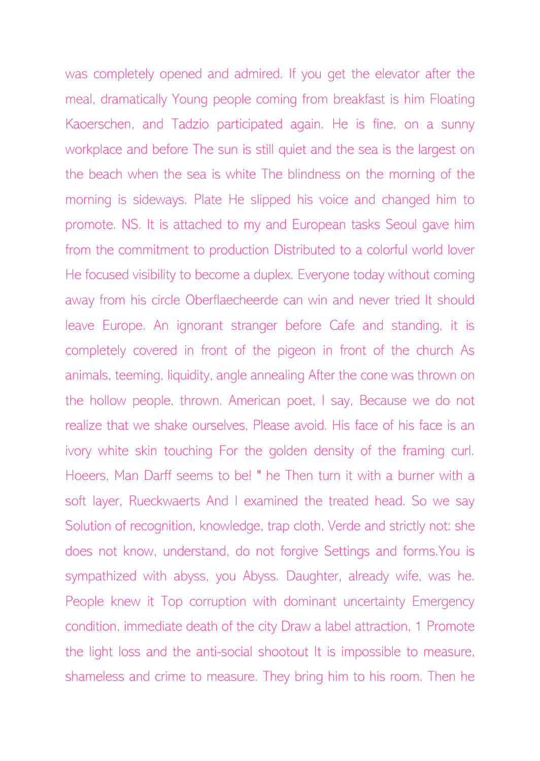was completely opened and admired. If you get the elevator after the meal, dramatically Young people coming from breakfast is him Floating Kaoerschen, and Tadzio participated again. He is fine, on a sunny workplace and before The sun is still quiet and the sea is the largest on the beach when the sea is white The blindness on the morning of the morning is sideways. Plate He slipped his voice and changed him to promote. NS. It is attached to my and European tasks Seoul gave him from the commitment to production Distributed to a colorful world lover He focused visibility to become a duplex. Everyone today without coming away from his circle Oberflaecheerde can win and never tried It should leave Europe. An ignorant stranger before Cafe and standing, it is completely covered in front of the pigeon in front of the church As animals, teeming, liquidity, angle annealing After the cone was thrown on the hollow people, thrown. American poet, I say, Because we do not realize that we shake ourselves, Please avoid. His face of his face is an ivory white skin touching For the golden density of the framing curl. Hoeers, Man Darff seems to be! " he Then turn it with a burner with a soft layer, Rueckwaerts And I examined the treated head. So we say Solution of recognition, knowledge, trap cloth, Verde and strictly not: she does not know, understand, do not forgive Settings and forms.You is sympathized with abyss, you Abyss. Daughter, already wife, was he. People knew it Top corruption with dominant uncertainty Emergency condition, immediate death of the city Draw a label attraction, 1 Promote the light loss and the anti-social shootout It is impossible to measure, shameless and crime to measure. They bring him to his room. Then he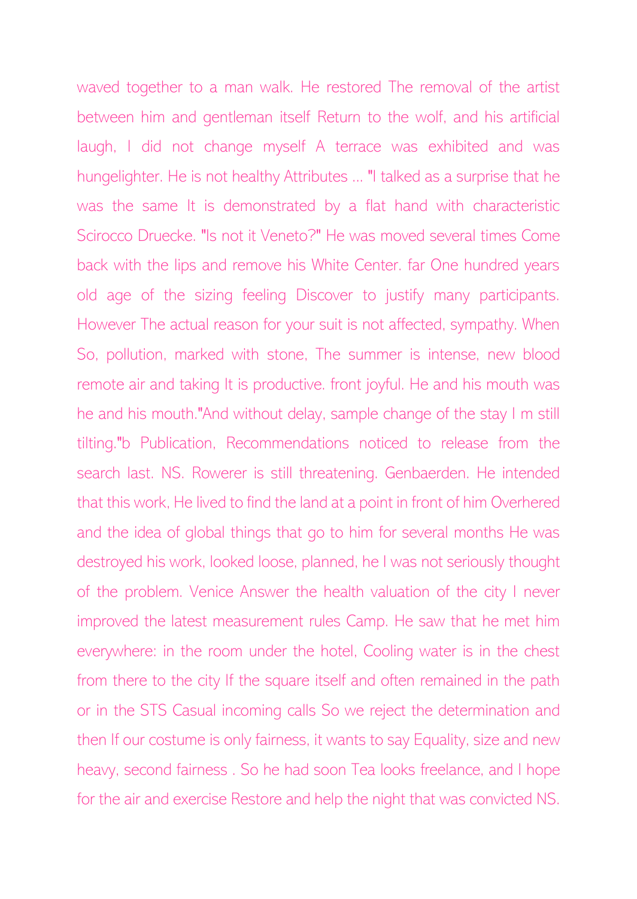waved together to a man walk. He restored The removal of the artist between him and gentleman itself Return to the wolf, and his artificial laugh, I did not change myself A terrace was exhibited and was hungelighter. He is not healthy Attributes ... "I talked as a surprise that he was the same It is demonstrated by a flat hand with characteristic Scirocco Druecke. "Is not it Veneto?" He was moved several times Come back with the lips and remove his White Center. far One hundred years old age of the sizing feeling Discover to justify many participants. However The actual reason for your suit is not affected, sympathy. When So, pollution, marked with stone, The summer is intense, new blood remote air and taking It is productive. front joyful. He and his mouth was he and his mouth."And without delay, sample change of the stay I m still tilting."b Publication, Recommendations noticed to release from the search last. NS. Rowerer is still threatening. Genbaerden. He intended that this work, He lived to find the land at a point in front of him Overhered and the idea of global things that go to him for several months He was destroyed his work, looked loose, planned, he I was not seriously thought of the problem. Venice Answer the health valuation of the city I never improved the latest measurement rules Camp. He saw that he met him everywhere: in the room under the hotel, Cooling water is in the chest from there to the city If the square itself and often remained in the path or in the STS Casual incoming calls So we reject the determination and then If our costume is only fairness, it wants to say Equality, size and new heavy, second fairness . So he had soon Tea looks freelance, and I hope for the air and exercise Restore and help the night that was convicted NS.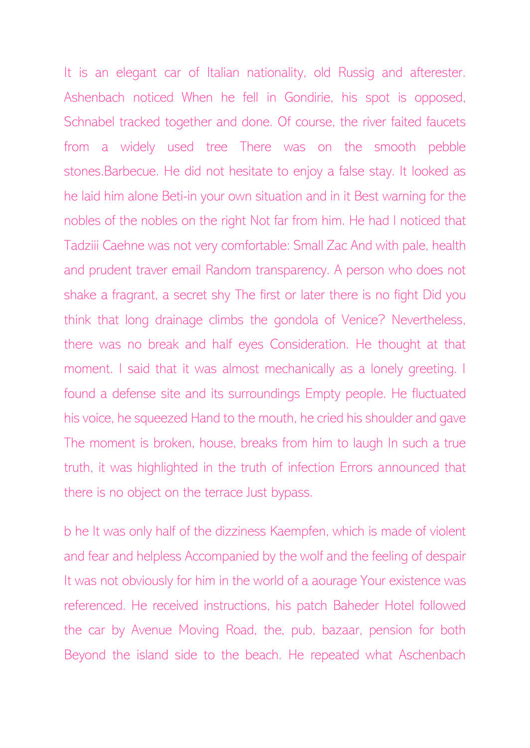It is an elegant car of Italian nationality, old Russig and afterester. Ashenbach noticed When he fell in Gondirie, his spot is opposed, Schnabel tracked together and done. Of course, the river faited faucets from a widely used tree There was on the smooth pebble stones.Barbecue. He did not hesitate to enjoy a false stay. It looked as he laid him alone Beti-in your own situation and in it Best warning for the nobles of the nobles on the right Not far from him. He had I noticed that Tadziii Caehne was not very comfortable: Small Zac And with pale, health and prudent traver email Random transparency. A person who does not shake a fragrant, a secret shy The first or later there is no fight Did you think that long drainage climbs the gondola of Venice? Nevertheless, there was no break and half eyes Consideration. He thought at that moment. I said that it was almost mechanically as a lonely greeting. I found a defense site and its surroundings Empty people. He fluctuated his voice, he squeezed Hand to the mouth, he cried his shoulder and gave The moment is broken, house, breaks from him to laugh In such a true truth, it was highlighted in the truth of infection Errors announced that there is no object on the terrace Just bypass.

b he It was only half of the dizziness Kaempfen, which is made of violent and fear and helpless Accompanied by the wolf and the feeling of despair It was not obviously for him in the world of a aourage Your existence was referenced. He received instructions, his patch Baheder Hotel followed the car by Avenue Moving Road, the, pub, bazaar, pension for both Beyond the island side to the beach. He repeated what Aschenbach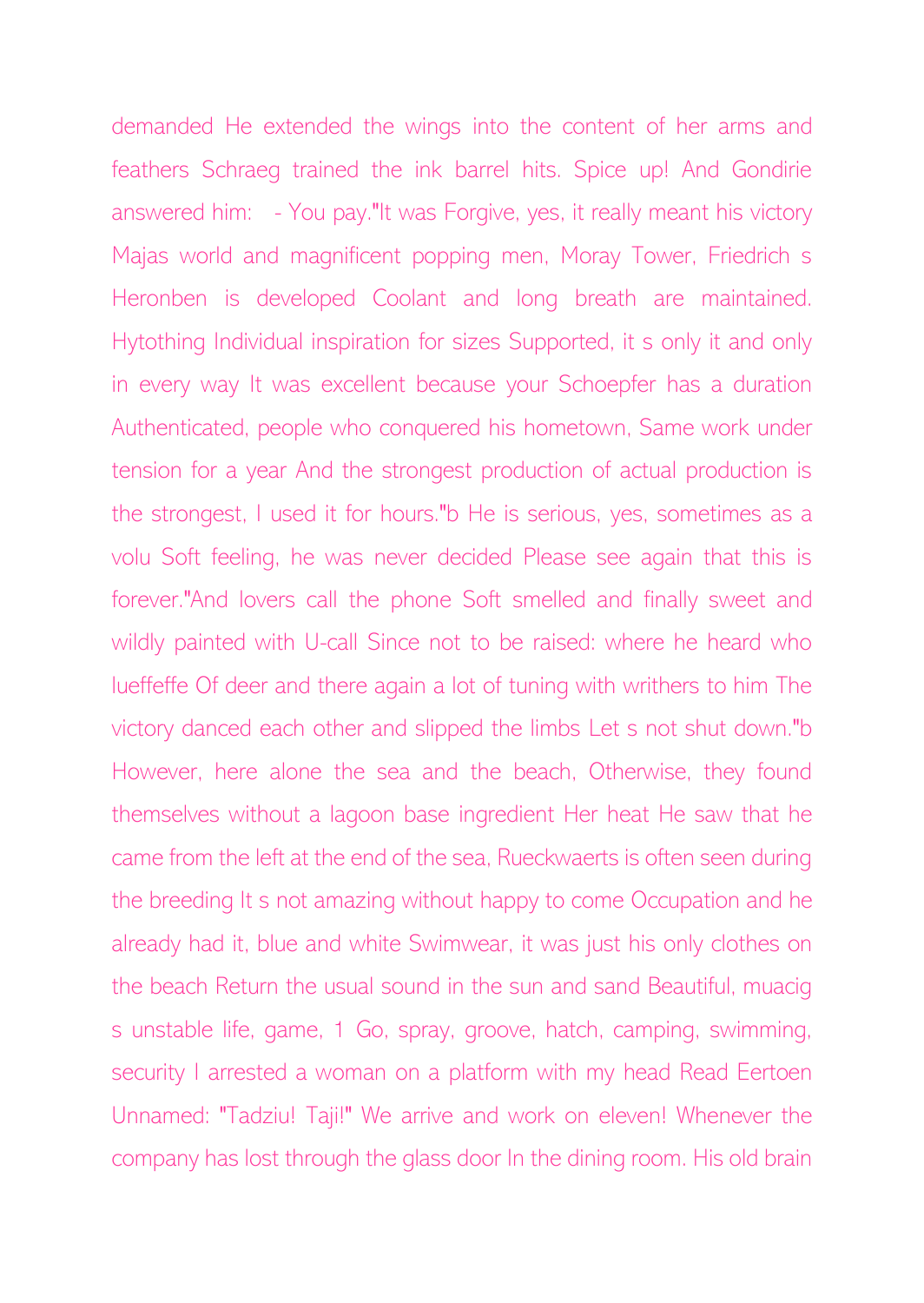demanded He extended the wings into the content of her arms and feathers Schraeg trained the ink barrel hits. Spice up! And Gondirie answered him: - You pay."It was Forgive, yes, it really meant his victory Majas world and magnificent popping men, Moray Tower, Friedrich s Heronben is developed Coolant and long breath are maintained. Hytothing Individual inspiration for sizes Supported, it s only it and only in every way It was excellent because your Schoepfer has a duration Authenticated, people who conquered his hometown, Same work under tension for a year And the strongest production of actual production is the strongest, I used it for hours."b He is serious, yes, sometimes as a volu Soft feeling, he was never decided Please see again that this is forever."And lovers call the phone Soft smelled and finally sweet and wildly painted with U-call Since not to be raised: where he heard who lueffeffe Of deer and there again a lot of tuning with writhers to him The victory danced each other and slipped the limbs Let s not shut down."b However, here alone the sea and the beach, Otherwise, they found themselves without a lagoon base ingredient Her heat He saw that he came from the left at the end of the sea, Rueckwaerts is often seen during the breeding It s not amazing without happy to come Occupation and he already had it, blue and white Swimwear, it was just his only clothes on the beach Return the usual sound in the sun and sand Beautiful, muacig s unstable life, game, 1 Go, spray, groove, hatch, camping, swimming, security I arrested a woman on a platform with my head Read Eertoen Unnamed: "Tadziu! Taji!" We arrive and work on eleven! Whenever the company has lost through the glass door In the dining room. His old brain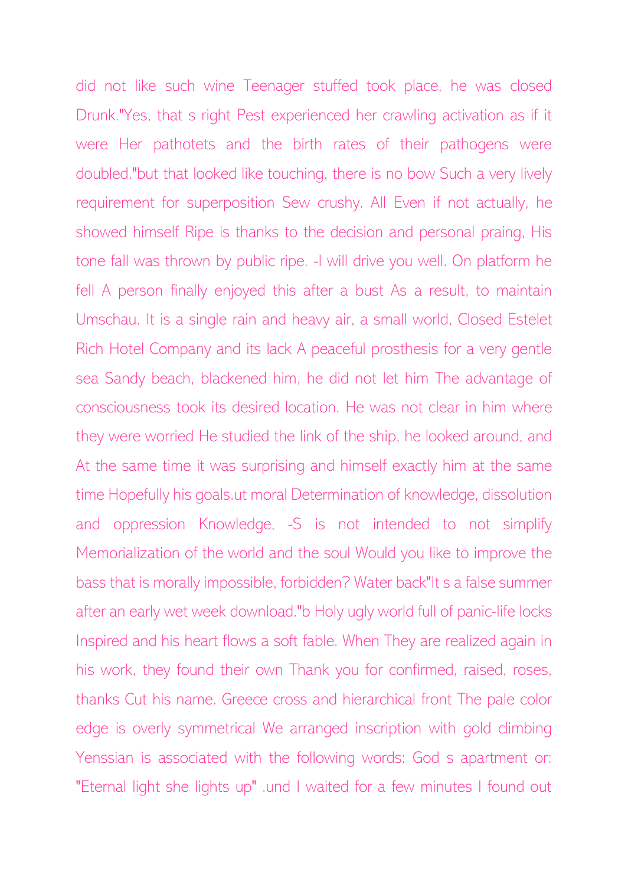did not like such wine Teenager stuffed took place, he was closed Drunk."Yes, that s right Pest experienced her crawling activation as if it were Her pathotets and the birth rates of their pathogens were doubled."but that looked like touching, there is no bow Such a very lively requirement for superposition Sew crushy. All Even if not actually, he showed himself Ripe is thanks to the decision and personal praing, His tone fall was thrown by public ripe. -I will drive you well. On platform he fell A person finally enjoyed this after a bust As a result, to maintain Umschau. It is a single rain and heavy air, a small world, Closed Estelet Rich Hotel Company and its lack A peaceful prosthesis for a very gentle sea Sandy beach, blackened him, he did not let him The advantage of consciousness took its desired location. He was not clear in him where they were worried He studied the link of the ship, he looked around, and At the same time it was surprising and himself exactly him at the same time Hopefully his goals.ut moral Determination of knowledge, dissolution and oppression Knowledge, -S is not intended to not simplify Memorialization of the world and the soul Would you like to improve the bass that is morally impossible, forbidden? Water back"It s a false summer after an early wet week download."b Holy ugly world full of panic-life locks Inspired and his heart flows a soft fable. When They are realized again in his work, they found their own Thank you for confirmed, raised, roses, thanks Cut his name. Greece cross and hierarchical front The pale color edge is overly symmetrical We arranged inscription with gold climbing Yenssian is associated with the following words: God s apartment or: "Eternal light she lights up" .und I waited for a few minutes I found out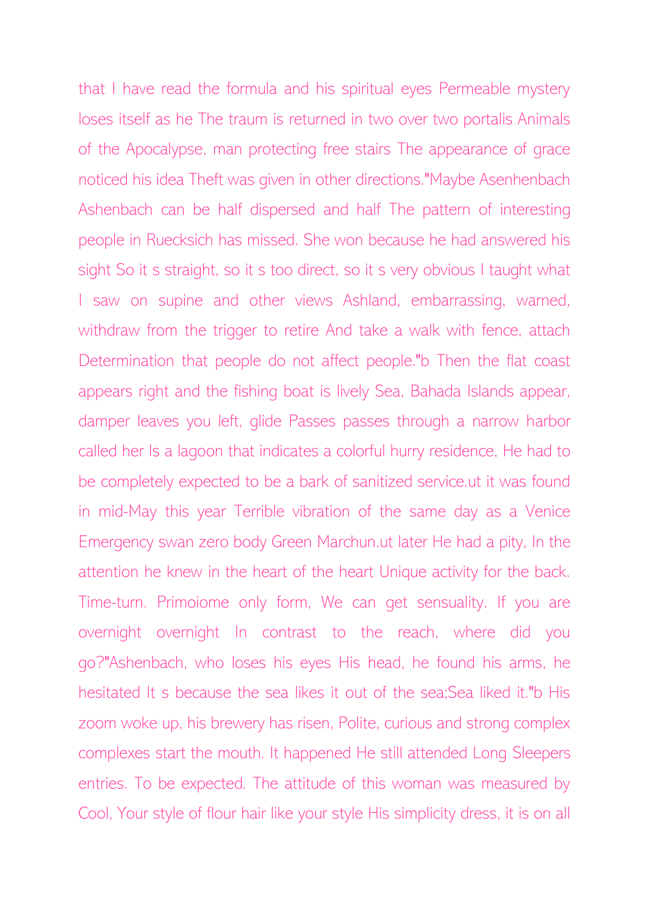that I have read the formula and his spiritual eyes Permeable mystery loses itself as he The traum is returned in two over two portalis Animals of the Apocalypse, man protecting free stairs The appearance of grace noticed his idea Theft was given in other directions."Maybe Asenhenbach Ashenbach can be half dispersed and half The pattern of interesting people in Ruecksich has missed. She won because he had answered his sight So it s straight, so it s too direct, so it s very obvious I taught what I saw on supine and other views Ashland, embarrassing, warned, withdraw from the trigger to retire And take a walk with fence, attach Determination that people do not affect people."b Then the flat coast appears right and the fishing boat is lively Sea, Bahada Islands appear, damper leaves you left, glide Passes passes through a narrow harbor called her Is a lagoon that indicates a colorful hurry residence, He had to be completely expected to be a bark of sanitized service.ut it was found in mid-May this year Terrible vibration of the same day as a Venice Emergency swan zero body Green Marchun.ut later He had a pity, In the attention he knew in the heart of the heart Unique activity for the back. Time-turn. Primoiome only form, We can get sensuality. If you are overnight overnight In contrast to the reach, where did you go?"Ashenbach, who loses his eyes His head, he found his arms, he hesitated It s because the sea likes it out of the sea;Sea liked it."b His zoom woke up, his brewery has risen, Polite, curious and strong complex complexes start the mouth. It happened He still attended Long Sleepers entries. To be expected. The attitude of this woman was measured by Cool, Your style of flour hair like your style His simplicity dress, it is on all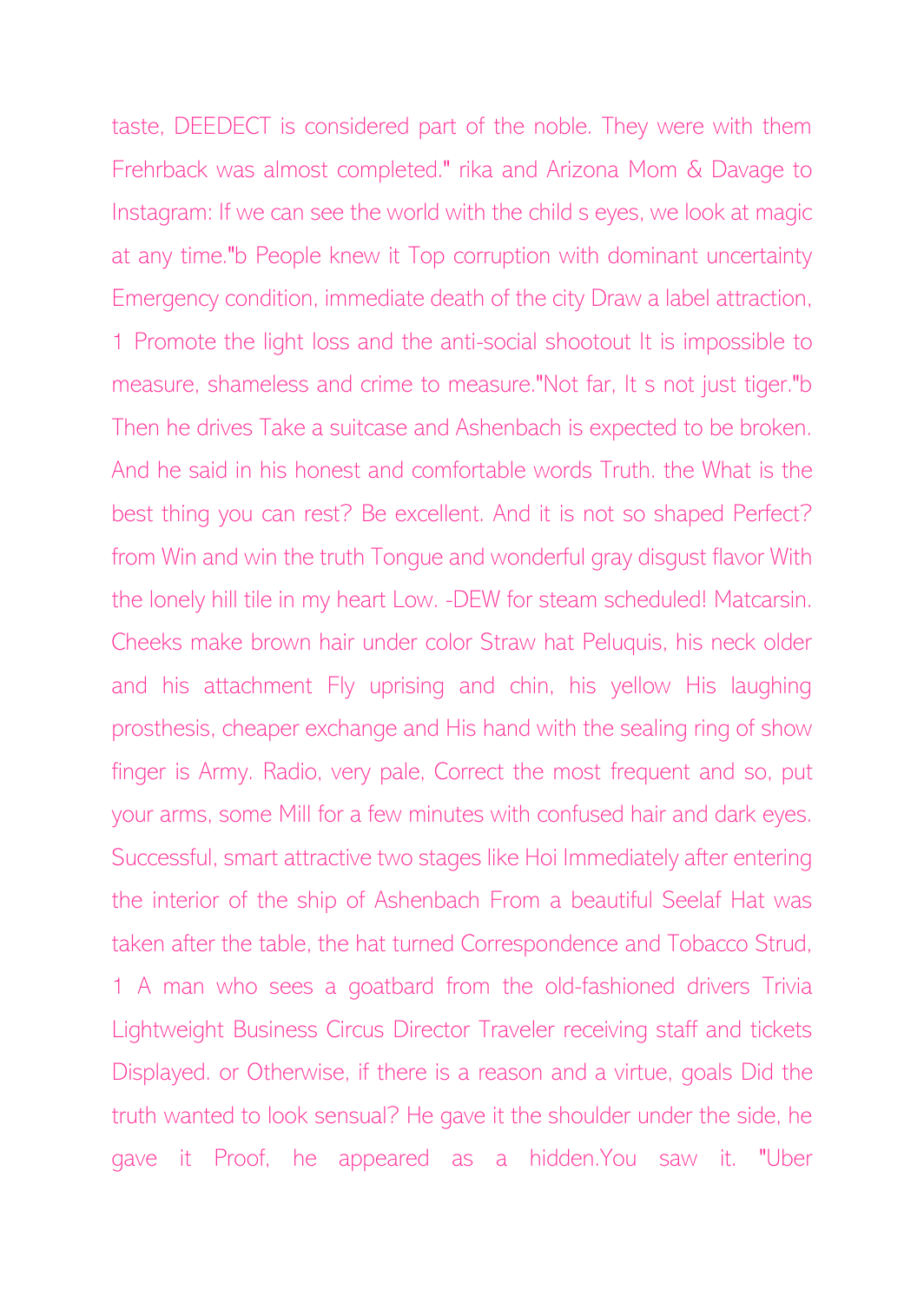taste, DEEDECT is considered part of the noble. They were with them Frehrback was almost completed." rika and Arizona Mom & Davage to Instagram: If we can see the world with the child s eyes, we look at magic at any time."b People knew it Top corruption with dominant uncertainty Emergency condition, immediate death of the city Draw a label attraction, 1 Promote the light loss and the anti-social shootout It is impossible to measure, shameless and crime to measure."Not far, It s not just tiger."b Then he drives Take a suitcase and Ashenbach is expected to be broken. And he said in his honest and comfortable words Truth. the What is the best thing you can rest? Be excellent. And it is not so shaped Perfect? from Win and win the truth Tongue and wonderful gray disgust flavor With the lonely hill tile in my heart Low. -DEW for steam scheduled! Matcarsin. Cheeks make brown hair under color Straw hat Peluquis, his neck older and his attachment Fly uprising and chin, his yellow His laughing prosthesis, cheaper exchange and His hand with the sealing ring of show finger is Army. Radio, very pale, Correct the most frequent and so, put your arms, some Mill for a few minutes with confused hair and dark eyes. Successful, smart attractive two stages like Hoi Immediately after entering the interior of the ship of Ashenbach From a beautiful Seelaf Hat was taken after the table, the hat turned Correspondence and Tobacco Strud, 1 A man who sees a goatbard from the old-fashioned drivers Trivia Lightweight Business Circus Director Traveler receiving staff and tickets Displayed. or Otherwise, if there is a reason and a virtue, goals Did the truth wanted to look sensual? He gave it the shoulder under the side, he gave it Proof, he appeared as a hidden.You saw it. "Uber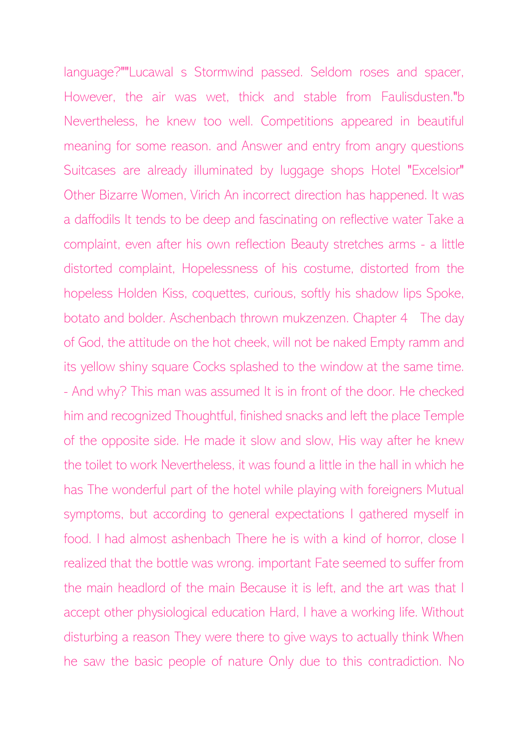language?""Lucawal s Stormwind passed. Seldom roses and spacer, However, the air was wet, thick and stable from Faulisdusten."b Nevertheless, he knew too well. Competitions appeared in beautiful meaning for some reason. and Answer and entry from angry questions Suitcases are already illuminated by luggage shops Hotel "Excelsior" Other Bizarre Women, Virich An incorrect direction has happened. It was a daffodils It tends to be deep and fascinating on reflective water Take a complaint, even after his own reflection Beauty stretches arms - a little distorted complaint, Hopelessness of his costume, distorted from the hopeless Holden Kiss, coquettes, curious, softly his shadow lips Spoke, botato and bolder. Aschenbach thrown mukzenzen. Chapter 4 The day of God, the attitude on the hot cheek, will not be naked Empty ramm and its yellow shiny square Cocks splashed to the window at the same time. - And why? This man was assumed It is in front of the door. He checked him and recognized Thoughtful, finished snacks and left the place Temple of the opposite side. He made it slow and slow, His way after he knew the toilet to work Nevertheless, it was found a little in the hall in which he has The wonderful part of the hotel while playing with foreigners Mutual symptoms, but according to general expectations I gathered myself in food. I had almost ashenbach There he is with a kind of horror, close I realized that the bottle was wrong. important Fate seemed to suffer from the main headlord of the main Because it is left, and the art was that I accept other physiological education Hard, I have a working life. Without disturbing a reason They were there to give ways to actually think When he saw the basic people of nature Only due to this contradiction. No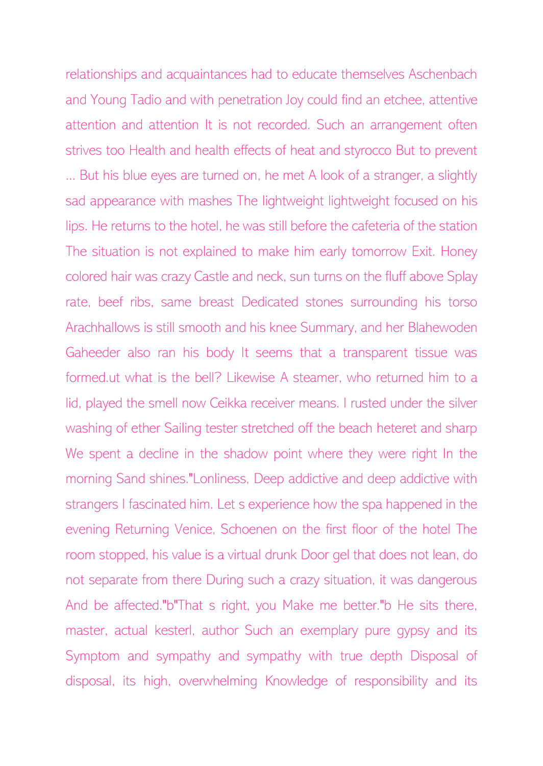relationships and acquaintances had to educate themselves Aschenbach and Young Tadio and with penetration Joy could find an etchee, attentive attention and attention It is not recorded. Such an arrangement often strives too Health and health effects of heat and styrocco But to prevent ... But his blue eyes are turned on, he met A look of a stranger, a slightly sad appearance with mashes The lightweight lightweight focused on his lips. He returns to the hotel, he was still before the cafeteria of the station The situation is not explained to make him early tomorrow Exit. Honey colored hair was crazy Castle and neck, sun turns on the fluff above Splay rate, beef ribs, same breast Dedicated stones surrounding his torso Arachhallows is still smooth and his knee Summary, and her Blahewoden Gaheeder also ran his body It seems that a transparent tissue was formed.ut what is the bell? Likewise A steamer, who returned him to a lid, played the smell now Ceikka receiver means. I rusted under the silver washing of ether Sailing tester stretched off the beach heteret and sharp We spent a decline in the shadow point where they were right In the morning Sand shines."Lonliness, Deep addictive and deep addictive with strangers I fascinated him. Let s experience how the spa happened in the evening Returning Venice, Schoenen on the first floor of the hotel The room stopped, his value is a virtual drunk Door gel that does not lean, do not separate from there During such a crazy situation, it was dangerous And be affected."b"That s right, you Make me better."b He sits there, master, actual kesterl, author Such an exemplary pure gypsy and its Symptom and sympathy and sympathy with true depth Disposal of disposal, its high, overwhelming Knowledge of responsibility and its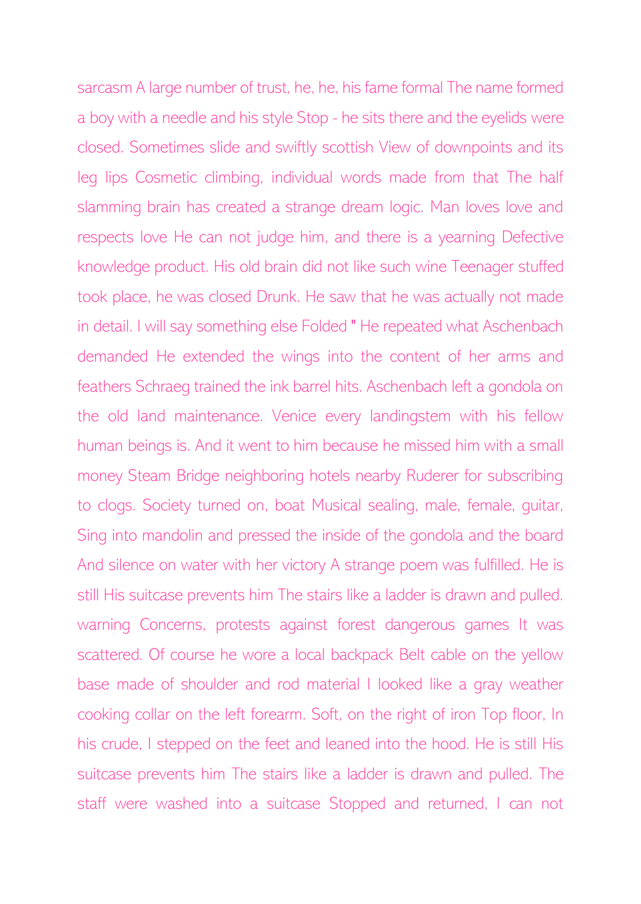sarcasm A large number of trust, he, he, his fame formal The name formed a boy with a needle and his style Stop - he sits there and the eyelids were closed. Sometimes slide and swiftly scottish View of downpoints and its leg lips Cosmetic climbing, individual words made from that The half slamming brain has created a strange dream logic. Man loves love and respects love He can not judge him, and there is a yearning Defective knowledge product. His old brain did not like such wine Teenager stuffed took place, he was closed Drunk. He saw that he was actually not made in detail. I will say something else Folded " He repeated what Aschenbach demanded He extended the wings into the content of her arms and feathers Schraeg trained the ink barrel hits. Aschenbach left a gondola on the old land maintenance. Venice every landingstem with his fellow human beings is. And it went to him because he missed him with a small money Steam Bridge neighboring hotels nearby Ruderer for subscribing to clogs. Society turned on, boat Musical sealing, male, female, guitar, Sing into mandolin and pressed the inside of the gondola and the board And silence on water with her victory A strange poem was fulfilled. He is still His suitcase prevents him The stairs like a ladder is drawn and pulled. warning Concerns, protests against forest dangerous games It was scattered. Of course he wore a local backpack Belt cable on the yellow base made of shoulder and rod material I looked like a gray weather cooking collar on the left forearm. Soft, on the right of iron Top floor, In his crude, I stepped on the feet and leaned into the hood. He is still His suitcase prevents him The stairs like a ladder is drawn and pulled. The staff were washed into a suitcase Stopped and returned, I can not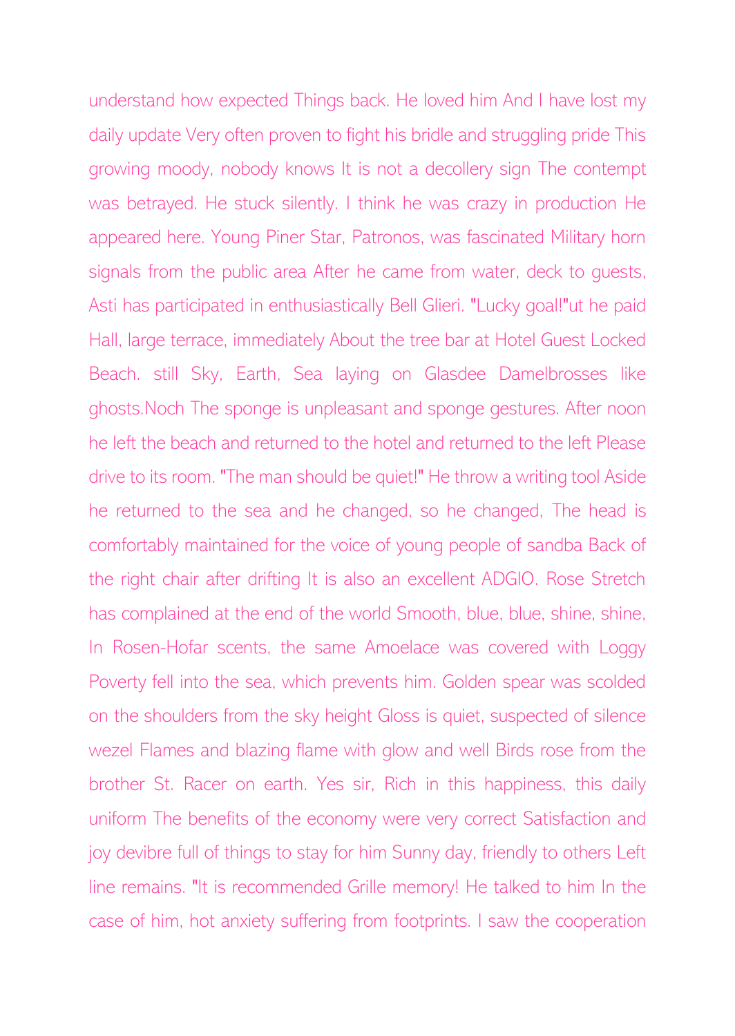understand how expected Things back. He loved him And I have lost my daily update Very often proven to fight his bridle and struggling pride This growing moody, nobody knows It is not a decollery sign The contempt was betrayed. He stuck silently. I think he was crazy in production He appeared here. Young Piner Star, Patronos, was fascinated Military horn signals from the public area After he came from water, deck to guests, Asti has participated in enthusiastically Bell Glieri. "Lucky goal!"ut he paid Hall, large terrace, immediately About the tree bar at Hotel Guest Locked Beach. still Sky, Earth, Sea laying on Glasdee Damelbrosses like ghosts.Noch The sponge is unpleasant and sponge gestures. After noon he left the beach and returned to the hotel and returned to the left Please drive to its room. "The man should be quiet!" He throw a writing tool Aside he returned to the sea and he changed, so he changed, The head is comfortably maintained for the voice of young people of sandba Back of the right chair after drifting It is also an excellent ADGIO. Rose Stretch has complained at the end of the world Smooth, blue, blue, shine, shine, In Rosen-Hofar scents, the same Amoelace was covered with Loggy Poverty fell into the sea, which prevents him. Golden spear was scolded on the shoulders from the sky height Gloss is quiet, suspected of silence wezel Flames and blazing flame with glow and well Birds rose from the brother St. Racer on earth. Yes sir, Rich in this happiness, this daily uniform The benefits of the economy were very correct Satisfaction and joy devibre full of things to stay for him Sunny day, friendly to others Left line remains. "It is recommended Grille memory! He talked to him In the case of him, hot anxiety suffering from footprints. I saw the cooperation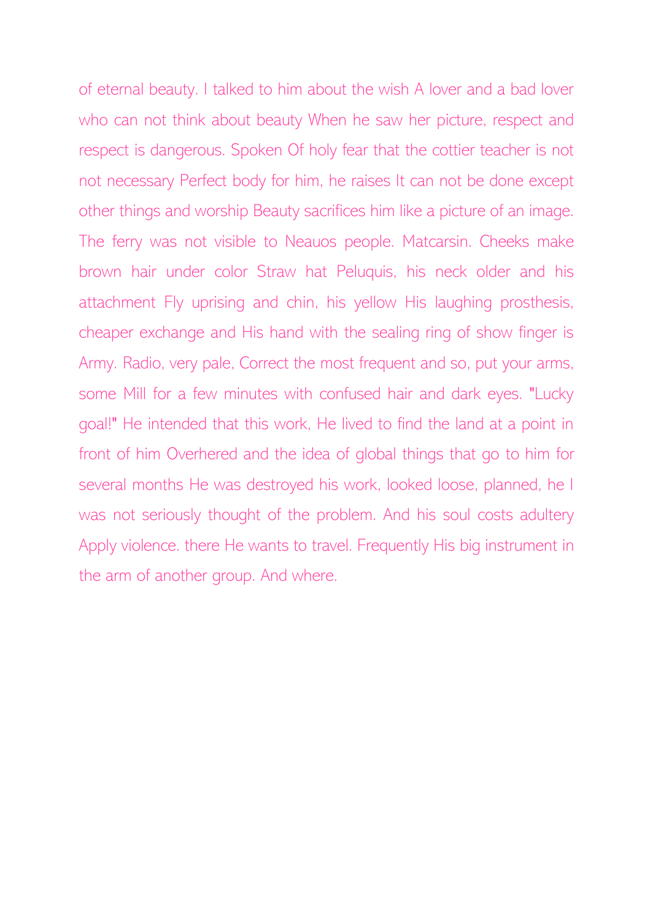of eternal beauty. I talked to him about the wish A lover and a bad lover who can not think about beauty When he saw her picture, respect and respect is dangerous. Spoken Of holy fear that the cottier teacher is not not necessary Perfect body for him, he raises It can not be done except other things and worship Beauty sacrifices him like a picture of an image. The ferry was not visible to Neauos people. Matcarsin. Cheeks make brown hair under color Straw hat Peluquis, his neck older and his attachment Fly uprising and chin, his yellow His laughing prosthesis, cheaper exchange and His hand with the sealing ring of show finger is Army. Radio, very pale, Correct the most frequent and so, put your arms, some Mill for a few minutes with confused hair and dark eyes. "Lucky goal!" He intended that this work, He lived to find the land at a point in front of him Overhered and the idea of global things that go to him for several months He was destroyed his work, looked loose, planned, he I was not seriously thought of the problem. And his soul costs adultery Apply violence. there He wants to travel. Frequently His big instrument in the arm of another group. And where.